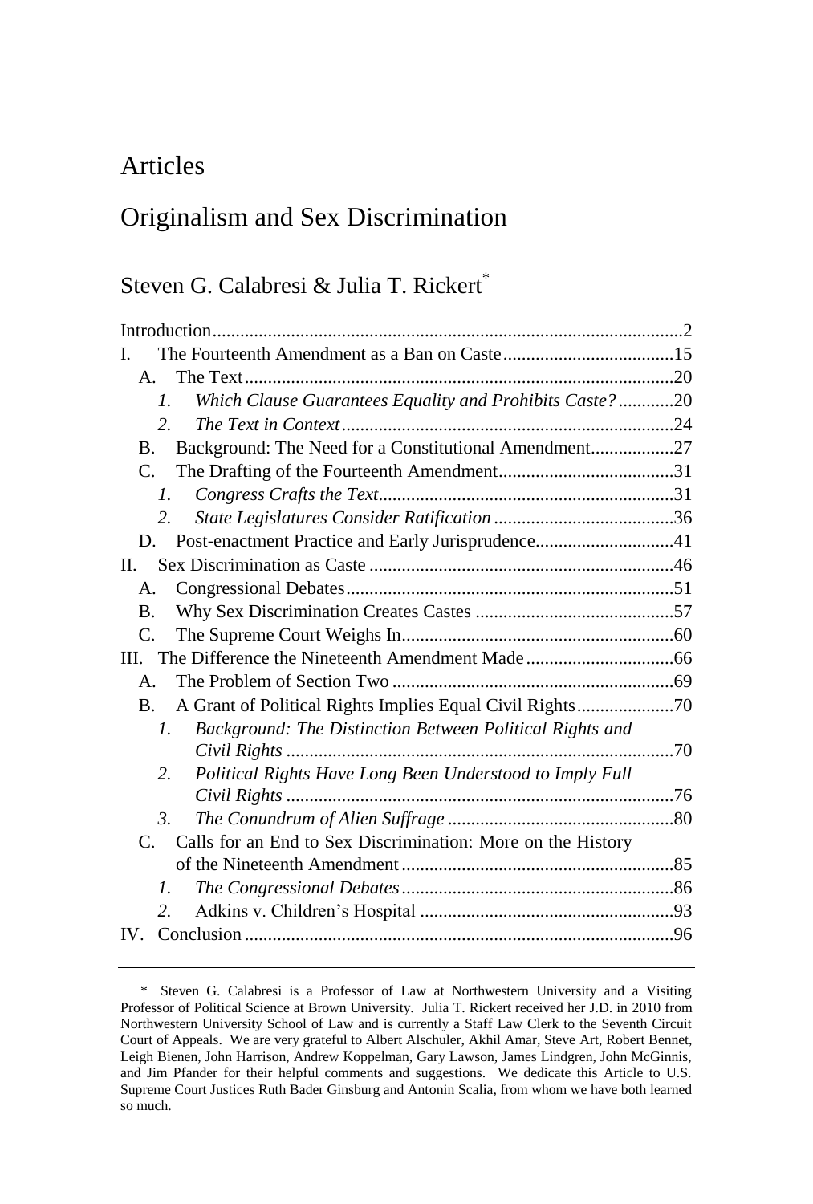# Articles

# Originalism and Sex Discrimination

## Steven G. Calabresi & Julia T. Rickert*

Introduction ..... 2
I. The Fourteenth Amendment as a Ban on Caste ..... 15
  A. The Text ..... 20
    *1. Which Clause Guarantees Equality and Prohibits Caste?* ..... 20
    *2. The Text in Context* ..... 24
  B. Background: The Need for a Constitutional Amendment ..... 27
  C. The Drafting of the Fourteenth Amendment ..... 31
    *1. Congress Crafts the Text* ..... 31
    *2. State Legislatures Consider Ratification* ..... 36
  D. Post-enactment Practice and Early Jurisprudence ..... 41
II. Sex Discrimination as Caste ..... 46
  A. Congressional Debates ..... 51
  B. Why Sex Discrimination Creates Castes ..... 57
  C. The Supreme Court Weighs In ..... 60
III. The Difference the Nineteenth Amendment Made ..... 66
  A. The Problem of Section Two ..... 69
  B. A Grant of Political Rights Implies Equal Civil Rights ..... 70
    *1. Background: The Distinction Between Political Rights and Civil Rights* ..... 70
    *2. Political Rights Have Long Been Understood to Imply Full Civil Rights* ..... 76
    *3. The Conundrum of Alien Suffrage* ..... 80
  C. Calls for an End to Sex Discrimination: More on the History of the Nineteenth Amendment ..... 85
    *1. The Congressional Debates* ..... 86
    *2.* Adkins v. Children's Hospital ..... 93
IV. Conclusion ..... 96

---

\* Steven G. Calabresi is a Professor of Law at Northwestern University and a Visiting Professor of Political Science at Brown University. Julia T. Rickert received her J.D. in 2010 from Northwestern University School of Law and is currently a Staff Law Clerk to the Seventh Circuit Court of Appeals. We are very grateful to Albert Alschuler, Akhil Amar, Steve Art, Robert Bennet, Leigh Bienen, John Harrison, Andrew Koppelman, Gary Lawson, James Lindgren, John McGinnis, and Jim Pfander for their helpful comments and suggestions. We dedicate this Article to U.S. Supreme Court Justices Ruth Bader Ginsburg and Antonin Scalia, from whom we have both learned so much.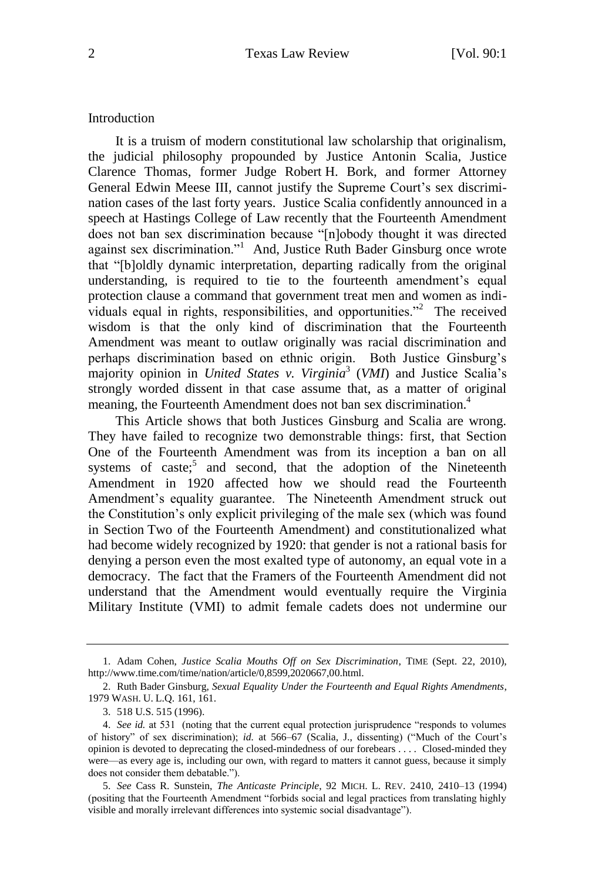## Introduction

It is a truism of modern constitutional law scholarship that originalism, the judicial philosophy propounded by Justice Antonin Scalia, Justice Clarence Thomas, former Judge Robert H. Bork, and former Attorney General Edwin Meese III, cannot justify the Supreme Court's sex discrimination cases of the last forty years. Justice Scalia confidently announced in a speech at Hastings College of Law recently that the Fourteenth Amendment does not ban sex discrimination because "[n]obody thought it was directed against sex discrimination."[1] And, Justice Ruth Bader Ginsburg once wrote that "[b]oldly dynamic interpretation, departing radically from the original understanding, is required to tie to the fourteenth amendment's equal protection clause a command that government treat men and women as individuals equal in rights, responsibilities, and opportunities."[2] The received wisdom is that the only kind of discrimination that the Fourteenth Amendment was meant to outlaw originally was racial discrimination and perhaps discrimination based on ethnic origin. Both Justice Ginsburg's majority opinion in *United States v. Virginia*[3] (*VMI*) and Justice Scalia's strongly worded dissent in that case assume that, as a matter of original meaning, the Fourteenth Amendment does not ban sex discrimination.[4]

This Article shows that both Justices Ginsburg and Scalia are wrong. They have failed to recognize two demonstrable things: first, that Section One of the Fourteenth Amendment was from its inception a ban on all systems of caste;[5] and second, that the adoption of the Nineteenth Amendment in 1920 affected how we should read the Fourteenth Amendment's equality guarantee. The Nineteenth Amendment struck out the Constitution's only explicit privileging of the male sex (which was found in Section Two of the Fourteenth Amendment) and constitutionalized what had become widely recognized by 1920: that gender is not a rational basis for denying a person even the most exalted type of autonomy, an equal vote in a democracy. The fact that the Framers of the Fourteenth Amendment did not understand that the Amendment would eventually require the Virginia Military Institute (VMI) to admit female cadets does not undermine our

---

1. Adam Cohen, *Justice Scalia Mouths Off on Sex Discrimination*, TIME (Sept. 22, 2010), http://www.time.com/time/nation/article/0,8599,2020667,00.html.

2. Ruth Bader Ginsburg, *Sexual Equality Under the Fourteenth and Equal Rights Amendments*, 1979 WASH. U. L.Q. 161, 161.

3. 518 U.S. 515 (1996).

4. *See id.* at 531 (noting that the current equal protection jurisprudence "responds to volumes of history" of sex discrimination); *id.* at 566–67 (Scalia, J., dissenting) ("Much of the Court's opinion is devoted to deprecating the closed-mindedness of our forebears . . . . Closed-minded they were—as every age is, including our own, with regard to matters it cannot guess, because it simply does not consider them debatable.").

5. *See* Cass R. Sunstein, *The Anticaste Principle*, 92 MICH. L. REV. 2410, 2410–13 (1994) (positing that the Fourteenth Amendment "forbids social and legal practices from translating highly visible and morally irrelevant differences into systemic social disadvantage").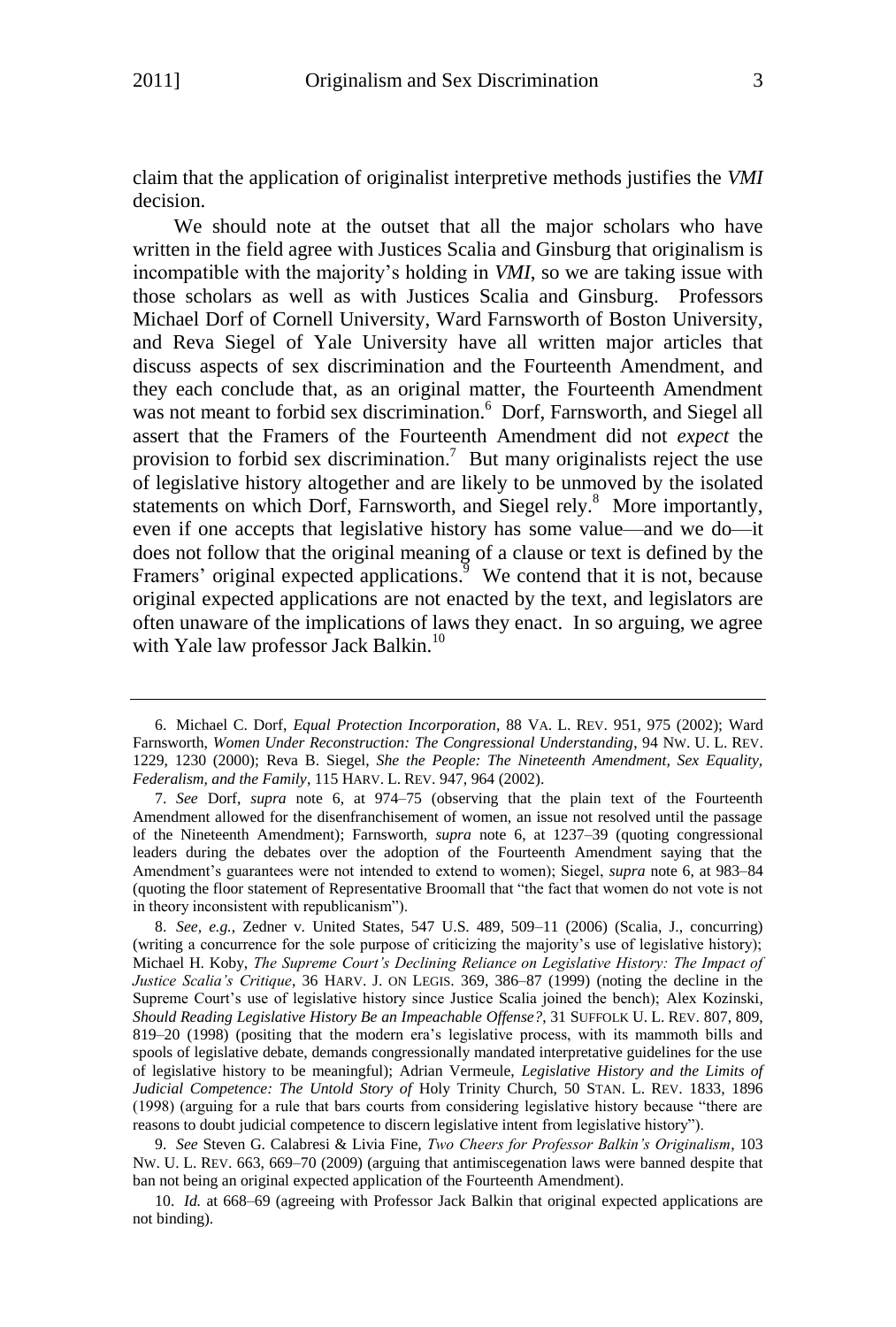claim that the application of originalist interpretive methods justifies the *VMI* decision.

We should note at the outset that all the major scholars who have written in the field agree with Justices Scalia and Ginsburg that originalism is incompatible with the majority's holding in *VMI*, so we are taking issue with those scholars as well as with Justices Scalia and Ginsburg. Professors Michael Dorf of Cornell University, Ward Farnsworth of Boston University, and Reva Siegel of Yale University have all written major articles that discuss aspects of sex discrimination and the Fourteenth Amendment, and they each conclude that, as an original matter, the Fourteenth Amendment was not meant to forbid sex discrimination.[6] Dorf, Farnsworth, and Siegel all assert that the Framers of the Fourteenth Amendment did not *expect* the provision to forbid sex discrimination.[7] But many originalists reject the use of legislative history altogether and are likely to be unmoved by the isolated statements on which Dorf, Farnsworth, and Siegel rely.[8] More importantly, even if one accepts that legislative history has some value—and we do—it does not follow that the original meaning of a clause or text is defined by the Framers' original expected applications.[9] We contend that it is not, because original expected applications are not enacted by the text, and legislators are often unaware of the implications of laws they enact. In so arguing, we agree with Yale law professor Jack Balkin.[10]

---

6. Michael C. Dorf, *Equal Protection Incorporation*, 88 VA. L. REV. 951, 975 (2002); Ward Farnsworth, *Women Under Reconstruction: The Congressional Understanding*, 94 NW. U. L. REV. 1229, 1230 (2000); Reva B. Siegel, *She the People: The Nineteenth Amendment, Sex Equality, Federalism, and the Family*, 115 HARV. L. REV. 947, 964 (2002).

7. *See* Dorf, *supra* note 6, at 974–75 (observing that the plain text of the Fourteenth Amendment allowed for the disenfranchisement of women, an issue not resolved until the passage of the Nineteenth Amendment); Farnsworth, *supra* note 6, at 1237–39 (quoting congressional leaders during the debates over the adoption of the Fourteenth Amendment saying that the Amendment's guarantees were not intended to extend to women); Siegel, *supra* note 6, at 983–84 (quoting the floor statement of Representative Broomall that "the fact that women do not vote is not in theory inconsistent with republicanism").

8. *See, e.g.*, Zedner v. United States, 547 U.S. 489, 509–11 (2006) (Scalia, J., concurring) (writing a concurrence for the sole purpose of criticizing the majority's use of legislative history); Michael H. Koby, *The Supreme Court's Declining Reliance on Legislative History: The Impact of Justice Scalia's Critique*, 36 HARV. J. ON LEGIS. 369, 386–87 (1999) (noting the decline in the Supreme Court's use of legislative history since Justice Scalia joined the bench); Alex Kozinski, *Should Reading Legislative History Be an Impeachable Offense?*, 31 SUFFOLK U. L. REV. 807, 809, 819–20 (1998) (positing that the modern era's legislative process, with its mammoth bills and spools of legislative debate, demands congressionally mandated interpretative guidelines for the use of legislative history to be meaningful); Adrian Vermeule, *Legislative History and the Limits of Judicial Competence: The Untold Story of* Holy Trinity Church, 50 STAN. L. REV. 1833, 1896 (1998) (arguing for a rule that bars courts from considering legislative history because "there are reasons to doubt judicial competence to discern legislative intent from legislative history").

9. *See* Steven G. Calabresi & Livia Fine, *Two Cheers for Professor Balkin's Originalism*, 103 NW. U. L. REV. 663, 669–70 (2009) (arguing that antimiscegenation laws were banned despite that ban not being an original expected application of the Fourteenth Amendment).

10. *Id.* at 668–69 (agreeing with Professor Jack Balkin that original expected applications are not binding).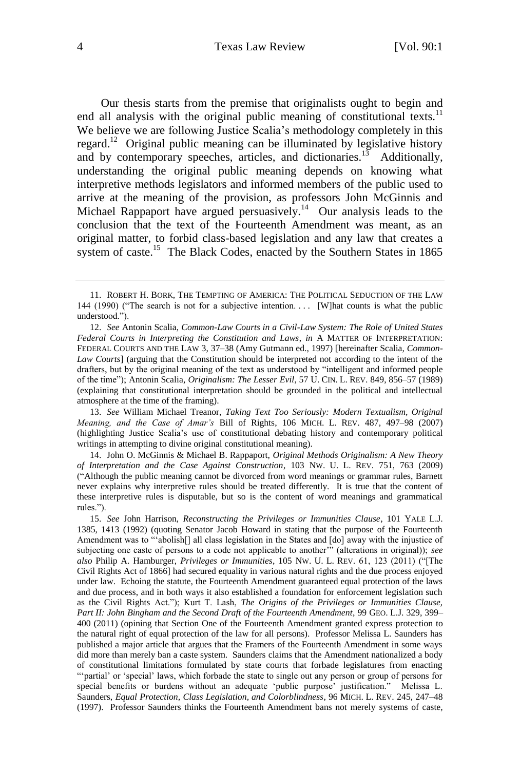Our thesis starts from the premise that originalists ought to begin and end all analysis with the original public meaning of constitutional texts.[11] We believe we are following Justice Scalia's methodology completely in this regard.[12] Original public meaning can be illuminated by legislative history and by contemporary speeches, articles, and dictionaries.[13] Additionally, understanding the original public meaning depends on knowing what interpretive methods legislators and informed members of the public used to arrive at the meaning of the provision, as professors John McGinnis and Michael Rappaport have argued persuasively.[14] Our analysis leads to the conclusion that the text of the Fourteenth Amendment was meant, as an original matter, to forbid class-based legislation and any law that creates a system of caste.[15] The Black Codes, enacted by the Southern States in 1865

---

11. ROBERT H. BORK, THE TEMPTING OF AMERICA: THE POLITICAL SEDUCTION OF THE LAW 144 (1990) ("The search is not for a subjective intention. . . . [W]hat counts is what the public understood.").

12. *See* Antonin Scalia, *Common-Law Courts in a Civil-Law System: The Role of United States Federal Courts in Interpreting the Constitution and Laws*, *in* A MATTER OF INTERPRETATION: FEDERAL COURTS AND THE LAW 3, 37–38 (Amy Gutmann ed., 1997) [hereinafter Scalia, *Common-Law Courts*] (arguing that the Constitution should be interpreted not according to the intent of the drafters, but by the original meaning of the text as understood by "intelligent and informed people of the time"); Antonin Scalia, *Originalism: The Lesser Evil*, 57 U. CIN. L. REV. 849, 856–57 (1989) (explaining that constitutional interpretation should be grounded in the political and intellectual atmosphere at the time of the framing).

13. *See* William Michael Treanor, *Taking Text Too Seriously: Modern Textualism, Original Meaning, and the Case of Amar's* Bill of Rights, 106 MICH. L. REV. 487, 497–98 (2007) (highlighting Justice Scalia's use of constitutional debating history and contemporary political writings in attempting to divine original constitutional meaning).

14. John O. McGinnis & Michael B. Rappaport, *Original Methods Originalism: A New Theory of Interpretation and the Case Against Construction*, 103 NW. U. L. REV. 751, 763 (2009) ("Although the public meaning cannot be divorced from word meanings or grammar rules, Barnett never explains why interpretive rules should be treated differently. It is true that the content of these interpretive rules is disputable, but so is the content of word meanings and grammatical rules.").

15. *See* John Harrison, *Reconstructing the Privileges or Immunities Clause*, 101 YALE L.J. 1385, 1413 (1992) (quoting Senator Jacob Howard in stating that the purpose of the Fourteenth Amendment was to "'abolish[] all class legislation in the States and [do] away with the injustice of subjecting one caste of persons to a code not applicable to another'" (alterations in original)); *see also* Philip A. Hamburger, *Privileges or Immunities*, 105 NW. U. L. REV. 61, 123 (2011) ("[The Civil Rights Act of 1866] had secured equality in various natural rights and the due process enjoyed under law. Echoing the statute, the Fourteenth Amendment guaranteed equal protection of the laws and due process, and in both ways it also established a foundation for enforcement legislation such as the Civil Rights Act."); Kurt T. Lash, *The Origins of the Privileges or Immunities Clause, Part II: John Bingham and the Second Draft of the Fourteenth Amendment*, 99 GEO. L.J. 329, 399–400 (2011) (opining that Section One of the Fourteenth Amendment granted express protection to the natural right of equal protection of the law for all persons). Professor Melissa L. Saunders has published a major article that argues that the Framers of the Fourteenth Amendment in some ways did more than merely ban a caste system. Saunders claims that the Amendment nationalized a body of constitutional limitations formulated by state courts that forbade legislatures from enacting "'partial' or 'special' laws, which forbade the state to single out any person or group of persons for special benefits or burdens without an adequate 'public purpose' justification." Melissa L. Saunders, *Equal Protection, Class Legislation, and Colorblindness*, 96 MICH. L. REV. 245, 247–48 (1997). Professor Saunders thinks the Fourteenth Amendment bans not merely systems of caste,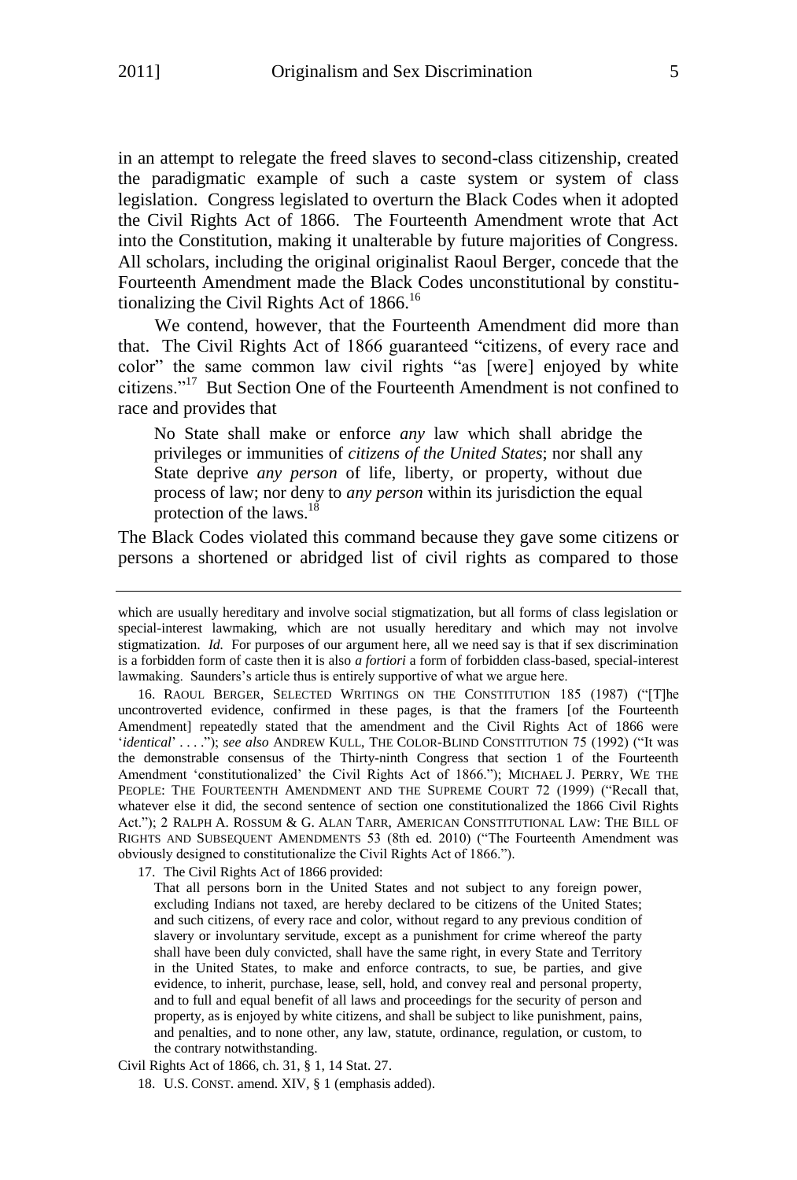in an attempt to relegate the freed slaves to second-class citizenship, created the paradigmatic example of such a caste system or system of class legislation. Congress legislated to overturn the Black Codes when it adopted the Civil Rights Act of 1866. The Fourteenth Amendment wrote that Act into the Constitution, making it unalterable by future majorities of Congress. All scholars, including the original originalist Raoul Berger, concede that the Fourteenth Amendment made the Black Codes unconstitutional by constitutionalizing the Civil Rights Act of 1866.[16]

We contend, however, that the Fourteenth Amendment did more than that. The Civil Rights Act of 1866 guaranteed "citizens, of every race and color" the same common law civil rights "as [were] enjoyed by white citizens."[17] But Section One of the Fourteenth Amendment is not confined to race and provides that

> No State shall make or enforce *any* law which shall abridge the privileges or immunities of *citizens of the United States*; nor shall any State deprive *any person* of life, liberty, or property, without due process of law; nor deny to *any person* within its jurisdiction the equal protection of the laws.[18]

The Black Codes violated this command because they gave some citizens or persons a shortened or abridged list of civil rights as compared to those

---

which are usually hereditary and involve social stigmatization, but all forms of class legislation or special-interest lawmaking, which are not usually hereditary and which may not involve stigmatization. *Id.* For purposes of our argument here, all we need say is that if sex discrimination is a forbidden form of caste then it is also *a fortiori* a form of forbidden class-based, special-interest lawmaking. Saunders's article thus is entirely supportive of what we argue here.

16. RAOUL BERGER, SELECTED WRITINGS ON THE CONSTITUTION 185 (1987) ("[T]he uncontroverted evidence, confirmed in these pages, is that the framers [of the Fourteenth Amendment] repeatedly stated that the amendment and the Civil Rights Act of 1866 were '*identical*' . . . ."); *see also* ANDREW KULL, THE COLOR-BLIND CONSTITUTION 75 (1992) ("It was the demonstrable consensus of the Thirty-ninth Congress that section 1 of the Fourteenth Amendment 'constitutionalized' the Civil Rights Act of 1866."); MICHAEL J. PERRY, WE THE PEOPLE: THE FOURTEENTH AMENDMENT AND THE SUPREME COURT 72 (1999) ("Recall that, whatever else it did, the second sentence of section one constitutionalized the 1866 Civil Rights Act."); 2 RALPH A. ROSSUM & G. ALAN TARR, AMERICAN CONSTITUTIONAL LAW: THE BILL OF RIGHTS AND SUBSEQUENT AMENDMENTS 53 (8th ed. 2010) ("The Fourteenth Amendment was obviously designed to constitutionalize the Civil Rights Act of 1866.").

17. The Civil Rights Act of 1866 provided:

> That all persons born in the United States and not subject to any foreign power, excluding Indians not taxed, are hereby declared to be citizens of the United States; and such citizens, of every race and color, without regard to any previous condition of slavery or involuntary servitude, except as a punishment for crime whereof the party shall have been duly convicted, shall have the same right, in every State and Territory in the United States, to make and enforce contracts, to sue, be parties, and give evidence, to inherit, purchase, lease, sell, hold, and convey real and personal property, and to full and equal benefit of all laws and proceedings for the security of person and property, as is enjoyed by white citizens, and shall be subject to like punishment, pains, and penalties, and to none other, any law, statute, ordinance, regulation, or custom, to the contrary notwithstanding.

Civil Rights Act of 1866, ch. 31, § 1, 14 Stat. 27.

18. U.S. CONST. amend. XIV, § 1 (emphasis added).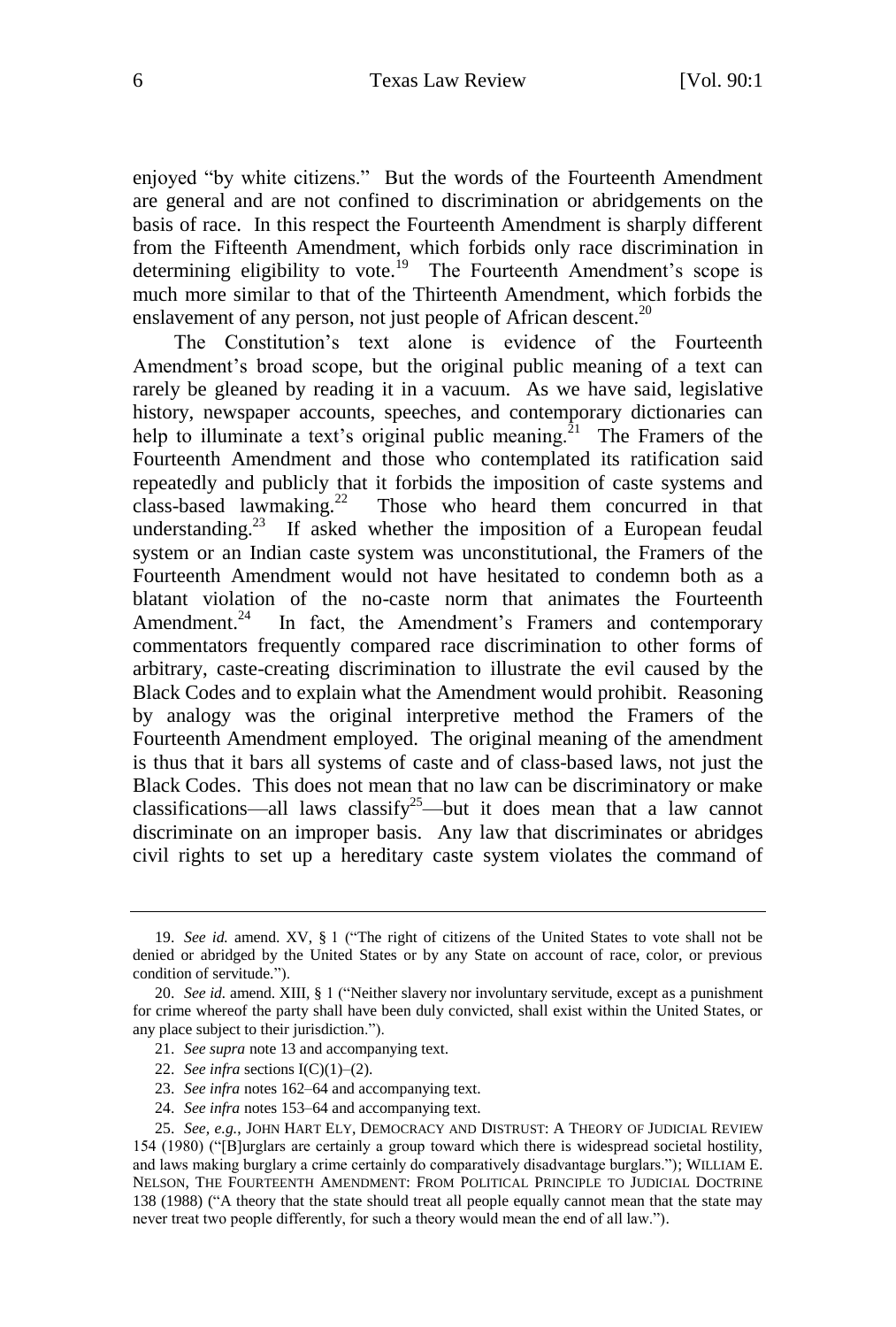enjoyed "by white citizens." But the words of the Fourteenth Amendment are general and are not confined to discrimination or abridgements on the basis of race. In this respect the Fourteenth Amendment is sharply different from the Fifteenth Amendment, which forbids only race discrimination in determining eligibility to vote.[19] The Fourteenth Amendment's scope is much more similar to that of the Thirteenth Amendment, which forbids the enslavement of any person, not just people of African descent.[20]

The Constitution's text alone is evidence of the Fourteenth Amendment's broad scope, but the original public meaning of a text can rarely be gleaned by reading it in a vacuum. As we have said, legislative history, newspaper accounts, speeches, and contemporary dictionaries can help to illuminate a text's original public meaning.[21] The Framers of the Fourteenth Amendment and those who contemplated its ratification said repeatedly and publicly that it forbids the imposition of caste systems and class-based lawmaking.[22] Those who heard them concurred in that understanding.[23] If asked whether the imposition of a European feudal system or an Indian caste system was unconstitutional, the Framers of the Fourteenth Amendment would not have hesitated to condemn both as a blatant violation of the no-caste norm that animates the Fourteenth Amendment.[24] In fact, the Amendment's Framers and contemporary commentators frequently compared race discrimination to other forms of arbitrary, caste-creating discrimination to illustrate the evil caused by the Black Codes and to explain what the Amendment would prohibit. Reasoning by analogy was the original interpretive method the Framers of the Fourteenth Amendment employed. The original meaning of the amendment is thus that it bars all systems of caste and of class-based laws, not just the Black Codes. This does not mean that no law can be discriminatory or make classifications—all laws classify[25]—but it does mean that a law cannot discriminate on an improper basis. Any law that discriminates or abridges civil rights to set up a hereditary caste system violates the command of

---

19. *See id.* amend. XV, § 1 ("The right of citizens of the United States to vote shall not be denied or abridged by the United States or by any State on account of race, color, or previous condition of servitude.").

20. *See id.* amend. XIII, § 1 ("Neither slavery nor involuntary servitude, except as a punishment for crime whereof the party shall have been duly convicted, shall exist within the United States, or any place subject to their jurisdiction.").

21. *See supra* note 13 and accompanying text.

22. *See infra* sections I(C)(1)–(2).

23. *See infra* notes 162–64 and accompanying text.

24. *See infra* notes 153–64 and accompanying text.

25. *See, e.g.*, JOHN HART ELY, DEMOCRACY AND DISTRUST: A THEORY OF JUDICIAL REVIEW 154 (1980) ("[B]urglars are certainly a group toward which there is widespread societal hostility, and laws making burglary a crime certainly do comparatively disadvantage burglars."); WILLIAM E. NELSON, THE FOURTEENTH AMENDMENT: FROM POLITICAL PRINCIPLE TO JUDICIAL DOCTRINE 138 (1988) ("A theory that the state should treat all people equally cannot mean that the state may never treat two people differently, for such a theory would mean the end of all law.").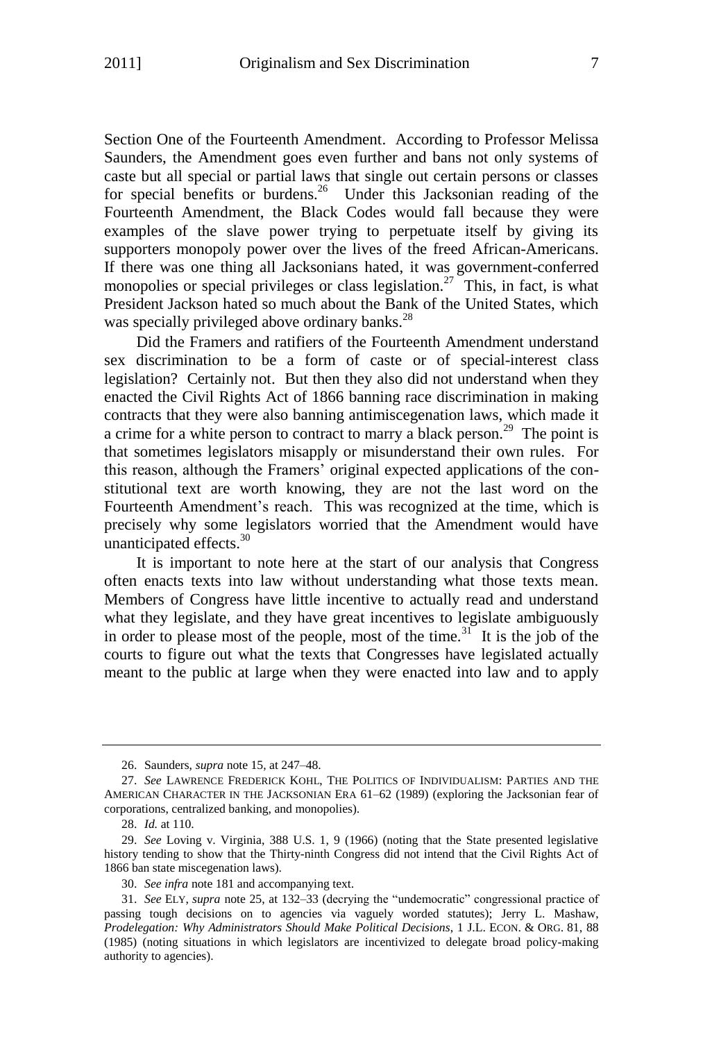Section One of the Fourteenth Amendment. According to Professor Melissa Saunders, the Amendment goes even further and bans not only systems of caste but all special or partial laws that single out certain persons or classes for special benefits or burdens.[26] Under this Jacksonian reading of the Fourteenth Amendment, the Black Codes would fall because they were examples of the slave power trying to perpetuate itself by giving its supporters monopoly power over the lives of the freed African-Americans. If there was one thing all Jacksonians hated, it was government-conferred monopolies or special privileges or class legislation.[27] This, in fact, is what President Jackson hated so much about the Bank of the United States, which was specially privileged above ordinary banks.[28]

Did the Framers and ratifiers of the Fourteenth Amendment understand sex discrimination to be a form of caste or of special-interest class legislation? Certainly not. But then they also did not understand when they enacted the Civil Rights Act of 1866 banning race discrimination in making contracts that they were also banning antimiscegenation laws, which made it a crime for a white person to contract to marry a black person.[29] The point is that sometimes legislators misapply or misunderstand their own rules. For this reason, although the Framers' original expected applications of the constitutional text are worth knowing, they are not the last word on the Fourteenth Amendment's reach. This was recognized at the time, which is precisely why some legislators worried that the Amendment would have unanticipated effects.[30]

It is important to note here at the start of our analysis that Congress often enacts texts into law without understanding what those texts mean. Members of Congress have little incentive to actually read and understand what they legislate, and they have great incentives to legislate ambiguously in order to please most of the people, most of the time.[31] It is the job of the courts to figure out what the texts that Congresses have legislated actually meant to the public at large when they were enacted into law and to apply

---

26. Saunders, *supra* note 15, at 247–48.

27. *See* LAWRENCE FREDERICK KOHL, THE POLITICS OF INDIVIDUALISM: PARTIES AND THE AMERICAN CHARACTER IN THE JACKSONIAN ERA 61–62 (1989) (exploring the Jacksonian fear of corporations, centralized banking, and monopolies).

28. *Id.* at 110.

29. *See* Loving v. Virginia, 388 U.S. 1, 9 (1966) (noting that the State presented legislative history tending to show that the Thirty-ninth Congress did not intend that the Civil Rights Act of 1866 ban state miscegenation laws).

30. *See infra* note 181 and accompanying text.

31. *See* ELY, *supra* note 25, at 132–33 (decrying the "undemocratic" congressional practice of passing tough decisions on to agencies via vaguely worded statutes); Jerry L. Mashaw, *Prodelegation: Why Administrators Should Make Political Decisions*, 1 J.L. ECON. & ORG. 81, 88 (1985) (noting situations in which legislators are incentivized to delegate broad policy-making authority to agencies).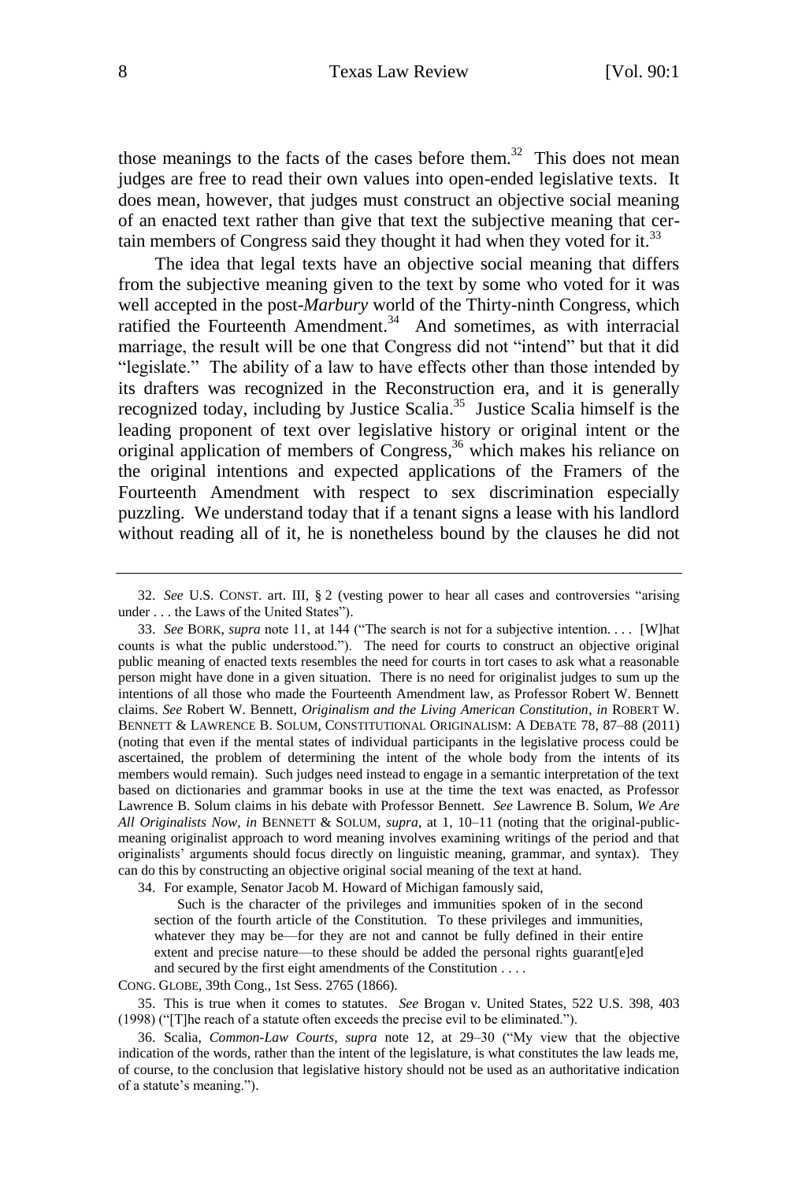those meanings to the facts of the cases before them.[32] This does not mean judges are free to read their own values into open-ended legislative texts. It does mean, however, that judges must construct an objective social meaning of an enacted text rather than give that text the subjective meaning that certain members of Congress said they thought it had when they voted for it.[33]

The idea that legal texts have an objective social meaning that differs from the subjective meaning given to the text by some who voted for it was well accepted in the post-*Marbury* world of the Thirty-ninth Congress, which ratified the Fourteenth Amendment.[34] And sometimes, as with interracial marriage, the result will be one that Congress did not "intend" but that it did "legislate." The ability of a law to have effects other than those intended by its drafters was recognized in the Reconstruction era, and it is generally recognized today, including by Justice Scalia.[35] Justice Scalia himself is the leading proponent of text over legislative history or original intent or the original application of members of Congress,[36] which makes his reliance on the original intentions and expected applications of the Framers of the Fourteenth Amendment with respect to sex discrimination especially puzzling. We understand today that if a tenant signs a lease with his landlord without reading all of it, he is nonetheless bound by the clauses he did not

---

32. *See* U.S. CONST. art. III, § 2 (vesting power to hear all cases and controversies "arising under . . . the Laws of the United States").

33. *See* BORK, *supra* note 11, at 144 ("The search is not for a subjective intention. . . . [W]hat counts is what the public understood."). The need for courts to construct an objective original public meaning of enacted texts resembles the need for courts in tort cases to ask what a reasonable person might have done in a given situation. There is no need for originalist judges to sum up the intentions of all those who made the Fourteenth Amendment law, as Professor Robert W. Bennett claims. *See* Robert W. Bennett, *Originalism and the Living American Constitution*, *in* ROBERT W. BENNETT & LAWRENCE B. SOLUM, CONSTITUTIONAL ORIGINALISM: A DEBATE 78, 87–88 (2011) (noting that even if the mental states of individual participants in the legislative process could be ascertained, the problem of determining the intent of the whole body from the intents of its members would remain). Such judges need instead to engage in a semantic interpretation of the text based on dictionaries and grammar books in use at the time the text was enacted, as Professor Lawrence B. Solum claims in his debate with Professor Bennett. *See* Lawrence B. Solum, *We Are All Originalists Now*, *in* BENNETT & SOLUM, *supra*, at 1, 10–11 (noting that the original-public-meaning originalist approach to word meaning involves examining writings of the period and that originalists' arguments should focus directly on linguistic meaning, grammar, and syntax). They can do this by constructing an objective original social meaning of the text at hand.

34. For example, Senator Jacob M. Howard of Michigan famously said,

> Such is the character of the privileges and immunities spoken of in the second section of the fourth article of the Constitution. To these privileges and immunities, whatever they may be—for they are not and cannot be fully defined in their entire extent and precise nature—to these should be added the personal rights guarant[e]ed and secured by the first eight amendments of the Constitution . . . .

CONG. GLOBE, 39th Cong., 1st Sess. 2765 (1866).

35. This is true when it comes to statutes. *See* Brogan v. United States, 522 U.S. 398, 403 (1998) ("[T]he reach of a statute often exceeds the precise evil to be eliminated.").

36. Scalia, *Common-Law Courts*, *supra* note 12, at 29–30 ("My view that the objective indication of the words, rather than the intent of the legislature, is what constitutes the law leads me, of course, to the conclusion that legislative history should not be used as an authoritative indication of a statute's meaning.").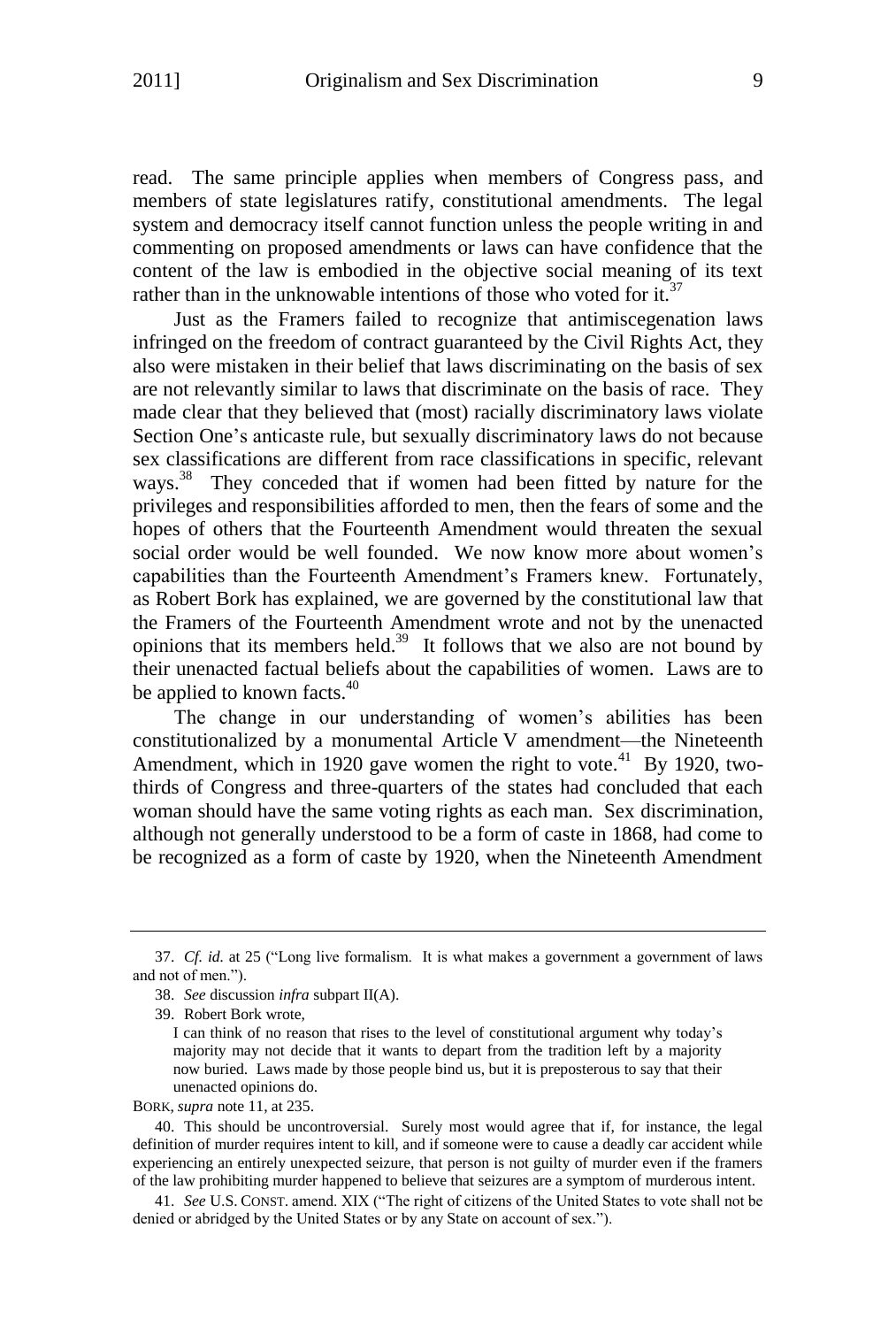read. The same principle applies when members of Congress pass, and members of state legislatures ratify, constitutional amendments. The legal system and democracy itself cannot function unless the people writing in and commenting on proposed amendments or laws can have confidence that the content of the law is embodied in the objective social meaning of its text rather than in the unknowable intentions of those who voted for it.[37]

Just as the Framers failed to recognize that antimiscegenation laws infringed on the freedom of contract guaranteed by the Civil Rights Act, they also were mistaken in their belief that laws discriminating on the basis of sex are not relevantly similar to laws that discriminate on the basis of race. They made clear that they believed that (most) racially discriminatory laws violate Section One's anticaste rule, but sexually discriminatory laws do not because sex classifications are different from race classifications in specific, relevant ways.[38] They conceded that if women had been fitted by nature for the privileges and responsibilities afforded to men, then the fears of some and the hopes of others that the Fourteenth Amendment would threaten the sexual social order would be well founded. We now know more about women's capabilities than the Fourteenth Amendment's Framers knew. Fortunately, as Robert Bork has explained, we are governed by the constitutional law that the Framers of the Fourteenth Amendment wrote and not by the unenacted opinions that its members held.[39] It follows that we also are not bound by their unenacted factual beliefs about the capabilities of women. Laws are to be applied to known facts.[40]

The change in our understanding of women's abilities has been constitutionalized by a monumental Article V amendment—the Nineteenth Amendment, which in 1920 gave women the right to vote.[41] By 1920, two-thirds of Congress and three-quarters of the states had concluded that each woman should have the same voting rights as each man. Sex discrimination, although not generally understood to be a form of caste in 1868, had come to be recognized as a form of caste by 1920, when the Nineteenth Amendment

---

37. *Cf. id.* at 25 ("Long live formalism. It is what makes a government a government of laws and not of men.").

38. *See* discussion *infra* subpart II(A).

39. Robert Bork wrote,

> I can think of no reason that rises to the level of constitutional argument why today's majority may not decide that it wants to depart from the tradition left by a majority now buried. Laws made by those people bind us, but it is preposterous to say that their unenacted opinions do.

BORK, *supra* note 11, at 235.

40. This should be uncontroversial. Surely most would agree that if, for instance, the legal definition of murder requires intent to kill, and if someone were to cause a deadly car accident while experiencing an entirely unexpected seizure, that person is not guilty of murder even if the framers of the law prohibiting murder happened to believe that seizures are a symptom of murderous intent.

41. *See* U.S. CONST. amend. XIX ("The right of citizens of the United States to vote shall not be denied or abridged by the United States or by any State on account of sex.").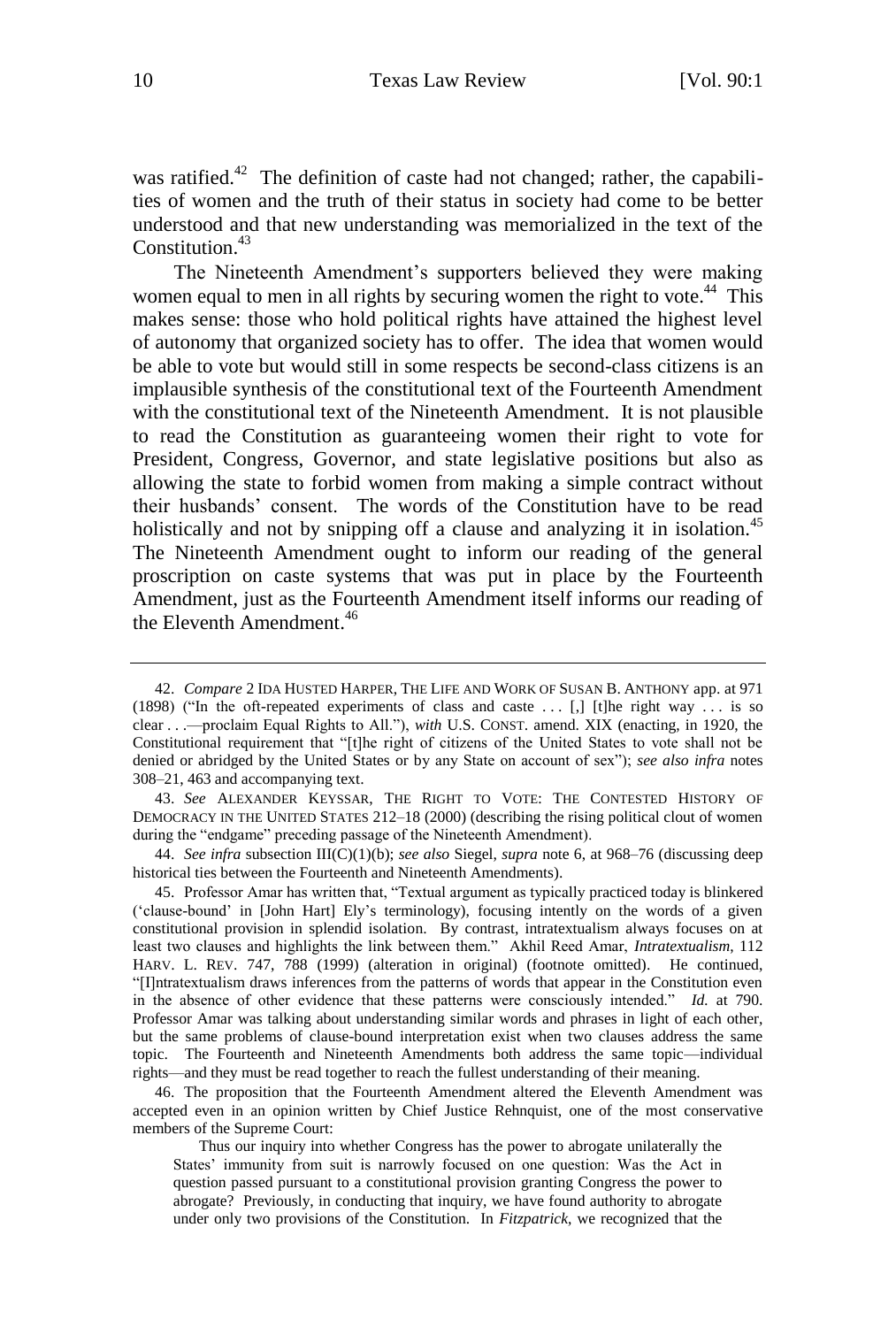was ratified.[42] The definition of caste had not changed; rather, the capabilities of women and the truth of their status in society had come to be better understood and that new understanding was memorialized in the text of the Constitution.[43]

The Nineteenth Amendment's supporters believed they were making women equal to men in all rights by securing women the right to vote.[44] This makes sense: those who hold political rights have attained the highest level of autonomy that organized society has to offer. The idea that women would be able to vote but would still in some respects be second-class citizens is an implausible synthesis of the constitutional text of the Fourteenth Amendment with the constitutional text of the Nineteenth Amendment. It is not plausible to read the Constitution as guaranteeing women their right to vote for President, Congress, Governor, and state legislative positions but also as allowing the state to forbid women from making a simple contract without their husbands' consent. The words of the Constitution have to be read holistically and not by snipping off a clause and analyzing it in isolation.[45] The Nineteenth Amendment ought to inform our reading of the general proscription on caste systems that was put in place by the Fourteenth Amendment, just as the Fourteenth Amendment itself informs our reading of the Eleventh Amendment.[46]

---

42. *Compare* 2 IDA HUSTED HARPER, THE LIFE AND WORK OF SUSAN B. ANTHONY app. at 971 (1898) ("In the oft-repeated experiments of class and caste . . . [,] [t]he right way . . . is so clear . . .—proclaim Equal Rights to All."), *with* U.S. CONST. amend. XIX (enacting, in 1920, the Constitutional requirement that "[t]he right of citizens of the United States to vote shall not be denied or abridged by the United States or by any State on account of sex"); *see also infra* notes 308–21, 463 and accompanying text.

43. *See* ALEXANDER KEYSSAR, THE RIGHT TO VOTE: THE CONTESTED HISTORY OF DEMOCRACY IN THE UNITED STATES 212–18 (2000) (describing the rising political clout of women during the "endgame" preceding passage of the Nineteenth Amendment).

44. *See infra* subsection III(C)(1)(b); *see also* Siegel, *supra* note 6, at 968–76 (discussing deep historical ties between the Fourteenth and Nineteenth Amendments).

45. Professor Amar has written that, "Textual argument as typically practiced today is blinkered ('clause-bound' in [John Hart] Ely's terminology), focusing intently on the words of a given constitutional provision in splendid isolation. By contrast, intratextualism always focuses on at least two clauses and highlights the link between them." Akhil Reed Amar, *Intratextualism*, 112 HARV. L. REV. 747, 788 (1999) (alteration in original) (footnote omitted). He continued, "[I]ntratextualism draws inferences from the patterns of words that appear in the Constitution even in the absence of other evidence that these patterns were consciously intended." *Id.* at 790. Professor Amar was talking about understanding similar words and phrases in light of each other, but the same problems of clause-bound interpretation exist when two clauses address the same topic. The Fourteenth and Nineteenth Amendments both address the same topic—individual rights—and they must be read together to reach the fullest understanding of their meaning.

46. The proposition that the Fourteenth Amendment altered the Eleventh Amendment was accepted even in an opinion written by Chief Justice Rehnquist, one of the most conservative members of the Supreme Court:

> Thus our inquiry into whether Congress has the power to abrogate unilaterally the States' immunity from suit is narrowly focused on one question: Was the Act in question passed pursuant to a constitutional provision granting Congress the power to abrogate? Previously, in conducting that inquiry, we have found authority to abrogate under only two provisions of the Constitution. In *Fitzpatrick*, we recognized that the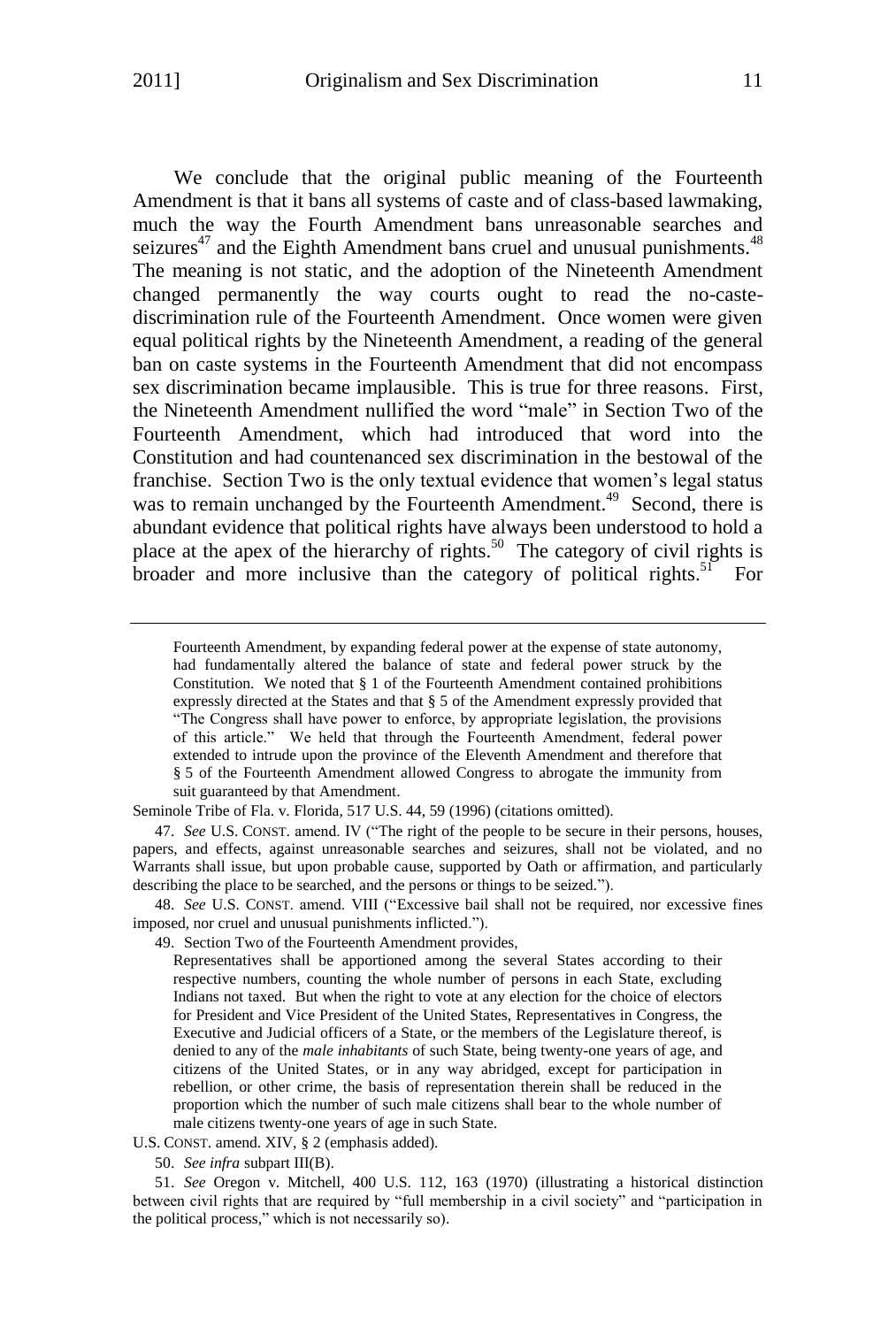We conclude that the original public meaning of the Fourteenth Amendment is that it bans all systems of caste and of class-based lawmaking, much the way the Fourth Amendment bans unreasonable searches and seizures[47] and the Eighth Amendment bans cruel and unusual punishments.[48] The meaning is not static, and the adoption of the Nineteenth Amendment changed permanently the way courts ought to read the no-caste-discrimination rule of the Fourteenth Amendment. Once women were given equal political rights by the Nineteenth Amendment, a reading of the general ban on caste systems in the Fourteenth Amendment that did not encompass sex discrimination became implausible. This is true for three reasons. First, the Nineteenth Amendment nullified the word "male" in Section Two of the Fourteenth Amendment, which had introduced that word into the Constitution and had countenanced sex discrimination in the bestowal of the franchise. Section Two is the only textual evidence that women's legal status was to remain unchanged by the Fourteenth Amendment.[49] Second, there is abundant evidence that political rights have always been understood to hold a place at the apex of the hierarchy of rights.[50] The category of civil rights is broader and more inclusive than the category of political rights.[51] For

---

> Fourteenth Amendment, by expanding federal power at the expense of state autonomy, had fundamentally altered the balance of state and federal power struck by the Constitution. We noted that § 1 of the Fourteenth Amendment contained prohibitions expressly directed at the States and that § 5 of the Amendment expressly provided that "The Congress shall have power to enforce, by appropriate legislation, the provisions of this article." We held that through the Fourteenth Amendment, federal power extended to intrude upon the province of the Eleventh Amendment and therefore that § 5 of the Fourteenth Amendment allowed Congress to abrogate the immunity from suit guaranteed by that Amendment.

Seminole Tribe of Fla. v. Florida, 517 U.S. 44, 59 (1996) (citations omitted).

47. *See* U.S. CONST. amend. IV ("The right of the people to be secure in their persons, houses, papers, and effects, against unreasonable searches and seizures, shall not be violated, and no Warrants shall issue, but upon probable cause, supported by Oath or affirmation, and particularly describing the place to be searched, and the persons or things to be seized.").

48. *See* U.S. CONST. amend. VIII ("Excessive bail shall not be required, nor excessive fines imposed, nor cruel and unusual punishments inflicted.").

49. Section Two of the Fourteenth Amendment provides,

> Representatives shall be apportioned among the several States according to their respective numbers, counting the whole number of persons in each State, excluding Indians not taxed. But when the right to vote at any election for the choice of electors for President and Vice President of the United States, Representatives in Congress, the Executive and Judicial officers of a State, or the members of the Legislature thereof, is denied to any of the *male inhabitants* of such State, being twenty-one years of age, and citizens of the United States, or in any way abridged, except for participation in rebellion, or other crime, the basis of representation therein shall be reduced in the proportion which the number of such male citizens shall bear to the whole number of male citizens twenty-one years of age in such State.

U.S. CONST. amend. XIV, § 2 (emphasis added).

50. *See infra* subpart III(B).

51. *See* Oregon v. Mitchell, 400 U.S. 112, 163 (1970) (illustrating a historical distinction between civil rights that are required by "full membership in a civil society" and "participation in the political process," which is not necessarily so).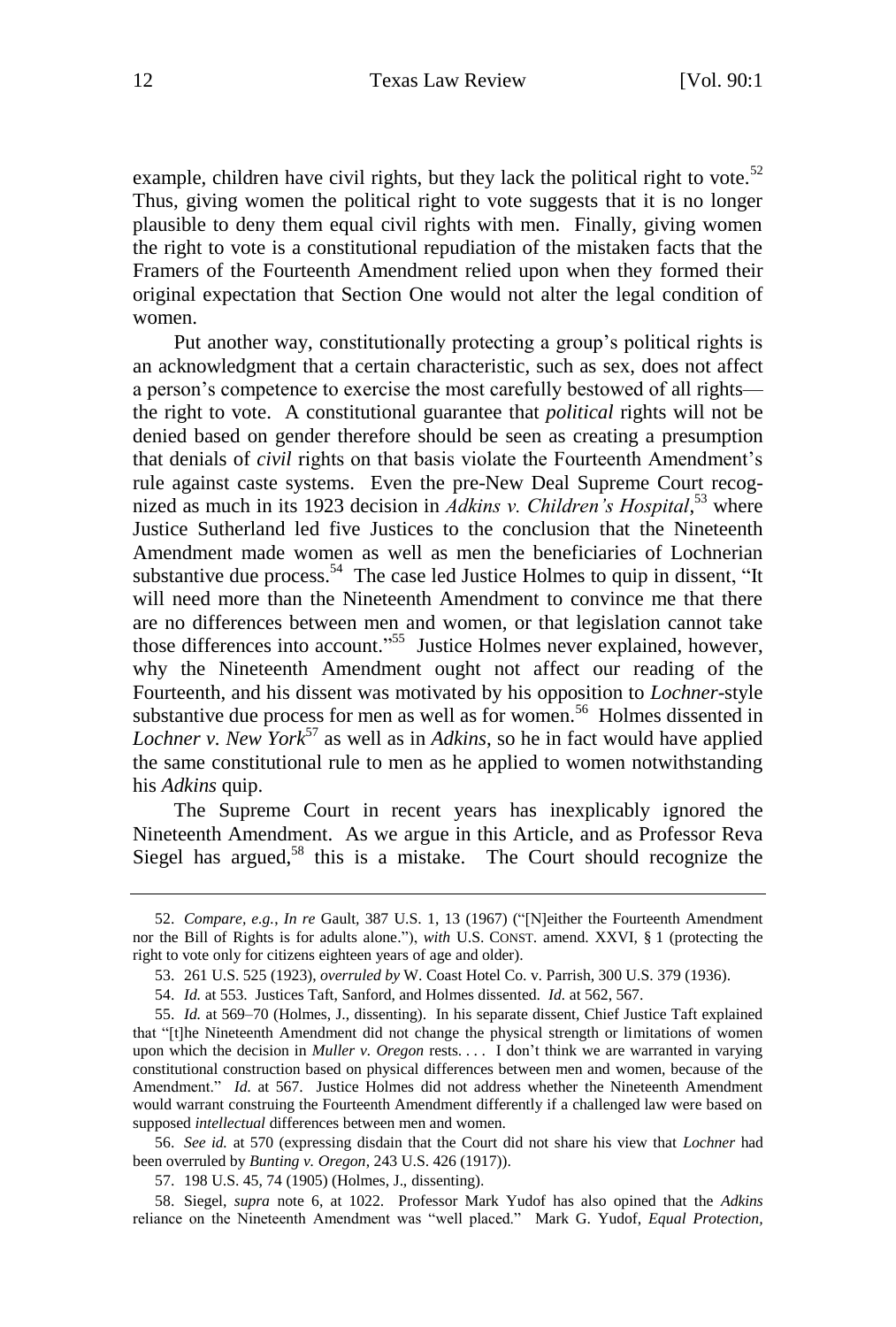example, children have civil rights, but they lack the political right to vote.[52] Thus, giving women the political right to vote suggests that it is no longer plausible to deny them equal civil rights with men. Finally, giving women the right to vote is a constitutional repudiation of the mistaken facts that the Framers of the Fourteenth Amendment relied upon when they formed their original expectation that Section One would not alter the legal condition of women.

Put another way, constitutionally protecting a group's political rights is an acknowledgment that a certain characteristic, such as sex, does not affect a person's competence to exercise the most carefully bestowed of all rights—the right to vote. A constitutional guarantee that *political* rights will not be denied based on gender therefore should be seen as creating a presumption that denials of *civil* rights on that basis violate the Fourteenth Amendment's rule against caste systems. Even the pre-New Deal Supreme Court recognized as much in its 1923 decision in *Adkins v. Children's Hospital*,[53] where Justice Sutherland led five Justices to the conclusion that the Nineteenth Amendment made women as well as men the beneficiaries of Lochnerian substantive due process.[54] The case led Justice Holmes to quip in dissent, "It will need more than the Nineteenth Amendment to convince me that there are no differences between men and women, or that legislation cannot take those differences into account."[55] Justice Holmes never explained, however, why the Nineteenth Amendment ought not affect our reading of the Fourteenth, and his dissent was motivated by his opposition to *Lochner*-style substantive due process for men as well as for women.[56] Holmes dissented in *Lochner v. New York*[57] as well as in *Adkins*, so he in fact would have applied the same constitutional rule to men as he applied to women notwithstanding his *Adkins* quip.

The Supreme Court in recent years has inexplicably ignored the Nineteenth Amendment. As we argue in this Article, and as Professor Reva Siegel has argued,[58] this is a mistake. The Court should recognize the

---

52. *Compare, e.g.*, *In re* Gault, 387 U.S. 1, 13 (1967) ("[N]either the Fourteenth Amendment nor the Bill of Rights is for adults alone."), *with* U.S. CONST. amend. XXVI, § 1 (protecting the right to vote only for citizens eighteen years of age and older).

53. 261 U.S. 525 (1923), *overruled by* W. Coast Hotel Co. v. Parrish, 300 U.S. 379 (1936).

54. *Id.* at 553. Justices Taft, Sanford, and Holmes dissented. *Id.* at 562, 567.

55. *Id.* at 569–70 (Holmes, J., dissenting). In his separate dissent, Chief Justice Taft explained that "[t]he Nineteenth Amendment did not change the physical strength or limitations of women upon which the decision in *Muller v. Oregon* rests. . . . I don't think we are warranted in varying constitutional construction based on physical differences between men and women, because of the Amendment." *Id.* at 567. Justice Holmes did not address whether the Nineteenth Amendment would warrant construing the Fourteenth Amendment differently if a challenged law were based on supposed *intellectual* differences between men and women.

56. *See id.* at 570 (expressing disdain that the Court did not share his view that *Lochner* had been overruled by *Bunting v. Oregon*, 243 U.S. 426 (1917)).

57. 198 U.S. 45, 74 (1905) (Holmes, J., dissenting).

58. Siegel, *supra* note 6, at 1022. Professor Mark Yudof has also opined that the *Adkins* reliance on the Nineteenth Amendment was "well placed." Mark G. Yudof, *Equal Protection,*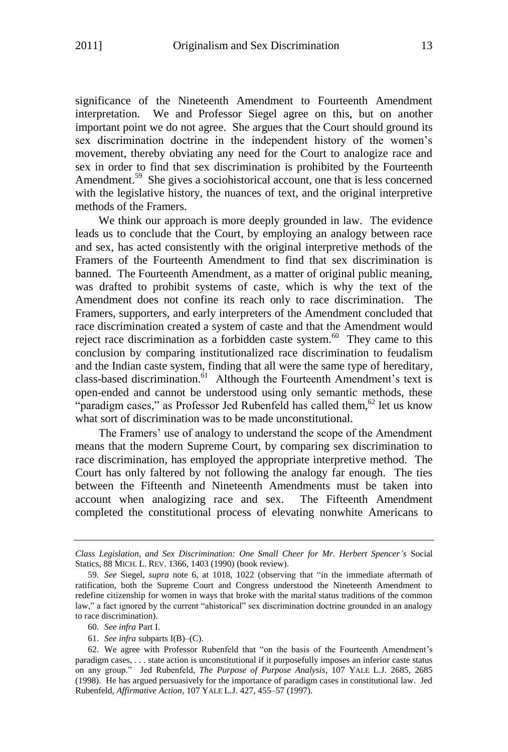significance of the Nineteenth Amendment to Fourteenth Amendment interpretation. We and Professor Siegel agree on this, but on another important point we do not agree. She argues that the Court should ground its sex discrimination doctrine in the independent history of the women's movement, thereby obviating any need for the Court to analogize race and sex in order to find that sex discrimination is prohibited by the Fourteenth Amendment.[59] She gives a sociohistorical account, one that is less concerned with the legislative history, the nuances of text, and the original interpretive methods of the Framers.

We think our approach is more deeply grounded in law. The evidence leads us to conclude that the Court, by employing an analogy between race and sex, has acted consistently with the original interpretive methods of the Framers of the Fourteenth Amendment to find that sex discrimination is banned. The Fourteenth Amendment, as a matter of original public meaning, was drafted to prohibit systems of caste, which is why the text of the Amendment does not confine its reach only to race discrimination. The Framers, supporters, and early interpreters of the Amendment concluded that race discrimination created a system of caste and that the Amendment would reject race discrimination as a forbidden caste system.[60] They came to this conclusion by comparing institutionalized race discrimination to feudalism and the Indian caste system, finding that all were the same type of hereditary, class-based discrimination.[61] Although the Fourteenth Amendment's text is open-ended and cannot be understood using only semantic methods, these "paradigm cases," as Professor Jed Rubenfeld has called them,[62] let us know what sort of discrimination was to be made unconstitutional.

The Framers' use of analogy to understand the scope of the Amendment means that the modern Supreme Court, by comparing sex discrimination to race discrimination, has employed the appropriate interpretive method. The Court has only faltered by not following the analogy far enough. The ties between the Fifteenth and Nineteenth Amendments must be taken into account when analogizing race and sex. The Fifteenth Amendment completed the constitutional process of elevating nonwhite Americans to

---

*Class Legislation, and Sex Discrimination: One Small Cheer for Mr. Herbert Spencer's* Social Statics, 88 MICH. L. REV. 1366, 1403 (1990) (book review).

59. *See* Siegel, *supra* note 6, at 1018, 1022 (observing that "in the immediate aftermath of ratification, both the Supreme Court and Congress understood the Nineteenth Amendment to redefine citizenship for women in ways that broke with the marital status traditions of the common law," a fact ignored by the current "ahistorical" sex discrimination doctrine grounded in an analogy to race discrimination).

60. *See infra* Part I.

61. *See infra* subparts I(B)–(C).

62. We agree with Professor Rubenfeld that "on the basis of the Fourteenth Amendment's paradigm cases, . . . state action is unconstitutional if it purposefully imposes an inferior caste status on any group." Jed Rubenfeld, *The Purpose of Purpose Analysis*, 107 YALE L.J. 2685, 2685 (1998). He has argued persuasively for the importance of paradigm cases in constitutional law. Jed Rubenfeld, *Affirmative Action*, 107 YALE L.J. 427, 455–57 (1997).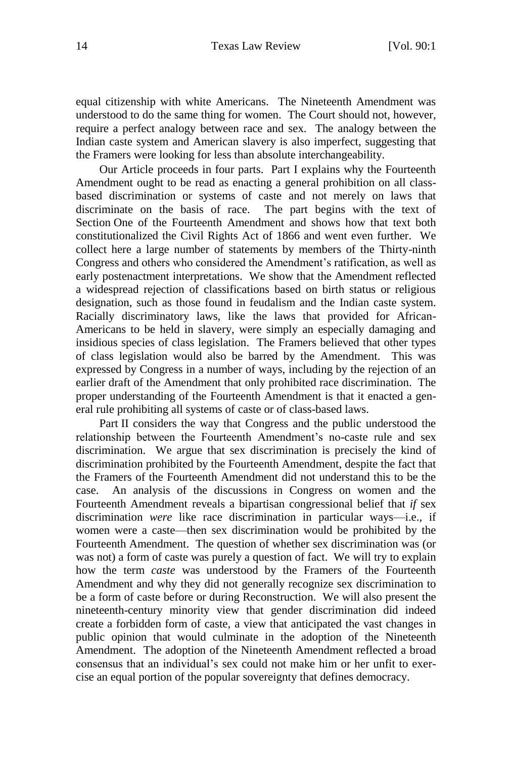equal citizenship with white Americans. The Nineteenth Amendment was understood to do the same thing for women. The Court should not, however, require a perfect analogy between race and sex. The analogy between the Indian caste system and American slavery is also imperfect, suggesting that the Framers were looking for less than absolute interchangeability.

Our Article proceeds in four parts. Part I explains why the Fourteenth Amendment ought to be read as enacting a general prohibition on all class-based discrimination or systems of caste and not merely on laws that discriminate on the basis of race. The part begins with the text of Section One of the Fourteenth Amendment and shows how that text both constitutionalized the Civil Rights Act of 1866 and went even further. We collect here a large number of statements by members of the Thirty-ninth Congress and others who considered the Amendment's ratification, as well as early postenactment interpretations. We show that the Amendment reflected a widespread rejection of classifications based on birth status or religious designation, such as those found in feudalism and the Indian caste system. Racially discriminatory laws, like the laws that provided for African-Americans to be held in slavery, were simply an especially damaging and insidious species of class legislation. The Framers believed that other types of class legislation would also be barred by the Amendment. This was expressed by Congress in a number of ways, including by the rejection of an earlier draft of the Amendment that only prohibited race discrimination. The proper understanding of the Fourteenth Amendment is that it enacted a general rule prohibiting all systems of caste or of class-based laws.

Part II considers the way that Congress and the public understood the relationship between the Fourteenth Amendment's no-caste rule and sex discrimination. We argue that sex discrimination is precisely the kind of discrimination prohibited by the Fourteenth Amendment, despite the fact that the Framers of the Fourteenth Amendment did not understand this to be the case. An analysis of the discussions in Congress on women and the Fourteenth Amendment reveals a bipartisan congressional belief that *if* sex discrimination *were* like race discrimination in particular ways—i.e., if women were a caste—then sex discrimination would be prohibited by the Fourteenth Amendment. The question of whether sex discrimination was (or was not) a form of caste was purely a question of fact. We will try to explain how the term *caste* was understood by the Framers of the Fourteenth Amendment and why they did not generally recognize sex discrimination to be a form of caste before or during Reconstruction. We will also present the nineteenth-century minority view that gender discrimination did indeed create a forbidden form of caste, a view that anticipated the vast changes in public opinion that would culminate in the adoption of the Nineteenth Amendment. The adoption of the Nineteenth Amendment reflected a broad consensus that an individual's sex could not make him or her unfit to exercise an equal portion of the popular sovereignty that defines democracy.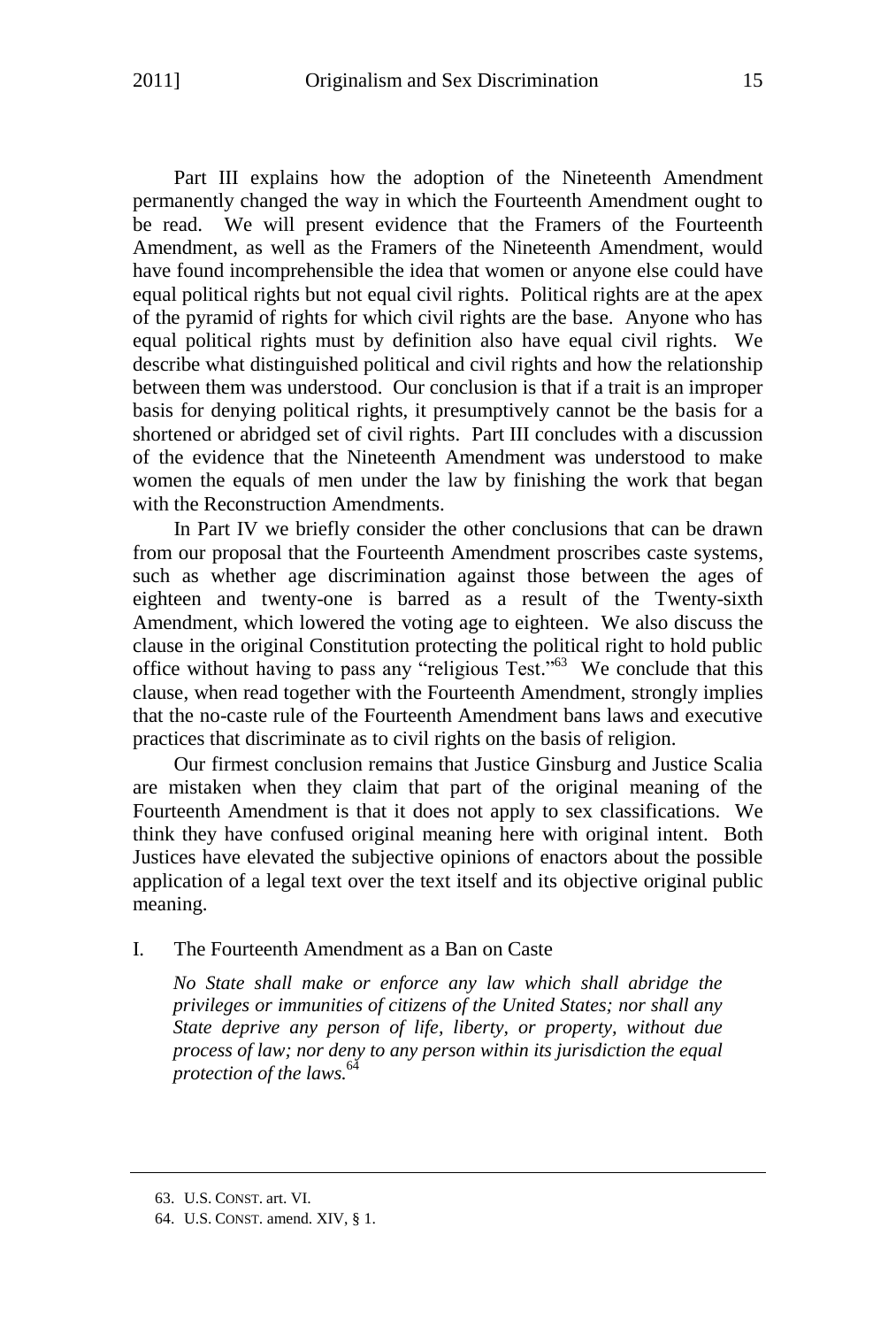Part III explains how the adoption of the Nineteenth Amendment permanently changed the way in which the Fourteenth Amendment ought to be read. We will present evidence that the Framers of the Fourteenth Amendment, as well as the Framers of the Nineteenth Amendment, would have found incomprehensible the idea that women or anyone else could have equal political rights but not equal civil rights. Political rights are at the apex of the pyramid of rights for which civil rights are the base. Anyone who has equal political rights must by definition also have equal civil rights. We describe what distinguished political and civil rights and how the relationship between them was understood. Our conclusion is that if a trait is an improper basis for denying political rights, it presumptively cannot be the basis for a shortened or abridged set of civil rights. Part III concludes with a discussion of the evidence that the Nineteenth Amendment was understood to make women the equals of men under the law by finishing the work that began with the Reconstruction Amendments.

In Part IV we briefly consider the other conclusions that can be drawn from our proposal that the Fourteenth Amendment proscribes caste systems, such as whether age discrimination against those between the ages of eighteen and twenty-one is barred as a result of the Twenty-sixth Amendment, which lowered the voting age to eighteen. We also discuss the clause in the original Constitution protecting the political right to hold public office without having to pass any "religious Test."[63] We conclude that this clause, when read together with the Fourteenth Amendment, strongly implies that the no-caste rule of the Fourteenth Amendment bans laws and executive practices that discriminate as to civil rights on the basis of religion.

Our firmest conclusion remains that Justice Ginsburg and Justice Scalia are mistaken when they claim that part of the original meaning of the Fourteenth Amendment is that it does not apply to sex classifications. We think they have confused original meaning here with original intent. Both Justices have elevated the subjective opinions of enactors about the possible application of a legal text over the text itself and its objective original public meaning.

## I. The Fourteenth Amendment as a Ban on Caste

> *No State shall make or enforce any law which shall abridge the privileges or immunities of citizens of the United States; nor shall any State deprive any person of life, liberty, or property, without due process of law; nor deny to any person within its jurisdiction the equal protection of the laws.*[64]

---

63. U.S. CONST. art. VI.

64. U.S. CONST. amend. XIV, § 1.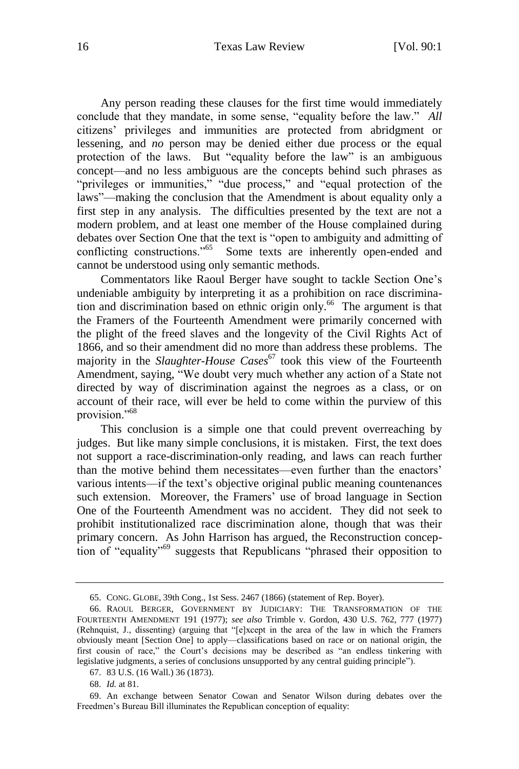Any person reading these clauses for the first time would immediately conclude that they mandate, in some sense, "equality before the law." *All* citizens' privileges and immunities are protected from abridgment or lessening, and *no* person may be denied either due process or the equal protection of the laws. But "equality before the law" is an ambiguous concept—and no less ambiguous are the concepts behind such phrases as "privileges or immunities," "due process," and "equal protection of the laws"—making the conclusion that the Amendment is about equality only a first step in any analysis. The difficulties presented by the text are not a modern problem, and at least one member of the House complained during debates over Section One that the text is "open to ambiguity and admitting of conflicting constructions."[65] Some texts are inherently open-ended and cannot be understood using only semantic methods.

Commentators like Raoul Berger have sought to tackle Section One's undeniable ambiguity by interpreting it as a prohibition on race discrimination and discrimination based on ethnic origin only.[66] The argument is that the Framers of the Fourteenth Amendment were primarily concerned with the plight of the freed slaves and the longevity of the Civil Rights Act of 1866, and so their amendment did no more than address these problems. The majority in the *Slaughter-House Cases*[67] took this view of the Fourteenth Amendment, saying, "We doubt very much whether any action of a State not directed by way of discrimination against the negroes as a class, or on account of their race, will ever be held to come within the purview of this provision."[68]

This conclusion is a simple one that could prevent overreaching by judges. But like many simple conclusions, it is mistaken. First, the text does not support a race-discrimination-only reading, and laws can reach further than the motive behind them necessitates—even further than the enactors' various intents—if the text's objective original public meaning countenances such extension. Moreover, the Framers' use of broad language in Section One of the Fourteenth Amendment was no accident. They did not seek to prohibit institutionalized race discrimination alone, though that was their primary concern. As John Harrison has argued, the Reconstruction conception of "equality"[69] suggests that Republicans "phrased their opposition to

---

65. CONG. GLOBE, 39th Cong., 1st Sess. 2467 (1866) (statement of Rep. Boyer).

66. RAOUL BERGER, GOVERNMENT BY JUDICIARY: THE TRANSFORMATION OF THE FOURTEENTH AMENDMENT 191 (1977); *see also* Trimble v. Gordon, 430 U.S. 762, 777 (1977) (Rehnquist, J., dissenting) (arguing that "[e]xcept in the area of the law in which the Framers obviously meant [Section One] to apply—classifications based on race or on national origin, the first cousin of race," the Court's decisions may be described as "an endless tinkering with legislative judgments, a series of conclusions unsupported by any central guiding principle").

67. 83 U.S. (16 Wall.) 36 (1873).

68. *Id.* at 81.

69. An exchange between Senator Cowan and Senator Wilson during debates over the Freedmen's Bureau Bill illuminates the Republican conception of equality: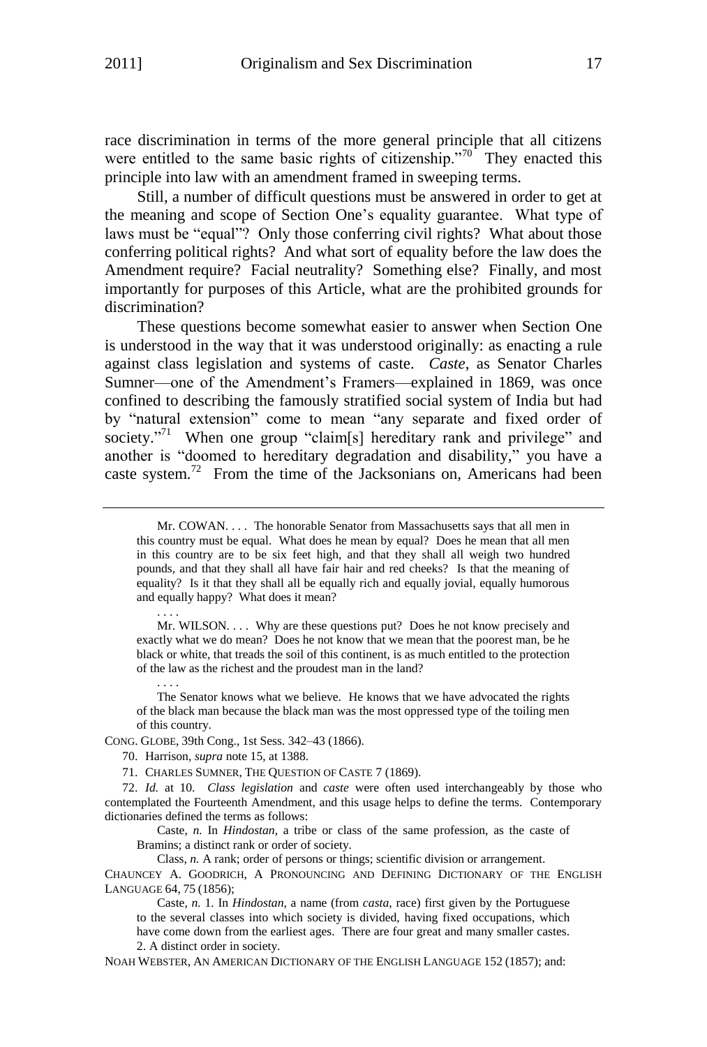race discrimination in terms of the more general principle that all citizens were entitled to the same basic rights of citizenship."[70] They enacted this principle into law with an amendment framed in sweeping terms.

Still, a number of difficult questions must be answered in order to get at the meaning and scope of Section One's equality guarantee. What type of laws must be "equal"? Only those conferring civil rights? What about those conferring political rights? And what sort of equality before the law does the Amendment require? Facial neutrality? Something else? Finally, and most importantly for purposes of this Article, what are the prohibited grounds for discrimination?

These questions become somewhat easier to answer when Section One is understood in the way that it was understood originally: as enacting a rule against class legislation and systems of caste. *Caste*, as Senator Charles Sumner—one of the Amendment's Framers—explained in 1869, was once confined to describing the famously stratified social system of India but had by "natural extension" come to mean "any separate and fixed order of society."[71] When one group "claim[s] hereditary rank and privilege" and another is "doomed to hereditary degradation and disability," you have a caste system.[72] From the time of the Jacksonians on, Americans had been

---

> Mr. COWAN. . . . The honorable Senator from Massachusetts says that all men in this country must be equal. What does he mean by equal? Does he mean that all men in this country are to be six feet high, and that they shall all weigh two hundred pounds, and that they shall all have fair hair and red cheeks? Is that the meaning of equality? Is it that they shall all be equally rich and equally jovial, equally humorous and equally happy? What does it mean?
>
> . . . .
>
> Mr. WILSON. . . . Why are these questions put? Does he not know precisely and exactly what we do mean? Does he not know that we mean that the poorest man, be he black or white, that treads the soil of this continent, is as much entitled to the protection of the law as the richest and the proudest man in the land?
>
> . . . .
>
> The Senator knows what we believe. He knows that we have advocated the rights of the black man because the black man was the most oppressed type of the toiling men of this country.

CONG. GLOBE, 39th Cong., 1st Sess. 342–43 (1866).

70. Harrison, *supra* note 15, at 1388.

71. CHARLES SUMNER, THE QUESTION OF CASTE 7 (1869).

72. *Id.* at 10. *Class legislation* and *caste* were often used interchangeably by those who contemplated the Fourteenth Amendment, and this usage helps to define the terms. Contemporary dictionaries defined the terms as follows:

> Caste, *n.* In *Hindostan*, a tribe or class of the same profession, as the caste of Bramins; a distinct rank or order of society.
>
> Class, *n.* A rank; order of persons or things; scientific division or arrangement.

CHAUNCEY A. GOODRICH, A PRONOUNCING AND DEFINING DICTIONARY OF THE ENGLISH LANGUAGE 64, 75 (1856);

> Caste, *n.* 1. In *Hindostan*, a name (from *casta*, race) first given by the Portuguese to the several classes into which society is divided, having fixed occupations, which have come down from the earliest ages. There are four great and many smaller castes. 2. A distinct order in society.

NOAH WEBSTER, AN AMERICAN DICTIONARY OF THE ENGLISH LANGUAGE 152 (1857); and: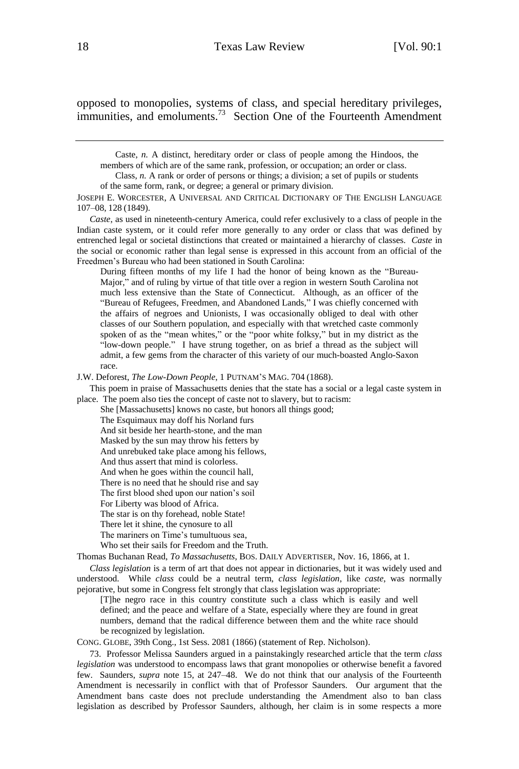opposed to monopolies, systems of class, and special hereditary privileges, immunities, and emoluments.[73] Section One of the Fourteenth Amendment

---

> Caste, *n.* A distinct, hereditary order or class of people among the Hindoos, the members of which are of the same rank, profession, or occupation; an order or class.
>
> Class, *n.* A rank or order of persons or things; a division; a set of pupils or students of the same form, rank, or degree; a general or primary division.

JOSEPH E. WORCESTER, A UNIVERSAL AND CRITICAL DICTIONARY OF THE ENGLISH LANGUAGE 107–08, 128 (1849).

*Caste*, as used in nineteenth-century America, could refer exclusively to a class of people in the Indian caste system, or it could refer more generally to any order or class that was defined by entrenched legal or societal distinctions that created or maintained a hierarchy of classes. *Caste* in the social or economic rather than legal sense is expressed in this account from an official of the Freedmen's Bureau who had been stationed in South Carolina:

> During fifteen months of my life I had the honor of being known as the "Bureau-Major," and of ruling by virtue of that title over a region in western South Carolina not much less extensive than the State of Connecticut. Although, as an officer of the "Bureau of Refugees, Freedmen, and Abandoned Lands," I was chiefly concerned with the affairs of negroes and Unionists, I was occasionally obliged to deal with other classes of our Southern population, and especially with that wretched caste commonly spoken of as the "mean whites," or the "poor white folksy," but in my district as the "low-down people." I have strung together, on as brief a thread as the subject will admit, a few gems from the character of this variety of our much-boasted Anglo-Saxon race.

J.W. Deforest, *The Low-Down People*, 1 PUTNAM'S MAG. 704 (1868).

This poem in praise of Massachusetts denies that the state has a social or a legal caste system in place. The poem also ties the concept of caste not to slavery, but to racism:

> She [Massachusetts] knows no caste, but honors all things good;
> The Esquimaux may doff his Norland furs
> And sit beside her hearth-stone, and the man
> Masked by the sun may throw his fetters by
> And unrebuked take place among his fellows,
> And thus assert that mind is colorless.
> And when he goes within the council hall,
> There is no need that he should rise and say
> The first blood shed upon our nation's soil
> For Liberty was blood of Africa.
> The star is on thy forehead, noble State!
> There let it shine, the cynosure to all
> The mariners on Time's tumultuous sea,
> Who set their sails for Freedom and the Truth.

Thomas Buchanan Read, *To Massachusetts*, BOS. DAILY ADVERTISER, Nov. 16, 1866, at 1.

*Class legislation* is a term of art that does not appear in dictionaries, but it was widely used and understood. While *class* could be a neutral term, *class legislation*, like *caste*, was normally pejorative, but some in Congress felt strongly that class legislation was appropriate:

> [T]he negro race in this country constitute such a class which is easily and well defined; and the peace and welfare of a State, especially where they are found in great numbers, demand that the radical difference between them and the white race should be recognized by legislation.

CONG. GLOBE, 39th Cong., 1st Sess. 2081 (1866) (statement of Rep. Nicholson).

73. Professor Melissa Saunders argued in a painstakingly researched article that the term *class legislation* was understood to encompass laws that grant monopolies or otherwise benefit a favored few. Saunders, *supra* note 15, at 247–48. We do not think that our analysis of the Fourteenth Amendment is necessarily in conflict with that of Professor Saunders. Our argument that the Amendment bans caste does not preclude understanding the Amendment also to ban class legislation as described by Professor Saunders, although, her claim is in some respects a more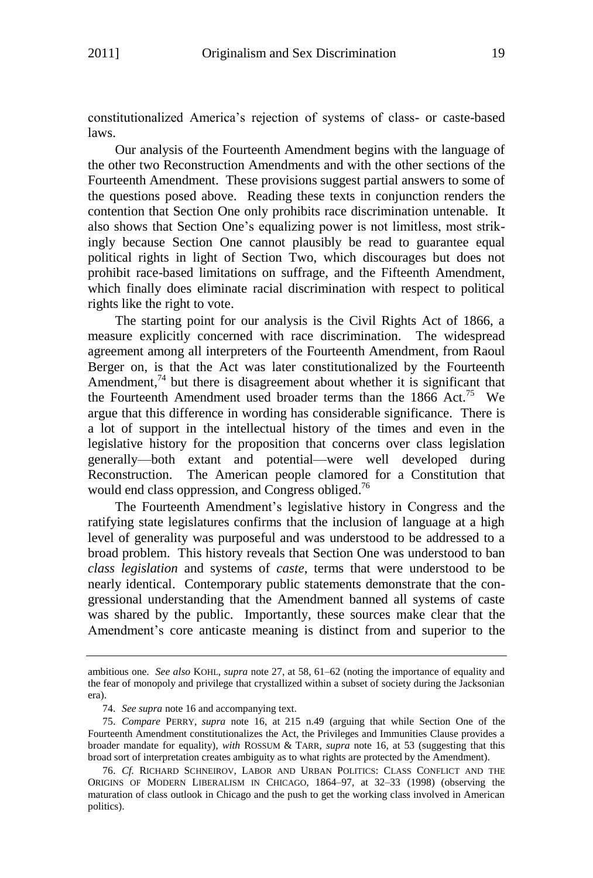constitutionalized America's rejection of systems of class- or caste-based laws.

Our analysis of the Fourteenth Amendment begins with the language of the other two Reconstruction Amendments and with the other sections of the Fourteenth Amendment. These provisions suggest partial answers to some of the questions posed above. Reading these texts in conjunction renders the contention that Section One only prohibits race discrimination untenable. It also shows that Section One's equalizing power is not limitless, most strikingly because Section One cannot plausibly be read to guarantee equal political rights in light of Section Two, which discourages but does not prohibit race-based limitations on suffrage, and the Fifteenth Amendment, which finally does eliminate racial discrimination with respect to political rights like the right to vote.

The starting point for our analysis is the Civil Rights Act of 1866, a measure explicitly concerned with race discrimination. The widespread agreement among all interpreters of the Fourteenth Amendment, from Raoul Berger on, is that the Act was later constitutionalized by the Fourteenth Amendment,[74] but there is disagreement about whether it is significant that the Fourteenth Amendment used broader terms than the 1866 Act.[75] We argue that this difference in wording has considerable significance. There is a lot of support in the intellectual history of the times and even in the legislative history for the proposition that concerns over class legislation generally—both extant and potential—were well developed during Reconstruction. The American people clamored for a Constitution that would end class oppression, and Congress obliged.[76]

The Fourteenth Amendment's legislative history in Congress and the ratifying state legislatures confirms that the inclusion of language at a high level of generality was purposeful and was understood to be addressed to a broad problem. This history reveals that Section One was understood to ban *class legislation* and systems of *caste*, terms that were understood to be nearly identical. Contemporary public statements demonstrate that the congressional understanding that the Amendment banned all systems of caste was shared by the public. Importantly, these sources make clear that the Amendment's core anticaste meaning is distinct from and superior to the

---

ambitious one. *See also* KOHL, *supra* note 27, at 58, 61–62 (noting the importance of equality and the fear of monopoly and privilege that crystallized within a subset of society during the Jacksonian era).

74. *See supra* note 16 and accompanying text.

75. *Compare* PERRY, *supra* note 16, at 215 n.49 (arguing that while Section One of the Fourteenth Amendment constitutionalizes the Act, the Privileges and Immunities Clause provides a broader mandate for equality), *with* ROSSUM & TARR, *supra* note 16, at 53 (suggesting that this broad sort of interpretation creates ambiguity as to what rights are protected by the Amendment).

76. *Cf.* RICHARD SCHNEIROV, LABOR AND URBAN POLITICS: CLASS CONFLICT AND THE ORIGINS OF MODERN LIBERALISM IN CHICAGO, 1864–97, at 32–33 (1998) (observing the maturation of class outlook in Chicago and the push to get the working class involved in American politics).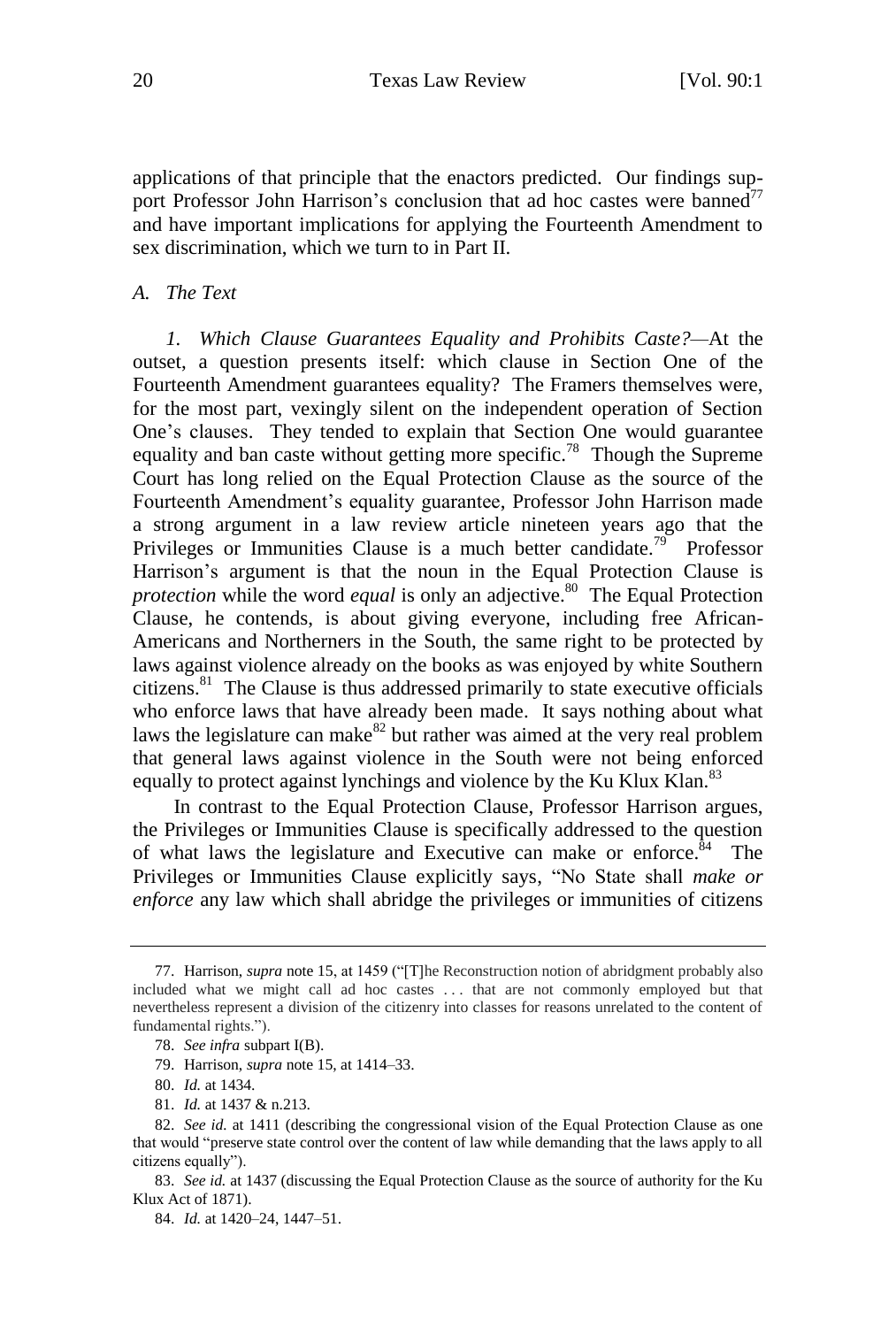applications of that principle that the enactors predicted. Our findings support Professor John Harrison's conclusion that ad hoc castes were banned[77] and have important implications for applying the Fourteenth Amendment to sex discrimination, which we turn to in Part II.

### *A. The Text*

*1. Which Clause Guarantees Equality and Prohibits Caste?*—At the outset, a question presents itself: which clause in Section One of the Fourteenth Amendment guarantees equality? The Framers themselves were, for the most part, vexingly silent on the independent operation of Section One's clauses. They tended to explain that Section One would guarantee equality and ban caste without getting more specific.[78] Though the Supreme Court has long relied on the Equal Protection Clause as the source of the Fourteenth Amendment's equality guarantee, Professor John Harrison made a strong argument in a law review article nineteen years ago that the Privileges or Immunities Clause is a much better candidate.[79] Professor Harrison's argument is that the noun in the Equal Protection Clause is *protection* while the word *equal* is only an adjective.[80] The Equal Protection Clause, he contends, is about giving everyone, including free African-Americans and Northerners in the South, the same right to be protected by laws against violence already on the books as was enjoyed by white Southern citizens.[81] The Clause is thus addressed primarily to state executive officials who enforce laws that have already been made. It says nothing about what laws the legislature can make[82] but rather was aimed at the very real problem that general laws against violence in the South were not being enforced equally to protect against lynchings and violence by the Ku Klux Klan.[83]

In contrast to the Equal Protection Clause, Professor Harrison argues, the Privileges or Immunities Clause is specifically addressed to the question of what laws the legislature and Executive can make or enforce.[84] The Privileges or Immunities Clause explicitly says, "No State shall *make or enforce* any law which shall abridge the privileges or immunities of citizens

---

77. Harrison, *supra* note 15, at 1459 ("[T]he Reconstruction notion of abridgment probably also included what we might call ad hoc castes . . . that are not commonly employed but that nevertheless represent a division of the citizenry into classes for reasons unrelated to the content of fundamental rights.").

78. *See infra* subpart I(B).

79. Harrison, *supra* note 15, at 1414–33.

80. *Id.* at 1434.

81. *Id.* at 1437 & n.213.

82. *See id.* at 1411 (describing the congressional vision of the Equal Protection Clause as one that would "preserve state control over the content of law while demanding that the laws apply to all citizens equally").

83. *See id.* at 1437 (discussing the Equal Protection Clause as the source of authority for the Ku Klux Act of 1871).

84. *Id.* at 1420–24, 1447–51.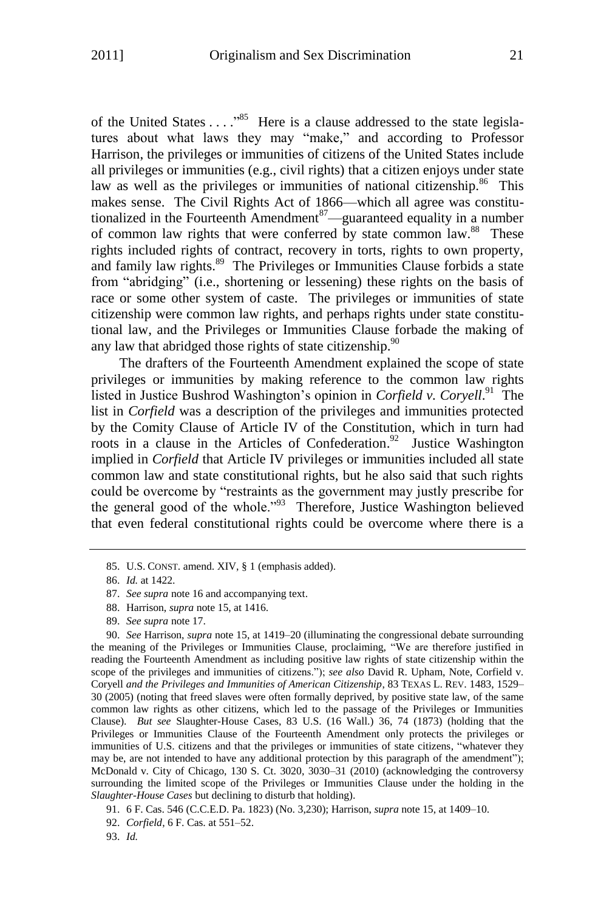of the United States . . . ."[85] Here is a clause addressed to the state legislatures about what laws they may "make," and according to Professor Harrison, the privileges or immunities of citizens of the United States include all privileges or immunities (e.g., civil rights) that a citizen enjoys under state law as well as the privileges or immunities of national citizenship.[86] This makes sense. The Civil Rights Act of 1866—which all agree was constitutionalized in the Fourteenth Amendment[87]—guaranteed equality in a number of common law rights that were conferred by state common law.[88] These rights included rights of contract, recovery in torts, rights to own property, and family law rights.[89] The Privileges or Immunities Clause forbids a state from "abridging" (i.e., shortening or lessening) these rights on the basis of race or some other system of caste. The privileges or immunities of state citizenship were common law rights, and perhaps rights under state constitutional law, and the Privileges or Immunities Clause forbade the making of any law that abridged those rights of state citizenship.[90]

The drafters of the Fourteenth Amendment explained the scope of state privileges or immunities by making reference to the common law rights listed in Justice Bushrod Washington's opinion in *Corfield v. Coryell*.[91] The list in *Corfield* was a description of the privileges and immunities protected by the Comity Clause of Article IV of the Constitution, which in turn had roots in a clause in the Articles of Confederation.[92] Justice Washington implied in *Corfield* that Article IV privileges or immunities included all state common law and state constitutional rights, but he also said that such rights could be overcome by "restraints as the government may justly prescribe for the general good of the whole."[93] Therefore, Justice Washington believed that even federal constitutional rights could be overcome where there is a

---

85. U.S. CONST. amend. XIV, § 1 (emphasis added).

86. *Id.* at 1422.

87. *See supra* note 16 and accompanying text.

88. Harrison, *supra* note 15, at 1416.

89. *See supra* note 17.

90. *See* Harrison, *supra* note 15, at 1419–20 (illuminating the congressional debate surrounding the meaning of the Privileges or Immunities Clause, proclaiming, "We are therefore justified in reading the Fourteenth Amendment as including positive law rights of state citizenship within the scope of the privileges and immunities of citizens."); *see also* David R. Upham, Note, Corfield v. Coryell *and the Privileges and Immunities of American Citizenship*, 83 TEXAS L. REV. 1483, 1529–30 (2005) (noting that freed slaves were often formally deprived, by positive state law, of the same common law rights as other citizens, which led to the passage of the Privileges or Immunities Clause). *But see* Slaughter-House Cases, 83 U.S. (16 Wall.) 36, 74 (1873) (holding that the Privileges or Immunities Clause of the Fourteenth Amendment only protects the privileges or immunities of U.S. citizens and that the privileges or immunities of state citizens, "whatever they may be, are not intended to have any additional protection by this paragraph of the amendment"); McDonald v. City of Chicago, 130 S. Ct. 3020, 3030–31 (2010) (acknowledging the controversy surrounding the limited scope of the Privileges or Immunities Clause under the holding in the *Slaughter-House Cases* but declining to disturb that holding).

91. 6 F. Cas. 546 (C.C.E.D. Pa. 1823) (No. 3,230); Harrison, *supra* note 15, at 1409–10.

92. *Corfield*, 6 F. Cas. at 551–52.

93. *Id.*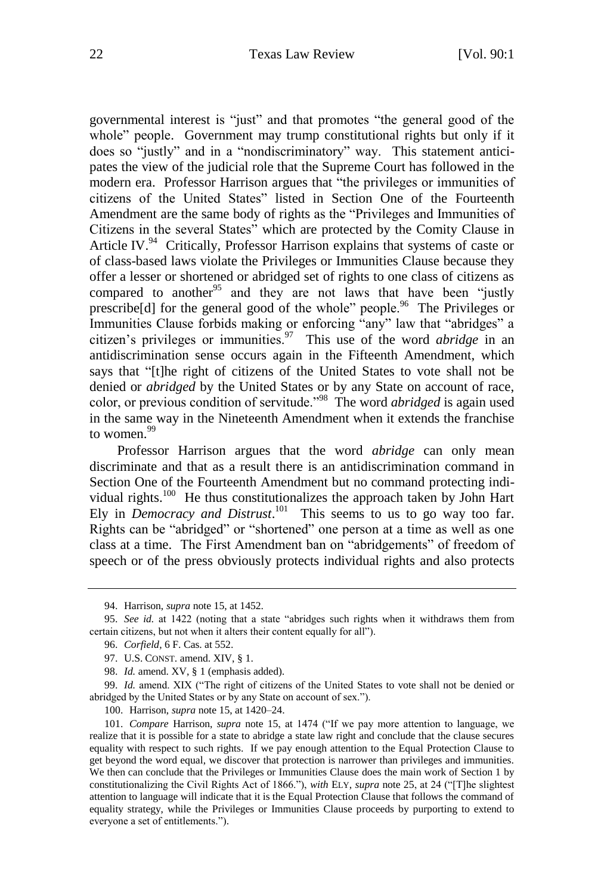governmental interest is "just" and that promotes "the general good of the whole" people. Government may trump constitutional rights but only if it does so "justly" and in a "nondiscriminatory" way. This statement anticipates the view of the judicial role that the Supreme Court has followed in the modern era. Professor Harrison argues that "the privileges or immunities of citizens of the United States" listed in Section One of the Fourteenth Amendment are the same body of rights as the "Privileges and Immunities of Citizens in the several States" which are protected by the Comity Clause in Article IV.[94] Critically, Professor Harrison explains that systems of caste or of class-based laws violate the Privileges or Immunities Clause because they offer a lesser or shortened or abridged set of rights to one class of citizens as compared to another[95] and they are not laws that have been "justly prescribe[d] for the general good of the whole" people.[96] The Privileges or Immunities Clause forbids making or enforcing "any" law that "abridges" a citizen's privileges or immunities.[97] This use of the word *abridge* in an antidiscrimination sense occurs again in the Fifteenth Amendment, which says that "[t]he right of citizens of the United States to vote shall not be denied or *abridged* by the United States or by any State on account of race, color, or previous condition of servitude."[98] The word *abridged* is again used in the same way in the Nineteenth Amendment when it extends the franchise to women.[99]

Professor Harrison argues that the word *abridge* can only mean discriminate and that as a result there is an antidiscrimination command in Section One of the Fourteenth Amendment but no command protecting individual rights.[100] He thus constitutionalizes the approach taken by John Hart Ely in *Democracy and Distrust*.[101] This seems to us to go way too far. Rights can be "abridged" or "shortened" one person at a time as well as one class at a time. The First Amendment ban on "abridgements" of freedom of speech or of the press obviously protects individual rights and also protects

---

94. Harrison, *supra* note 15, at 1452.

95. *See id.* at 1422 (noting that a state "abridges such rights when it withdraws them from certain citizens, but not when it alters their content equally for all").

96. *Corfield*, 6 F. Cas. at 552.

97. U.S. CONST. amend. XIV, § 1.

98. *Id.* amend. XV, § 1 (emphasis added).

99. *Id.* amend. XIX ("The right of citizens of the United States to vote shall not be denied or abridged by the United States or by any State on account of sex.").

100. Harrison, *supra* note 15, at 1420–24.

101. *Compare* Harrison, *supra* note 15, at 1474 ("If we pay more attention to language, we realize that it is possible for a state to abridge a state law right and conclude that the clause secures equality with respect to such rights. If we pay enough attention to the Equal Protection Clause to get beyond the word equal, we discover that protection is narrower than privileges and immunities. We then can conclude that the Privileges or Immunities Clause does the main work of Section 1 by constitutionalizing the Civil Rights Act of 1866."), *with* ELY, *supra* note 25, at 24 ("[T]he slightest attention to language will indicate that it is the Equal Protection Clause that follows the command of equality strategy, while the Privileges or Immunities Clause proceeds by purporting to extend to everyone a set of entitlements.").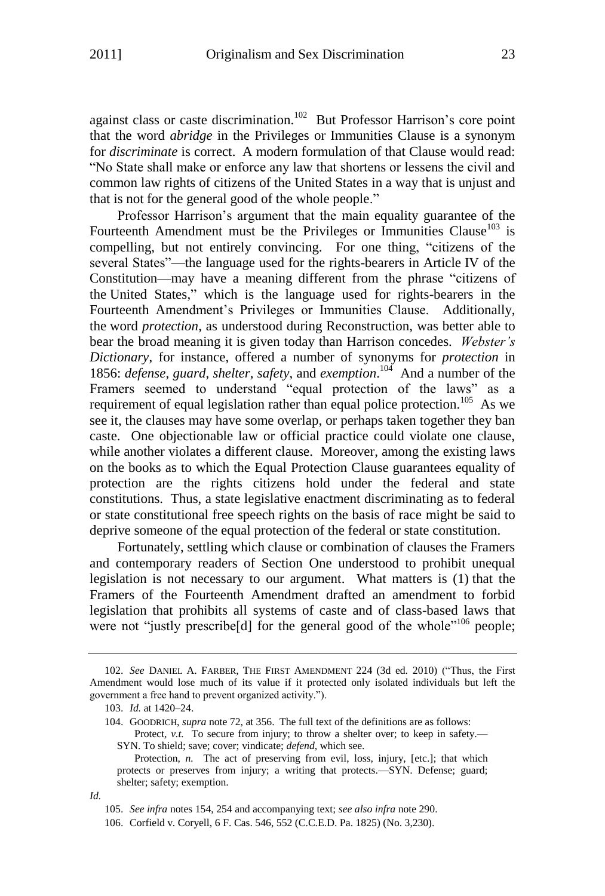against class or caste discrimination.[102] But Professor Harrison's core point that the word *abridge* in the Privileges or Immunities Clause is a synonym for *discriminate* is correct. A modern formulation of that Clause would read: "No State shall make or enforce any law that shortens or lessens the civil and common law rights of citizens of the United States in a way that is unjust and that is not for the general good of the whole people."

Professor Harrison's argument that the main equality guarantee of the Fourteenth Amendment must be the Privileges or Immunities Clause[103] is compelling, but not entirely convincing. For one thing, "citizens of the several States"—the language used for the rights-bearers in Article IV of the Constitution—may have a meaning different from the phrase "citizens of the United States," which is the language used for rights-bearers in the Fourteenth Amendment's Privileges or Immunities Clause. Additionally, the word *protection*, as understood during Reconstruction, was better able to bear the broad meaning it is given today than Harrison concedes. *Webster's Dictionary*, for instance, offered a number of synonyms for *protection* in 1856: *defense*, *guard*, *shelter*, *safety*, and *exemption*.[104] And a number of the Framers seemed to understand "equal protection of the laws" as a requirement of equal legislation rather than equal police protection.[105] As we see it, the clauses may have some overlap, or perhaps taken together they ban caste. One objectionable law or official practice could violate one clause, while another violates a different clause. Moreover, among the existing laws on the books as to which the Equal Protection Clause guarantees equality of protection are the rights citizens hold under the federal and state constitutions. Thus, a state legislative enactment discriminating as to federal or state constitutional free speech rights on the basis of race might be said to deprive someone of the equal protection of the federal or state constitution.

Fortunately, settling which clause or combination of clauses the Framers and contemporary readers of Section One understood to prohibit unequal legislation is not necessary to our argument. What matters is (1) that the Framers of the Fourteenth Amendment drafted an amendment to forbid legislation that prohibits all systems of caste and of class-based laws that were not "justly prescribe[d] for the general good of the whole"[106] people;

---

102. *See* DANIEL A. FARBER, THE FIRST AMENDMENT 224 (3d ed. 2010) ("Thus, the First Amendment would lose much of its value if it protected only isolated individuals but left the government a free hand to prevent organized activity.").

103. *Id.* at 1420–24.

104. GOODRICH, *supra* note 72, at 356. The full text of the definitions are as follows:

> Protect, *v.t.* To secure from injury; to throw a shelter over; to keep in safety.—SYN. To shield; save; cover; vindicate; *defend*, which see.
>
> Protection, *n.* The act of preserving from evil, loss, injury, [etc.]; that which protects or preserves from injury; a writing that protects.—SYN. Defense; guard; shelter; safety; exemption.

*Id.*

105. *See infra* notes 154, 254 and accompanying text; *see also infra* note 290.

106. Corfield v. Coryell, 6 F. Cas. 546, 552 (C.C.E.D. Pa. 1825) (No. 3,230).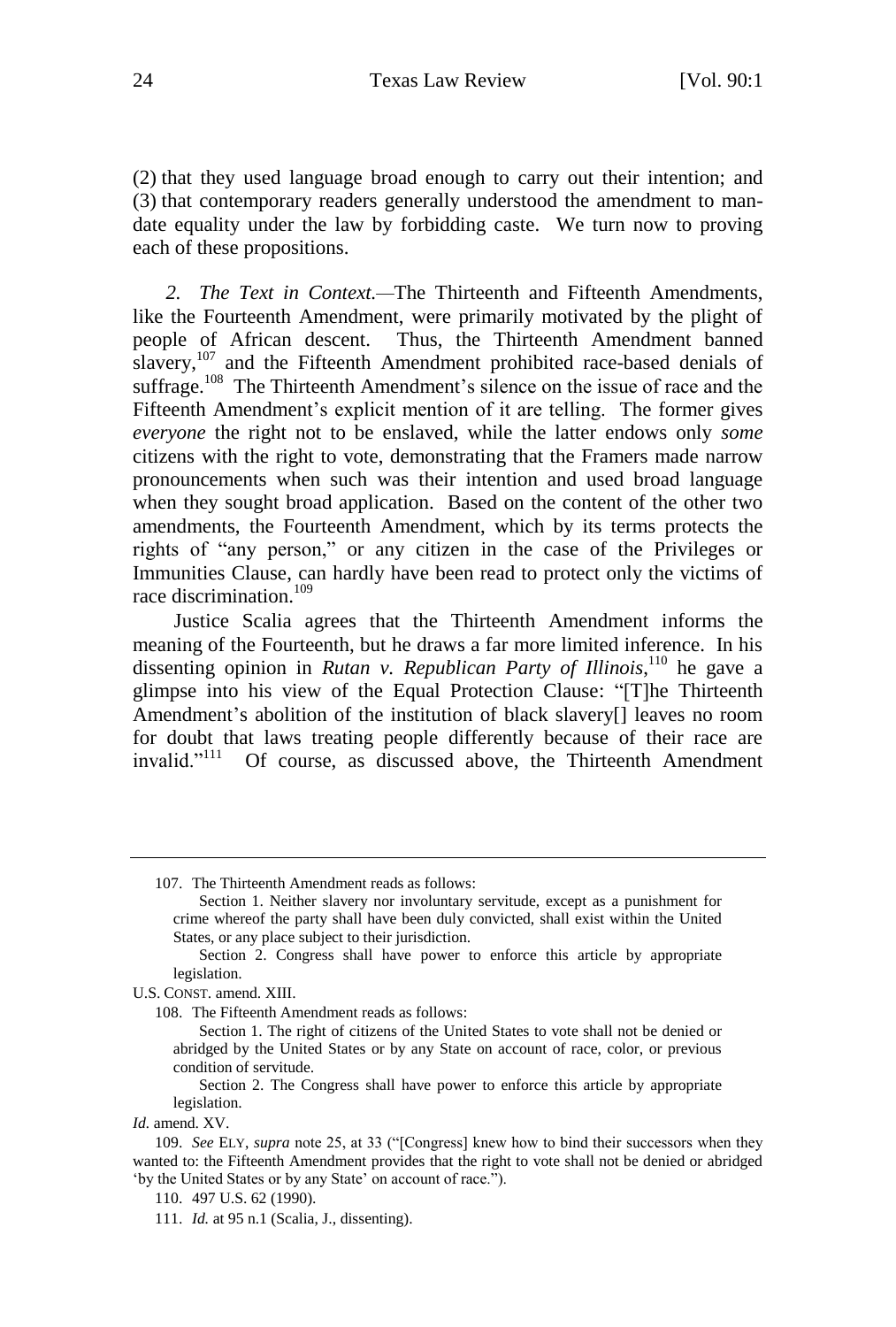(2) that they used language broad enough to carry out their intention; and (3) that contemporary readers generally understood the amendment to mandate equality under the law by forbidding caste. We turn now to proving each of these propositions.

*2. The Text in Context.*—The Thirteenth and Fifteenth Amendments, like the Fourteenth Amendment, were primarily motivated by the plight of people of African descent. Thus, the Thirteenth Amendment banned slavery,[107] and the Fifteenth Amendment prohibited race-based denials of suffrage.[108] The Thirteenth Amendment's silence on the issue of race and the Fifteenth Amendment's explicit mention of it are telling. The former gives *everyone* the right not to be enslaved, while the latter endows only *some* citizens with the right to vote, demonstrating that the Framers made narrow pronouncements when such was their intention and used broad language when they sought broad application. Based on the content of the other two amendments, the Fourteenth Amendment, which by its terms protects the rights of "any person," or any citizen in the case of the Privileges or Immunities Clause, can hardly have been read to protect only the victims of race discrimination.[109]

Justice Scalia agrees that the Thirteenth Amendment informs the meaning of the Fourteenth, but he draws a far more limited inference. In his dissenting opinion in *Rutan v. Republican Party of Illinois*,[110] he gave a glimpse into his view of the Equal Protection Clause: "[T]he Thirteenth Amendment's abolition of the institution of black slavery[] leaves no room for doubt that laws treating people differently because of their race are invalid."[111] Of course, as discussed above, the Thirteenth Amendment

---

107. The Thirteenth Amendment reads as follows:

> Section 1. Neither slavery nor involuntary servitude, except as a punishment for crime whereof the party shall have been duly convicted, shall exist within the United States, or any place subject to their jurisdiction.
>
> Section 2. Congress shall have power to enforce this article by appropriate legislation.

U.S. CONST. amend. XIII.

108. The Fifteenth Amendment reads as follows:

> Section 1. The right of citizens of the United States to vote shall not be denied or abridged by the United States or by any State on account of race, color, or previous condition of servitude.
>
> Section 2. The Congress shall have power to enforce this article by appropriate legislation.

*Id.* amend. XV.

109. *See* ELY, *supra* note 25, at 33 ("[Congress] knew how to bind their successors when they wanted to: the Fifteenth Amendment provides that the right to vote shall not be denied or abridged 'by the United States or by any State' on account of race.").

110. 497 U.S. 62 (1990).

111. *Id.* at 95 n.1 (Scalia, J., dissenting).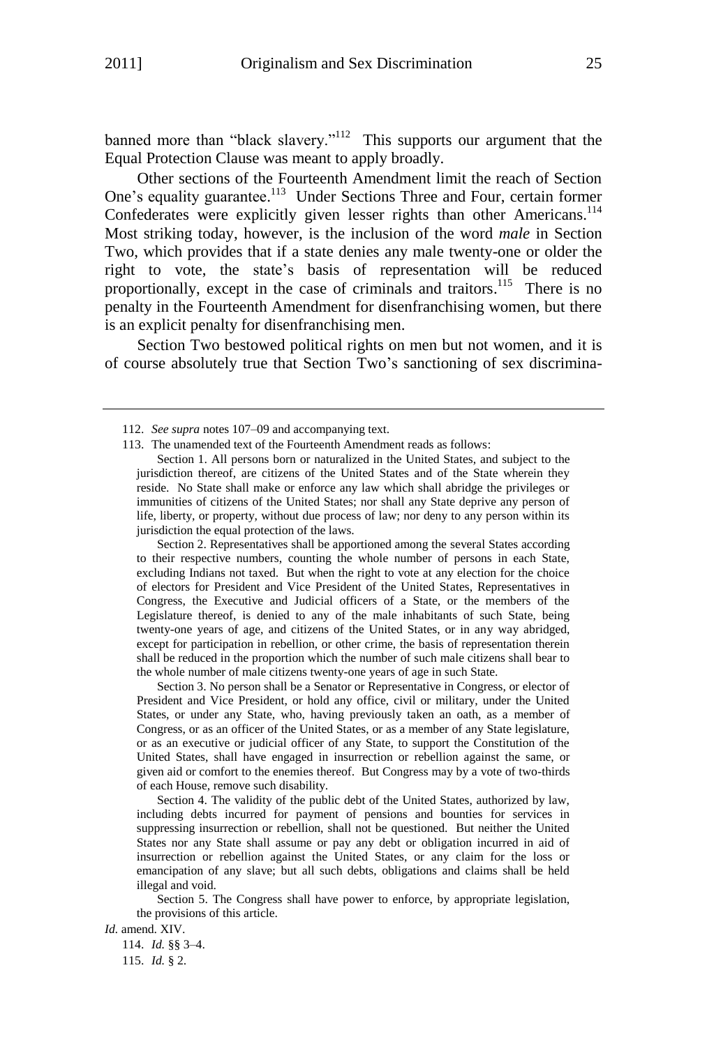banned more than "black slavery."[112] This supports our argument that the Equal Protection Clause was meant to apply broadly.

Other sections of the Fourteenth Amendment limit the reach of Section One's equality guarantee.[113] Under Sections Three and Four, certain former Confederates were explicitly given lesser rights than other Americans.[114] Most striking today, however, is the inclusion of the word *male* in Section Two, which provides that if a state denies any male twenty-one or older the right to vote, the state's basis of representation will be reduced proportionally, except in the case of criminals and traitors.[115] There is no penalty in the Fourteenth Amendment for disenfranchising women, but there is an explicit penalty for disenfranchising men.

Section Two bestowed political rights on men but not women, and it is of course absolutely true that Section Two's sanctioning of sex discrimina-

---

112. *See supra* notes 107–09 and accompanying text.

113. The unamended text of the Fourteenth Amendment reads as follows:

> Section 1. All persons born or naturalized in the United States, and subject to the jurisdiction thereof, are citizens of the United States and of the State wherein they reside. No State shall make or enforce any law which shall abridge the privileges or immunities of citizens of the United States; nor shall any State deprive any person of life, liberty, or property, without due process of law; nor deny to any person within its jurisdiction the equal protection of the laws.
>
> Section 2. Representatives shall be apportioned among the several States according to their respective numbers, counting the whole number of persons in each State, excluding Indians not taxed. But when the right to vote at any election for the choice of electors for President and Vice President of the United States, Representatives in Congress, the Executive and Judicial officers of a State, or the members of the Legislature thereof, is denied to any of the male inhabitants of such State, being twenty-one years of age, and citizens of the United States, or in any way abridged, except for participation in rebellion, or other crime, the basis of representation therein shall be reduced in the proportion which the number of such male citizens shall bear to the whole number of male citizens twenty-one years of age in such State.
>
> Section 3. No person shall be a Senator or Representative in Congress, or elector of President and Vice President, or hold any office, civil or military, under the United States, or under any State, who, having previously taken an oath, as a member of Congress, or as an officer of the United States, or as a member of any State legislature, or as an executive or judicial officer of any State, to support the Constitution of the United States, shall have engaged in insurrection or rebellion against the same, or given aid or comfort to the enemies thereof. But Congress may by a vote of two-thirds of each House, remove such disability.
>
> Section 4. The validity of the public debt of the United States, authorized by law, including debts incurred for payment of pensions and bounties for services in suppressing insurrection or rebellion, shall not be questioned. But neither the United States nor any State shall assume or pay any debt or obligation incurred in aid of insurrection or rebellion against the United States, or any claim for the loss or emancipation of any slave; but all such debts, obligations and claims shall be held illegal and void.
>
> Section 5. The Congress shall have power to enforce, by appropriate legislation, the provisions of this article.

*Id.* amend. XIV.

114. *Id.* §§ 3–4.

115. *Id.* § 2.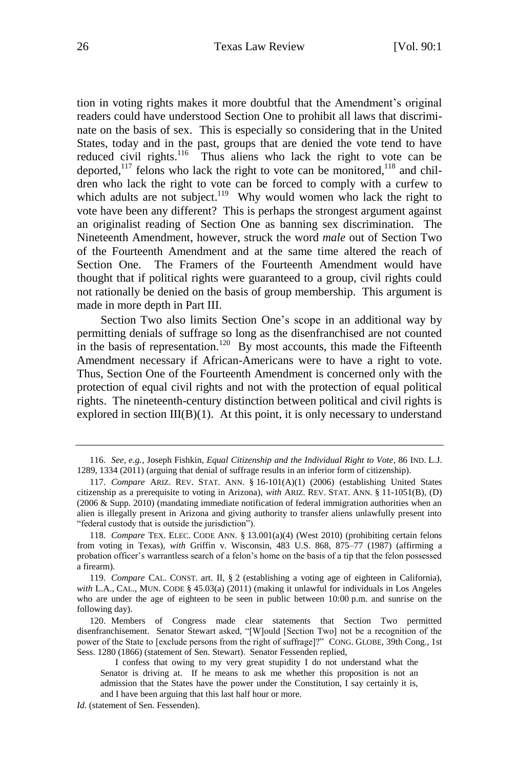tion in voting rights makes it more doubtful that the Amendment's original readers could have understood Section One to prohibit all laws that discriminate on the basis of sex. This is especially so considering that in the United States, today and in the past, groups that are denied the vote tend to have reduced civil rights.[116] Thus aliens who lack the right to vote can be deported,[117] felons who lack the right to vote can be monitored,[118] and children who lack the right to vote can be forced to comply with a curfew to which adults are not subject.[119] Why would women who lack the right to vote have been any different? This is perhaps the strongest argument against an originalist reading of Section One as banning sex discrimination. The Nineteenth Amendment, however, struck the word *male* out of Section Two of the Fourteenth Amendment and at the same time altered the reach of Section One. The Framers of the Fourteenth Amendment would have thought that if political rights were guaranteed to a group, civil rights could not rationally be denied on the basis of group membership. This argument is made in more depth in Part III.

Section Two also limits Section One's scope in an additional way by permitting denials of suffrage so long as the disenfranchised are not counted in the basis of representation.[120] By most accounts, this made the Fifteenth Amendment necessary if African-Americans were to have a right to vote. Thus, Section One of the Fourteenth Amendment is concerned only with the protection of equal civil rights and not with the protection of equal political rights. The nineteenth-century distinction between political and civil rights is explored in section III(B)(1). At this point, it is only necessary to understand

---

116. *See, e.g.*, Joseph Fishkin, *Equal Citizenship and the Individual Right to Vote*, 86 IND. L.J. 1289, 1334 (2011) (arguing that denial of suffrage results in an inferior form of citizenship).

117. *Compare* ARIZ. REV. STAT. ANN. § 16-101(A)(1) (2006) (establishing United States citizenship as a prerequisite to voting in Arizona), *with* ARIZ. REV. STAT. ANN. § 11-1051(B), (D) (2006 & Supp. 2010) (mandating immediate notification of federal immigration authorities when an alien is illegally present in Arizona and giving authority to transfer aliens unlawfully present into "federal custody that is outside the jurisdiction").

118. *Compare* TEX. ELEC. CODE ANN. § 13.001(a)(4) (West 2010) (prohibiting certain felons from voting in Texas), *with* Griffin v. Wisconsin, 483 U.S. 868, 875–77 (1987) (affirming a probation officer's warrantless search of a felon's home on the basis of a tip that the felon possessed a firearm).

119. *Compare* CAL. CONST. art. II, § 2 (establishing a voting age of eighteen in California), *with* L.A., CAL., MUN. CODE § 45.03(a) (2011) (making it unlawful for individuals in Los Angeles who are under the age of eighteen to be seen in public between 10:00 p.m. and sunrise on the following day).

120. Members of Congress made clear statements that Section Two permitted disenfranchisement. Senator Stewart asked, "[W]ould [Section Two] not be a recognition of the power of the State to [exclude persons from the right of suffrage]?" CONG. GLOBE, 39th Cong., 1st Sess. 1280 (1866) (statement of Sen. Stewart). Senator Fessenden replied,

> I confess that owing to my very great stupidity I do not understand what the Senator is driving at. If he means to ask me whether this proposition is not an admission that the States have the power under the Constitution, I say certainly it is, and I have been arguing that this last half hour or more.

*Id.* (statement of Sen. Fessenden).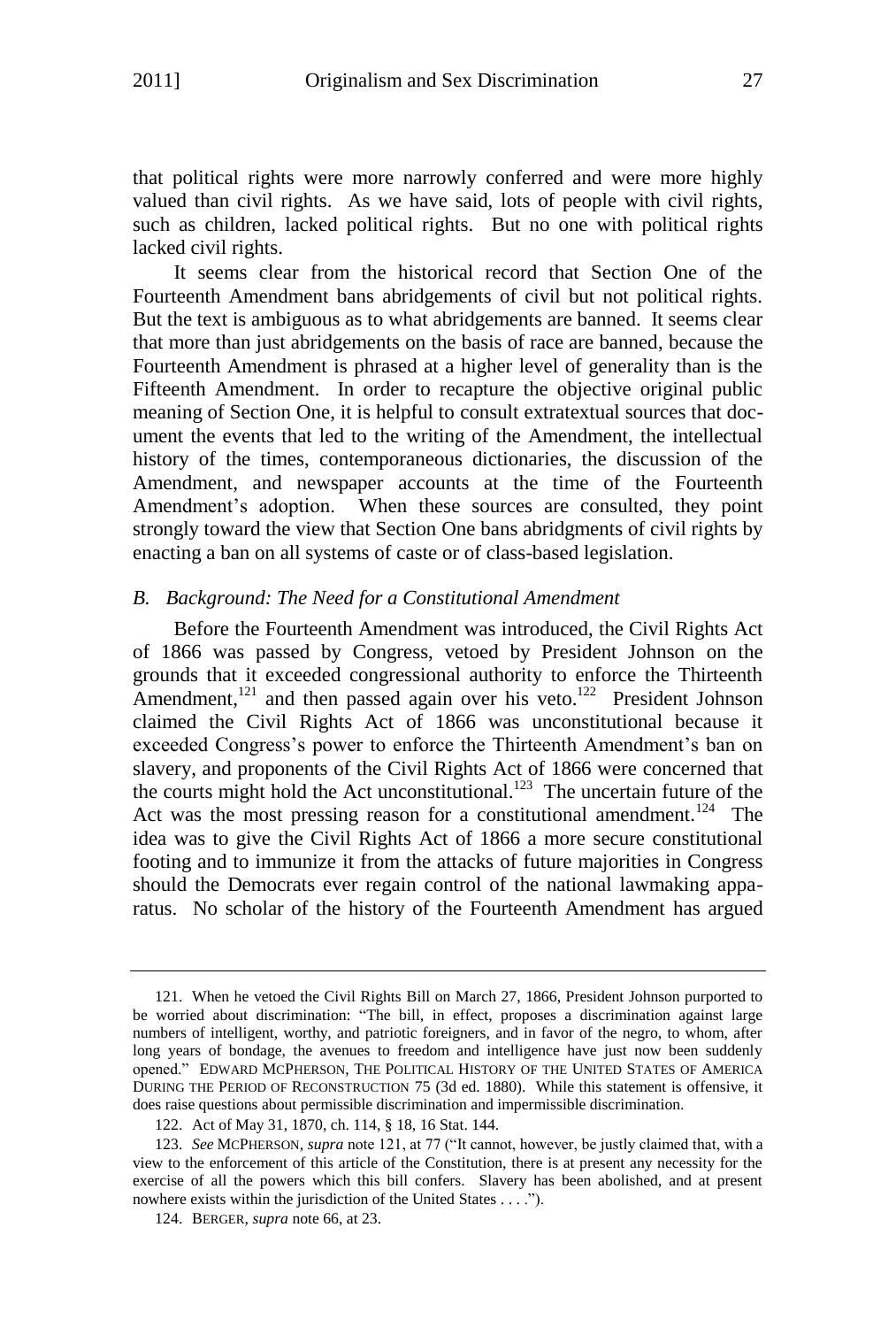that political rights were more narrowly conferred and were more highly valued than civil rights. As we have said, lots of people with civil rights, such as children, lacked political rights. But no one with political rights lacked civil rights.

It seems clear from the historical record that Section One of the Fourteenth Amendment bans abridgements of civil but not political rights. But the text is ambiguous as to what abridgements are banned. It seems clear that more than just abridgements on the basis of race are banned, because the Fourteenth Amendment is phrased at a higher level of generality than is the Fifteenth Amendment. In order to recapture the objective original public meaning of Section One, it is helpful to consult extratextual sources that document the events that led to the writing of the Amendment, the intellectual history of the times, contemporaneous dictionaries, the discussion of the Amendment, and newspaper accounts at the time of the Fourteenth Amendment's adoption. When these sources are consulted, they point strongly toward the view that Section One bans abridgments of civil rights by enacting a ban on all systems of caste or of class-based legislation.

### *B. Background: The Need for a Constitutional Amendment*

Before the Fourteenth Amendment was introduced, the Civil Rights Act of 1866 was passed by Congress, vetoed by President Johnson on the grounds that it exceeded congressional authority to enforce the Thirteenth Amendment,[121] and then passed again over his veto.[122] President Johnson claimed the Civil Rights Act of 1866 was unconstitutional because it exceeded Congress's power to enforce the Thirteenth Amendment's ban on slavery, and proponents of the Civil Rights Act of 1866 were concerned that the courts might hold the Act unconstitutional.[123] The uncertain future of the Act was the most pressing reason for a constitutional amendment.[124] The idea was to give the Civil Rights Act of 1866 a more secure constitutional footing and to immunize it from the attacks of future majorities in Congress should the Democrats ever regain control of the national lawmaking apparatus. No scholar of the history of the Fourteenth Amendment has argued

---

121. When he vetoed the Civil Rights Bill on March 27, 1866, President Johnson purported to be worried about discrimination: "The bill, in effect, proposes a discrimination against large numbers of intelligent, worthy, and patriotic foreigners, and in favor of the negro, to whom, after long years of bondage, the avenues to freedom and intelligence have just now been suddenly opened." EDWARD MCPHERSON, THE POLITICAL HISTORY OF THE UNITED STATES OF AMERICA DURING THE PERIOD OF RECONSTRUCTION 75 (3d ed. 1880). While this statement is offensive, it does raise questions about permissible discrimination and impermissible discrimination.

122. Act of May 31, 1870, ch. 114, § 18, 16 Stat. 144.

123. *See* MCPHERSON, *supra* note 121, at 77 ("It cannot, however, be justly claimed that, with a view to the enforcement of this article of the Constitution, there is at present any necessity for the exercise of all the powers which this bill confers. Slavery has been abolished, and at present nowhere exists within the jurisdiction of the United States . . . .").

124. BERGER, *supra* note 66, at 23.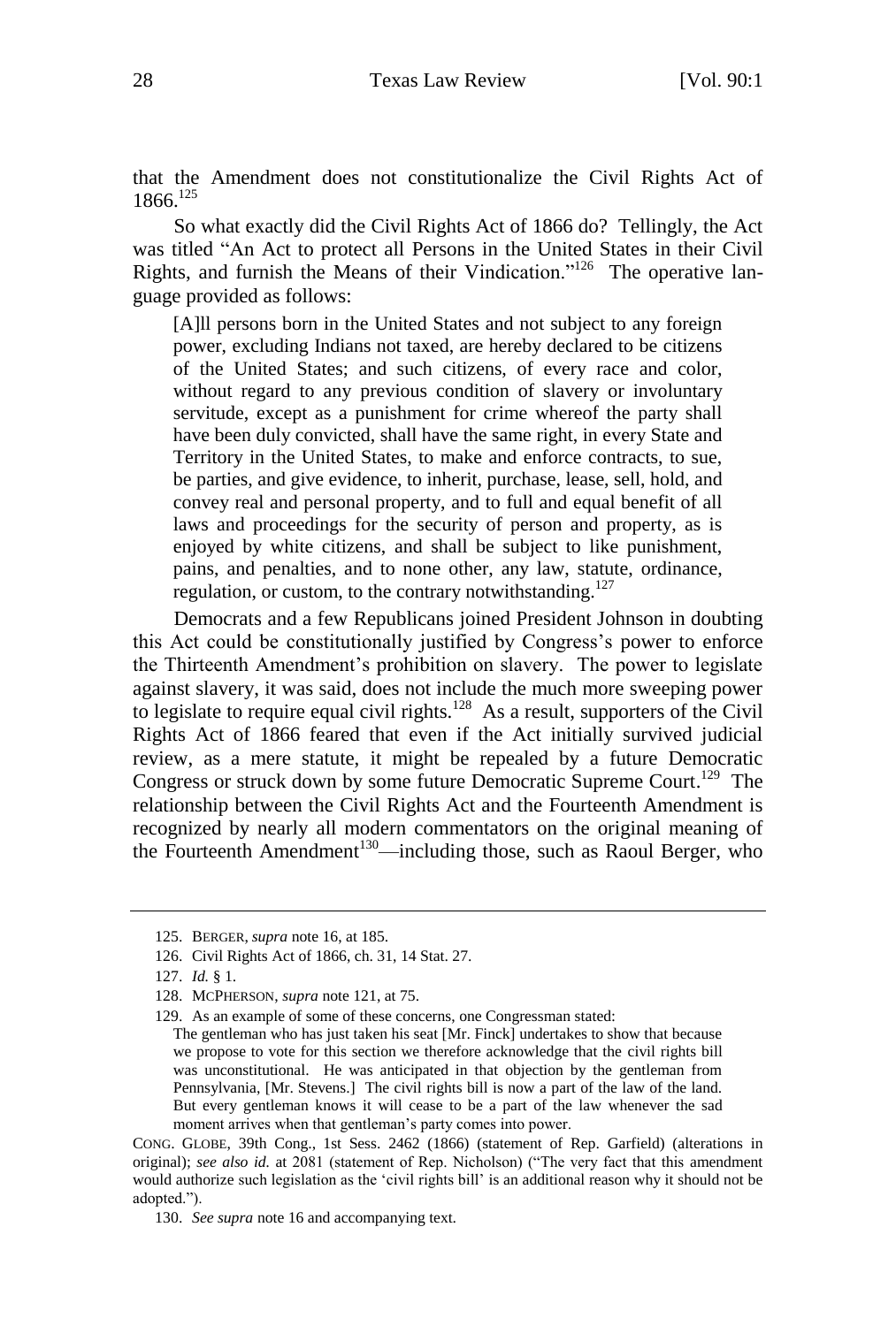that the Amendment does not constitutionalize the Civil Rights Act of 1866.[125]

So what exactly did the Civil Rights Act of 1866 do? Tellingly, the Act was titled "An Act to protect all Persons in the United States in their Civil Rights, and furnish the Means of their Vindication."[126] The operative language provided as follows:

> [A]ll persons born in the United States and not subject to any foreign power, excluding Indians not taxed, are hereby declared to be citizens of the United States; and such citizens, of every race and color, without regard to any previous condition of slavery or involuntary servitude, except as a punishment for crime whereof the party shall have been duly convicted, shall have the same right, in every State and Territory in the United States, to make and enforce contracts, to sue, be parties, and give evidence, to inherit, purchase, lease, sell, hold, and convey real and personal property, and to full and equal benefit of all laws and proceedings for the security of person and property, as is enjoyed by white citizens, and shall be subject to like punishment, pains, and penalties, and to none other, any law, statute, ordinance, regulation, or custom, to the contrary notwithstanding.[127]

Democrats and a few Republicans joined President Johnson in doubting this Act could be constitutionally justified by Congress's power to enforce the Thirteenth Amendment's prohibition on slavery. The power to legislate against slavery, it was said, does not include the much more sweeping power to legislate to require equal civil rights.[128] As a result, supporters of the Civil Rights Act of 1866 feared that even if the Act initially survived judicial review, as a mere statute, it might be repealed by a future Democratic Congress or struck down by some future Democratic Supreme Court.[129] The relationship between the Civil Rights Act and the Fourteenth Amendment is recognized by nearly all modern commentators on the original meaning of the Fourteenth Amendment[130]—including those, such as Raoul Berger, who

---

125. BERGER, *supra* note 16, at 185.

126. Civil Rights Act of 1866, ch. 31, 14 Stat. 27.

127. *Id.* § 1.

128. MCPHERSON, *supra* note 121, at 75.

129. As an example of some of these concerns, one Congressman stated:

> The gentleman who has just taken his seat [Mr. Finck] undertakes to show that because we propose to vote for this section we therefore acknowledge that the civil rights bill was unconstitutional. He was anticipated in that objection by the gentleman from Pennsylvania, [Mr. Stevens.] The civil rights bill is now a part of the law of the land. But every gentleman knows it will cease to be a part of the law whenever the sad moment arrives when that gentleman's party comes into power.

CONG. GLOBE, 39th Cong., 1st Sess. 2462 (1866) (statement of Rep. Garfield) (alterations in original); *see also id.* at 2081 (statement of Rep. Nicholson) ("The very fact that this amendment would authorize such legislation as the 'civil rights bill' is an additional reason why it should not be adopted.").

130. *See supra* note 16 and accompanying text.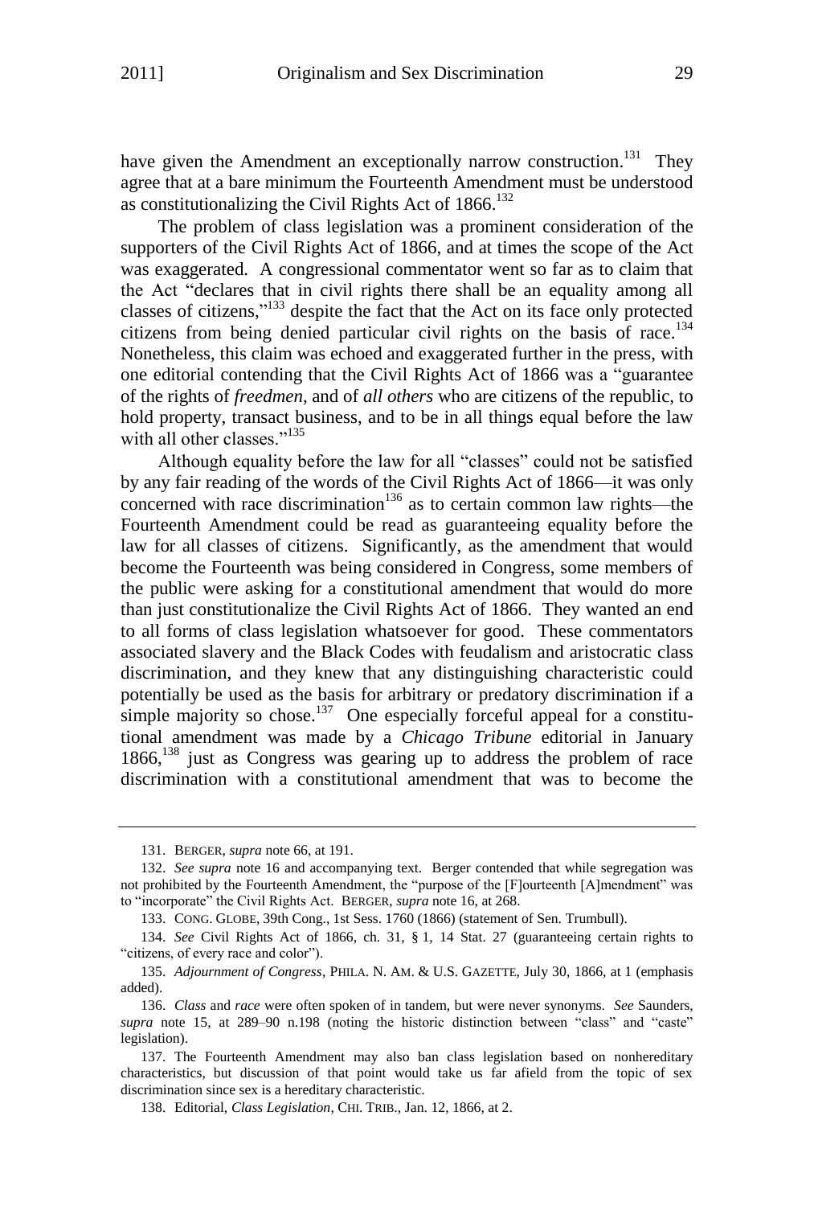have given the Amendment an exceptionally narrow construction.[131] They agree that at a bare minimum the Fourteenth Amendment must be understood as constitutionalizing the Civil Rights Act of 1866.[132]

The problem of class legislation was a prominent consideration of the supporters of the Civil Rights Act of 1866, and at times the scope of the Act was exaggerated. A congressional commentator went so far as to claim that the Act "declares that in civil rights there shall be an equality among all classes of citizens,"[133] despite the fact that the Act on its face only protected citizens from being denied particular civil rights on the basis of race.[134] Nonetheless, this claim was echoed and exaggerated further in the press, with one editorial contending that the Civil Rights Act of 1866 was a "guarantee of the rights of *freedmen*, and of *all others* who are citizens of the republic, to hold property, transact business, and to be in all things equal before the law with all other classes."[135]

Although equality before the law for all "classes" could not be satisfied by any fair reading of the words of the Civil Rights Act of 1866—it was only concerned with race discrimination[136] as to certain common law rights—the Fourteenth Amendment could be read as guaranteeing equality before the law for all classes of citizens. Significantly, as the amendment that would become the Fourteenth was being considered in Congress, some members of the public were asking for a constitutional amendment that would do more than just constitutionalize the Civil Rights Act of 1866. They wanted an end to all forms of class legislation whatsoever for good. These commentators associated slavery and the Black Codes with feudalism and aristocratic class discrimination, and they knew that any distinguishing characteristic could potentially be used as the basis for arbitrary or predatory discrimination if a simple majority so chose.[137] One especially forceful appeal for a constitutional amendment was made by a *Chicago Tribune* editorial in January 1866,[138] just as Congress was gearing up to address the problem of race discrimination with a constitutional amendment that was to become the

---

131. BERGER, *supra* note 66, at 191.

132. *See supra* note 16 and accompanying text. Berger contended that while segregation was not prohibited by the Fourteenth Amendment, the "purpose of the [F]ourteenth [A]mendment" was to "incorporate" the Civil Rights Act. BERGER, *supra* note 16, at 268.

133. CONG. GLOBE, 39th Cong., 1st Sess. 1760 (1866) (statement of Sen. Trumbull).

134. *See* Civil Rights Act of 1866, ch. 31, § 1, 14 Stat. 27 (guaranteeing certain rights to "citizens, of every race and color").

135. *Adjournment of Congress*, PHILA. N. AM. & U.S. GAZETTE, July 30, 1866, at 1 (emphasis added).

136. *Class* and *race* were often spoken of in tandem, but were never synonyms. *See* Saunders, *supra* note 15, at 289–90 n.198 (noting the historic distinction between "class" and "caste" legislation).

137. The Fourteenth Amendment may also ban class legislation based on nonhereditary characteristics, but discussion of that point would take us far afield from the topic of sex discrimination since sex is a hereditary characteristic.

138. Editorial, *Class Legislation*, CHI. TRIB., Jan. 12, 1866, at 2.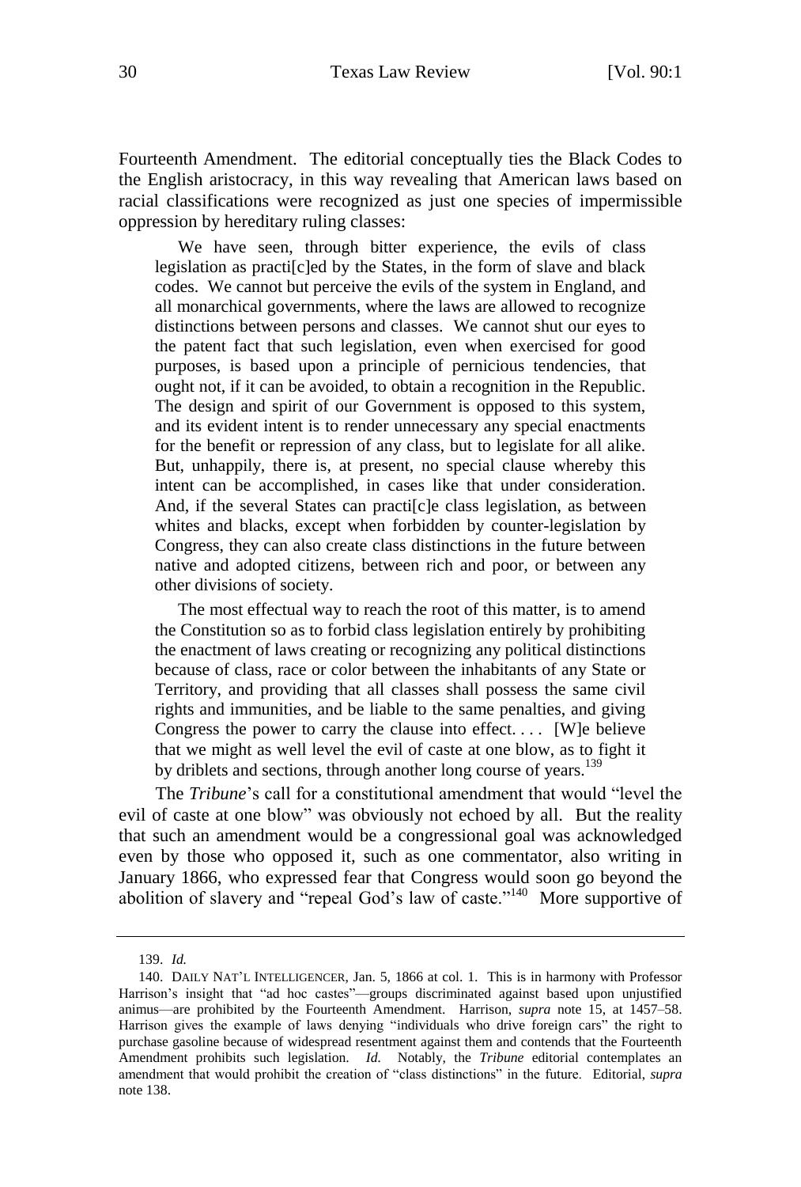Fourteenth Amendment. The editorial conceptually ties the Black Codes to the English aristocracy, in this way revealing that American laws based on racial classifications were recognized as just one species of impermissible oppression by hereditary ruling classes:

> We have seen, through bitter experience, the evils of class legislation as practi[c]ed by the States, in the form of slave and black codes. We cannot but perceive the evils of the system in England, and all monarchical governments, where the laws are allowed to recognize distinctions between persons and classes. We cannot shut our eyes to the patent fact that such legislation, even when exercised for good purposes, is based upon a principle of pernicious tendencies, that ought not, if it can be avoided, to obtain a recognition in the Republic. The design and spirit of our Government is opposed to this system, and its evident intent is to render unnecessary any special enactments for the benefit or repression of any class, but to legislate for all alike. But, unhappily, there is, at present, no special clause whereby this intent can be accomplished, in cases like that under consideration. And, if the several States can practi[c]e class legislation, as between whites and blacks, except when forbidden by counter-legislation by Congress, they can also create class distinctions in the future between native and adopted citizens, between rich and poor, or between any other divisions of society.
>
> The most effectual way to reach the root of this matter, is to amend the Constitution so as to forbid class legislation entirely by prohibiting the enactment of laws creating or recognizing any political distinctions because of class, race or color between the inhabitants of any State or Territory, and providing that all classes shall possess the same civil rights and immunities, and be liable to the same penalties, and giving Congress the power to carry the clause into effect. . . . [W]e believe that we might as well level the evil of caste at one blow, as to fight it by driblets and sections, through another long course of years.[139]

The *Tribune*'s call for a constitutional amendment that would "level the evil of caste at one blow" was obviously not echoed by all. But the reality that such an amendment would be a congressional goal was acknowledged even by those who opposed it, such as one commentator, also writing in January 1866, who expressed fear that Congress would soon go beyond the abolition of slavery and "repeal God's law of caste."[140] More supportive of

---

139. *Id.*

140. DAILY NAT'L INTELLIGENCER, Jan. 5, 1866 at col. 1. This is in harmony with Professor Harrison's insight that "ad hoc castes"—groups discriminated against based upon unjustified animus—are prohibited by the Fourteenth Amendment. Harrison, *supra* note 15, at 1457–58. Harrison gives the example of laws denying "individuals who drive foreign cars" the right to purchase gasoline because of widespread resentment against them and contends that the Fourteenth Amendment prohibits such legislation. *Id.* Notably, the *Tribune* editorial contemplates an amendment that would prohibit the creation of "class distinctions" in the future. Editorial, *supra* note 138.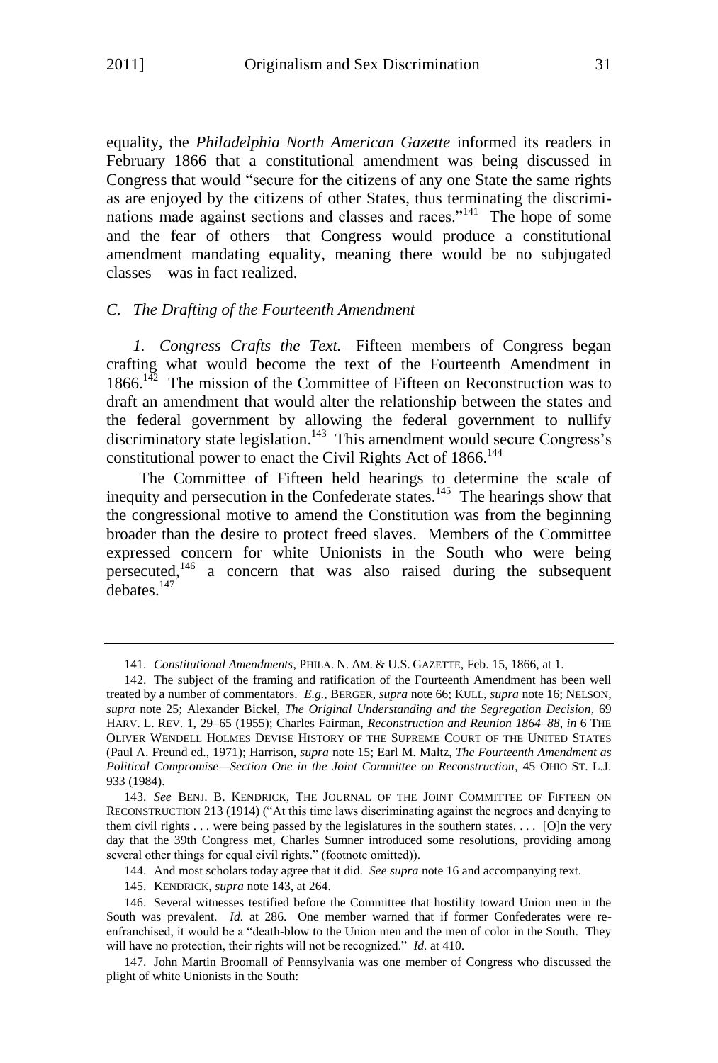equality, the *Philadelphia North American Gazette* informed its readers in February 1866 that a constitutional amendment was being discussed in Congress that would "secure for the citizens of any one State the same rights as are enjoyed by the citizens of other States, thus terminating the discriminations made against sections and classes and races."[141] The hope of some and the fear of others—that Congress would produce a constitutional amendment mandating equality, meaning there would be no subjugated classes—was in fact realized.

### C. *The Drafting of the Fourteenth Amendment*

*1. Congress Crafts the Text.*—Fifteen members of Congress began crafting what would become the text of the Fourteenth Amendment in 1866.[142] The mission of the Committee of Fifteen on Reconstruction was to draft an amendment that would alter the relationship between the states and the federal government by allowing the federal government to nullify discriminatory state legislation.[143] This amendment would secure Congress's constitutional power to enact the Civil Rights Act of 1866.[144]

The Committee of Fifteen held hearings to determine the scale of inequity and persecution in the Confederate states.[145] The hearings show that the congressional motive to amend the Constitution was from the beginning broader than the desire to protect freed slaves. Members of the Committee expressed concern for white Unionists in the South who were being persecuted,[146] a concern that was also raised during the subsequent debates.[147]

---

141. *Constitutional Amendments*, PHILA. N. AM. & U.S. GAZETTE, Feb. 15, 1866, at 1.

142. The subject of the framing and ratification of the Fourteenth Amendment has been well treated by a number of commentators. *E.g.*, BERGER, *supra* note 66; KULL, *supra* note 16; NELSON, *supra* note 25; Alexander Bickel, *The Original Understanding and the Segregation Decision*, 69 HARV. L. REV. 1, 29–65 (1955); Charles Fairman, *Reconstruction and Reunion 1864–88*, *in* 6 THE OLIVER WENDELL HOLMES DEVISE HISTORY OF THE SUPREME COURT OF THE UNITED STATES (Paul A. Freund ed., 1971); Harrison, *supra* note 15; Earl M. Maltz, *The Fourteenth Amendment as Political Compromise—Section One in the Joint Committee on Reconstruction*, 45 OHIO ST. L.J. 933 (1984).

143. *See* BENJ. B. KENDRICK, THE JOURNAL OF THE JOINT COMMITTEE OF FIFTEEN ON RECONSTRUCTION 213 (1914) ("At this time laws discriminating against the negroes and denying to them civil rights . . . were being passed by the legislatures in the southern states. . . . [O]n the very day that the 39th Congress met, Charles Sumner introduced some resolutions, providing among several other things for equal civil rights." (footnote omitted)).

144. And most scholars today agree that it did. *See supra* note 16 and accompanying text.

145. KENDRICK, *supra* note 143, at 264.

146. Several witnesses testified before the Committee that hostility toward Union men in the South was prevalent. *Id.* at 286. One member warned that if former Confederates were re-enfranchised, it would be a "death-blow to the Union men and the men of color in the South. They will have no protection, their rights will not be recognized." *Id.* at 410.

147. John Martin Broomall of Pennsylvania was one member of Congress who discussed the plight of white Unionists in the South: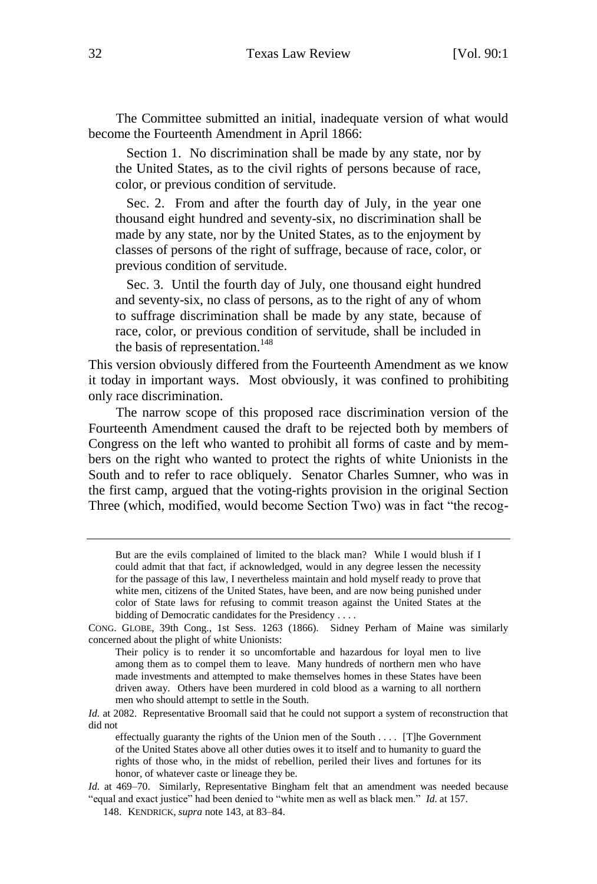The Committee submitted an initial, inadequate version of what would become the Fourteenth Amendment in April 1866:

> Section 1. No discrimination shall be made by any state, nor by the United States, as to the civil rights of persons because of race, color, or previous condition of servitude.
>
> Sec. 2. From and after the fourth day of July, in the year one thousand eight hundred and seventy-six, no discrimination shall be made by any state, nor by the United States, as to the enjoyment by classes of persons of the right of suffrage, because of race, color, or previous condition of servitude.
>
> Sec. 3. Until the fourth day of July, one thousand eight hundred and seventy-six, no class of persons, as to the right of any of whom to suffrage discrimination shall be made by any state, because of race, color, or previous condition of servitude, shall be included in the basis of representation.[148]

This version obviously differed from the Fourteenth Amendment as we know it today in important ways. Most obviously, it was confined to prohibiting only race discrimination.

The narrow scope of this proposed race discrimination version of the Fourteenth Amendment caused the draft to be rejected both by members of Congress on the left who wanted to prohibit all forms of caste and by members on the right who wanted to protect the rights of white Unionists in the South and to refer to race obliquely. Senator Charles Sumner, who was in the first camp, argued that the voting-rights provision in the original Section Three (which, modified, would become Section Two) was in fact "the recog-

---

> But are the evils complained of limited to the black man? While I would blush if I could admit that that fact, if acknowledged, would in any degree lessen the necessity for the passage of this law, I nevertheless maintain and hold myself ready to prove that white men, citizens of the United States, have been, and are now being punished under color of State laws for refusing to commit treason against the United States at the bidding of Democratic candidates for the Presidency . . . .

CONG. GLOBE, 39th Cong., 1st Sess. 1263 (1866). Sidney Perham of Maine was similarly concerned about the plight of white Unionists:

> Their policy is to render it so uncomfortable and hazardous for loyal men to live among them as to compel them to leave. Many hundreds of northern men who have made investments and attempted to make themselves homes in these States have been driven away. Others have been murdered in cold blood as a warning to all northern men who should attempt to settle in the South.

*Id.* at 2082. Representative Broomall said that he could not support a system of reconstruction that did not

> effectually guaranty the rights of the Union men of the South . . . . [T]he Government of the United States above all other duties owes it to itself and to humanity to guard the rights of those who, in the midst of rebellion, periled their lives and fortunes for its honor, of whatever caste or lineage they be.

*Id.* at 469–70. Similarly, Representative Bingham felt that an amendment was needed because "equal and exact justice" had been denied to "white men as well as black men." *Id.* at 157.

148. KENDRICK, *supra* note 143, at 83–84.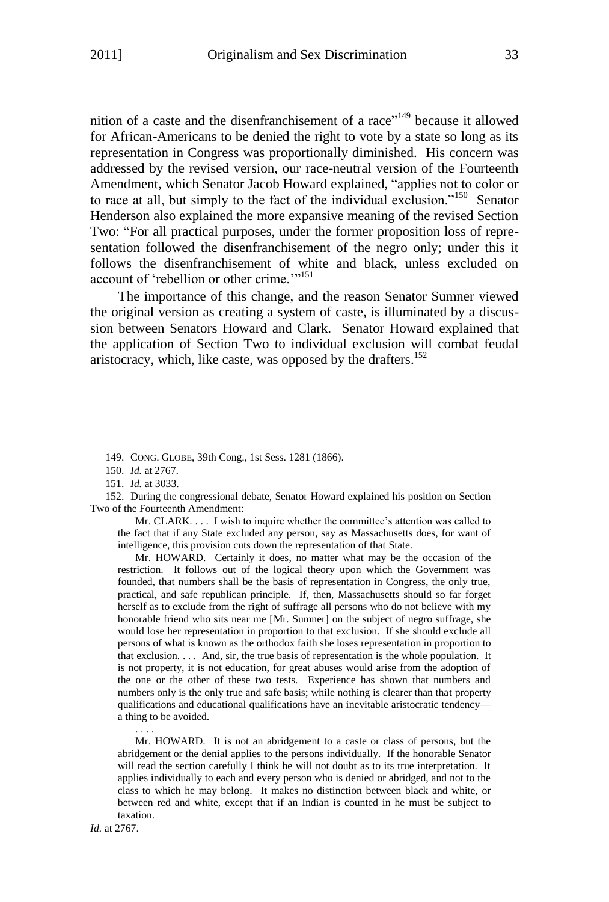nition of a caste and the disenfranchisement of a race"[149] because it allowed for African-Americans to be denied the right to vote by a state so long as its representation in Congress was proportionally diminished. His concern was addressed by the revised version, our race-neutral version of the Fourteenth Amendment, which Senator Jacob Howard explained, "applies not to color or to race at all, but simply to the fact of the individual exclusion."[150] Senator Henderson also explained the more expansive meaning of the revised Section Two: "For all practical purposes, under the former proposition loss of representation followed the disenfranchisement of the negro only; under this it follows the disenfranchisement of white and black, unless excluded on account of 'rebellion or other crime.'"[151]

The importance of this change, and the reason Senator Sumner viewed the original version as creating a system of caste, is illuminated by a discussion between Senators Howard and Clark. Senator Howard explained that the application of Section Two to individual exclusion will combat feudal aristocracy, which, like caste, was opposed by the drafters.[152]

---

149. CONG. GLOBE, 39th Cong., 1st Sess. 1281 (1866).

150. *Id.* at 2767.

151. *Id.* at 3033.

152. During the congressional debate, Senator Howard explained his position on Section Two of the Fourteenth Amendment:

> Mr. CLARK. . . . I wish to inquire whether the committee's attention was called to the fact that if any State excluded any person, say as Massachusetts does, for want of intelligence, this provision cuts down the representation of that State.
>
> Mr. HOWARD. Certainly it does, no matter what may be the occasion of the restriction. It follows out of the logical theory upon which the Government was founded, that numbers shall be the basis of representation in Congress, the only true, practical, and safe republican principle. If, then, Massachusetts should so far forget herself as to exclude from the right of suffrage all persons who do not believe with my honorable friend who sits near me [Mr. Sumner] on the subject of negro suffrage, she would lose her representation in proportion to that exclusion. If she should exclude all persons of what is known as the orthodox faith she loses representation in proportion to that exclusion. . . . And, sir, the true basis of representation is the whole population. It is not property, it is not education, for great abuses would arise from the adoption of the one or the other of these two tests. Experience has shown that numbers and numbers only is the only true and safe basis; while nothing is clearer than that property qualifications and educational qualifications have an inevitable aristocratic tendency—a thing to be avoided.
>
> . . . .
>
> Mr. HOWARD. It is not an abridgement to a caste or class of persons, but the abridgement or the denial applies to the persons individually. If the honorable Senator will read the section carefully I think he will not doubt as to its true interpretation. It applies individually to each and every person who is denied or abridged, and not to the class to which he may belong. It makes no distinction between black and white, or between red and white, except that if an Indian is counted in he must be subject to taxation.

*Id.* at 2767.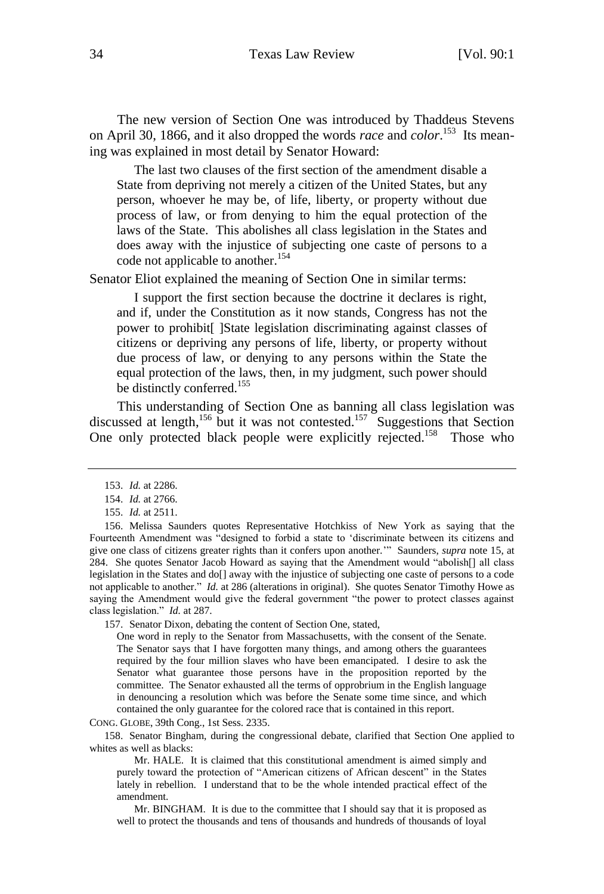The new version of Section One was introduced by Thaddeus Stevens on April 30, 1866, and it also dropped the words *race* and *color*.[153] Its meaning was explained in most detail by Senator Howard:

> The last two clauses of the first section of the amendment disable a State from depriving not merely a citizen of the United States, but any person, whoever he may be, of life, liberty, or property without due process of law, or from denying to him the equal protection of the laws of the State. This abolishes all class legislation in the States and does away with the injustice of subjecting one caste of persons to a code not applicable to another.[154]

Senator Eliot explained the meaning of Section One in similar terms:

> I support the first section because the doctrine it declares is right, and if, under the Constitution as it now stands, Congress has not the power to prohibit[ ]State legislation discriminating against classes of citizens or depriving any persons of life, liberty, or property without due process of law, or denying to any persons within the State the equal protection of the laws, then, in my judgment, such power should be distinctly conferred.[155]

This understanding of Section One as banning all class legislation was discussed at length,[156] but it was not contested.[157] Suggestions that Section One only protected black people were explicitly rejected.[158] Those who

---

153. *Id.* at 2286.

154. *Id.* at 2766.

155. *Id.* at 2511.

156. Melissa Saunders quotes Representative Hotchkiss of New York as saying that the Fourteenth Amendment was "designed to forbid a state to 'discriminate between its citizens and give one class of citizens greater rights than it confers upon another.'" Saunders, *supra* note 15, at 284. She quotes Senator Jacob Howard as saying that the Amendment would "abolish[] all class legislation in the States and do[] away with the injustice of subjecting one caste of persons to a code not applicable to another." *Id.* at 286 (alterations in original). She quotes Senator Timothy Howe as saying the Amendment would give the federal government "the power to protect classes against class legislation." *Id.* at 287.

157. Senator Dixon, debating the content of Section One, stated,

> One word in reply to the Senator from Massachusetts, with the consent of the Senate. The Senator says that I have forgotten many things, and among others the guarantees required by the four million slaves who have been emancipated. I desire to ask the Senator what guarantee those persons have in the proposition reported by the committee. The Senator exhausted all the terms of opprobrium in the English language in denouncing a resolution which was before the Senate some time since, and which contained the only guarantee for the colored race that is contained in this report.

CONG. GLOBE, 39th Cong., 1st Sess. 2335.

158. Senator Bingham, during the congressional debate, clarified that Section One applied to whites as well as blacks:

> Mr. HALE. It is claimed that this constitutional amendment is aimed simply and purely toward the protection of "American citizens of African descent" in the States lately in rebellion. I understand that to be the whole intended practical effect of the amendment.
>
> Mr. BINGHAM. It is due to the committee that I should say that it is proposed as well to protect the thousands and tens of thousands and hundreds of thousands of loyal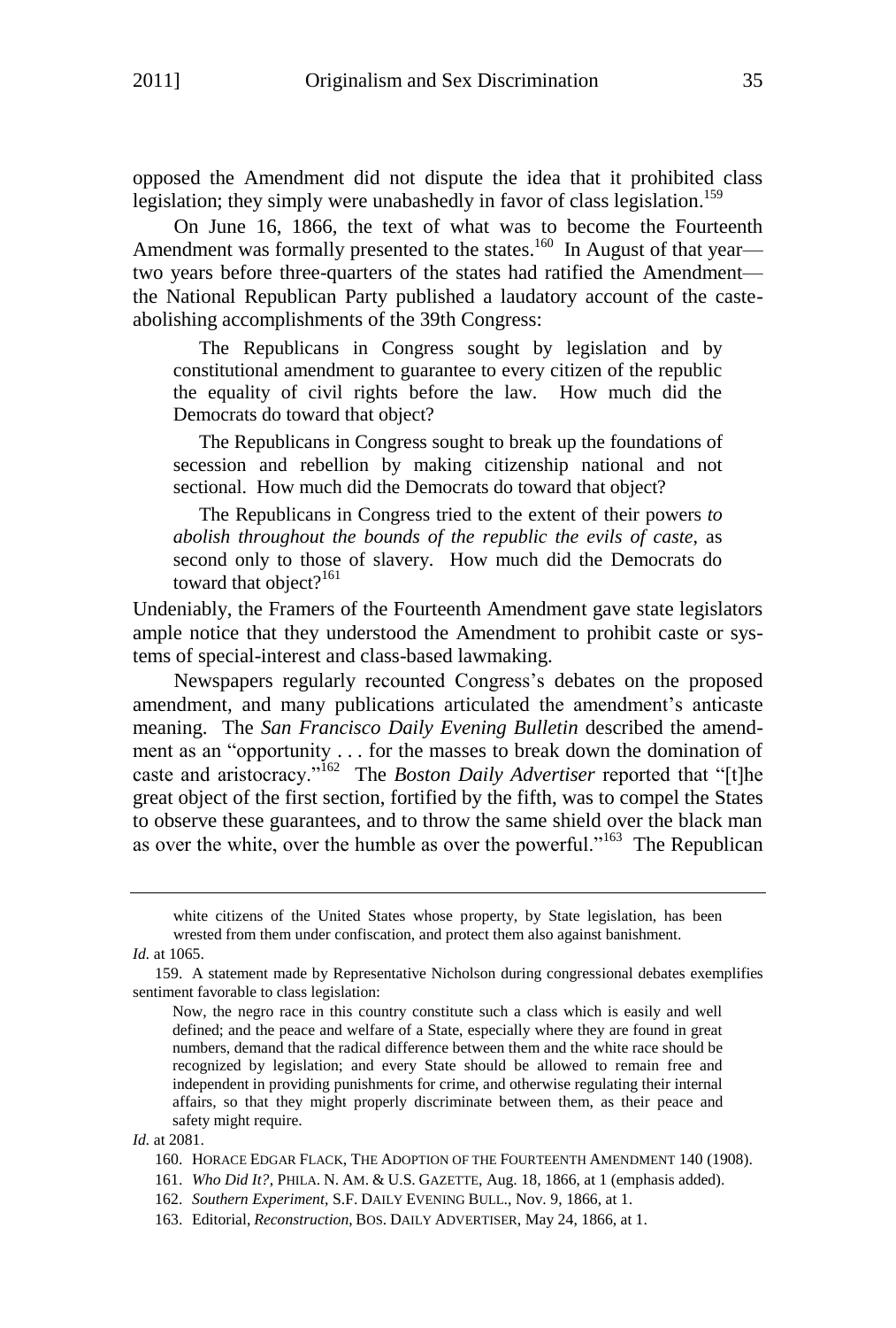opposed the Amendment did not dispute the idea that it prohibited class legislation; they simply were unabashedly in favor of class legislation.[159]

On June 16, 1866, the text of what was to become the Fourteenth Amendment was formally presented to the states.[160] In August of that year—two years before three-quarters of the states had ratified the Amendment—the National Republican Party published a laudatory account of the caste-abolishing accomplishments of the 39th Congress:

> The Republicans in Congress sought by legislation and by constitutional amendment to guarantee to every citizen of the republic the equality of civil rights before the law. How much did the Democrats do toward that object?
>
> The Republicans in Congress sought to break up the foundations of secession and rebellion by making citizenship national and not sectional. How much did the Democrats do toward that object?
>
> The Republicans in Congress tried to the extent of their powers *to abolish throughout the bounds of the republic the evils of caste*, as second only to those of slavery. How much did the Democrats do toward that object?[161]

Undeniably, the Framers of the Fourteenth Amendment gave state legislators ample notice that they understood the Amendment to prohibit caste or systems of special-interest and class-based lawmaking.

Newspapers regularly recounted Congress's debates on the proposed amendment, and many publications articulated the amendment's anticaste meaning. The *San Francisco Daily Evening Bulletin* described the amendment as an "opportunity . . . for the masses to break down the domination of caste and aristocracy."[162] The *Boston Daily Advertiser* reported that "[t]he great object of the first section, fortified by the fifth, was to compel the States to observe these guarantees, and to throw the same shield over the black man as over the white, over the humble as over the powerful."[163] The Republican

---

> white citizens of the United States whose property, by State legislation, has been wrested from them under confiscation, and protect them also against banishment.

*Id.* at 1065.

159. A statement made by Representative Nicholson during congressional debates exemplifies sentiment favorable to class legislation:

> Now, the negro race in this country constitute such a class which is easily and well defined; and the peace and welfare of a State, especially where they are found in great numbers, demand that the radical difference between them and the white race should be recognized by legislation; and every State should be allowed to remain free and independent in providing punishments for crime, and otherwise regulating their internal affairs, so that they might properly discriminate between them, as their peace and safety might require.

*Id.* at 2081.

160. HORACE EDGAR FLACK, THE ADOPTION OF THE FOURTEENTH AMENDMENT 140 (1908).

161. *Who Did It?*, PHILA. N. AM. & U.S. GAZETTE, Aug. 18, 1866, at 1 (emphasis added).

162. *Southern Experiment*, S.F. DAILY EVENING BULL., Nov. 9, 1866, at 1.

163. Editorial, *Reconstruction*, BOS. DAILY ADVERTISER, May 24, 1866, at 1.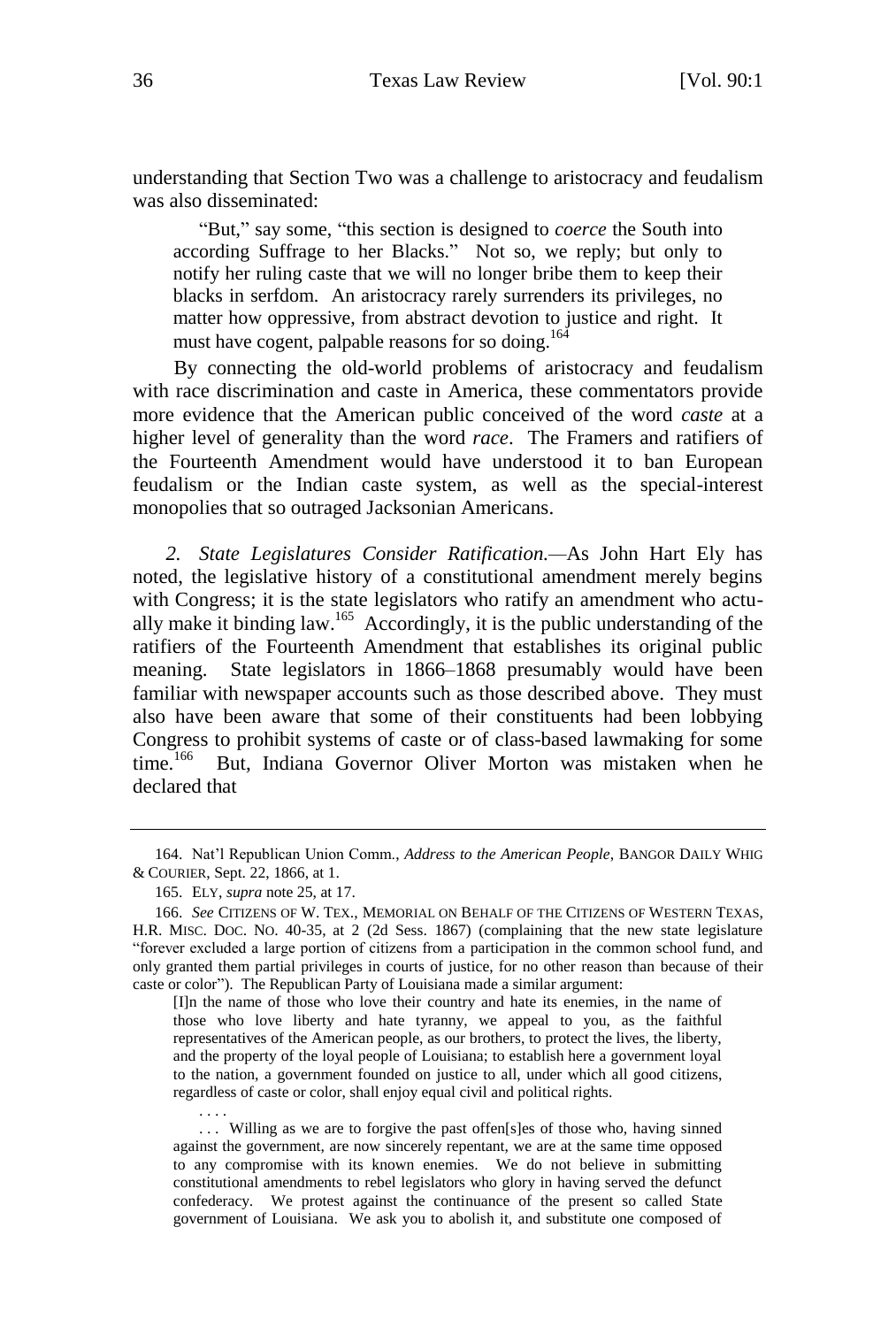understanding that Section Two was a challenge to aristocracy and feudalism was also disseminated:

> "But," say some, "this section is designed to *coerce* the South into according Suffrage to her Blacks." Not so, we reply; but only to notify her ruling caste that we will no longer bribe them to keep their blacks in serfdom. An aristocracy rarely surrenders its privileges, no matter how oppressive, from abstract devotion to justice and right. It must have cogent, palpable reasons for so doing.[164]

By connecting the old-world problems of aristocracy and feudalism with race discrimination and caste in America, these commentators provide more evidence that the American public conceived of the word *caste* at a higher level of generality than the word *race*. The Framers and ratifiers of the Fourteenth Amendment would have understood it to ban European feudalism or the Indian caste system, as well as the special-interest monopolies that so outraged Jacksonian Americans.

*2. State Legislatures Consider Ratification.*—As John Hart Ely has noted, the legislative history of a constitutional amendment merely begins with Congress; it is the state legislators who ratify an amendment who actually make it binding law.[165] Accordingly, it is the public understanding of the ratifiers of the Fourteenth Amendment that establishes its original public meaning. State legislators in 1866–1868 presumably would have been familiar with newspaper accounts such as those described above. They must also have been aware that some of their constituents had been lobbying Congress to prohibit systems of caste or of class-based lawmaking for some time.[166] But, Indiana Governor Oliver Morton was mistaken when he declared that

---

164. Nat'l Republican Union Comm., *Address to the American People*, BANGOR DAILY WHIG & COURIER, Sept. 22, 1866, at 1.

165. ELY, *supra* note 25, at 17.

166. *See* CITIZENS OF W. TEX., MEMORIAL ON BEHALF OF THE CITIZENS OF WESTERN TEXAS, H.R. MISC. DOC. NO. 40-35, at 2 (2d Sess. 1867) (complaining that the new state legislature "forever excluded a large portion of citizens from a participation in the common school fund, and only granted them partial privileges in courts of justice, for no other reason than because of their caste or color"). The Republican Party of Louisiana made a similar argument:

> [I]n the name of those who love their country and hate its enemies, in the name of those who love liberty and hate tyranny, we appeal to you, as the faithful representatives of the American people, as our brothers, to protect the lives, the liberty, and the property of the loyal people of Louisiana; to establish here a government loyal to the nation, a government founded on justice to all, under which all good citizens, regardless of caste or color, shall enjoy equal civil and political rights.
>
> . . . .
>
> . . . Willing as we are to forgive the past offen[s]es of those who, having sinned against the government, are now sincerely repentant, we are at the same time opposed to any compromise with its known enemies. We do not believe in submitting constitutional amendments to rebel legislators who glory in having served the defunct confederacy. We protest against the continuance of the present so called State government of Louisiana. We ask you to abolish it, and substitute one composed of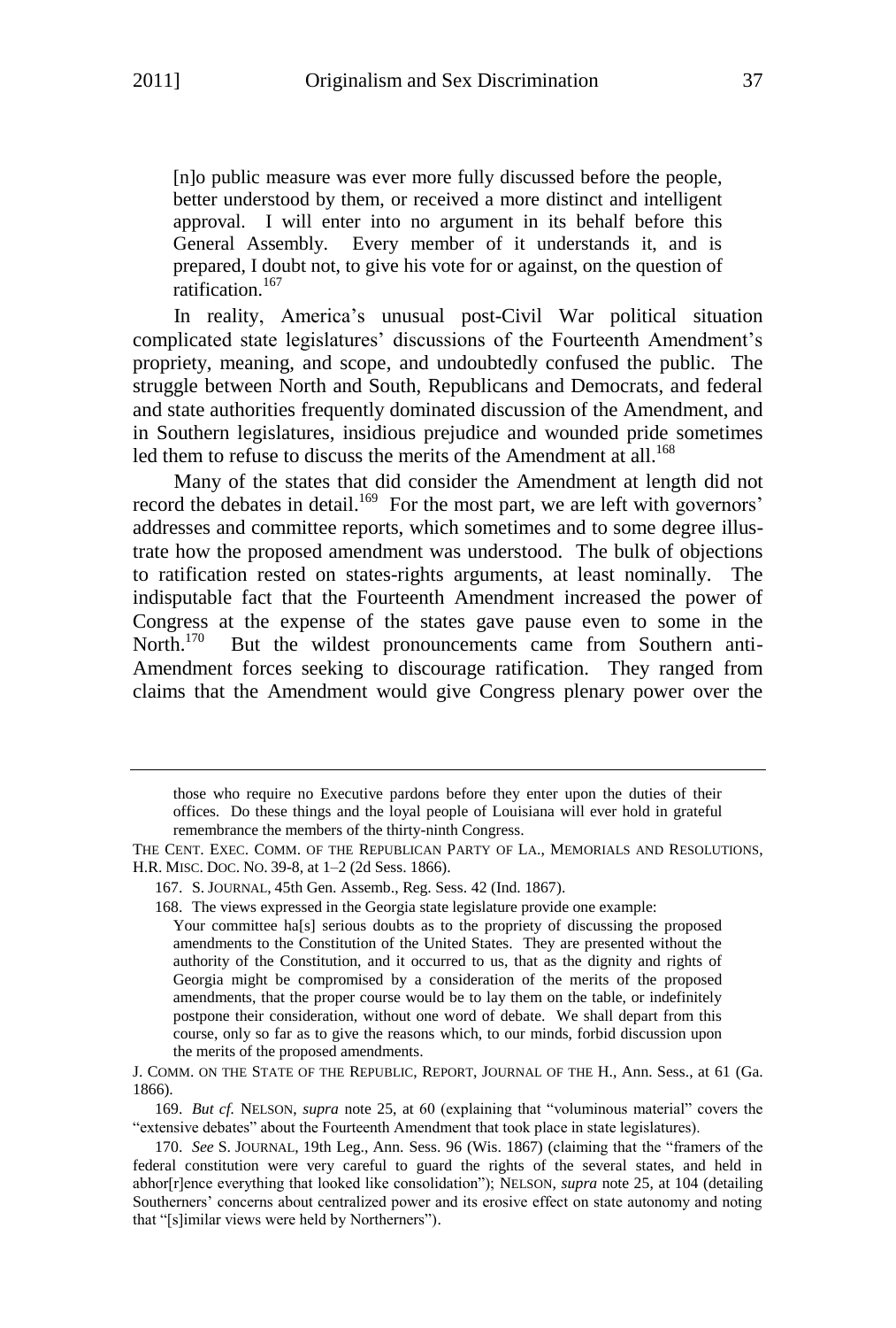> [n]o public measure was ever more fully discussed before the people, better understood by them, or received a more distinct and intelligent approval. I will enter into no argument in its behalf before this General Assembly. Every member of it understands it, and is prepared, I doubt not, to give his vote for or against, on the question of ratification.[167]

In reality, America's unusual post-Civil War political situation complicated state legislatures' discussions of the Fourteenth Amendment's propriety, meaning, and scope, and undoubtedly confused the public. The struggle between North and South, Republicans and Democrats, and federal and state authorities frequently dominated discussion of the Amendment, and in Southern legislatures, insidious prejudice and wounded pride sometimes led them to refuse to discuss the merits of the Amendment at all.[168]

Many of the states that did consider the Amendment at length did not record the debates in detail.[169] For the most part, we are left with governors' addresses and committee reports, which sometimes and to some degree illustrate how the proposed amendment was understood. The bulk of objections to ratification rested on states-rights arguments, at least nominally. The indisputable fact that the Fourteenth Amendment increased the power of Congress at the expense of the states gave pause even to some in the North.[170] But the wildest pronouncements came from Southern anti-Amendment forces seeking to discourage ratification. They ranged from claims that the Amendment would give Congress plenary power over the

---

> those who require no Executive pardons before they enter upon the duties of their offices. Do these things and the loyal people of Louisiana will ever hold in grateful remembrance the members of the thirty-ninth Congress.

THE CENT. EXEC. COMM. OF THE REPUBLICAN PARTY OF LA., MEMORIALS AND RESOLUTIONS, H.R. MISC. DOC. NO. 39-8, at 1–2 (2d Sess. 1866).

167. S. JOURNAL, 45th Gen. Assemb., Reg. Sess. 42 (Ind. 1867).

168. The views expressed in the Georgia state legislature provide one example:

> Your committee ha[s] serious doubts as to the propriety of discussing the proposed amendments to the Constitution of the United States. They are presented without the authority of the Constitution, and it occurred to us, that as the dignity and rights of Georgia might be compromised by a consideration of the merits of the proposed amendments, that the proper course would be to lay them on the table, or indefinitely postpone their consideration, without one word of debate. We shall depart from this course, only so far as to give the reasons which, to our minds, forbid discussion upon the merits of the proposed amendments.

J. COMM. ON THE STATE OF THE REPUBLIC, REPORT, JOURNAL OF THE H., Ann. Sess., at 61 (Ga. 1866).

169. *But cf.* NELSON, *supra* note 25, at 60 (explaining that "voluminous material" covers the "extensive debates" about the Fourteenth Amendment that took place in state legislatures).

170. *See* S. JOURNAL, 19th Leg., Ann. Sess. 96 (Wis. 1867) (claiming that the "framers of the federal constitution were very careful to guard the rights of the several states, and held in abhor[r]ence everything that looked like consolidation"); NELSON, *supra* note 25, at 104 (detailing Southerners' concerns about centralized power and its erosive effect on state autonomy and noting that "[s]imilar views were held by Northerners").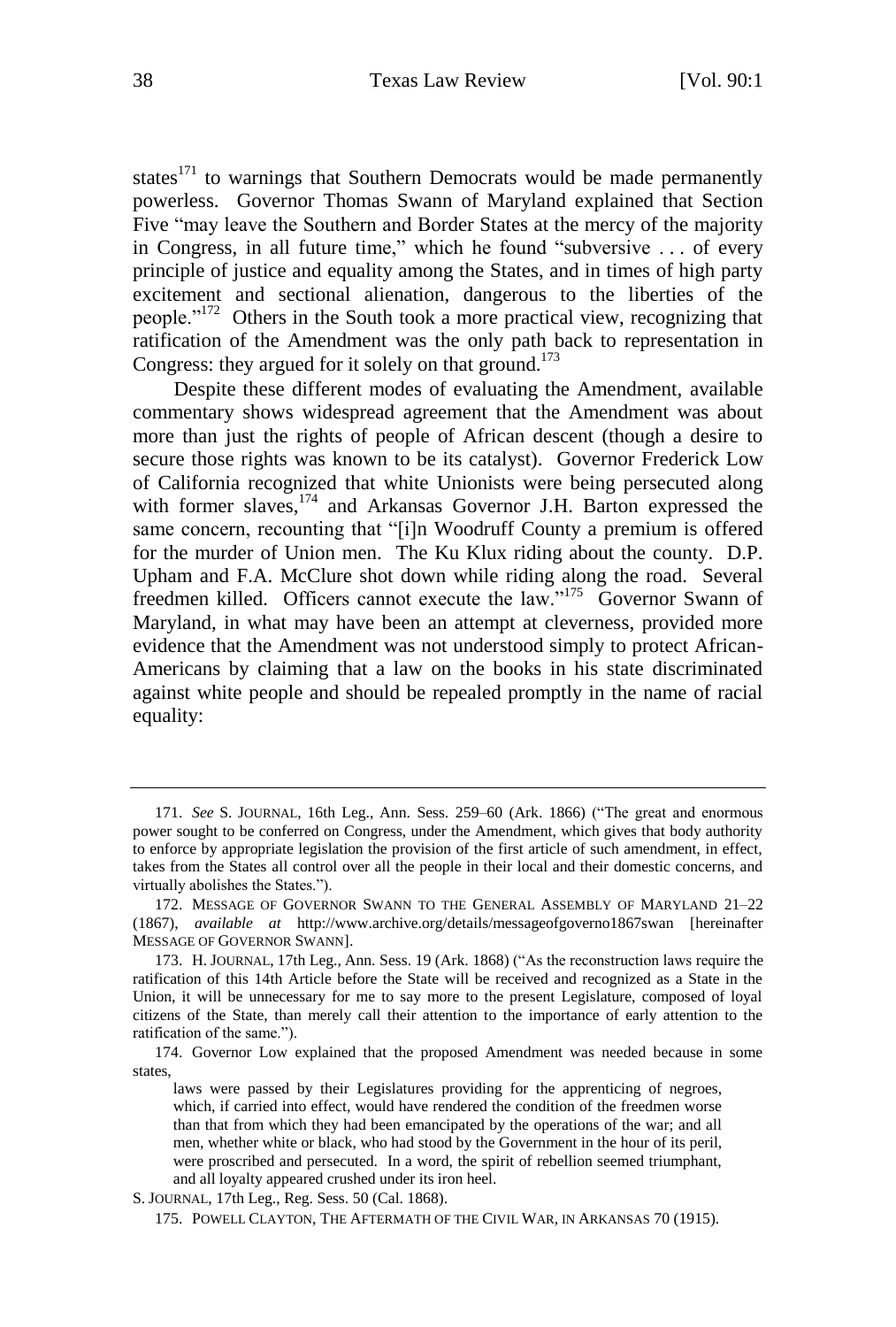states[171] to warnings that Southern Democrats would be made permanently powerless. Governor Thomas Swann of Maryland explained that Section Five "may leave the Southern and Border States at the mercy of the majority in Congress, in all future time," which he found "subversive . . . of every principle of justice and equality among the States, and in times of high party excitement and sectional alienation, dangerous to the liberties of the people."[172] Others in the South took a more practical view, recognizing that ratification of the Amendment was the only path back to representation in Congress: they argued for it solely on that ground.[173]

Despite these different modes of evaluating the Amendment, available commentary shows widespread agreement that the Amendment was about more than just the rights of people of African descent (though a desire to secure those rights was known to be its catalyst). Governor Frederick Low of California recognized that white Unionists were being persecuted along with former slaves,[174] and Arkansas Governor J.H. Barton expressed the same concern, recounting that "[i]n Woodruff County a premium is offered for the murder of Union men. The Ku Klux riding about the county. D.P. Upham and F.A. McClure shot down while riding along the road. Several freedmen killed. Officers cannot execute the law."[175] Governor Swann of Maryland, in what may have been an attempt at cleverness, provided more evidence that the Amendment was not understood simply to protect African-Americans by claiming that a law on the books in his state discriminated against white people and should be repealed promptly in the name of racial equality:

---

171. *See* S. JOURNAL, 16th Leg., Ann. Sess. 259–60 (Ark. 1866) ("The great and enormous power sought to be conferred on Congress, under the Amendment, which gives that body authority to enforce by appropriate legislation the provision of the first article of such amendment, in effect, takes from the States all control over all the people in their local and their domestic concerns, and virtually abolishes the States.").

172. MESSAGE OF GOVERNOR SWANN TO THE GENERAL ASSEMBLY OF MARYLAND 21–22 (1867), *available at* http://www.archive.org/details/messageofgoverno1867swan [hereinafter MESSAGE OF GOVERNOR SWANN].

173. H. JOURNAL, 17th Leg., Ann. Sess. 19 (Ark. 1868) ("As the reconstruction laws require the ratification of this 14th Article before the State will be received and recognized as a State in the Union, it will be unnecessary for me to say more to the present Legislature, composed of loyal citizens of the State, than merely call their attention to the importance of early attention to the ratification of the same.").

174. Governor Low explained that the proposed Amendment was needed because in some states,

> laws were passed by their Legislatures providing for the apprenticing of negroes, which, if carried into effect, would have rendered the condition of the freedmen worse than that from which they had been emancipated by the operations of the war; and all men, whether white or black, who had stood by the Government in the hour of its peril, were proscribed and persecuted. In a word, the spirit of rebellion seemed triumphant, and all loyalty appeared crushed under its iron heel.

S. JOURNAL, 17th Leg., Reg. Sess. 50 (Cal. 1868).

175. POWELL CLAYTON, THE AFTERMATH OF THE CIVIL WAR, IN ARKANSAS 70 (1915).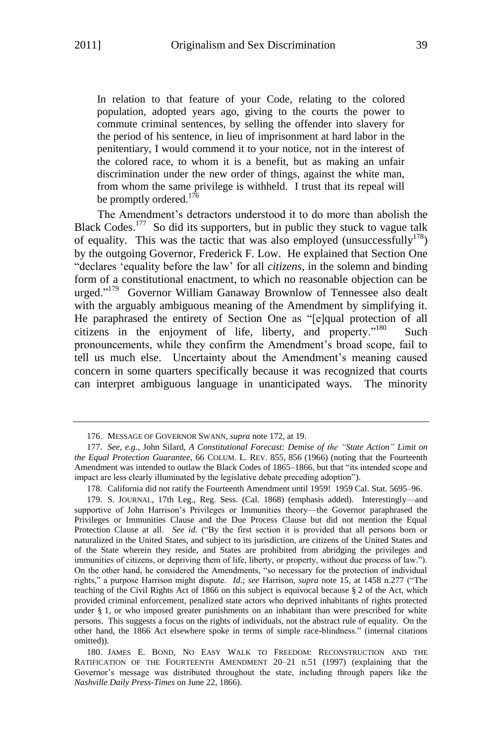> In relation to that feature of your Code, relating to the colored population, adopted years ago, giving to the courts the power to commute criminal sentences, by selling the offender into slavery for the period of his sentence, in lieu of imprisonment at hard labor in the penitentiary, I would commend it to your notice, not in the interest of the colored race, to whom it is a benefit, but as making an unfair discrimination under the new order of things, against the white man, from whom the same privilege is withheld. I trust that its repeal will be promptly ordered.[176]

The Amendment's detractors understood it to do more than abolish the Black Codes.[177] So did its supporters, but in public they stuck to vague talk of equality. This was the tactic that was also employed (unsuccessfully[178]) by the outgoing Governor, Frederick F. Low. He explained that Section One "declares 'equality before the law' for all *citizens*, in the solemn and binding form of a constitutional enactment, to which no reasonable objection can be urged."[179] Governor William Ganaway Brownlow of Tennessee also dealt with the arguably ambiguous meaning of the Amendment by simplifying it. He paraphrased the entirety of Section One as "[e]qual protection of all citizens in the enjoyment of life, liberty, and property."[180] Such pronouncements, while they confirm the Amendment's broad scope, fail to tell us much else. Uncertainty about the Amendment's meaning caused concern in some quarters specifically because it was recognized that courts can interpret ambiguous language in unanticipated ways. The minority

---

176. MESSAGE OF GOVERNOR SWANN, *supra* note 172, at 19.

177. *See, e.g.*, John Silard, *A Constitutional Forecast: Demise of the "State Action" Limit on the Equal Protection Guarantee*, 66 COLUM. L. REV. 855, 856 (1966) (noting that the Fourteenth Amendment was intended to outlaw the Black Codes of 1865–1866, but that "its intended scope and impact are less clearly illuminated by the legislative debate preceding adoption").

178. California did not ratify the Fourteenth Amendment until 1959! 1959 Cal. Stat. 5695–96.

179. S. JOURNAL, 17th Leg., Reg. Sess. (Cal. 1868) (emphasis added). Interestingly—and supportive of John Harrison's Privileges or Immunities theory—the Governor paraphrased the Privileges or Immunities Clause and the Due Process Clause but did not mention the Equal Protection Clause at all. *See id.* ("By the first section it is provided that all persons born or naturalized in the United States, and subject to its jurisdiction, are citizens of the United States and of the State wherein they reside, and States are prohibited from abridging the privileges and immunities of citizens, or depriving them of life, liberty, or property, without due process of law."). On the other hand, he considered the Amendments, "so necessary for the protection of individual rights," a purpose Harrison might dispute. *Id.*; *see* Harrison, *supra* note 15, at 1458 n.277 ("The teaching of the Civil Rights Act of 1866 on this subject is equivocal because § 2 of the Act, which provided criminal enforcement, penalized state actors who deprived inhabitants of rights protected under § 1, or who imposed greater punishments on an inhabitant than were prescribed for white persons. This suggests a focus on the rights of individuals, not the abstract rule of equality. On the other hand, the 1866 Act elsewhere spoke in terms of simple race-blindness." (internal citations omitted)).

180. JAMES E. BOND, NO EASY WALK TO FREEDOM: RECONSTRUCTION AND THE RATIFICATION OF THE FOURTEENTH AMENDMENT 20–21 n.51 (1997) (explaining that the Governor's message was distributed throughout the state, including through papers like the *Nashville Daily Press-Times* on June 22, 1866).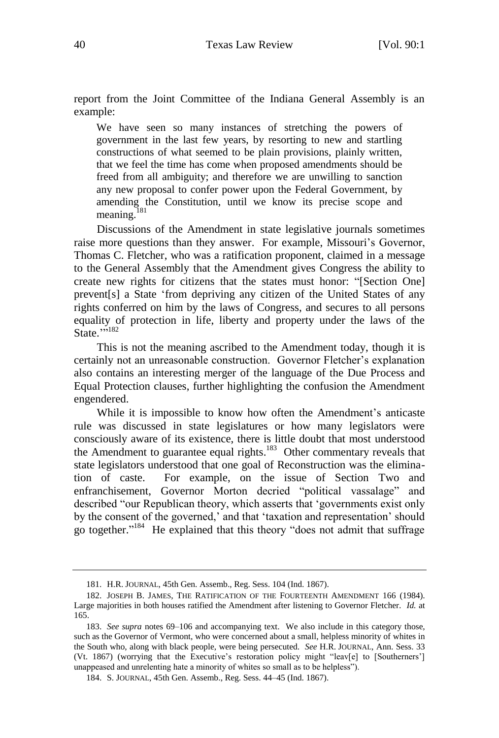report from the Joint Committee of the Indiana General Assembly is an example:

> We have seen so many instances of stretching the powers of government in the last few years, by resorting to new and startling constructions of what seemed to be plain provisions, plainly written, that we feel the time has come when proposed amendments should be freed from all ambiguity; and therefore we are unwilling to sanction any new proposal to confer power upon the Federal Government, by amending the Constitution, until we know its precise scope and meaning.[181]

Discussions of the Amendment in state legislative journals sometimes raise more questions than they answer. For example, Missouri's Governor, Thomas C. Fletcher, who was a ratification proponent, claimed in a message to the General Assembly that the Amendment gives Congress the ability to create new rights for citizens that the states must honor: "[Section One] prevent[s] a State 'from depriving any citizen of the United States of any rights conferred on him by the laws of Congress, and secures to all persons equality of protection in life, liberty and property under the laws of the State.'"[182]

This is not the meaning ascribed to the Amendment today, though it is certainly not an unreasonable construction. Governor Fletcher's explanation also contains an interesting merger of the language of the Due Process and Equal Protection clauses, further highlighting the confusion the Amendment engendered.

While it is impossible to know how often the Amendment's anticaste rule was discussed in state legislatures or how many legislators were consciously aware of its existence, there is little doubt that most understood the Amendment to guarantee equal rights.[183] Other commentary reveals that state legislators understood that one goal of Reconstruction was the elimination of caste. For example, on the issue of Section Two and enfranchisement, Governor Morton decried "political vassalage" and described "our Republican theory, which asserts that 'governments exist only by the consent of the governed,' and that 'taxation and representation' should go together."[184] He explained that this theory "does not admit that suffrage

---

181. H.R. JOURNAL, 45th Gen. Assemb., Reg. Sess. 104 (Ind. 1867).

182. JOSEPH B. JAMES, THE RATIFICATION OF THE FOURTEENTH AMENDMENT 166 (1984). Large majorities in both houses ratified the Amendment after listening to Governor Fletcher. *Id.* at 165.

183. *See supra* notes 69–106 and accompanying text. We also include in this category those, such as the Governor of Vermont, who were concerned about a small, helpless minority of whites in the South who, along with black people, were being persecuted. *See* H.R. JOURNAL, Ann. Sess. 33 (Vt. 1867) (worrying that the Executive's restoration policy might "leav[e] to [Southerners'] unappeased and unrelenting hate a minority of whites so small as to be helpless").

184. S. JOURNAL, 45th Gen. Assemb., Reg. Sess. 44–45 (Ind. 1867).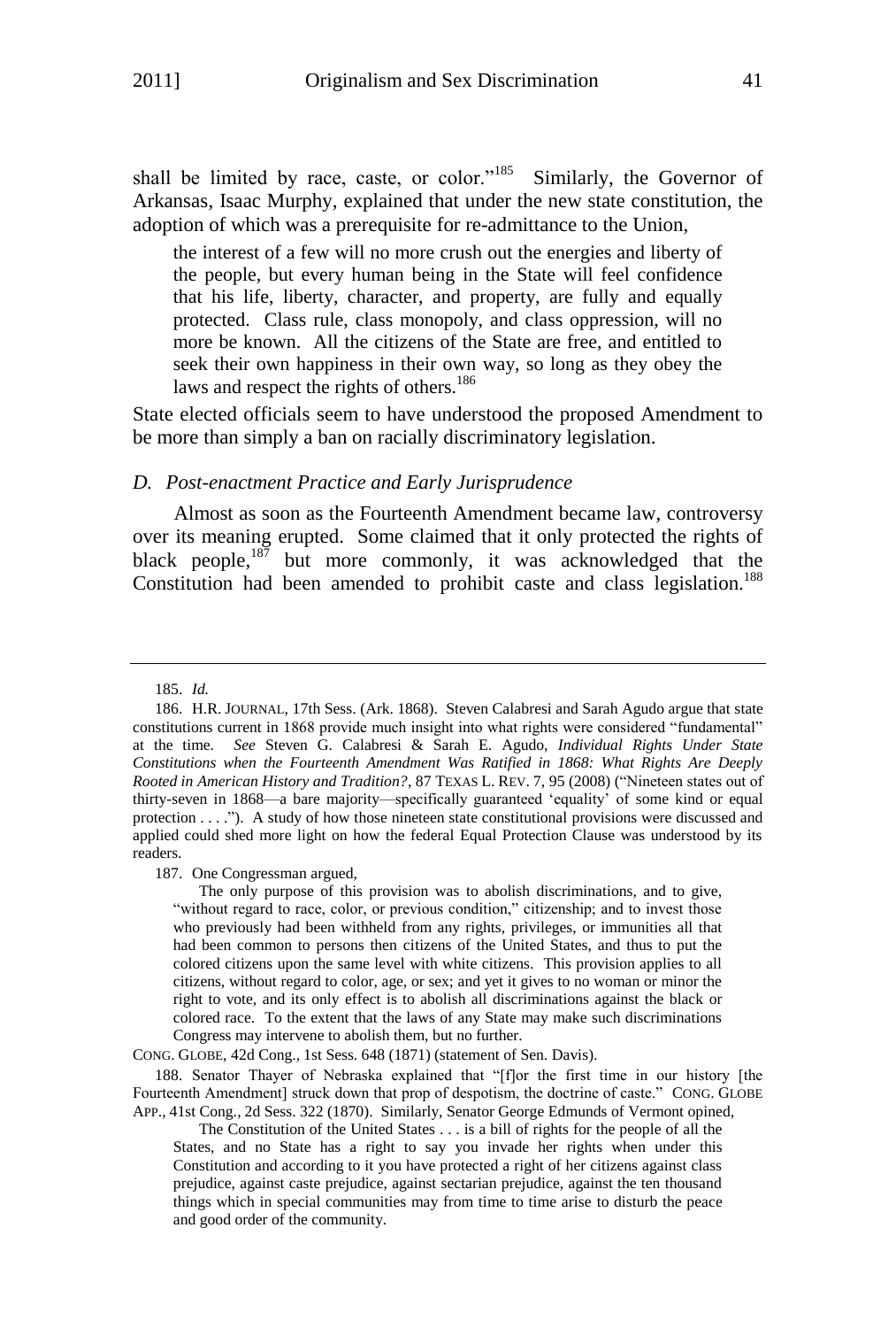shall be limited by race, caste, or color."[185] Similarly, the Governor of Arkansas, Isaac Murphy, explained that under the new state constitution, the adoption of which was a prerequisite for re-admittance to the Union,

> the interest of a few will no more crush out the energies and liberty of the people, but every human being in the State will feel confidence that his life, liberty, character, and property, are fully and equally protected. Class rule, class monopoly, and class oppression, will no more be known. All the citizens of the State are free, and entitled to seek their own happiness in their own way, so long as they obey the laws and respect the rights of others.[186]

State elected officials seem to have understood the proposed Amendment to be more than simply a ban on racially discriminatory legislation.

### *D. Post-enactment Practice and Early Jurisprudence*

Almost as soon as the Fourteenth Amendment became law, controversy over its meaning erupted. Some claimed that it only protected the rights of black people,[187] but more commonly, it was acknowledged that the Constitution had been amended to prohibit caste and class legislation.[188]

---

185. *Id.*

186. H.R. JOURNAL, 17th Sess. (Ark. 1868). Steven Calabresi and Sarah Agudo argue that state constitutions current in 1868 provide much insight into what rights were considered "fundamental" at the time. *See* Steven G. Calabresi & Sarah E. Agudo, *Individual Rights Under State Constitutions when the Fourteenth Amendment Was Ratified in 1868: What Rights Are Deeply Rooted in American History and Tradition?*, 87 TEXAS L. REV. 7, 95 (2008) ("Nineteen states out of thirty-seven in 1868—a bare majority—specifically guaranteed 'equality' of some kind or equal protection . . . ."). A study of how those nineteen state constitutional provisions were discussed and applied could shed more light on how the federal Equal Protection Clause was understood by its readers.

187. One Congressman argued,

> The only purpose of this provision was to abolish discriminations, and to give, "without regard to race, color, or previous condition," citizenship; and to invest those who previously had been withheld from any rights, privileges, or immunities all that had been common to persons then citizens of the United States, and thus to put the colored citizens upon the same level with white citizens. This provision applies to all citizens, without regard to color, age, or sex; and yet it gives to no woman or minor the right to vote, and its only effect is to abolish all discriminations against the black or colored race. To the extent that the laws of any State may make such discriminations Congress may intervene to abolish them, but no further.

CONG. GLOBE, 42d Cong., 1st Sess. 648 (1871) (statement of Sen. Davis).

188. Senator Thayer of Nebraska explained that "[f]or the first time in our history [the Fourteenth Amendment] struck down that prop of despotism, the doctrine of caste." CONG. GLOBE APP., 41st Cong., 2d Sess. 322 (1870). Similarly, Senator George Edmunds of Vermont opined,

> The Constitution of the United States . . . is a bill of rights for the people of all the States, and no State has a right to say you invade her rights when under this Constitution and according to it you have protected a right of her citizens against class prejudice, against caste prejudice, against sectarian prejudice, against the ten thousand things which in special communities may from time to time arise to disturb the peace and good order of the community.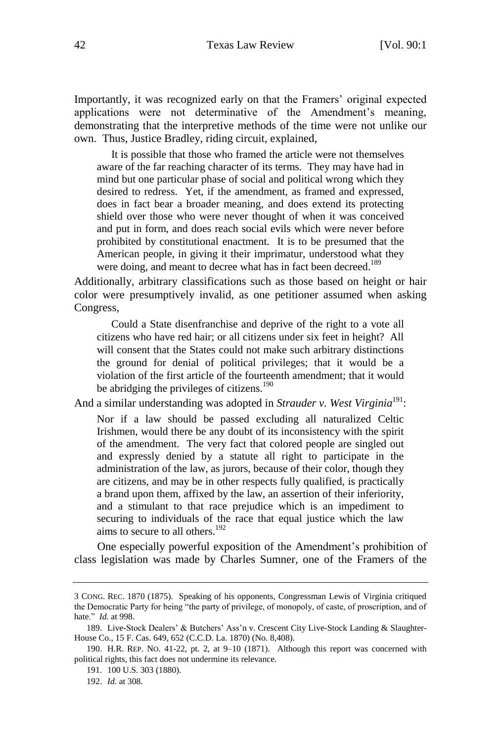Importantly, it was recognized early on that the Framers' original expected applications were not determinative of the Amendment's meaning, demonstrating that the interpretive methods of the time were not unlike our own. Thus, Justice Bradley, riding circuit, explained,

> It is possible that those who framed the article were not themselves aware of the far reaching character of its terms. They may have had in mind but one particular phase of social and political wrong which they desired to redress. Yet, if the amendment, as framed and expressed, does in fact bear a broader meaning, and does extend its protecting shield over those who were never thought of when it was conceived and put in form, and does reach social evils which were never before prohibited by constitutional enactment. It is to be presumed that the American people, in giving it their imprimatur, understood what they were doing, and meant to decree what has in fact been decreed.[189]

Additionally, arbitrary classifications such as those based on height or hair color were presumptively invalid, as one petitioner assumed when asking Congress,

> Could a State disenfranchise and deprive of the right to a vote all citizens who have red hair; or all citizens under six feet in height? All will consent that the States could not make such arbitrary distinctions the ground for denial of political privileges; that it would be a violation of the first article of the fourteenth amendment; that it would be abridging the privileges of citizens.[190]

And a similar understanding was adopted in *Strauder v. West Virginia*[191]:

> Nor if a law should be passed excluding all naturalized Celtic Irishmen, would there be any doubt of its inconsistency with the spirit of the amendment. The very fact that colored people are singled out and expressly denied by a statute all right to participate in the administration of the law, as jurors, because of their color, though they are citizens, and may be in other respects fully qualified, is practically a brand upon them, affixed by the law, an assertion of their inferiority, and a stimulant to that race prejudice which is an impediment to securing to individuals of the race that equal justice which the law aims to secure to all others.[192]

One especially powerful exposition of the Amendment's prohibition of class legislation was made by Charles Sumner, one of the Framers of the

---

3 CONG. REC. 1870 (1875). Speaking of his opponents, Congressman Lewis of Virginia critiqued the Democratic Party for being "the party of privilege, of monopoly, of caste, of proscription, and of hate." *Id.* at 998.

189. Live-Stock Dealers' & Butchers' Ass'n v. Crescent City Live-Stock Landing & Slaughter-House Co., 15 F. Cas. 649, 652 (C.C.D. La. 1870) (No. 8,408).

190. H.R. REP. NO. 41-22, pt. 2, at 9–10 (1871). Although this report was concerned with political rights, this fact does not undermine its relevance.

191. 100 U.S. 303 (1880).

192. *Id.* at 308.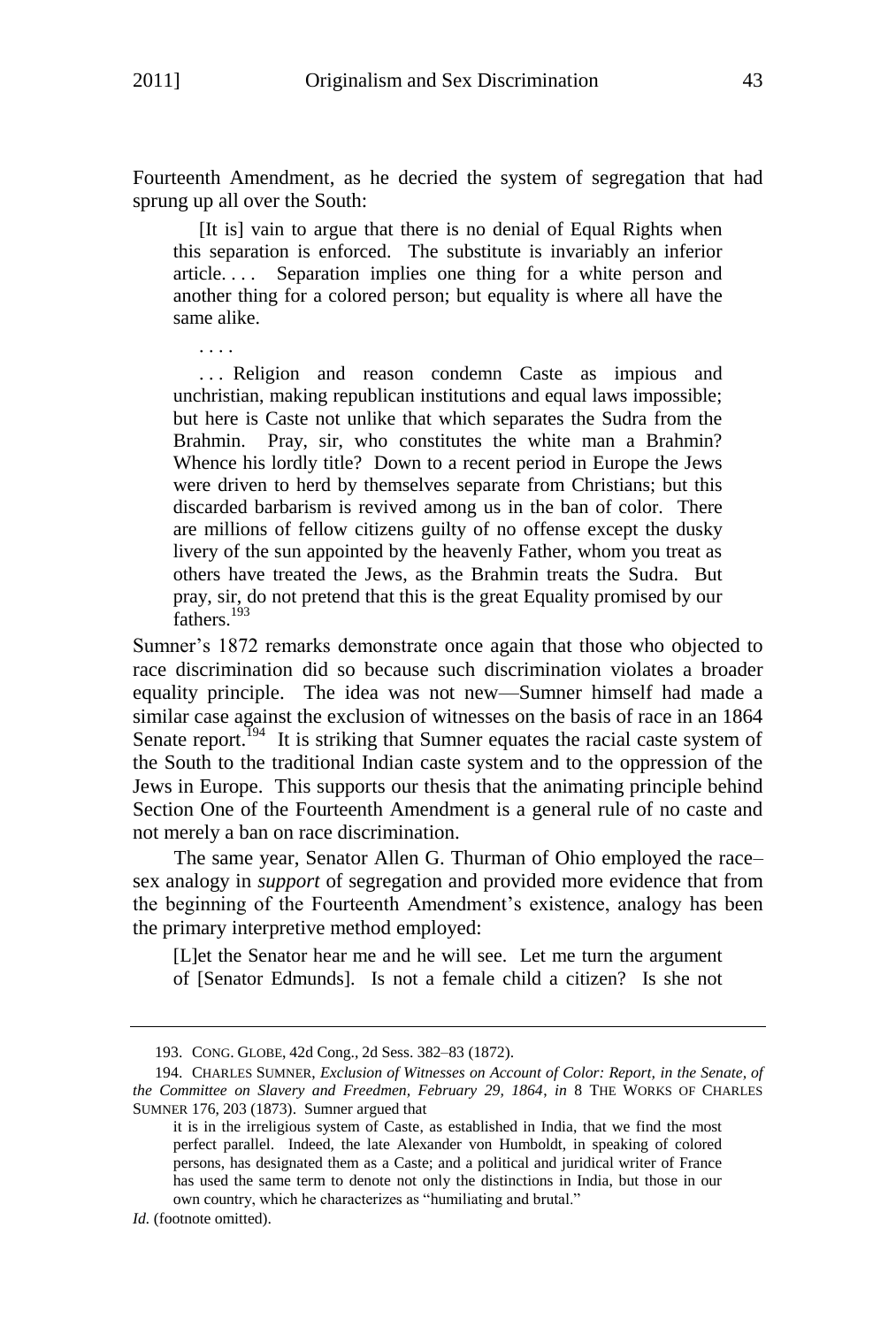Fourteenth Amendment, as he decried the system of segregation that had sprung up all over the South:

> [It is] vain to argue that there is no denial of Equal Rights when this separation is enforced. The substitute is invariably an inferior article. . . . Separation implies one thing for a white person and another thing for a colored person; but equality is where all have the same alike.
>
> . . . .
>
> . . . Religion and reason condemn Caste as impious and unchristian, making republican institutions and equal laws impossible; but here is Caste not unlike that which separates the Sudra from the Brahmin. Pray, sir, who constitutes the white man a Brahmin? Whence his lordly title? Down to a recent period in Europe the Jews were driven to herd by themselves separate from Christians; but this discarded barbarism is revived among us in the ban of color. There are millions of fellow citizens guilty of no offense except the dusky livery of the sun appointed by the heavenly Father, whom you treat as others have treated the Jews, as the Brahmin treats the Sudra. But pray, sir, do not pretend that this is the great Equality promised by our fathers.[193]

Sumner's 1872 remarks demonstrate once again that those who objected to race discrimination did so because such discrimination violates a broader equality principle. The idea was not new—Sumner himself had made a similar case against the exclusion of witnesses on the basis of race in an 1864 Senate report.[194] It is striking that Sumner equates the racial caste system of the South to the traditional Indian caste system and to the oppression of the Jews in Europe. This supports our thesis that the animating principle behind Section One of the Fourteenth Amendment is a general rule of no caste and not merely a ban on race discrimination.

The same year, Senator Allen G. Thurman of Ohio employed the race–sex analogy in *support* of segregation and provided more evidence that from the beginning of the Fourteenth Amendment's existence, analogy has been the primary interpretive method employed:

> [L]et the Senator hear me and he will see. Let me turn the argument of [Senator Edmunds]. Is not a female child a citizen? Is she not

---

193. CONG. GLOBE, 42d Cong., 2d Sess. 382–83 (1872).

194. CHARLES SUMNER, *Exclusion of Witnesses on Account of Color: Report, in the Senate, of the Committee on Slavery and Freedmen, February 29, 1864*, *in* 8 THE WORKS OF CHARLES SUMNER 176, 203 (1873). Sumner argued that

> it is in the irreligious system of Caste, as established in India, that we find the most perfect parallel. Indeed, the late Alexander von Humboldt, in speaking of colored persons, has designated them as a Caste; and a political and juridical writer of France has used the same term to denote not only the distinctions in India, but those in our own country, which he characterizes as "humiliating and brutal."

*Id.* (footnote omitted).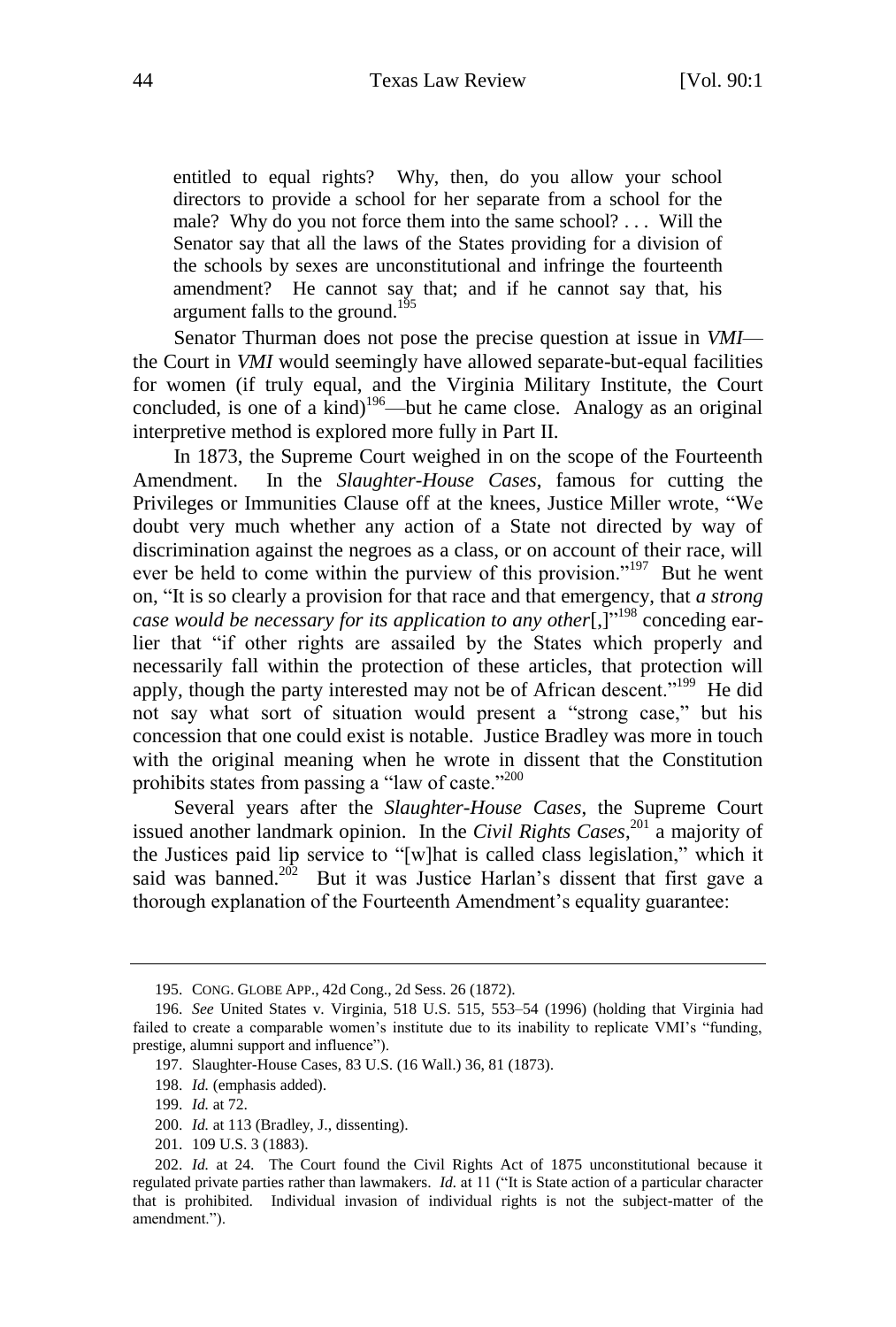> entitled to equal rights? Why, then, do you allow your school directors to provide a school for her separate from a school for the male? Why do you not force them into the same school? . . . Will the Senator say that all the laws of the States providing for a division of the schools by sexes are unconstitutional and infringe the fourteenth amendment? He cannot say that; and if he cannot say that, his argument falls to the ground.[195]

Senator Thurman does not pose the precise question at issue in *VMI*—the Court in *VMI* would seemingly have allowed separate-but-equal facilities for women (if truly equal, and the Virginia Military Institute, the Court concluded, is one of a kind)[196]—but he came close. Analogy as an original interpretive method is explored more fully in Part II.

In 1873, the Supreme Court weighed in on the scope of the Fourteenth Amendment. In the *Slaughter-House Cases*, famous for cutting the Privileges or Immunities Clause off at the knees, Justice Miller wrote, "We doubt very much whether any action of a State not directed by way of discrimination against the negroes as a class, or on account of their race, will ever be held to come within the purview of this provision."[197] But he went on, "It is so clearly a provision for that race and that emergency, that *a strong case would be necessary for its application to any other*[,]"[198] conceding earlier that "if other rights are assailed by the States which properly and necessarily fall within the protection of these articles, that protection will apply, though the party interested may not be of African descent."[199] He did not say what sort of situation would present a "strong case," but his concession that one could exist is notable. Justice Bradley was more in touch with the original meaning when he wrote in dissent that the Constitution prohibits states from passing a "law of caste."[200]

Several years after the *Slaughter-House Cases*, the Supreme Court issued another landmark opinion. In the *Civil Rights Cases*,[201] a majority of the Justices paid lip service to "[w]hat is called class legislation," which it said was banned.[202] But it was Justice Harlan's dissent that first gave a thorough explanation of the Fourteenth Amendment's equality guarantee:

---

195. CONG. GLOBE APP., 42d Cong., 2d Sess. 26 (1872).

196. *See* United States v. Virginia, 518 U.S. 515, 553–54 (1996) (holding that Virginia had failed to create a comparable women's institute due to its inability to replicate VMI's "funding, prestige, alumni support and influence").

197. Slaughter-House Cases, 83 U.S. (16 Wall.) 36, 81 (1873).

198. *Id.* (emphasis added).

199. *Id.* at 72.

200. *Id.* at 113 (Bradley, J., dissenting).

201. 109 U.S. 3 (1883).

202. *Id.* at 24. The Court found the Civil Rights Act of 1875 unconstitutional because it regulated private parties rather than lawmakers. *Id.* at 11 ("It is State action of a particular character that is prohibited. Individual invasion of individual rights is not the subject-matter of the amendment.").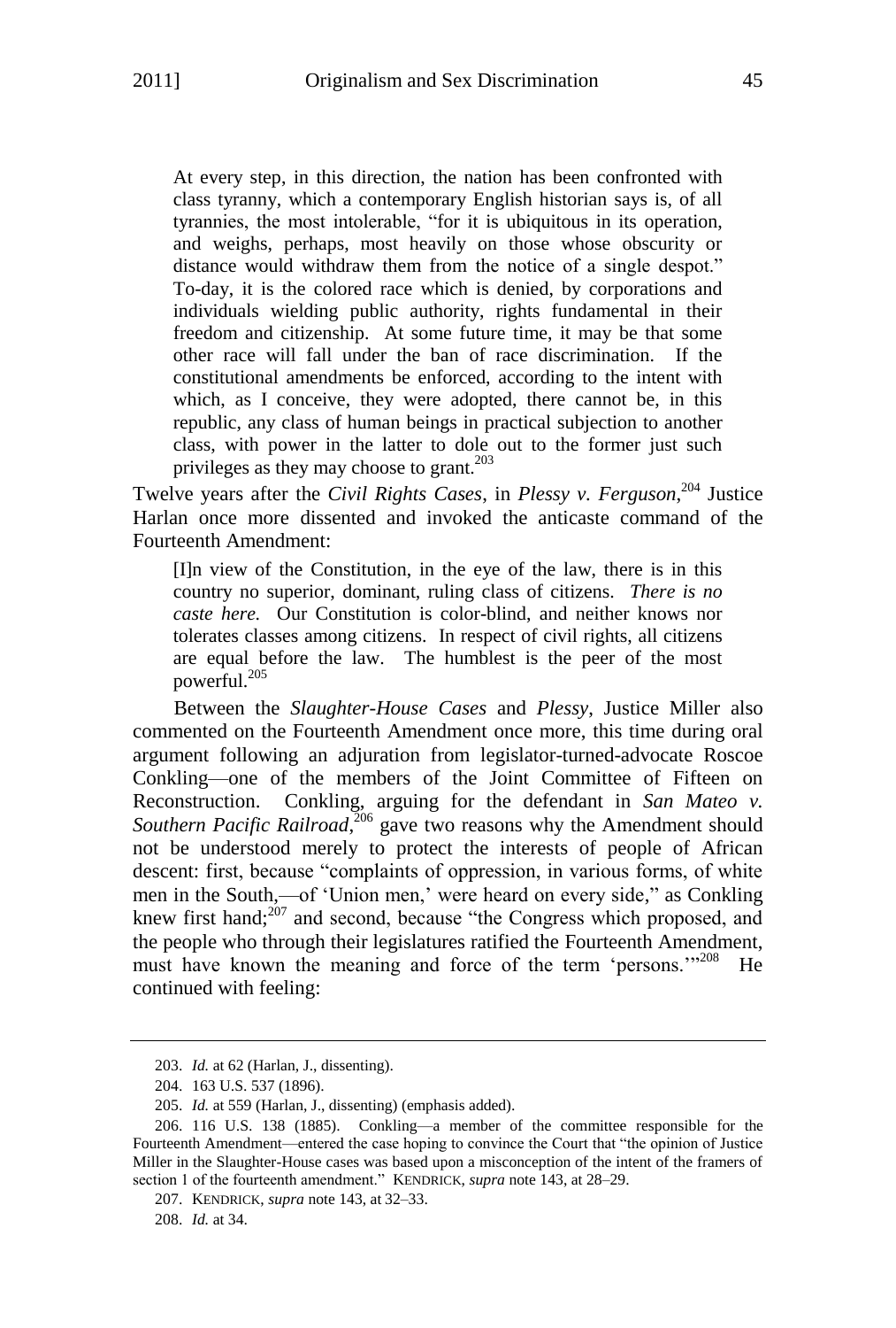> At every step, in this direction, the nation has been confronted with class tyranny, which a contemporary English historian says is, of all tyrannies, the most intolerable, "for it is ubiquitous in its operation, and weighs, perhaps, most heavily on those whose obscurity or distance would withdraw them from the notice of a single despot." To-day, it is the colored race which is denied, by corporations and individuals wielding public authority, rights fundamental in their freedom and citizenship. At some future time, it may be that some other race will fall under the ban of race discrimination. If the constitutional amendments be enforced, according to the intent with which, as I conceive, they were adopted, there cannot be, in this republic, any class of human beings in practical subjection to another class, with power in the latter to dole out to the former just such privileges as they may choose to grant.[203]

Twelve years after the *Civil Rights Cases*, in *Plessy v. Ferguson*,[204] Justice Harlan once more dissented and invoked the anticaste command of the Fourteenth Amendment:

> [I]n view of the Constitution, in the eye of the law, there is in this country no superior, dominant, ruling class of citizens. *There is no caste here.* Our Constitution is color-blind, and neither knows nor tolerates classes among citizens. In respect of civil rights, all citizens are equal before the law. The humblest is the peer of the most powerful.[205]

Between the *Slaughter-House Cases* and *Plessy*, Justice Miller also commented on the Fourteenth Amendment once more, this time during oral argument following an adjuration from legislator-turned-advocate Roscoe Conkling—one of the members of the Joint Committee of Fifteen on Reconstruction. Conkling, arguing for the defendant in *San Mateo v. Southern Pacific Railroad*,[206] gave two reasons why the Amendment should not be understood merely to protect the interests of people of African descent: first, because "complaints of oppression, in various forms, of white men in the South,—of 'Union men,' were heard on every side," as Conkling knew first hand;[207] and second, because "the Congress which proposed, and the people who through their legislatures ratified the Fourteenth Amendment, must have known the meaning and force of the term 'persons.'"[208] He continued with feeling:

---

203. *Id.* at 62 (Harlan, J., dissenting).

204. 163 U.S. 537 (1896).

205. *Id.* at 559 (Harlan, J., dissenting) (emphasis added).

206. 116 U.S. 138 (1885). Conkling—a member of the committee responsible for the Fourteenth Amendment—entered the case hoping to convince the Court that "the opinion of Justice Miller in the Slaughter-House cases was based upon a misconception of the intent of the framers of section 1 of the fourteenth amendment." KENDRICK, *supra* note 143, at 28–29.

207. KENDRICK, *supra* note 143, at 32–33.

208. *Id.* at 34.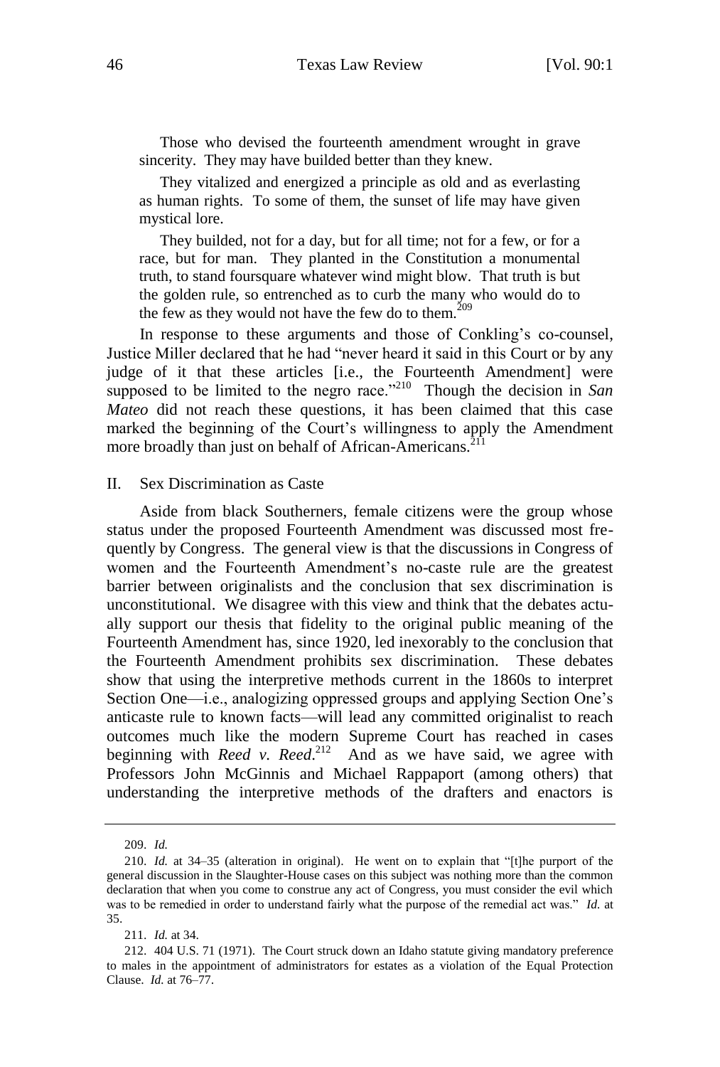> Those who devised the fourteenth amendment wrought in grave sincerity. They may have builded better than they knew.
>
> They vitalized and energized a principle as old and as everlasting as human rights. To some of them, the sunset of life may have given mystical lore.
>
> They builded, not for a day, but for all time; not for a few, or for a race, but for man. They planted in the Constitution a monumental truth, to stand foursquare whatever wind might blow. That truth is but the golden rule, so entrenched as to curb the many who would do to the few as they would not have the few do to them.[209]

In response to these arguments and those of Conkling's co-counsel, Justice Miller declared that he had "never heard it said in this Court or by any judge of it that these articles [i.e., the Fourteenth Amendment] were supposed to be limited to the negro race."[210] Though the decision in *San Mateo* did not reach these questions, it has been claimed that this case marked the beginning of the Court's willingness to apply the Amendment more broadly than just on behalf of African-Americans.[211]

## II. Sex Discrimination as Caste

Aside from black Southerners, female citizens were the group whose status under the proposed Fourteenth Amendment was discussed most frequently by Congress. The general view is that the discussions in Congress of women and the Fourteenth Amendment's no-caste rule are the greatest barrier between originalists and the conclusion that sex discrimination is unconstitutional. We disagree with this view and think that the debates actually support our thesis that fidelity to the original public meaning of the Fourteenth Amendment has, since 1920, led inexorably to the conclusion that the Fourteenth Amendment prohibits sex discrimination. These debates show that using the interpretive methods current in the 1860s to interpret Section One—i.e., analogizing oppressed groups and applying Section One's anticaste rule to known facts—will lead any committed originalist to reach outcomes much like the modern Supreme Court has reached in cases beginning with *Reed v. Reed*.[212] And as we have said, we agree with Professors John McGinnis and Michael Rappaport (among others) that understanding the interpretive methods of the drafters and enactors is

---

209. *Id.*

210. *Id.* at 34–35 (alteration in original). He went on to explain that "[t]he purport of the general discussion in the Slaughter-House cases on this subject was nothing more than the common declaration that when you come to construe any act of Congress, you must consider the evil which was to be remedied in order to understand fairly what the purpose of the remedial act was." *Id.* at 35.

211. *Id.* at 34.

212. 404 U.S. 71 (1971). The Court struck down an Idaho statute giving mandatory preference to males in the appointment of administrators for estates as a violation of the Equal Protection Clause. *Id.* at 76–77.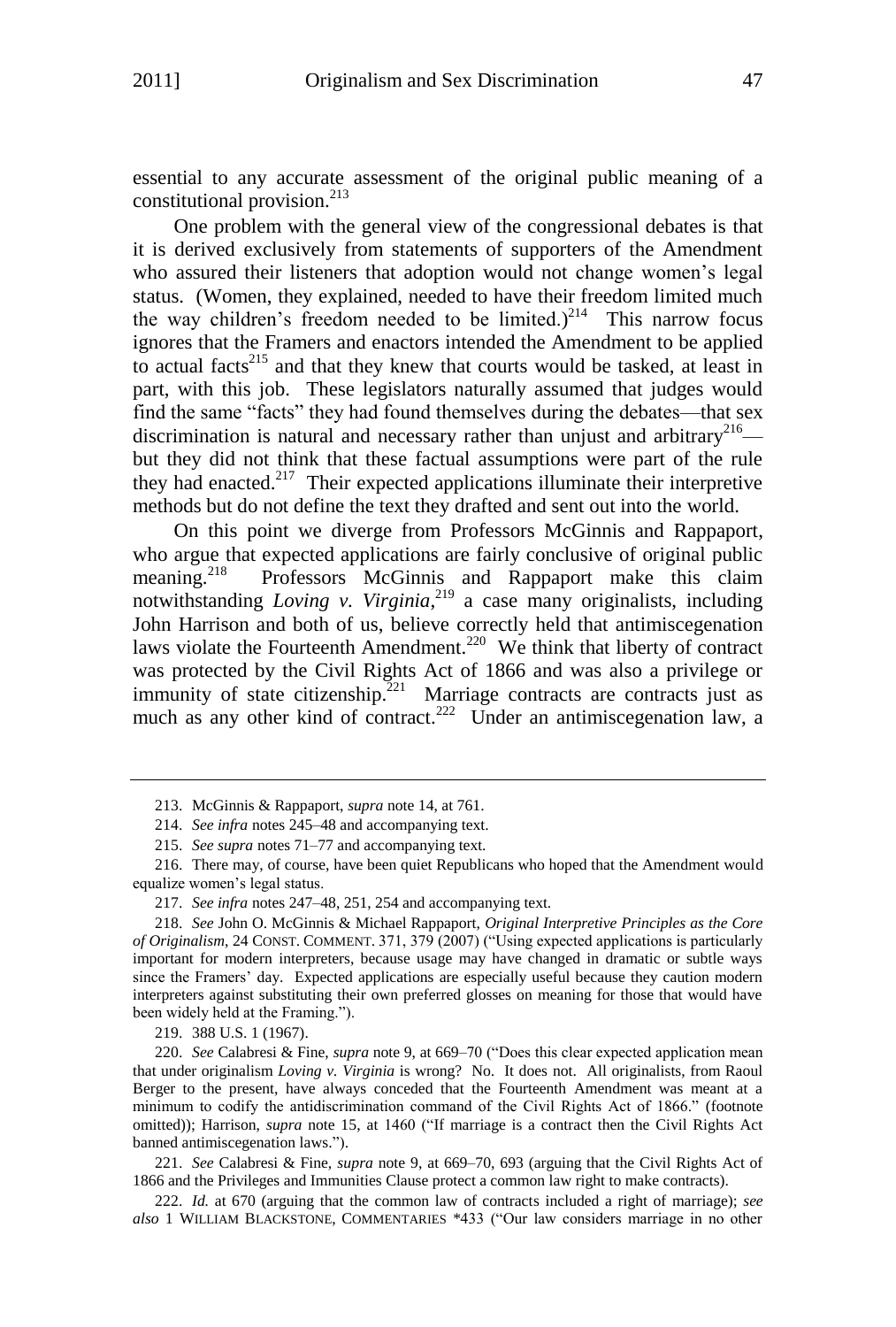essential to any accurate assessment of the original public meaning of a constitutional provision.[213]

One problem with the general view of the congressional debates is that it is derived exclusively from statements of supporters of the Amendment who assured their listeners that adoption would not change women's legal status. (Women, they explained, needed to have their freedom limited much the way children's freedom needed to be limited.)[214] This narrow focus ignores that the Framers and enactors intended the Amendment to be applied to actual facts[215] and that they knew that courts would be tasked, at least in part, with this job. These legislators naturally assumed that judges would find the same "facts" they had found themselves during the debates—that sex discrimination is natural and necessary rather than unjust and arbitrary[216]—but they did not think that these factual assumptions were part of the rule they had enacted.[217] Their expected applications illuminate their interpretive methods but do not define the text they drafted and sent out into the world.

On this point we diverge from Professors McGinnis and Rappaport, who argue that expected applications are fairly conclusive of original public meaning.[218] Professors McGinnis and Rappaport make this claim notwithstanding *Loving v. Virginia*,[219] a case many originalists, including John Harrison and both of us, believe correctly held that antimiscegenation laws violate the Fourteenth Amendment.[220] We think that liberty of contract was protected by the Civil Rights Act of 1866 and was also a privilege or immunity of state citizenship.[221] Marriage contracts are contracts just as much as any other kind of contract.[222] Under an antimiscegenation law, a

---

213. McGinnis & Rappaport, *supra* note 14, at 761.

214. *See infra* notes 245–48 and accompanying text.

215. *See supra* notes 71–77 and accompanying text.

216. There may, of course, have been quiet Republicans who hoped that the Amendment would equalize women's legal status.

217. *See infra* notes 247–48, 251, 254 and accompanying text.

218. *See* John O. McGinnis & Michael Rappaport, *Original Interpretive Principles as the Core of Originalism*, 24 CONST. COMMENT. 371, 379 (2007) ("Using expected applications is particularly important for modern interpreters, because usage may have changed in dramatic or subtle ways since the Framers' day. Expected applications are especially useful because they caution modern interpreters against substituting their own preferred glosses on meaning for those that would have been widely held at the Framing.").

219. 388 U.S. 1 (1967).

220. *See* Calabresi & Fine, *supra* note 9, at 669–70 ("Does this clear expected application mean that under originalism *Loving v. Virginia* is wrong? No. It does not. All originalists, from Raoul Berger to the present, have always conceded that the Fourteenth Amendment was meant at a minimum to codify the antidiscrimination command of the Civil Rights Act of 1866." (footnote omitted)); Harrison, *supra* note 15, at 1460 ("If marriage is a contract then the Civil Rights Act banned antimiscegenation laws.").

221. *See* Calabresi & Fine, *supra* note 9, at 669–70, 693 (arguing that the Civil Rights Act of 1866 and the Privileges and Immunities Clause protect a common law right to make contracts).

222. *Id.* at 670 (arguing that the common law of contracts included a right of marriage); *see also* 1 WILLIAM BLACKSTONE, COMMENTARIES \*433 ("Our law considers marriage in no other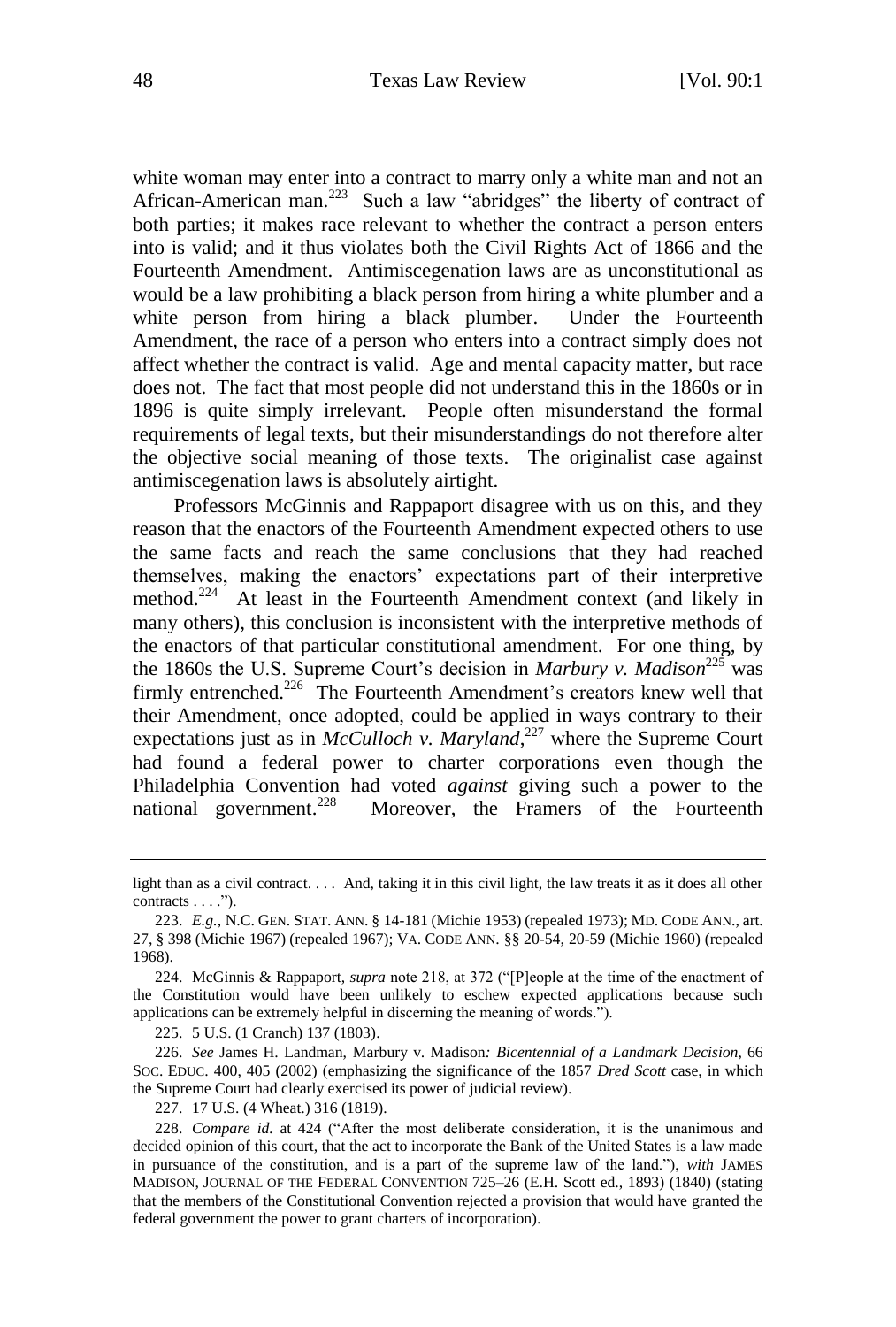white woman may enter into a contract to marry only a white man and not an African-American man.[223] Such a law "abridges" the liberty of contract of both parties; it makes race relevant to whether the contract a person enters into is valid; and it thus violates both the Civil Rights Act of 1866 and the Fourteenth Amendment. Antimiscegenation laws are as unconstitutional as would be a law prohibiting a black person from hiring a white plumber and a white person from hiring a black plumber. Under the Fourteenth Amendment, the race of a person who enters into a contract simply does not affect whether the contract is valid. Age and mental capacity matter, but race does not. The fact that most people did not understand this in the 1860s or in 1896 is quite simply irrelevant. People often misunderstand the formal requirements of legal texts, but their misunderstandings do not therefore alter the objective social meaning of those texts. The originalist case against antimiscegenation laws is absolutely airtight.

Professors McGinnis and Rappaport disagree with us on this, and they reason that the enactors of the Fourteenth Amendment expected others to use the same facts and reach the same conclusions that they had reached themselves, making the enactors' expectations part of their interpretive method.[224] At least in the Fourteenth Amendment context (and likely in many others), this conclusion is inconsistent with the interpretive methods of the enactors of that particular constitutional amendment. For one thing, by the 1860s the U.S. Supreme Court's decision in *Marbury v. Madison*[225] was firmly entrenched.[226] The Fourteenth Amendment's creators knew well that their Amendment, once adopted, could be applied in ways contrary to their expectations just as in *McCulloch v. Maryland*,[227] where the Supreme Court had found a federal power to charter corporations even though the Philadelphia Convention had voted *against* giving such a power to the national government.[228] Moreover, the Framers of the Fourteenth

---

light than as a civil contract. . . . And, taking it in this civil light, the law treats it as it does all other contracts . . . .").

223. *E.g.*, N.C. GEN. STAT. ANN. § 14-181 (Michie 1953) (repealed 1973); MD. CODE ANN., art. 27, § 398 (Michie 1967) (repealed 1967); VA. CODE ANN. §§ 20-54, 20-59 (Michie 1960) (repealed 1968).

224. McGinnis & Rappaport, *supra* note 218, at 372 ("[P]eople at the time of the enactment of the Constitution would have been unlikely to eschew expected applications because such applications can be extremely helpful in discerning the meaning of words.").

225. 5 U.S. (1 Cranch) 137 (1803).

226. *See* James H. Landman, Marbury v. Madison*: Bicentennial of a Landmark Decision*, 66 SOC. EDUC. 400, 405 (2002) (emphasizing the significance of the 1857 *Dred Scott* case, in which the Supreme Court had clearly exercised its power of judicial review).

227. 17 U.S. (4 Wheat.) 316 (1819).

228. *Compare id.* at 424 ("After the most deliberate consideration, it is the unanimous and decided opinion of this court, that the act to incorporate the Bank of the United States is a law made in pursuance of the constitution, and is a part of the supreme law of the land."), *with* JAMES MADISON, JOURNAL OF THE FEDERAL CONVENTION 725–26 (E.H. Scott ed., 1893) (1840) (stating that the members of the Constitutional Convention rejected a provision that would have granted the federal government the power to grant charters of incorporation).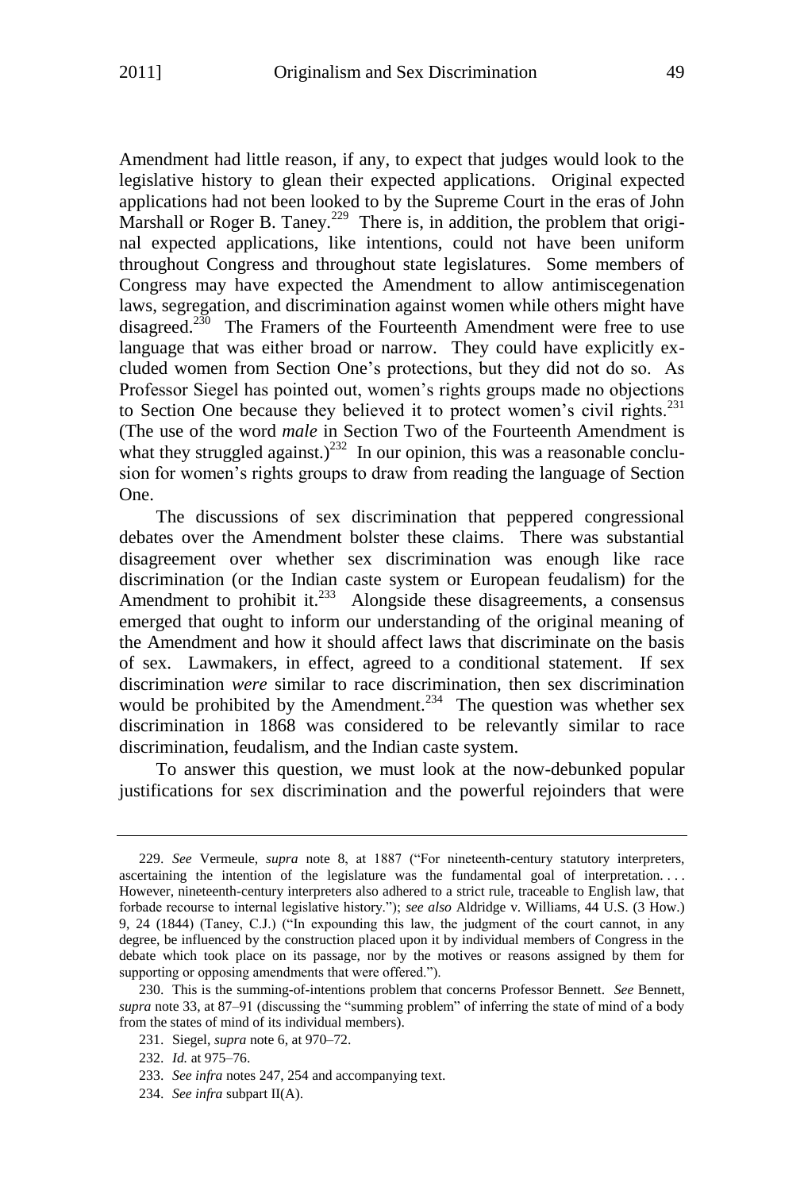Amendment had little reason, if any, to expect that judges would look to the legislative history to glean their expected applications. Original expected applications had not been looked to by the Supreme Court in the eras of John Marshall or Roger B. Taney.[229] There is, in addition, the problem that original expected applications, like intentions, could not have been uniform throughout Congress and throughout state legislatures. Some members of Congress may have expected the Amendment to allow antimiscegenation laws, segregation, and discrimination against women while others might have disagreed.[230] The Framers of the Fourteenth Amendment were free to use language that was either broad or narrow. They could have explicitly excluded women from Section One's protections, but they did not do so. As Professor Siegel has pointed out, women's rights groups made no objections to Section One because they believed it to protect women's civil rights.[231] (The use of the word *male* in Section Two of the Fourteenth Amendment is what they struggled against.)[232] In our opinion, this was a reasonable conclusion for women's rights groups to draw from reading the language of Section One.

The discussions of sex discrimination that peppered congressional debates over the Amendment bolster these claims. There was substantial disagreement over whether sex discrimination was enough like race discrimination (or the Indian caste system or European feudalism) for the Amendment to prohibit it.[233] Alongside these disagreements, a consensus emerged that ought to inform our understanding of the original meaning of the Amendment and how it should affect laws that discriminate on the basis of sex. Lawmakers, in effect, agreed to a conditional statement. If sex discrimination *were* similar to race discrimination, then sex discrimination would be prohibited by the Amendment.[234] The question was whether sex discrimination in 1868 was considered to be relevantly similar to race discrimination, feudalism, and the Indian caste system.

To answer this question, we must look at the now-debunked popular justifications for sex discrimination and the powerful rejoinders that were

---

229. *See* Vermeule, *supra* note 8, at 1887 ("For nineteenth-century statutory interpreters, ascertaining the intention of the legislature was the fundamental goal of interpretation. . . . However, nineteenth-century interpreters also adhered to a strict rule, traceable to English law, that forbade recourse to internal legislative history."); *see also* Aldridge v. Williams, 44 U.S. (3 How.) 9, 24 (1844) (Taney, C.J.) ("In expounding this law, the judgment of the court cannot, in any degree, be influenced by the construction placed upon it by individual members of Congress in the debate which took place on its passage, nor by the motives or reasons assigned by them for supporting or opposing amendments that were offered.").

230. This is the summing-of-intentions problem that concerns Professor Bennett. *See* Bennett, *supra* note 33, at 87–91 (discussing the "summing problem" of inferring the state of mind of a body from the states of mind of its individual members).

231. Siegel, *supra* note 6, at 970–72.

232. *Id.* at 975–76.

233. *See infra* notes 247, 254 and accompanying text.

234. *See infra* subpart II(A).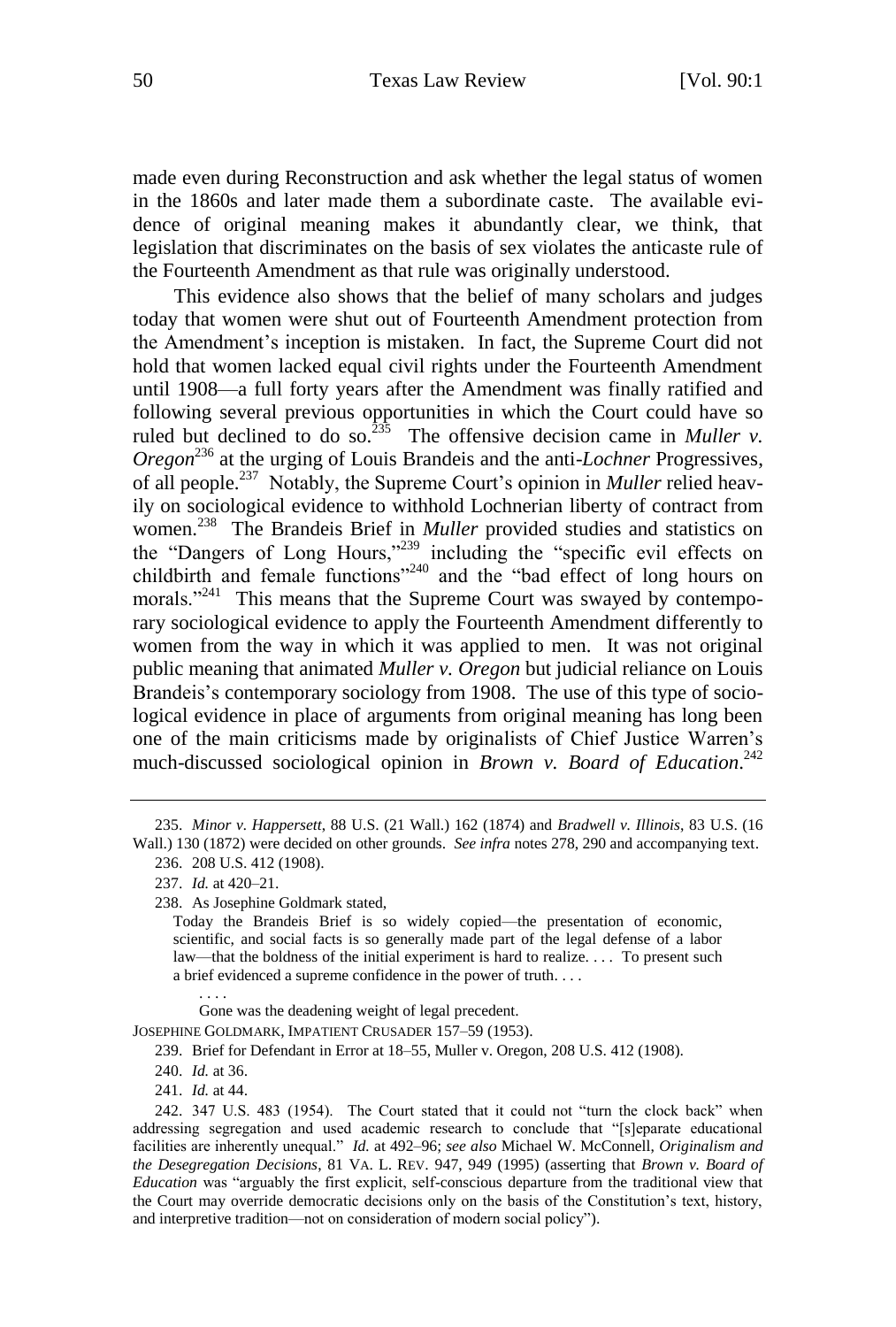made even during Reconstruction and ask whether the legal status of women in the 1860s and later made them a subordinate caste. The available evidence of original meaning makes it abundantly clear, we think, that legislation that discriminates on the basis of sex violates the anticaste rule of the Fourteenth Amendment as that rule was originally understood.

This evidence also shows that the belief of many scholars and judges today that women were shut out of Fourteenth Amendment protection from the Amendment's inception is mistaken. In fact, the Supreme Court did not hold that women lacked equal civil rights under the Fourteenth Amendment until 1908—a full forty years after the Amendment was finally ratified and following several previous opportunities in which the Court could have so ruled but declined to do so.[235] The offensive decision came in *Muller v. Oregon*[236] at the urging of Louis Brandeis and the anti-*Lochner* Progressives, of all people.[237] Notably, the Supreme Court's opinion in *Muller* relied heavily on sociological evidence to withhold Lochnerian liberty of contract from women.[238] The Brandeis Brief in *Muller* provided studies and statistics on the "Dangers of Long Hours,"[239] including the "specific evil effects on childbirth and female functions"[240] and the "bad effect of long hours on morals."[241] This means that the Supreme Court was swayed by contemporary sociological evidence to apply the Fourteenth Amendment differently to women from the way in which it was applied to men. It was not original public meaning that animated *Muller v. Oregon* but judicial reliance on Louis Brandeis's contemporary sociology from 1908. The use of this type of sociological evidence in place of arguments from original meaning has long been one of the main criticisms made by originalists of Chief Justice Warren's much-discussed sociological opinion in *Brown v. Board of Education*.[242]

---

235. *Minor v. Happersett*, 88 U.S. (21 Wall.) 162 (1874) and *Bradwell v. Illinois*, 83 U.S. (16 Wall.) 130 (1872) were decided on other grounds. *See infra* notes 278, 290 and accompanying text.

236. 208 U.S. 412 (1908).

237. *Id.* at 420–21.

238. As Josephine Goldmark stated,

> Today the Brandeis Brief is so widely copied—the presentation of economic, scientific, and social facts is so generally made part of the legal defense of a labor law—that the boldness of the initial experiment is hard to realize. . . . To present such a brief evidenced a supreme confidence in the power of truth. . . .
>
> . . . .
>
> Gone was the deadening weight of legal precedent.

JOSEPHINE GOLDMARK, IMPATIENT CRUSADER 157–59 (1953).

239. Brief for Defendant in Error at 18–55, Muller v. Oregon, 208 U.S. 412 (1908).

240. *Id.* at 36.

241. *Id.* at 44.

242. 347 U.S. 483 (1954). The Court stated that it could not "turn the clock back" when addressing segregation and used academic research to conclude that "[s]eparate educational facilities are inherently unequal." *Id.* at 492–96; *see also* Michael W. McConnell, *Originalism and the Desegregation Decisions*, 81 VA. L. REV. 947, 949 (1995) (asserting that *Brown v. Board of Education* was "arguably the first explicit, self-conscious departure from the traditional view that the Court may override democratic decisions only on the basis of the Constitution's text, history, and interpretive tradition—not on consideration of modern social policy").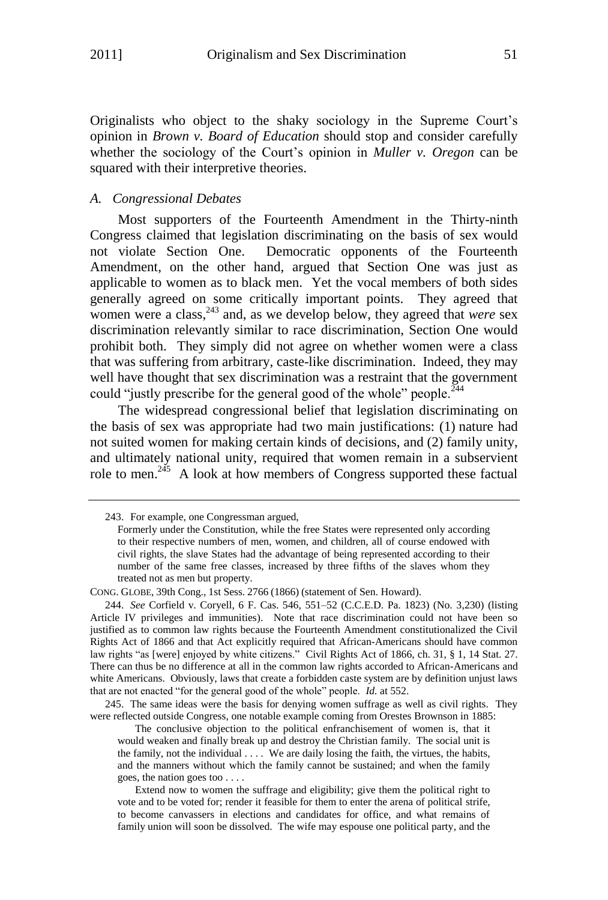Originalists who object to the shaky sociology in the Supreme Court's opinion in *Brown v. Board of Education* should stop and consider carefully whether the sociology of the Court's opinion in *Muller v. Oregon* can be squared with their interpretive theories.

### *A. Congressional Debates*

Most supporters of the Fourteenth Amendment in the Thirty-ninth Congress claimed that legislation discriminating on the basis of sex would not violate Section One. Democratic opponents of the Fourteenth Amendment, on the other hand, argued that Section One was just as applicable to women as to black men. Yet the vocal members of both sides generally agreed on some critically important points. They agreed that women were a class,[243] and, as we develop below, they agreed that *were* sex discrimination relevantly similar to race discrimination, Section One would prohibit both. They simply did not agree on whether women were a class that was suffering from arbitrary, caste-like discrimination. Indeed, they may well have thought that sex discrimination was a restraint that the government could "justly prescribe for the general good of the whole" people.[244]

The widespread congressional belief that legislation discriminating on the basis of sex was appropriate had two main justifications: (1) nature had not suited women for making certain kinds of decisions, and (2) family unity, and ultimately national unity, required that women remain in a subservient role to men.[245] A look at how members of Congress supported these factual

---

243. For example, one Congressman argued,

> Formerly under the Constitution, while the free States were represented only according to their respective numbers of men, women, and children, all of course endowed with civil rights, the slave States had the advantage of being represented according to their number of the same free classes, increased by three fifths of the slaves whom they treated not as men but property.

CONG. GLOBE, 39th Cong., 1st Sess. 2766 (1866) (statement of Sen. Howard).

244. *See* Corfield v. Coryell, 6 F. Cas. 546, 551–52 (C.C.E.D. Pa. 1823) (No. 3,230) (listing Article IV privileges and immunities). Note that race discrimination could not have been so justified as to common law rights because the Fourteenth Amendment constitutionalized the Civil Rights Act of 1866 and that Act explicitly required that African-Americans should have common law rights "as [were] enjoyed by white citizens." Civil Rights Act of 1866, ch. 31, § 1, 14 Stat. 27. There can thus be no difference at all in the common law rights accorded to African-Americans and white Americans. Obviously, laws that create a forbidden caste system are by definition unjust laws that are not enacted "for the general good of the whole" people. *Id.* at 552.

245. The same ideas were the basis for denying women suffrage as well as civil rights. They were reflected outside Congress, one notable example coming from Orestes Brownson in 1885:

> The conclusive objection to the political enfranchisement of women is, that it would weaken and finally break up and destroy the Christian family. The social unit is the family, not the individual . . . . We are daily losing the faith, the virtues, the habits, and the manners without which the family cannot be sustained; and when the family goes, the nation goes too . . . .
>
> Extend now to women the suffrage and eligibility; give them the political right to vote and to be voted for; render it feasible for them to enter the arena of political strife, to become canvassers in elections and candidates for office, and what remains of family union will soon be dissolved. The wife may espouse one political party, and the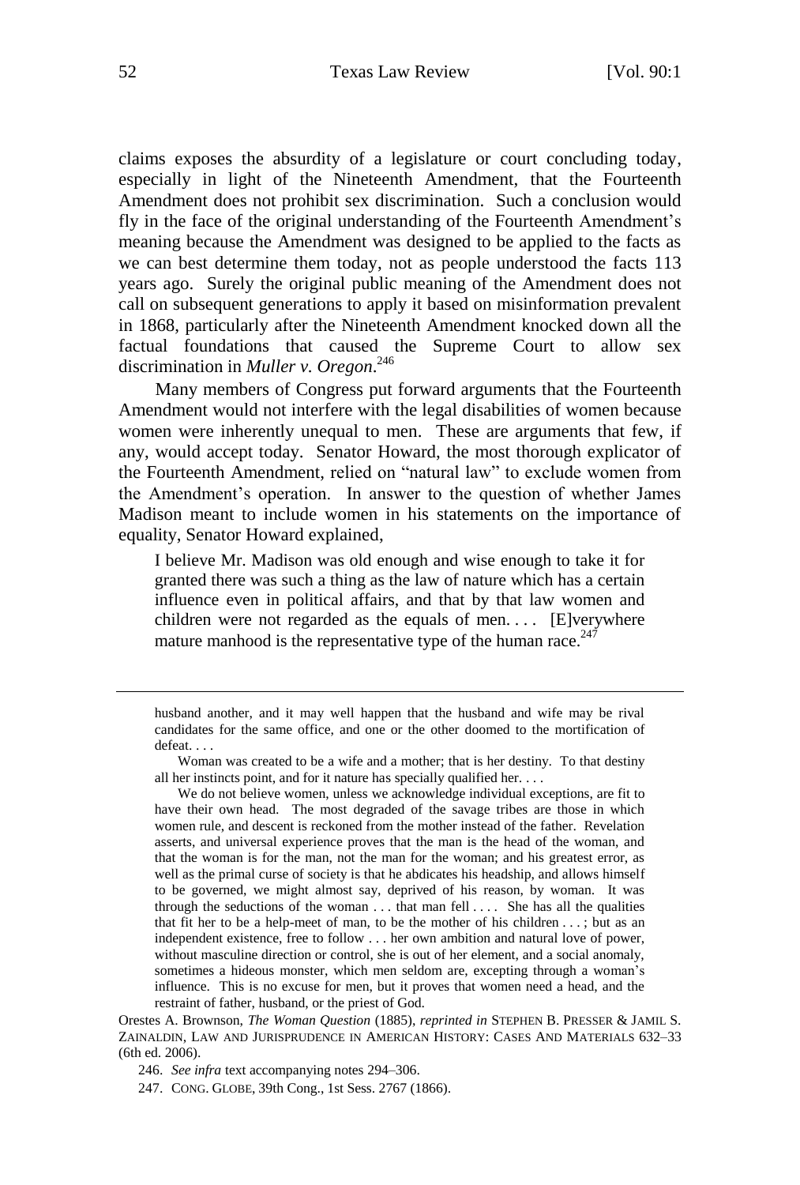claims exposes the absurdity of a legislature or court concluding today, especially in light of the Nineteenth Amendment, that the Fourteenth Amendment does not prohibit sex discrimination. Such a conclusion would fly in the face of the original understanding of the Fourteenth Amendment's meaning because the Amendment was designed to be applied to the facts as we can best determine them today, not as people understood the facts 113 years ago. Surely the original public meaning of the Amendment does not call on subsequent generations to apply it based on misinformation prevalent in 1868, particularly after the Nineteenth Amendment knocked down all the factual foundations that caused the Supreme Court to allow sex discrimination in *Muller v. Oregon*.[246]

Many members of Congress put forward arguments that the Fourteenth Amendment would not interfere with the legal disabilities of women because women were inherently unequal to men. These are arguments that few, if any, would accept today. Senator Howard, the most thorough explicator of the Fourteenth Amendment, relied on "natural law" to exclude women from the Amendment's operation. In answer to the question of whether James Madison meant to include women in his statements on the importance of equality, Senator Howard explained,

> I believe Mr. Madison was old enough and wise enough to take it for granted there was such a thing as the law of nature which has a certain influence even in political affairs, and that by that law women and children were not regarded as the equals of men. . . . [E]verywhere mature manhood is the representative type of the human race.[247]

---

husband another, and it may well happen that the husband and wife may be rival candidates for the same office, and one or the other doomed to the mortification of defeat. . . .

Woman was created to be a wife and a mother; that is her destiny. To that destiny all her instincts point, and for it nature has specially qualified her. . . .

We do not believe women, unless we acknowledge individual exceptions, are fit to have their own head. The most degraded of the savage tribes are those in which women rule, and descent is reckoned from the mother instead of the father. Revelation asserts, and universal experience proves that the man is the head of the woman, and that the woman is for the man, not the man for the woman; and his greatest error, as well as the primal curse of society is that he abdicates his headship, and allows himself to be governed, we might almost say, deprived of his reason, by woman. It was through the seductions of the woman . . . that man fell . . . . She has all the qualities that fit her to be a help-meet of man, to be the mother of his children . . . ; but as an independent existence, free to follow . . . her own ambition and natural love of power, without masculine direction or control, she is out of her element, and a social anomaly, sometimes a hideous monster, which men seldom are, excepting through a woman's influence. This is no excuse for men, but it proves that women need a head, and the restraint of father, husband, or the priest of God.

Orestes A. Brownson, *The Woman Question* (1885), *reprinted in* STEPHEN B. PRESSER & JAMIL S. ZAINALDIN, LAW AND JURISPRUDENCE IN AMERICAN HISTORY: CASES AND MATERIALS 632–33 (6th ed. 2006).

246. *See infra* text accompanying notes 294–306.

247. CONG. GLOBE, 39th Cong., 1st Sess. 2767 (1866).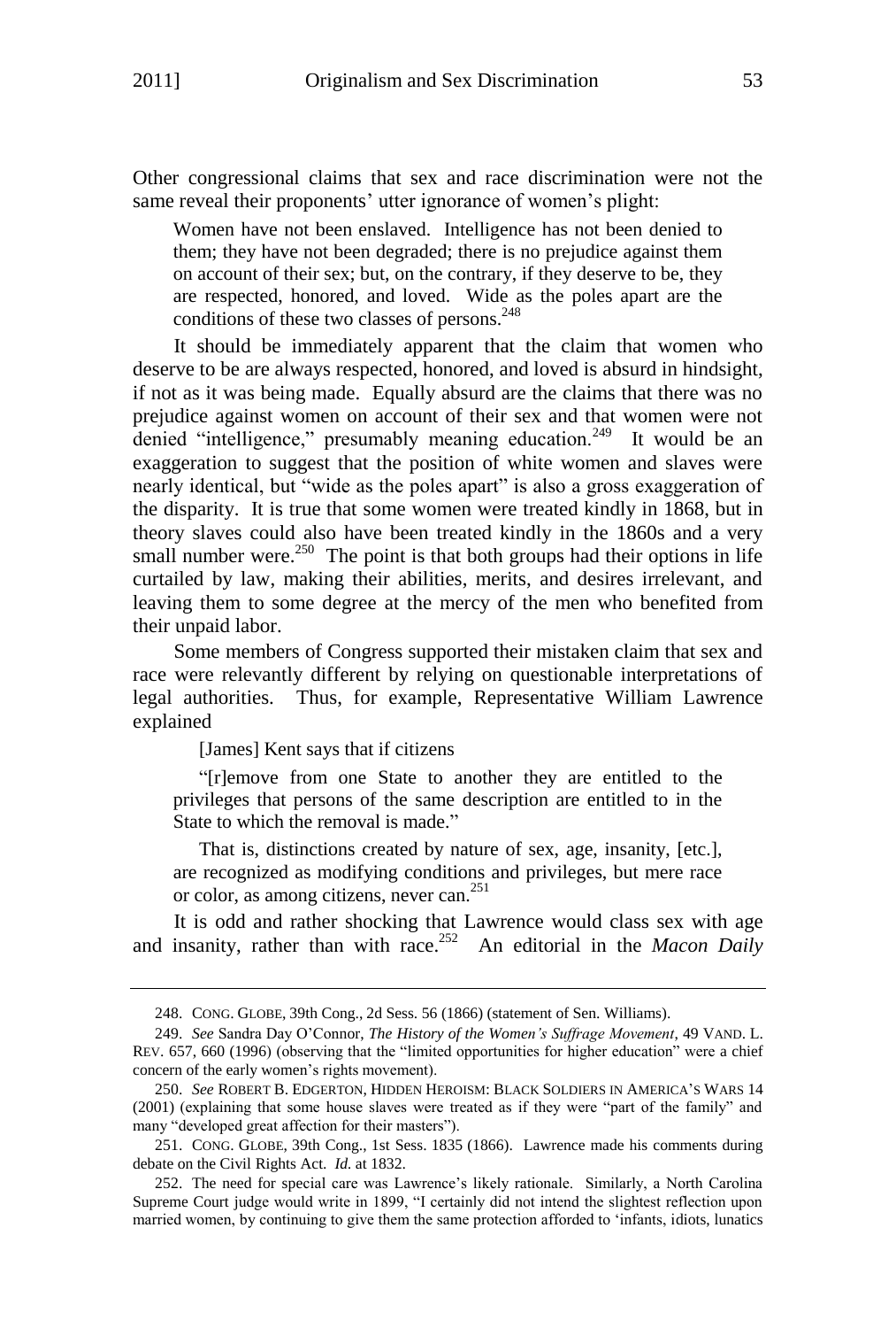Other congressional claims that sex and race discrimination were not the same reveal their proponents' utter ignorance of women's plight:

> Women have not been enslaved. Intelligence has not been denied to them; they have not been degraded; there is no prejudice against them on account of their sex; but, on the contrary, if they deserve to be, they are respected, honored, and loved. Wide as the poles apart are the conditions of these two classes of persons.[248]

It should be immediately apparent that the claim that women who deserve to be are always respected, honored, and loved is absurd in hindsight, if not as it was being made. Equally absurd are the claims that there was no prejudice against women on account of their sex and that women were not denied "intelligence," presumably meaning education.[249] It would be an exaggeration to suggest that the position of white women and slaves were nearly identical, but "wide as the poles apart" is also a gross exaggeration of the disparity. It is true that some women were treated kindly in 1868, but in theory slaves could also have been treated kindly in the 1860s and a very small number were.[250] The point is that both groups had their options in life curtailed by law, making their abilities, merits, and desires irrelevant, and leaving them to some degree at the mercy of the men who benefited from their unpaid labor.

Some members of Congress supported their mistaken claim that sex and race were relevantly different by relying on questionable interpretations of legal authorities. Thus, for example, Representative William Lawrence explained

> [James] Kent says that if citizens
>
> "[r]emove from one State to another they are entitled to the privileges that persons of the same description are entitled to in the State to which the removal is made."
>
> That is, distinctions created by nature of sex, age, insanity, [etc.], are recognized as modifying conditions and privileges, but mere race or color, as among citizens, never can.[251]

It is odd and rather shocking that Lawrence would class sex with age and insanity, rather than with race.[252] An editorial in the *Macon Daily*

---

248. CONG. GLOBE, 39th Cong., 2d Sess. 56 (1866) (statement of Sen. Williams).

249. *See* Sandra Day O'Connor, *The History of the Women's Suffrage Movement*, 49 VAND. L. REV. 657, 660 (1996) (observing that the "limited opportunities for higher education" were a chief concern of the early women's rights movement).

250. *See* ROBERT B. EDGERTON, HIDDEN HEROISM: BLACK SOLDIERS IN AMERICA'S WARS 14 (2001) (explaining that some house slaves were treated as if they were "part of the family" and many "developed great affection for their masters").

251. CONG. GLOBE, 39th Cong., 1st Sess. 1835 (1866). Lawrence made his comments during debate on the Civil Rights Act. *Id.* at 1832.

252. The need for special care was Lawrence's likely rationale. Similarly, a North Carolina Supreme Court judge would write in 1899, "I certainly did not intend the slightest reflection upon married women, by continuing to give them the same protection afforded to 'infants, idiots, lunatics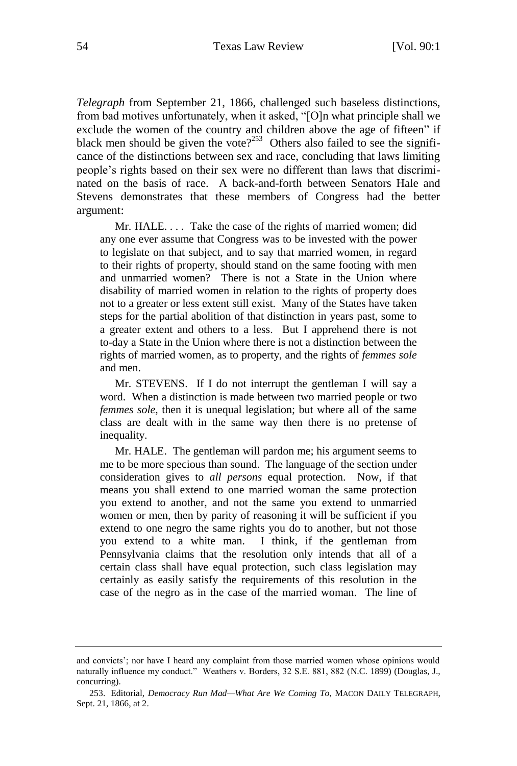*Telegraph* from September 21, 1866, challenged such baseless distinctions, from bad motives unfortunately, when it asked, "[O]n what principle shall we exclude the women of the country and children above the age of fifteen" if black men should be given the vote?[253] Others also failed to see the significance of the distinctions between sex and race, concluding that laws limiting people's rights based on their sex were no different than laws that discriminated on the basis of race. A back-and-forth between Senators Hale and Stevens demonstrates that these members of Congress had the better argument:

> Mr. HALE. . . . Take the case of the rights of married women; did any one ever assume that Congress was to be invested with the power to legislate on that subject, and to say that married women, in regard to their rights of property, should stand on the same footing with men and unmarried women? There is not a State in the Union where disability of married women in relation to the rights of property does not to a greater or less extent still exist. Many of the States have taken steps for the partial abolition of that distinction in years past, some to a greater extent and others to a less. But I apprehend there is not to-day a State in the Union where there is not a distinction between the rights of married women, as to property, and the rights of *femmes sole* and men.
>
> Mr. STEVENS. If I do not interrupt the gentleman I will say a word. When a distinction is made between two married people or two *femmes sole*, then it is unequal legislation; but where all of the same class are dealt with in the same way then there is no pretense of inequality.
>
> Mr. HALE. The gentleman will pardon me; his argument seems to me to be more specious than sound. The language of the section under consideration gives to *all persons* equal protection. Now, if that means you shall extend to one married woman the same protection you extend to another, and not the same you extend to unmarried women or men, then by parity of reasoning it will be sufficient if you extend to one negro the same rights you do to another, but not those you extend to a white man. I think, if the gentleman from Pennsylvania claims that the resolution only intends that all of a certain class shall have equal protection, such class legislation may certainly as easily satisfy the requirements of this resolution in the case of the negro as in the case of the married woman. The line of

---

and convicts'; nor have I heard any complaint from those married women whose opinions would naturally influence my conduct." Weathers v. Borders, 32 S.E. 881, 882 (N.C. 1899) (Douglas, J., concurring).

253. Editorial, *Democracy Run Mad—What Are We Coming To*, MACON DAILY TELEGRAPH, Sept. 21, 1866, at 2.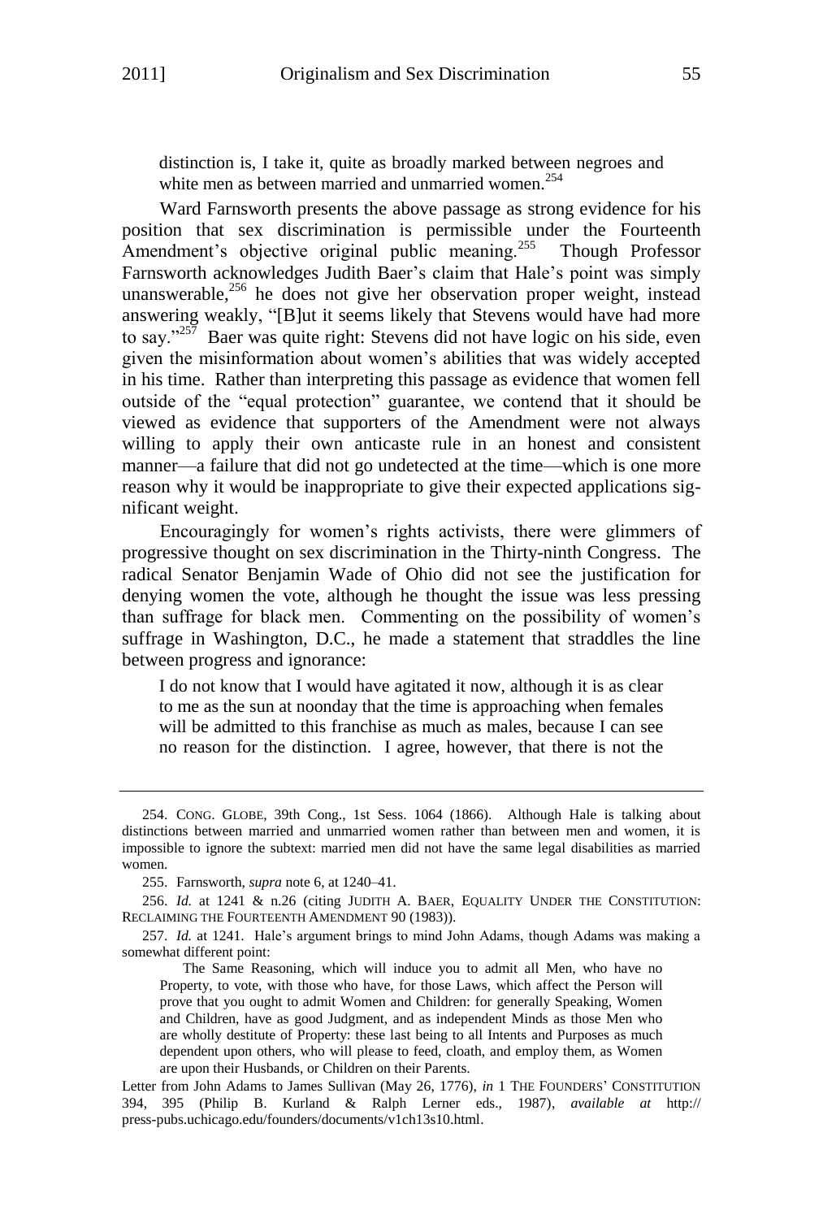distinction is, I take it, quite as broadly marked between negroes and white men as between married and unmarried women.[254]

Ward Farnsworth presents the above passage as strong evidence for his position that sex discrimination is permissible under the Fourteenth Amendment's objective original public meaning.[255] Though Professor Farnsworth acknowledges Judith Baer's claim that Hale's point was simply unanswerable,[256] he does not give her observation proper weight, instead answering weakly, "[B]ut it seems likely that Stevens would have had more to say."[257] Baer was quite right: Stevens did not have logic on his side, even given the misinformation about women's abilities that was widely accepted in his time. Rather than interpreting this passage as evidence that women fell outside of the "equal protection" guarantee, we contend that it should be viewed as evidence that supporters of the Amendment were not always willing to apply their own anticaste rule in an honest and consistent manner—a failure that did not go undetected at the time—which is one more reason why it would be inappropriate to give their expected applications significant weight.

Encouragingly for women's rights activists, there were glimmers of progressive thought on sex discrimination in the Thirty-ninth Congress. The radical Senator Benjamin Wade of Ohio did not see the justification for denying women the vote, although he thought the issue was less pressing than suffrage for black men. Commenting on the possibility of women's suffrage in Washington, D.C., he made a statement that straddles the line between progress and ignorance:

> I do not know that I would have agitated it now, although it is as clear to me as the sun at noonday that the time is approaching when females will be admitted to this franchise as much as males, because I can see no reason for the distinction. I agree, however, that there is not the

---

254. CONG. GLOBE, 39th Cong., 1st Sess. 1064 (1866). Although Hale is talking about distinctions between married and unmarried women rather than between men and women, it is impossible to ignore the subtext: married men did not have the same legal disabilities as married women.

255. Farnsworth, *supra* note 6, at 1240–41.

256. *Id.* at 1241 & n.26 (citing JUDITH A. BAER, EQUALITY UNDER THE CONSTITUTION: RECLAIMING THE FOURTEENTH AMENDMENT 90 (1983)).

257. *Id.* at 1241. Hale's argument brings to mind John Adams, though Adams was making a somewhat different point:

> The Same Reasoning, which will induce you to admit all Men, who have no Property, to vote, with those who have, for those Laws, which affect the Person will prove that you ought to admit Women and Children: for generally Speaking, Women and Children, have as good Judgment, and as independent Minds as those Men who are wholly destitute of Property: these last being to all Intents and Purposes as much dependent upon others, who will please to feed, cloath, and employ them, as Women are upon their Husbands, or Children on their Parents.

Letter from John Adams to James Sullivan (May 26, 1776), *in* 1 THE FOUNDERS' CONSTITUTION 394, 395 (Philip B. Kurland & Ralph Lerner eds., 1987), *available at* http://press-pubs.uchicago.edu/founders/documents/v1ch13s10.html.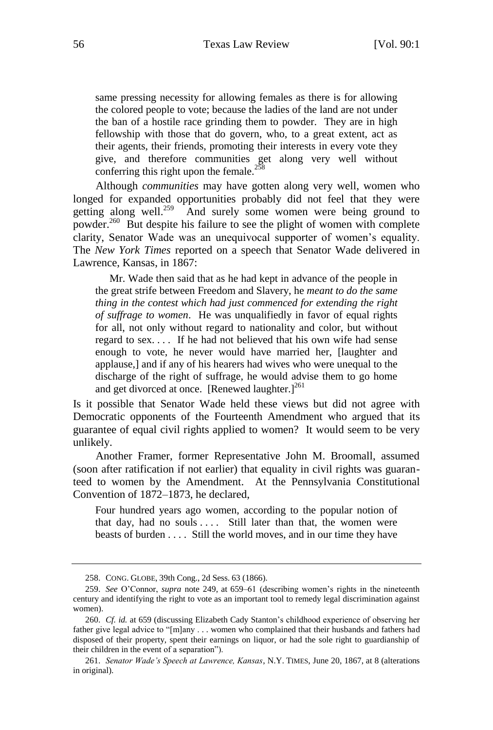> same pressing necessity for allowing females as there is for allowing the colored people to vote; because the ladies of the land are not under the ban of a hostile race grinding them to powder. They are in high fellowship with those that do govern, who, to a great extent, act as their agents, their friends, promoting their interests in every vote they give, and therefore communities get along very well without conferring this right upon the female.[258]

Although *communities* may have gotten along very well, women who longed for expanded opportunities probably did not feel that they were getting along well.[259] And surely some women were being ground to powder.[260] But despite his failure to see the plight of women with complete clarity, Senator Wade was an unequivocal supporter of women's equality. The *New York Times* reported on a speech that Senator Wade delivered in Lawrence, Kansas, in 1867:

> Mr. Wade then said that as he had kept in advance of the people in the great strife between Freedom and Slavery, he *meant to do the same thing in the contest which had just commenced for extending the right of suffrage to women*. He was unqualifiedly in favor of equal rights for all, not only without regard to nationality and color, but without regard to sex. . . . If he had not believed that his own wife had sense enough to vote, he never would have married her, [laughter and applause,] and if any of his hearers had wives who were unequal to the discharge of the right of suffrage, he would advise them to go home and get divorced at once. [Renewed laughter.][261]

Is it possible that Senator Wade held these views but did not agree with Democratic opponents of the Fourteenth Amendment who argued that its guarantee of equal civil rights applied to women? It would seem to be very unlikely.

Another Framer, former Representative John M. Broomall, assumed (soon after ratification if not earlier) that equality in civil rights was guaranteed to women by the Amendment. At the Pennsylvania Constitutional Convention of 1872–1873, he declared,

> Four hundred years ago women, according to the popular notion of that day, had no souls . . . . Still later than that, the women were beasts of burden . . . . Still the world moves, and in our time they have

---

258. CONG. GLOBE, 39th Cong., 2d Sess. 63 (1866).

259. *See* O'Connor, *supra* note 249, at 659–61 (describing women's rights in the nineteenth century and identifying the right to vote as an important tool to remedy legal discrimination against women).

260. *Cf. id.* at 659 (discussing Elizabeth Cady Stanton's childhood experience of observing her father give legal advice to "[m]any . . . women who complained that their husbands and fathers had disposed of their property, spent their earnings on liquor, or had the sole right to guardianship of their children in the event of a separation").

261. *Senator Wade's Speech at Lawrence, Kansas*, N.Y. TIMES, June 20, 1867, at 8 (alterations in original).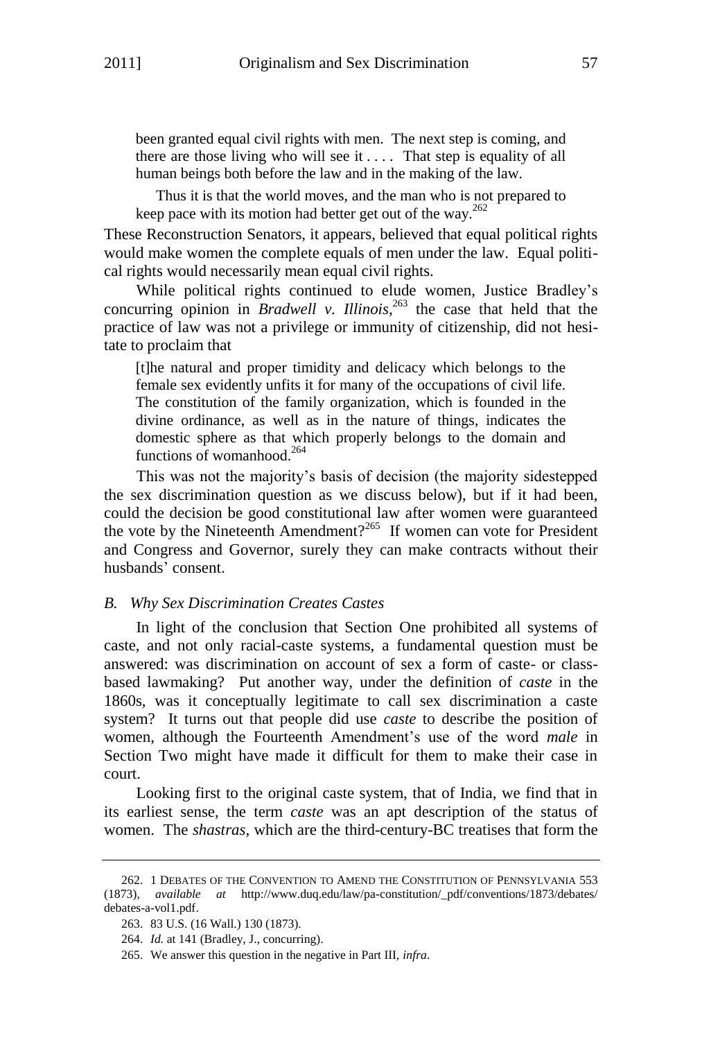> been granted equal civil rights with men. The next step is coming, and there are those living who will see it . . . . That step is equality of all human beings both before the law and in the making of the law.
>
> Thus it is that the world moves, and the man who is not prepared to keep pace with its motion had better get out of the way.[262]

These Reconstruction Senators, it appears, believed that equal political rights would make women the complete equals of men under the law. Equal political rights would necessarily mean equal civil rights.

While political rights continued to elude women, Justice Bradley's concurring opinion in *Bradwell v. Illinois*,[263] the case that held that the practice of law was not a privilege or immunity of citizenship, did not hesitate to proclaim that

> [t]he natural and proper timidity and delicacy which belongs to the female sex evidently unfits it for many of the occupations of civil life. The constitution of the family organization, which is founded in the divine ordinance, as well as in the nature of things, indicates the domestic sphere as that which properly belongs to the domain and functions of womanhood.[264]

This was not the majority's basis of decision (the majority sidestepped the sex discrimination question as we discuss below), but if it had been, could the decision be good constitutional law after women were guaranteed the vote by the Nineteenth Amendment?[265] If women can vote for President and Congress and Governor, surely they can make contracts without their husbands' consent.

### *B. Why Sex Discrimination Creates Castes*

In light of the conclusion that Section One prohibited all systems of caste, and not only racial-caste systems, a fundamental question must be answered: was discrimination on account of sex a form of caste- or class-based lawmaking? Put another way, under the definition of *caste* in the 1860s, was it conceptually legitimate to call sex discrimination a caste system? It turns out that people did use *caste* to describe the position of women, although the Fourteenth Amendment's use of the word *male* in Section Two might have made it difficult for them to make their case in court.

Looking first to the original caste system, that of India, we find that in its earliest sense, the term *caste* was an apt description of the status of women. The *shastras*, which are the third-century-BC treatises that form the

---

262. 1 DEBATES OF THE CONVENTION TO AMEND THE CONSTITUTION OF PENNSYLVANIA 553 (1873), *available at* http://www.duq.edu/law/pa-constitution/_pdf/conventions/1873/debates/debates-a-vol1.pdf.

263. 83 U.S. (16 Wall.) 130 (1873).

264. *Id.* at 141 (Bradley, J., concurring).

265. We answer this question in the negative in Part III, *infra*.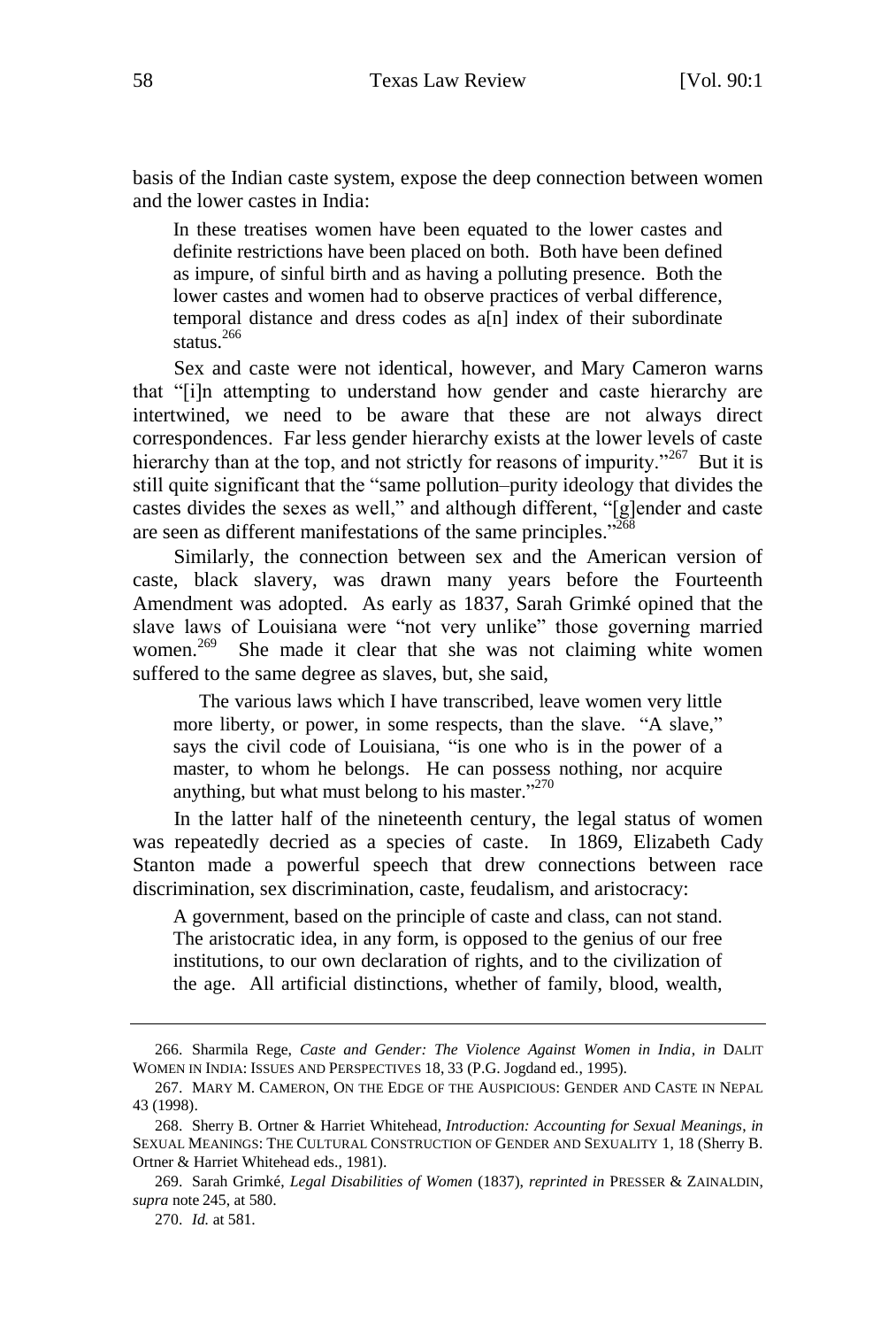basis of the Indian caste system, expose the deep connection between women and the lower castes in India:

> In these treatises women have been equated to the lower castes and definite restrictions have been placed on both. Both have been defined as impure, of sinful birth and as having a polluting presence. Both the lower castes and women had to observe practices of verbal difference, temporal distance and dress codes as a[n] index of their subordinate status.[266]

Sex and caste were not identical, however, and Mary Cameron warns that "[i]n attempting to understand how gender and caste hierarchy are intertwined, we need to be aware that these are not always direct correspondences. Far less gender hierarchy exists at the lower levels of caste hierarchy than at the top, and not strictly for reasons of impurity."[267] But it is still quite significant that the "same pollution–purity ideology that divides the castes divides the sexes as well," and although different, "[g]ender and caste are seen as different manifestations of the same principles."[268]

Similarly, the connection between sex and the American version of caste, black slavery, was drawn many years before the Fourteenth Amendment was adopted. As early as 1837, Sarah Grimké opined that the slave laws of Louisiana were "not very unlike" those governing married women.[269] She made it clear that she was not claiming white women suffered to the same degree as slaves, but, she said,

> The various laws which I have transcribed, leave women very little more liberty, or power, in some respects, than the slave. "A slave," says the civil code of Louisiana, "is one who is in the power of a master, to whom he belongs. He can possess nothing, nor acquire anything, but what must belong to his master."[270]

In the latter half of the nineteenth century, the legal status of women was repeatedly decried as a species of caste. In 1869, Elizabeth Cady Stanton made a powerful speech that drew connections between race discrimination, sex discrimination, caste, feudalism, and aristocracy:

> A government, based on the principle of caste and class, can not stand. The aristocratic idea, in any form, is opposed to the genius of our free institutions, to our own declaration of rights, and to the civilization of the age. All artificial distinctions, whether of family, blood, wealth,

---

266. Sharmila Rege, *Caste and Gender: The Violence Against Women in India*, *in* DALIT WOMEN IN INDIA: ISSUES AND PERSPECTIVES 18, 33 (P.G. Jogdand ed., 1995).

267. MARY M. CAMERON, ON THE EDGE OF THE AUSPICIOUS: GENDER AND CASTE IN NEPAL 43 (1998).

268. Sherry B. Ortner & Harriet Whitehead, *Introduction: Accounting for Sexual Meanings*, *in* SEXUAL MEANINGS: THE CULTURAL CONSTRUCTION OF GENDER AND SEXUALITY 1, 18 (Sherry B. Ortner & Harriet Whitehead eds., 1981).

269. Sarah Grimké, *Legal Disabilities of Women* (1837), *reprinted in* PRESSER & ZAINALDIN, *supra* note 245, at 580.

270. *Id.* at 581.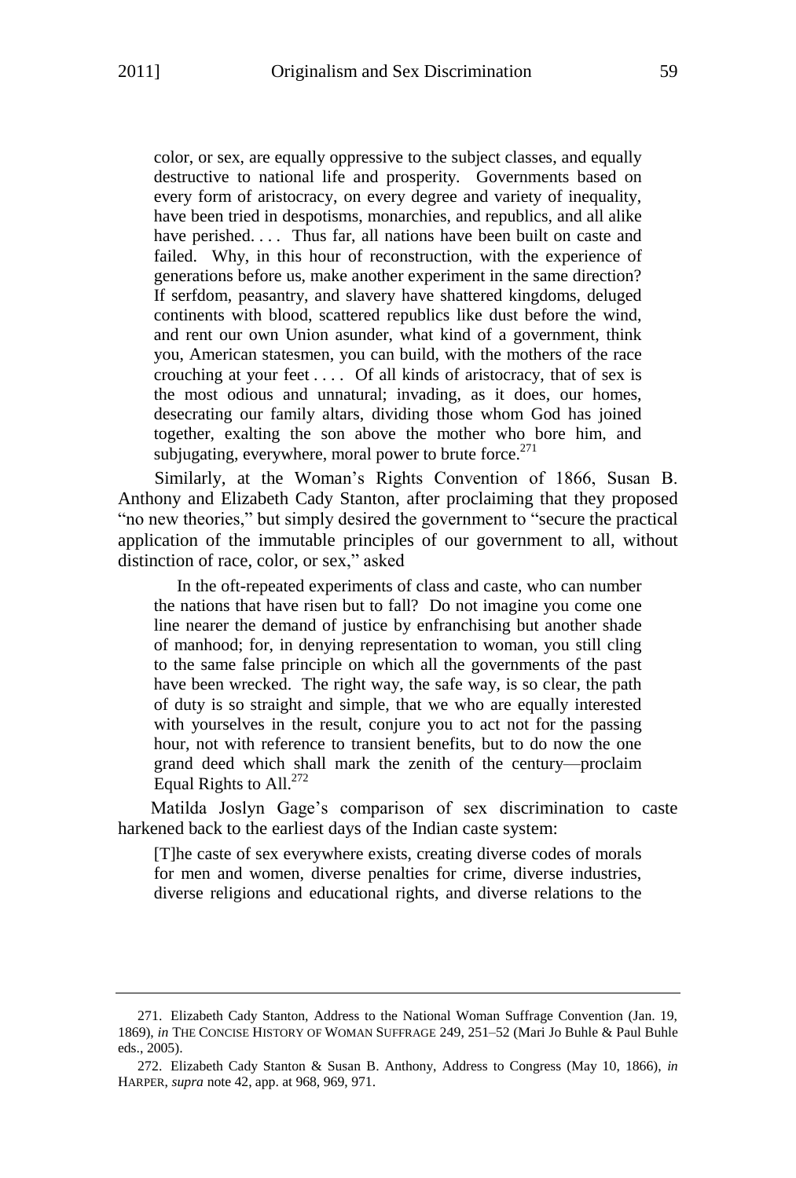> color, or sex, are equally oppressive to the subject classes, and equally destructive to national life and prosperity. Governments based on every form of aristocracy, on every degree and variety of inequality, have been tried in despotisms, monarchies, and republics, and all alike have perished. . . . Thus far, all nations have been built on caste and failed. Why, in this hour of reconstruction, with the experience of generations before us, make another experiment in the same direction? If serfdom, peasantry, and slavery have shattered kingdoms, deluged continents with blood, scattered republics like dust before the wind, and rent our own Union asunder, what kind of a government, think you, American statesmen, you can build, with the mothers of the race crouching at your feet . . . . Of all kinds of aristocracy, that of sex is the most odious and unnatural; invading, as it does, our homes, desecrating our family altars, dividing those whom God has joined together, exalting the son above the mother who bore him, and subjugating, everywhere, moral power to brute force.[271]

Similarly, at the Woman's Rights Convention of 1866, Susan B. Anthony and Elizabeth Cady Stanton, after proclaiming that they proposed "no new theories," but simply desired the government to "secure the practical application of the immutable principles of our government to all, without distinction of race, color, or sex," asked

> In the oft-repeated experiments of class and caste, who can number the nations that have risen but to fall? Do not imagine you come one line nearer the demand of justice by enfranchising but another shade of manhood; for, in denying representation to woman, you still cling to the same false principle on which all the governments of the past have been wrecked. The right way, the safe way, is so clear, the path of duty is so straight and simple, that we who are equally interested with yourselves in the result, conjure you to act not for the passing hour, not with reference to transient benefits, but to do now the one grand deed which shall mark the zenith of the century—proclaim Equal Rights to All.[272]

Matilda Joslyn Gage's comparison of sex discrimination to caste harkened back to the earliest days of the Indian caste system:

> [T]he caste of sex everywhere exists, creating diverse codes of morals for men and women, diverse penalties for crime, diverse industries, diverse religions and educational rights, and diverse relations to the

---

271. Elizabeth Cady Stanton, Address to the National Woman Suffrage Convention (Jan. 19, 1869), *in* THE CONCISE HISTORY OF WOMAN SUFFRAGE 249, 251–52 (Mari Jo Buhle & Paul Buhle eds., 2005).

272. Elizabeth Cady Stanton & Susan B. Anthony, Address to Congress (May 10, 1866), *in* HARPER, *supra* note 42, app. at 968, 969, 971.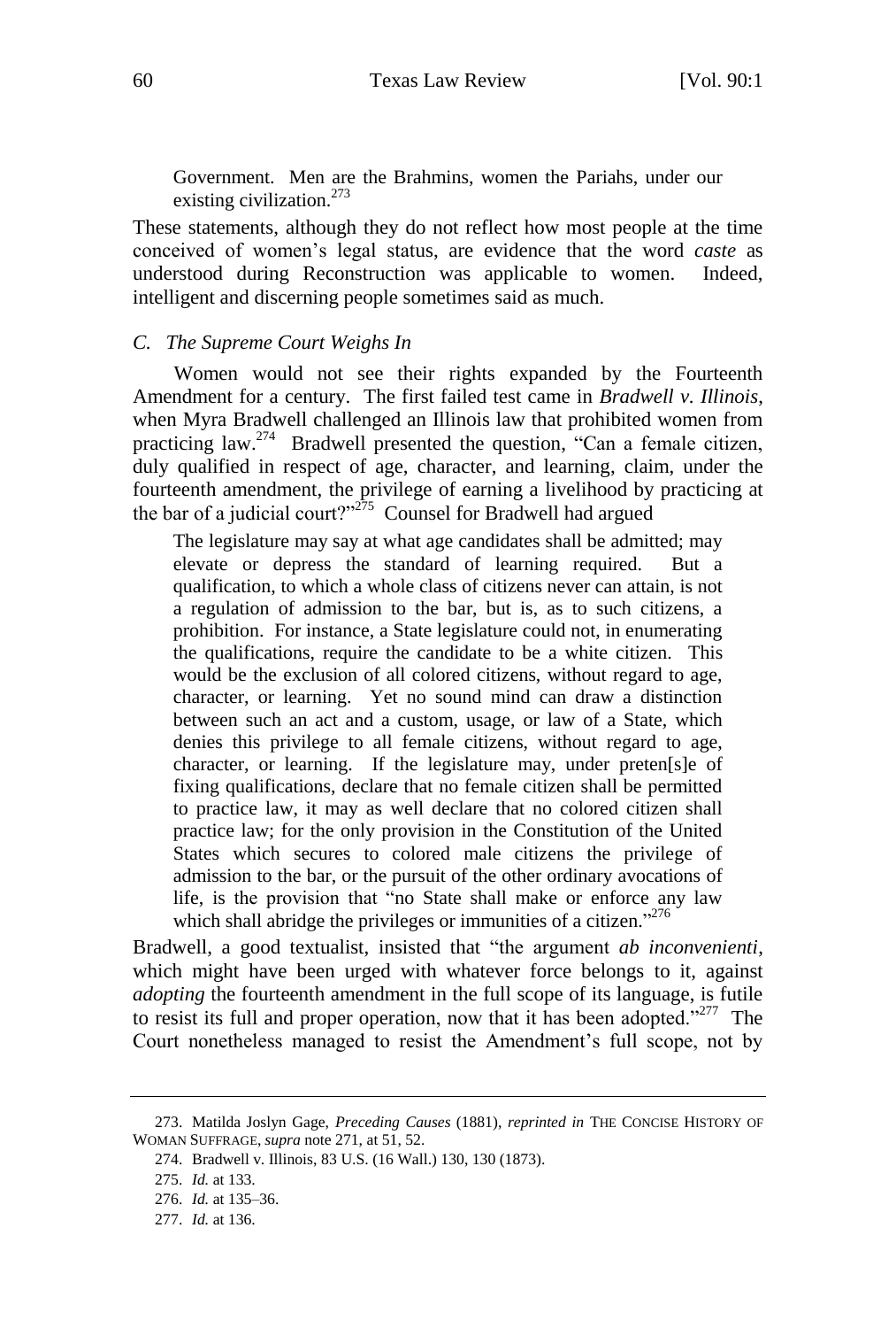> Government. Men are the Brahmins, women the Pariahs, under our existing civilization.[273]

These statements, although they do not reflect how most people at the time conceived of women's legal status, are evidence that the word *caste* as understood during Reconstruction was applicable to women. Indeed, intelligent and discerning people sometimes said as much.

### *C. The Supreme Court Weighs In*

Women would not see their rights expanded by the Fourteenth Amendment for a century. The first failed test came in *Bradwell v. Illinois*, when Myra Bradwell challenged an Illinois law that prohibited women from practicing law.[274] Bradwell presented the question, "Can a female citizen, duly qualified in respect of age, character, and learning, claim, under the fourteenth amendment, the privilege of earning a livelihood by practicing at the bar of a judicial court?"[275] Counsel for Bradwell had argued

> The legislature may say at what age candidates shall be admitted; may elevate or depress the standard of learning required. But a qualification, to which a whole class of citizens never can attain, is not a regulation of admission to the bar, but is, as to such citizens, a prohibition. For instance, a State legislature could not, in enumerating the qualifications, require the candidate to be a white citizen. This would be the exclusion of all colored citizens, without regard to age, character, or learning. Yet no sound mind can draw a distinction between such an act and a custom, usage, or law of a State, which denies this privilege to all female citizens, without regard to age, character, or learning. If the legislature may, under preten[s]e of fixing qualifications, declare that no female citizen shall be permitted to practice law, it may as well declare that no colored citizen shall practice law; for the only provision in the Constitution of the United States which secures to colored male citizens the privilege of admission to the bar, or the pursuit of the other ordinary avocations of life, is the provision that "no State shall make or enforce any law which shall abridge the privileges or immunities of a citizen."[276]

Bradwell, a good textualist, insisted that "the argument *ab inconvenienti*, which might have been urged with whatever force belongs to it, against *adopting* the fourteenth amendment in the full scope of its language, is futile to resist its full and proper operation, now that it has been adopted."[277] The Court nonetheless managed to resist the Amendment's full scope, not by

---

273. Matilda Joslyn Gage, *Preceding Causes* (1881), *reprinted in* THE CONCISE HISTORY OF WOMAN SUFFRAGE, *supra* note 271, at 51, 52.

274. Bradwell v. Illinois, 83 U.S. (16 Wall.) 130, 130 (1873).

275. *Id.* at 133.

276. *Id.* at 135–36.

277. *Id.* at 136.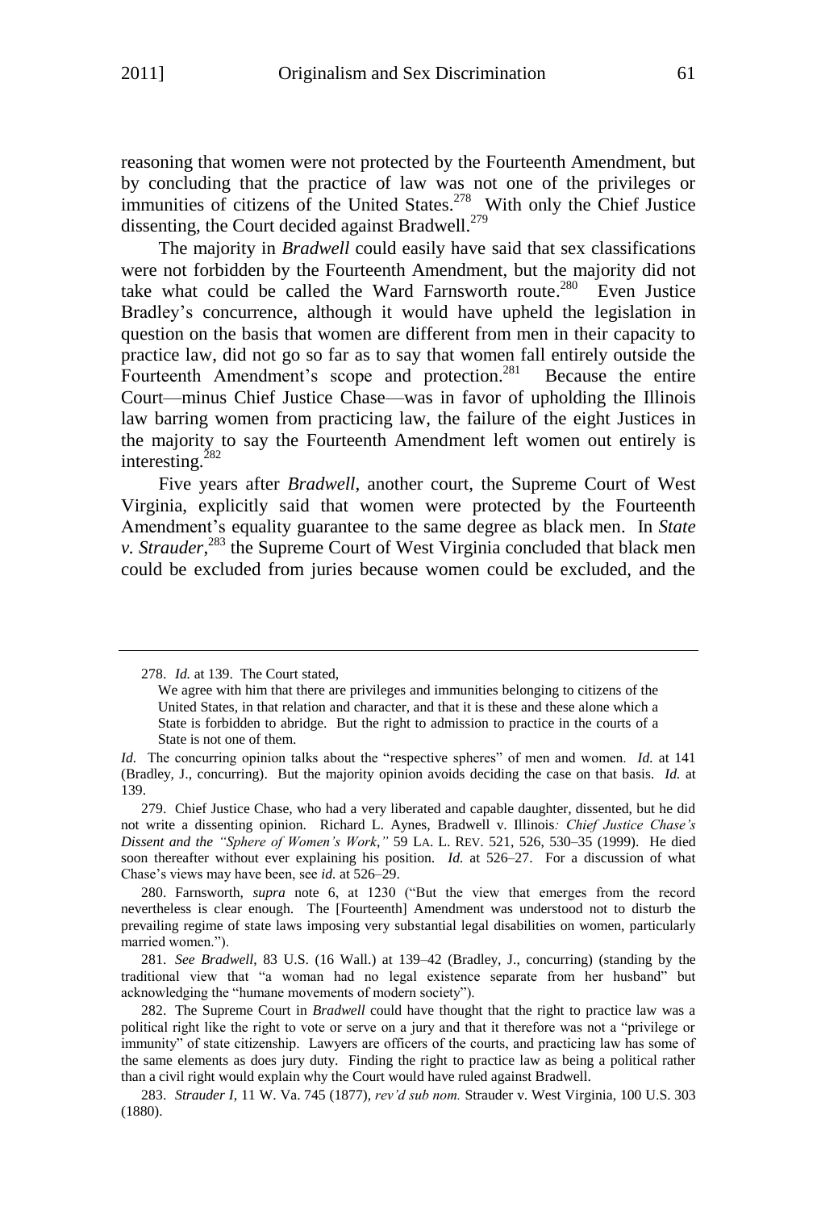reasoning that women were not protected by the Fourteenth Amendment, but by concluding that the practice of law was not one of the privileges or immunities of citizens of the United States.[278] With only the Chief Justice dissenting, the Court decided against Bradwell.[279]

The majority in *Bradwell* could easily have said that sex classifications were not forbidden by the Fourteenth Amendment, but the majority did not take what could be called the Ward Farnsworth route.[280] Even Justice Bradley's concurrence, although it would have upheld the legislation in question on the basis that women are different from men in their capacity to practice law, did not go so far as to say that women fall entirely outside the Fourteenth Amendment's scope and protection.[281] Because the entire Court—minus Chief Justice Chase—was in favor of upholding the Illinois law barring women from practicing law, the failure of the eight Justices in the majority to say the Fourteenth Amendment left women out entirely is interesting.[282]

Five years after *Bradwell*, another court, the Supreme Court of West Virginia, explicitly said that women were protected by the Fourteenth Amendment's equality guarantee to the same degree as black men. In *State v. Strauder*,[283] the Supreme Court of West Virginia concluded that black men could be excluded from juries because women could be excluded, and the

---

278. *Id.* at 139. The Court stated,

> We agree with him that there are privileges and immunities belonging to citizens of the United States, in that relation and character, and that it is these and these alone which a State is forbidden to abridge. But the right to admission to practice in the courts of a State is not one of them.

*Id.* The concurring opinion talks about the "respective spheres" of men and women. *Id.* at 141 (Bradley, J., concurring). But the majority opinion avoids deciding the case on that basis. *Id.* at 139.

279. Chief Justice Chase, who had a very liberated and capable daughter, dissented, but he did not write a dissenting opinion. Richard L. Aynes, Bradwell v. Illinois*: Chief Justice Chase's Dissent and the "Sphere of Women's Work*,*"* 59 LA. L. REV. 521, 526, 530–35 (1999). He died soon thereafter without ever explaining his position. *Id.* at 526–27. For a discussion of what Chase's views may have been, see *id.* at 526–29.

280. Farnsworth, *supra* note 6, at 1230 ("But the view that emerges from the record nevertheless is clear enough. The [Fourteenth] Amendment was understood not to disturb the prevailing regime of state laws imposing very substantial legal disabilities on women, particularly married women.").

281. *See Bradwell*, 83 U.S. (16 Wall.) at 139–42 (Bradley, J., concurring) (standing by the traditional view that "a woman had no legal existence separate from her husband" but acknowledging the "humane movements of modern society").

282. The Supreme Court in *Bradwell* could have thought that the right to practice law was a political right like the right to vote or serve on a jury and that it therefore was not a "privilege or immunity" of state citizenship. Lawyers are officers of the courts, and practicing law has some of the same elements as does jury duty. Finding the right to practice law as being a political rather than a civil right would explain why the Court would have ruled against Bradwell.

283. *Strauder I*, 11 W. Va. 745 (1877), *rev'd sub nom.* Strauder v. West Virginia, 100 U.S. 303 (1880).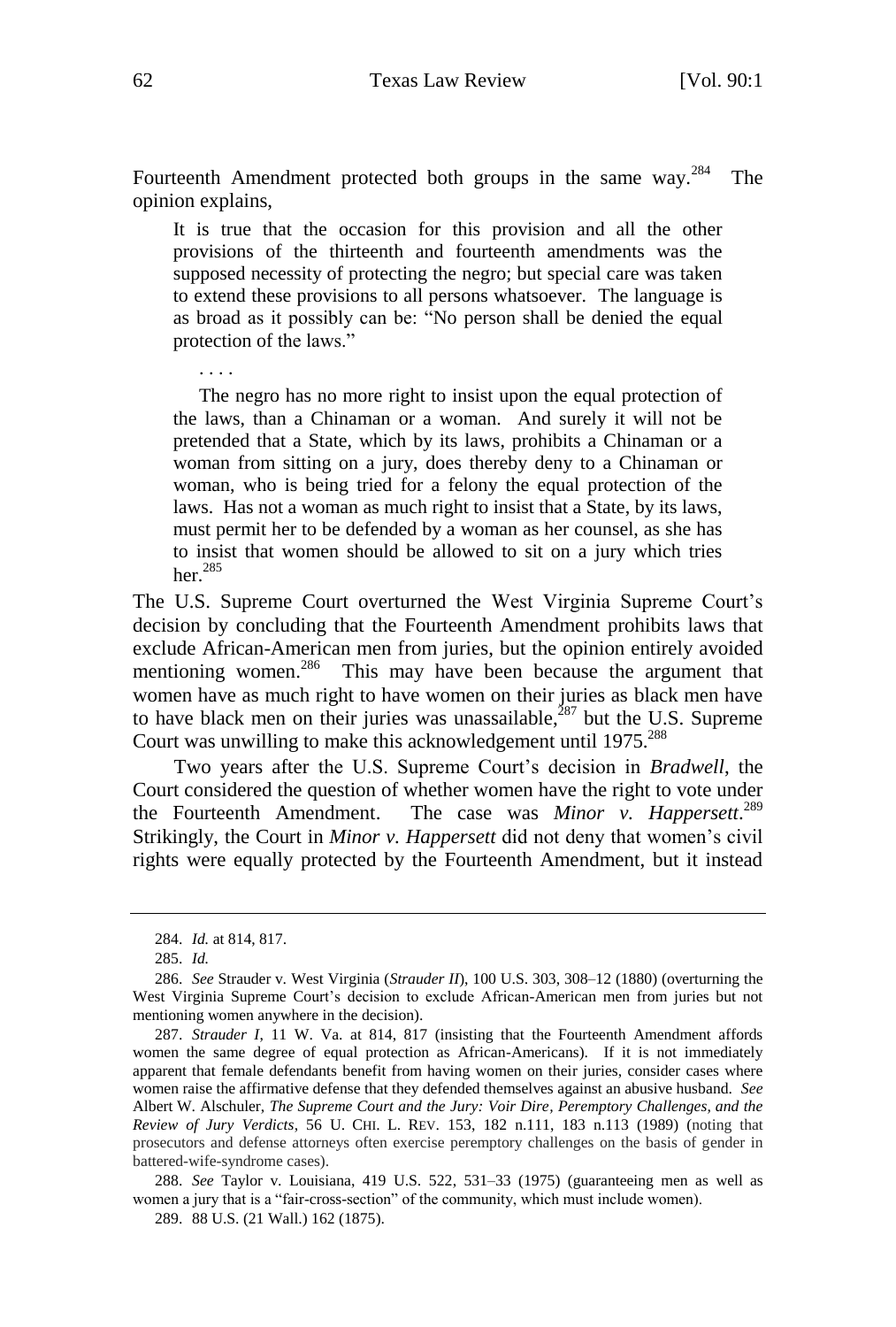Fourteenth Amendment protected both groups in the same way.[284] The opinion explains,

> It is true that the occasion for this provision and all the other provisions of the thirteenth and fourteenth amendments was the supposed necessity of protecting the negro; but special care was taken to extend these provisions to all persons whatsoever. The language is as broad as it possibly can be: "No person shall be denied the equal protection of the laws."
>
> . . . .
>
> The negro has no more right to insist upon the equal protection of the laws, than a Chinaman or a woman. And surely it will not be pretended that a State, which by its laws, prohibits a Chinaman or a woman from sitting on a jury, does thereby deny to a Chinaman or woman, who is being tried for a felony the equal protection of the laws. Has not a woman as much right to insist that a State, by its laws, must permit her to be defended by a woman as her counsel, as she has to insist that women should be allowed to sit on a jury which tries her.[285]

The U.S. Supreme Court overturned the West Virginia Supreme Court's decision by concluding that the Fourteenth Amendment prohibits laws that exclude African-American men from juries, but the opinion entirely avoided mentioning women.[286] This may have been because the argument that women have as much right to have women on their juries as black men have to have black men on their juries was unassailable,[287] but the U.S. Supreme Court was unwilling to make this acknowledgement until 1975.[288]

Two years after the U.S. Supreme Court's decision in *Bradwell*, the Court considered the question of whether women have the right to vote under the Fourteenth Amendment. The case was *Minor v. Happersett*.[289] Strikingly, the Court in *Minor v. Happersett* did not deny that women's civil rights were equally protected by the Fourteenth Amendment, but it instead

---

284. *Id.* at 814, 817.

285. *Id.*

286. *See* Strauder v. West Virginia (*Strauder II*), 100 U.S. 303, 308–12 (1880) (overturning the West Virginia Supreme Court's decision to exclude African-American men from juries but not mentioning women anywhere in the decision).

287. *Strauder I*, 11 W. Va. at 814, 817 (insisting that the Fourteenth Amendment affords women the same degree of equal protection as African-Americans). If it is not immediately apparent that female defendants benefit from having women on their juries, consider cases where women raise the affirmative defense that they defended themselves against an abusive husband. *See* Albert W. Alschuler, *The Supreme Court and the Jury: Voir Dire, Peremptory Challenges, and the Review of Jury Verdicts*, 56 U. CHI. L. REV. 153, 182 n.111, 183 n.113 (1989) (noting that prosecutors and defense attorneys often exercise peremptory challenges on the basis of gender in battered-wife-syndrome cases).

288. *See* Taylor v. Louisiana, 419 U.S. 522, 531–33 (1975) (guaranteeing men as well as women a jury that is a "fair-cross-section" of the community, which must include women).

289. 88 U.S. (21 Wall.) 162 (1875).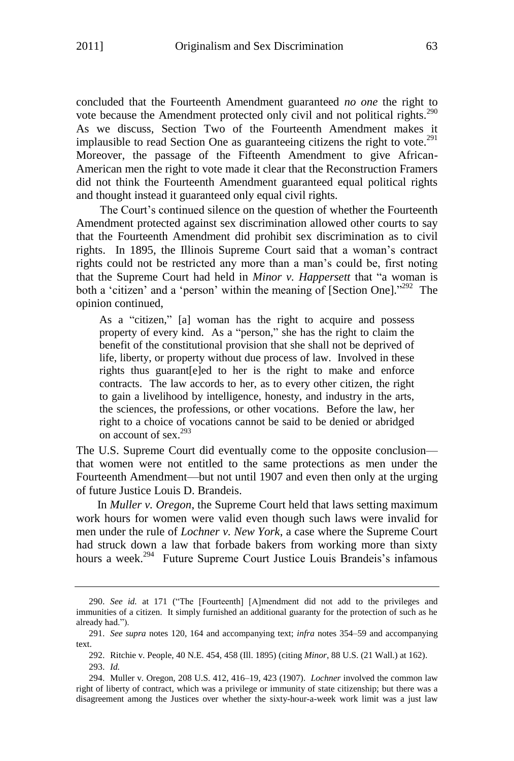concluded that the Fourteenth Amendment guaranteed *no one* the right to vote because the Amendment protected only civil and not political rights.[290] As we discuss, Section Two of the Fourteenth Amendment makes it implausible to read Section One as guaranteeing citizens the right to vote.[291] Moreover, the passage of the Fifteenth Amendment to give African-American men the right to vote made it clear that the Reconstruction Framers did not think the Fourteenth Amendment guaranteed equal political rights and thought instead it guaranteed only equal civil rights.

The Court's continued silence on the question of whether the Fourteenth Amendment protected against sex discrimination allowed other courts to say that the Fourteenth Amendment did prohibit sex discrimination as to civil rights. In 1895, the Illinois Supreme Court said that a woman's contract rights could not be restricted any more than a man's could be, first noting that the Supreme Court had held in *Minor v. Happersett* that "a woman is both a 'citizen' and a 'person' within the meaning of [Section One]."[292] The opinion continued,

> As a "citizen," [a] woman has the right to acquire and possess property of every kind. As a "person," she has the right to claim the benefit of the constitutional provision that she shall not be deprived of life, liberty, or property without due process of law. Involved in these rights thus guarant[e]ed to her is the right to make and enforce contracts. The law accords to her, as to every other citizen, the right to gain a livelihood by intelligence, honesty, and industry in the arts, the sciences, the professions, or other vocations. Before the law, her right to a choice of vocations cannot be said to be denied or abridged on account of sex.[293]

The U.S. Supreme Court did eventually come to the opposite conclusion—that women were not entitled to the same protections as men under the Fourteenth Amendment—but not until 1907 and even then only at the urging of future Justice Louis D. Brandeis.

In *Muller v. Oregon*, the Supreme Court held that laws setting maximum work hours for women were valid even though such laws were invalid for men under the rule of *Lochner v. New York*, a case where the Supreme Court had struck down a law that forbade bakers from working more than sixty hours a week.[294] Future Supreme Court Justice Louis Brandeis's infamous

---

290. *See id.* at 171 ("The [Fourteenth] [A]mendment did not add to the privileges and immunities of a citizen. It simply furnished an additional guaranty for the protection of such as he already had.").

291. *See supra* notes 120, 164 and accompanying text; *infra* notes 354–59 and accompanying text.

292. Ritchie v. People, 40 N.E. 454, 458 (Ill. 1895) (citing *Minor*, 88 U.S. (21 Wall.) at 162).

293. *Id.*

294. Muller v. Oregon, 208 U.S. 412, 416–19, 423 (1907). *Lochner* involved the common law right of liberty of contract, which was a privilege or immunity of state citizenship; but there was a disagreement among the Justices over whether the sixty-hour-a-week work limit was a just law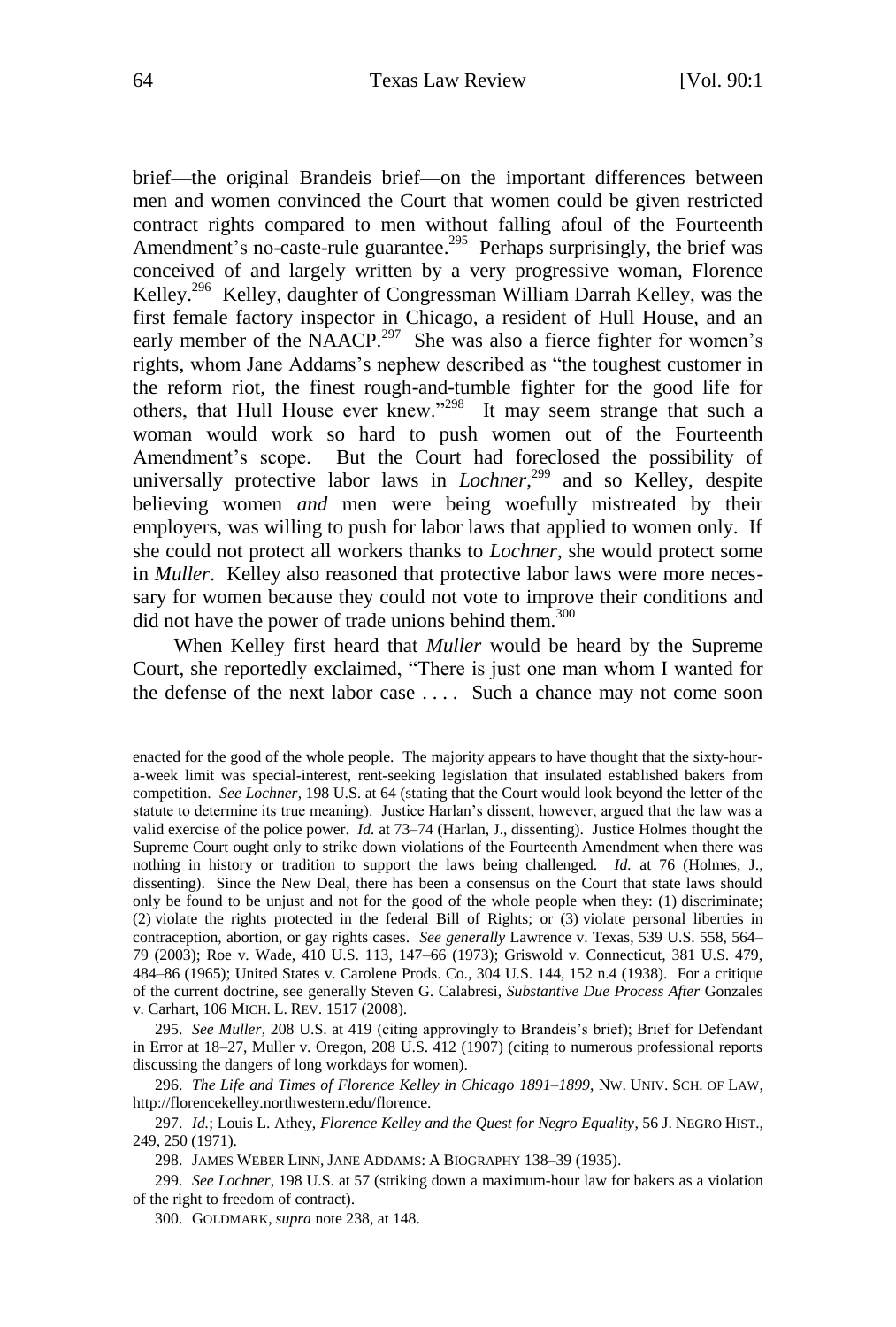brief—the original Brandeis brief—on the important differences between men and women convinced the Court that women could be given restricted contract rights compared to men without falling afoul of the Fourteenth Amendment's no-caste-rule guarantee.[295] Perhaps surprisingly, the brief was conceived of and largely written by a very progressive woman, Florence Kelley.[296] Kelley, daughter of Congressman William Darrah Kelley, was the first female factory inspector in Chicago, a resident of Hull House, and an early member of the NAACP.[297] She was also a fierce fighter for women's rights, whom Jane Addams's nephew described as "the toughest customer in the reform riot, the finest rough-and-tumble fighter for the good life for others, that Hull House ever knew."[298] It may seem strange that such a woman would work so hard to push women out of the Fourteenth Amendment's scope. But the Court had foreclosed the possibility of universally protective labor laws in *Lochner*,[299] and so Kelley, despite believing women *and* men were being woefully mistreated by their employers, was willing to push for labor laws that applied to women only. If she could not protect all workers thanks to *Lochner*, she would protect some in *Muller*. Kelley also reasoned that protective labor laws were more necessary for women because they could not vote to improve their conditions and did not have the power of trade unions behind them.[300]

When Kelley first heard that *Muller* would be heard by the Supreme Court, she reportedly exclaimed, "There is just one man whom I wanted for the defense of the next labor case . . . . Such a chance may not come soon

---

enacted for the good of the whole people. The majority appears to have thought that the sixty-hour-a-week limit was special-interest, rent-seeking legislation that insulated established bakers from competition. *See Lochner*, 198 U.S. at 64 (stating that the Court would look beyond the letter of the statute to determine its true meaning). Justice Harlan's dissent, however, argued that the law was a valid exercise of the police power. *Id.* at 73–74 (Harlan, J., dissenting). Justice Holmes thought the Supreme Court ought only to strike down violations of the Fourteenth Amendment when there was nothing in history or tradition to support the laws being challenged. *Id.* at 76 (Holmes, J., dissenting). Since the New Deal, there has been a consensus on the Court that state laws should only be found to be unjust and not for the good of the whole people when they: (1) discriminate; (2) violate the rights protected in the federal Bill of Rights; or (3) violate personal liberties in contraception, abortion, or gay rights cases. *See generally* Lawrence v. Texas, 539 U.S. 558, 564–79 (2003); Roe v. Wade, 410 U.S. 113, 147–66 (1973); Griswold v. Connecticut, 381 U.S. 479, 484–86 (1965); United States v. Carolene Prods. Co., 304 U.S. 144, 152 n.4 (1938). For a critique of the current doctrine, see generally Steven G. Calabresi, *Substantive Due Process After* Gonzales v. Carhart, 106 MICH. L. REV. 1517 (2008).

295. *See Muller*, 208 U.S. at 419 (citing approvingly to Brandeis's brief); Brief for Defendant in Error at 18–27, Muller v. Oregon, 208 U.S. 412 (1907) (citing to numerous professional reports discussing the dangers of long workdays for women).

296. *The Life and Times of Florence Kelley in Chicago 1891–1899*, NW. UNIV. SCH. OF LAW, http://florencekelley.northwestern.edu/florence.

297. *Id.*; Louis L. Athey, *Florence Kelley and the Quest for Negro Equality*, 56 J. NEGRO HIST., 249, 250 (1971).

298. JAMES WEBER LINN, JANE ADDAMS: A BIOGRAPHY 138–39 (1935).

299. *See Lochner*, 198 U.S. at 57 (striking down a maximum-hour law for bakers as a violation of the right to freedom of contract).

300. GOLDMARK, *supra* note 238, at 148.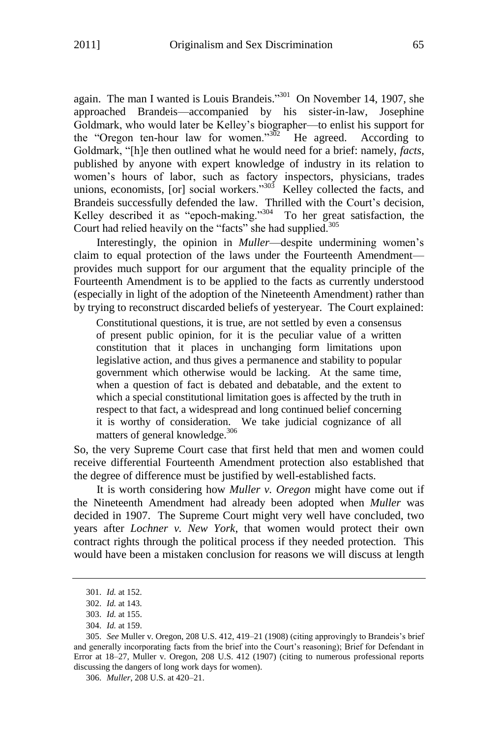again. The man I wanted is Louis Brandeis."[301] On November 14, 1907, she approached Brandeis—accompanied by his sister-in-law, Josephine Goldmark, who would later be Kelley's biographer—to enlist his support for the "Oregon ten-hour law for women."[302] He agreed. According to Goldmark, "[h]e then outlined what he would need for a brief: namely, *facts*, published by anyone with expert knowledge of industry in its relation to women's hours of labor, such as factory inspectors, physicians, trades unions, economists, [or] social workers."[303] Kelley collected the facts, and Brandeis successfully defended the law. Thrilled with the Court's decision, Kelley described it as "epoch-making."[304] To her great satisfaction, the Court had relied heavily on the "facts" she had supplied.[305]

Interestingly, the opinion in *Muller*—despite undermining women's claim to equal protection of the laws under the Fourteenth Amendment—provides much support for our argument that the equality principle of the Fourteenth Amendment is to be applied to the facts as currently understood (especially in light of the adoption of the Nineteenth Amendment) rather than by trying to reconstruct discarded beliefs of yesteryear. The Court explained:

> Constitutional questions, it is true, are not settled by even a consensus of present public opinion, for it is the peculiar value of a written constitution that it places in unchanging form limitations upon legislative action, and thus gives a permanence and stability to popular government which otherwise would be lacking. At the same time, when a question of fact is debated and debatable, and the extent to which a special constitutional limitation goes is affected by the truth in respect to that fact, a widespread and long continued belief concerning it is worthy of consideration. We take judicial cognizance of all matters of general knowledge.[306]

So, the very Supreme Court case that first held that men and women could receive differential Fourteenth Amendment protection also established that the degree of difference must be justified by well-established facts.

It is worth considering how *Muller v. Oregon* might have come out if the Nineteenth Amendment had already been adopted when *Muller* was decided in 1907. The Supreme Court might very well have concluded, two years after *Lochner v. New York*, that women would protect their own contract rights through the political process if they needed protection. This would have been a mistaken conclusion for reasons we will discuss at length

---

301. *Id.* at 152.

302. *Id.* at 143.

303. *Id.* at 155.

304. *Id.* at 159.

305. *See* Muller v. Oregon, 208 U.S. 412, 419–21 (1908) (citing approvingly to Brandeis's brief and generally incorporating facts from the brief into the Court's reasoning); Brief for Defendant in Error at 18–27, Muller v. Oregon, 208 U.S. 412 (1907) (citing to numerous professional reports discussing the dangers of long work days for women).

306. *Muller*, 208 U.S. at 420–21.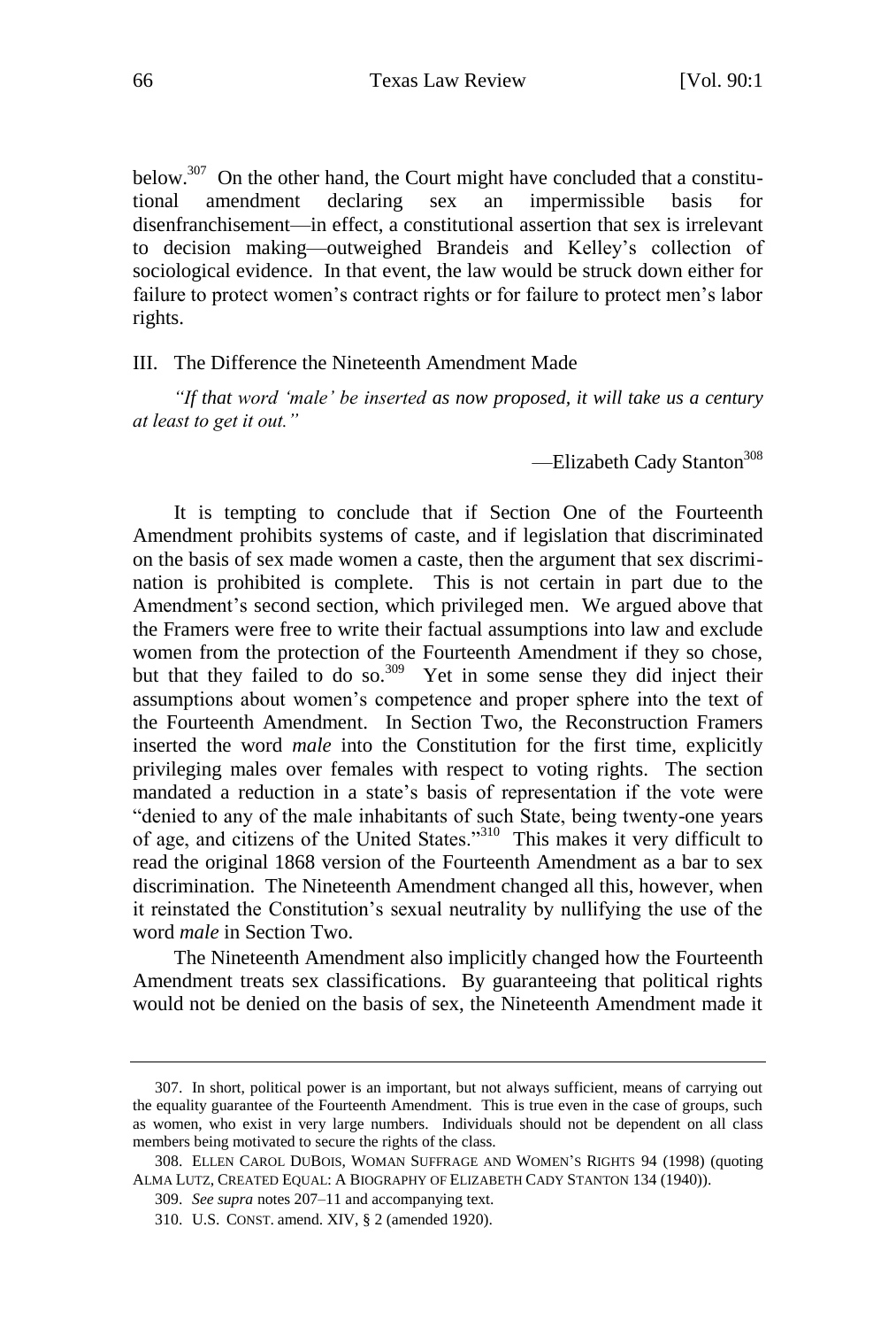below.[307] On the other hand, the Court might have concluded that a constitutional amendment declaring sex an impermissible basis for disenfranchisement—in effect, a constitutional assertion that sex is irrelevant to decision making—outweighed Brandeis and Kelley's collection of sociological evidence. In that event, the law would be struck down either for failure to protect women's contract rights or for failure to protect men's labor rights.

## III. The Difference the Nineteenth Amendment Made

*"If that word 'male' be inserted as now proposed, it will take us a century at least to get it out."*

—Elizabeth Cady Stanton[308]

It is tempting to conclude that if Section One of the Fourteenth Amendment prohibits systems of caste, and if legislation that discriminated on the basis of sex made women a caste, then the argument that sex discrimination is prohibited is complete. This is not certain in part due to the Amendment's second section, which privileged men. We argued above that the Framers were free to write their factual assumptions into law and exclude women from the protection of the Fourteenth Amendment if they so chose, but that they failed to do so.[309] Yet in some sense they did inject their assumptions about women's competence and proper sphere into the text of the Fourteenth Amendment. In Section Two, the Reconstruction Framers inserted the word *male* into the Constitution for the first time, explicitly privileging males over females with respect to voting rights. The section mandated a reduction in a state's basis of representation if the vote were "denied to any of the male inhabitants of such State, being twenty-one years of age, and citizens of the United States."[310] This makes it very difficult to read the original 1868 version of the Fourteenth Amendment as a bar to sex discrimination. The Nineteenth Amendment changed all this, however, when it reinstated the Constitution's sexual neutrality by nullifying the use of the word *male* in Section Two.

The Nineteenth Amendment also implicitly changed how the Fourteenth Amendment treats sex classifications. By guaranteeing that political rights would not be denied on the basis of sex, the Nineteenth Amendment made it

---

307. In short, political power is an important, but not always sufficient, means of carrying out the equality guarantee of the Fourteenth Amendment. This is true even in the case of groups, such as women, who exist in very large numbers. Individuals should not be dependent on all class members being motivated to secure the rights of the class.

308. ELLEN CAROL DUBOIS, WOMAN SUFFRAGE AND WOMEN'S RIGHTS 94 (1998) (quoting ALMA LUTZ, CREATED EQUAL: A BIOGRAPHY OF ELIZABETH CADY STANTON 134 (1940)).

309. *See supra* notes 207–11 and accompanying text.

310. U.S. CONST. amend. XIV, § 2 (amended 1920).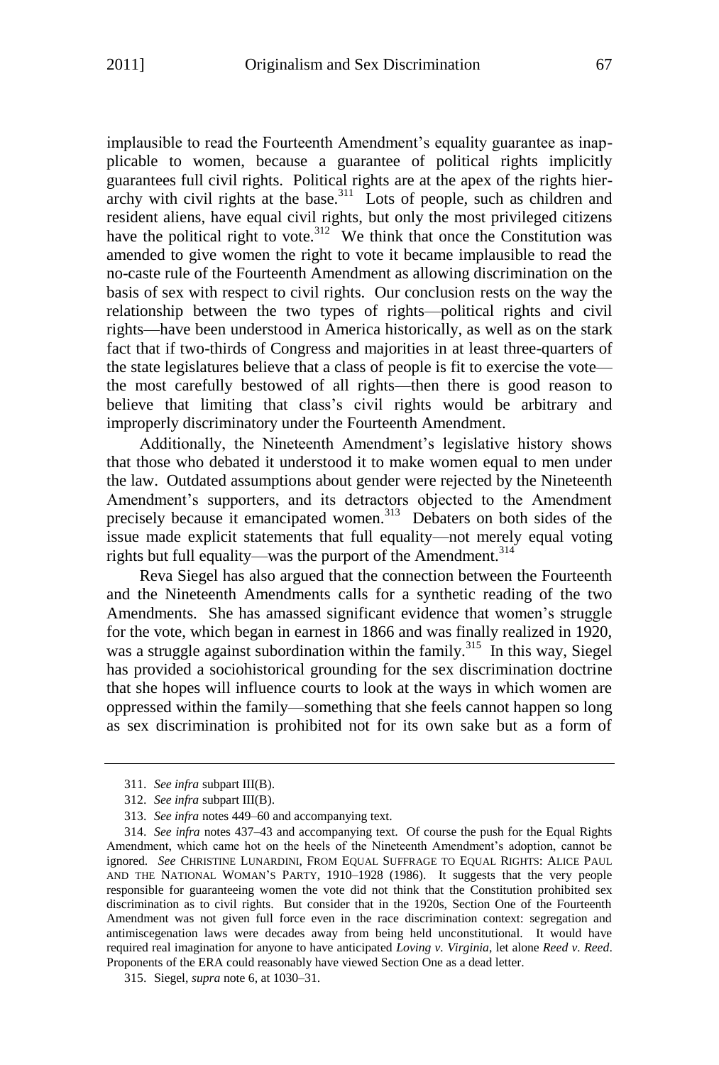implausible to read the Fourteenth Amendment's equality guarantee as inapplicable to women, because a guarantee of political rights implicitly guarantees full civil rights. Political rights are at the apex of the rights hierarchy with civil rights at the base.[311] Lots of people, such as children and resident aliens, have equal civil rights, but only the most privileged citizens have the political right to vote.[312] We think that once the Constitution was amended to give women the right to vote it became implausible to read the no-caste rule of the Fourteenth Amendment as allowing discrimination on the basis of sex with respect to civil rights. Our conclusion rests on the way the relationship between the two types of rights—political rights and civil rights—have been understood in America historically, as well as on the stark fact that if two-thirds of Congress and majorities in at least three-quarters of the state legislatures believe that a class of people is fit to exercise the vote—the most carefully bestowed of all rights—then there is good reason to believe that limiting that class's civil rights would be arbitrary and improperly discriminatory under the Fourteenth Amendment.

Additionally, the Nineteenth Amendment's legislative history shows that those who debated it understood it to make women equal to men under the law. Outdated assumptions about gender were rejected by the Nineteenth Amendment's supporters, and its detractors objected to the Amendment precisely because it emancipated women.[313] Debaters on both sides of the issue made explicit statements that full equality—not merely equal voting rights but full equality—was the purport of the Amendment.[314]

Reva Siegel has also argued that the connection between the Fourteenth and the Nineteenth Amendments calls for a synthetic reading of the two Amendments. She has amassed significant evidence that women's struggle for the vote, which began in earnest in 1866 and was finally realized in 1920, was a struggle against subordination within the family.[315] In this way, Siegel has provided a sociohistorical grounding for the sex discrimination doctrine that she hopes will influence courts to look at the ways in which women are oppressed within the family—something that she feels cannot happen so long as sex discrimination is prohibited not for its own sake but as a form of

---

311. *See infra* subpart III(B).

312. *See infra* subpart III(B).

313. *See infra* notes 449–60 and accompanying text.

314. *See infra* notes 437–43 and accompanying text. Of course the push for the Equal Rights Amendment, which came hot on the heels of the Nineteenth Amendment's adoption, cannot be ignored. *See* CHRISTINE LUNARDINI, FROM EQUAL SUFFRAGE TO EQUAL RIGHTS: ALICE PAUL AND THE NATIONAL WOMAN'S PARTY, 1910–1928 (1986). It suggests that the very people responsible for guaranteeing women the vote did not think that the Constitution prohibited sex discrimination as to civil rights. But consider that in the 1920s, Section One of the Fourteenth Amendment was not given full force even in the race discrimination context: segregation and antimiscegenation laws were decades away from being held unconstitutional. It would have required real imagination for anyone to have anticipated *Loving v. Virginia*, let alone *Reed v. Reed*. Proponents of the ERA could reasonably have viewed Section One as a dead letter.

315. Siegel, *supra* note 6, at 1030–31.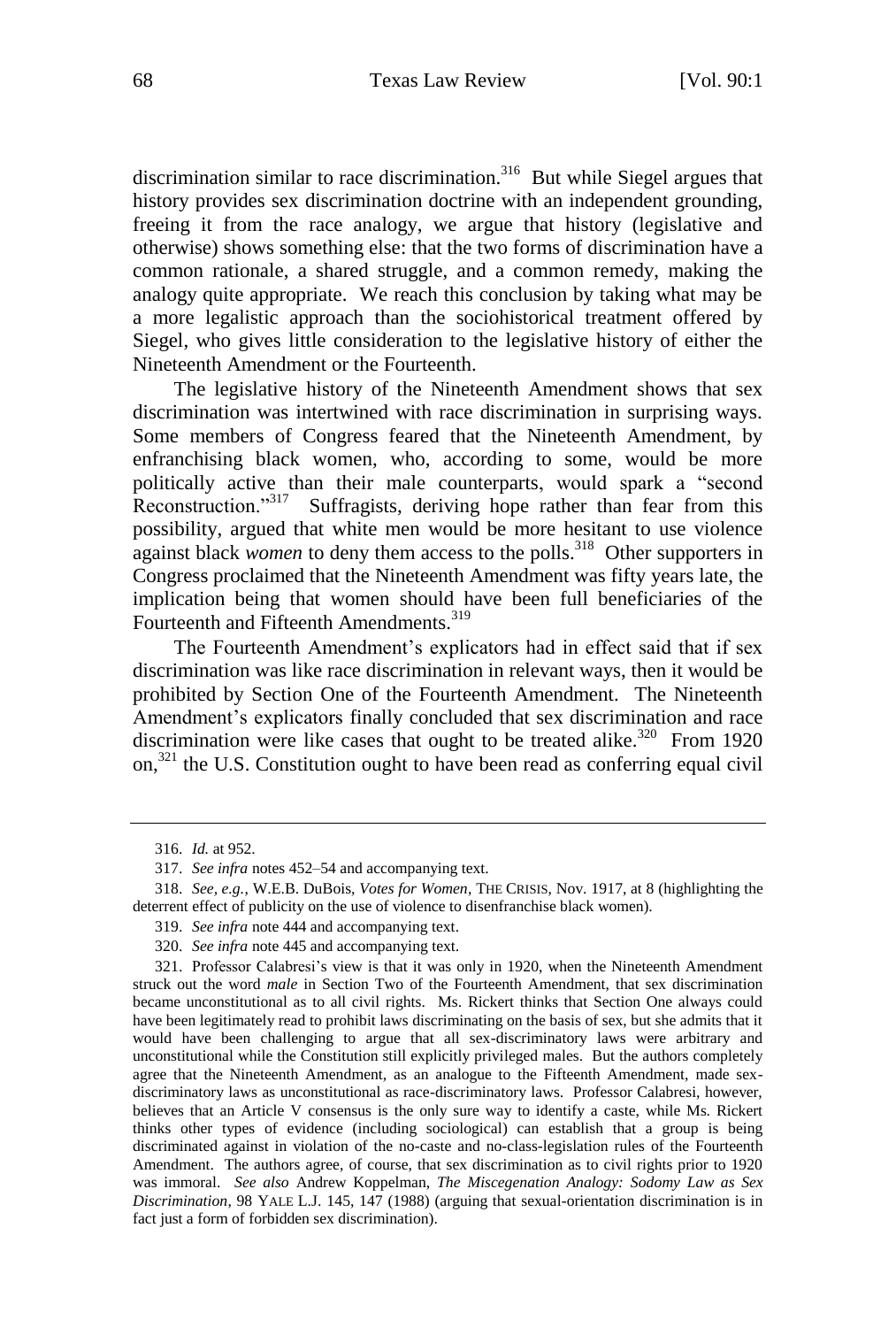discrimination similar to race discrimination.[316] But while Siegel argues that history provides sex discrimination doctrine with an independent grounding, freeing it from the race analogy, we argue that history (legislative and otherwise) shows something else: that the two forms of discrimination have a common rationale, a shared struggle, and a common remedy, making the analogy quite appropriate. We reach this conclusion by taking what may be a more legalistic approach than the sociohistorical treatment offered by Siegel, who gives little consideration to the legislative history of either the Nineteenth Amendment or the Fourteenth.

The legislative history of the Nineteenth Amendment shows that sex discrimination was intertwined with race discrimination in surprising ways. Some members of Congress feared that the Nineteenth Amendment, by enfranchising black women, who, according to some, would be more politically active than their male counterparts, would spark a "second Reconstruction."[317] Suffragists, deriving hope rather than fear from this possibility, argued that white men would be more hesitant to use violence against black *women* to deny them access to the polls.[318] Other supporters in Congress proclaimed that the Nineteenth Amendment was fifty years late, the implication being that women should have been full beneficiaries of the Fourteenth and Fifteenth Amendments.[319]

The Fourteenth Amendment's explicators had in effect said that if sex discrimination was like race discrimination in relevant ways, then it would be prohibited by Section One of the Fourteenth Amendment. The Nineteenth Amendment's explicators finally concluded that sex discrimination and race discrimination were like cases that ought to be treated alike.[320] From 1920 on,[321] the U.S. Constitution ought to have been read as conferring equal civil

---

316. *Id.* at 952.

317. *See infra* notes 452–54 and accompanying text.

318. *See, e.g.*, W.E.B. DuBois, *Votes for Women*, THE CRISIS, Nov. 1917, at 8 (highlighting the deterrent effect of publicity on the use of violence to disenfranchise black women).

319. *See infra* note 444 and accompanying text.

320. *See infra* note 445 and accompanying text.

321. Professor Calabresi's view is that it was only in 1920, when the Nineteenth Amendment struck out the word *male* in Section Two of the Fourteenth Amendment, that sex discrimination became unconstitutional as to all civil rights. Ms. Rickert thinks that Section One always could have been legitimately read to prohibit laws discriminating on the basis of sex, but she admits that it would have been challenging to argue that all sex-discriminatory laws were arbitrary and unconstitutional while the Constitution still explicitly privileged males. But the authors completely agree that the Nineteenth Amendment, as an analogue to the Fifteenth Amendment, made sex-discriminatory laws as unconstitutional as race-discriminatory laws. Professor Calabresi, however, believes that an Article V consensus is the only sure way to identify a caste, while Ms. Rickert thinks other types of evidence (including sociological) can establish that a group is being discriminated against in violation of the no-caste and no-class-legislation rules of the Fourteenth Amendment. The authors agree, of course, that sex discrimination as to civil rights prior to 1920 was immoral. *See also* Andrew Koppelman, *The Miscegenation Analogy: Sodomy Law as Sex Discrimination*, 98 YALE L.J. 145, 147 (1988) (arguing that sexual-orientation discrimination is in fact just a form of forbidden sex discrimination).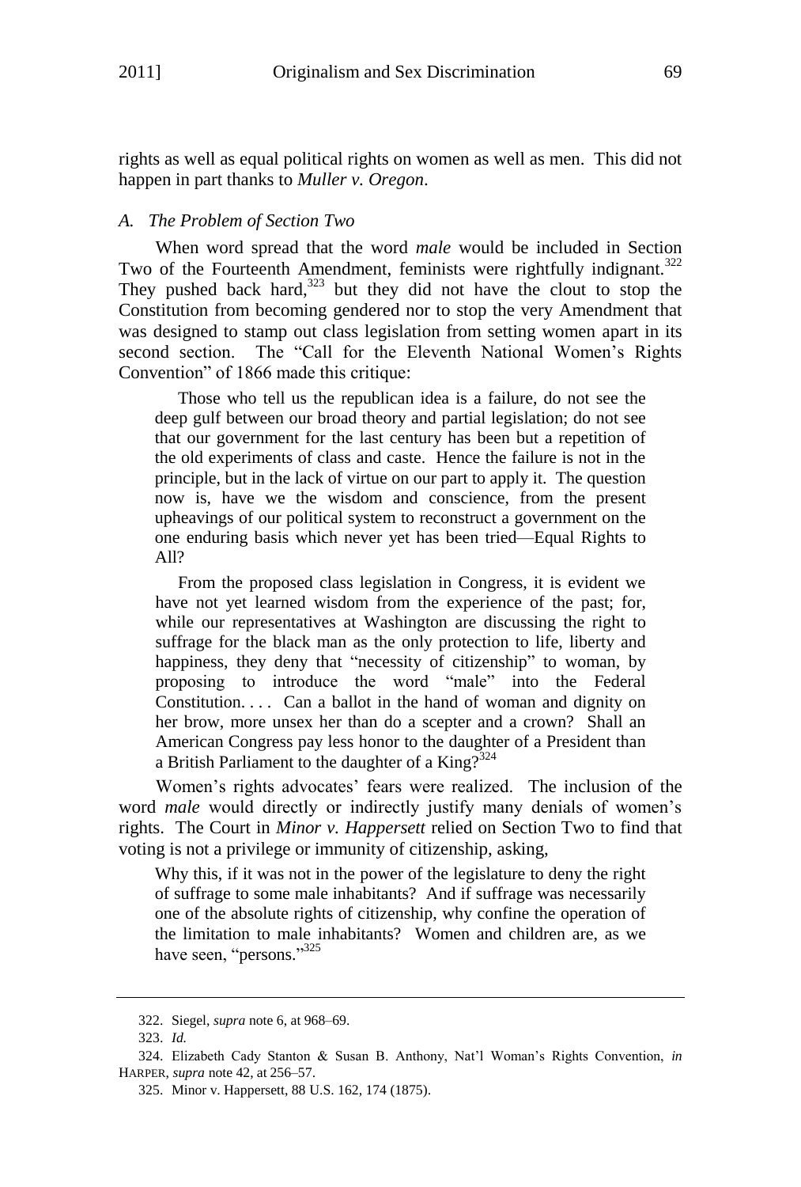rights as well as equal political rights on women as well as men. This did not happen in part thanks to *Muller v. Oregon*.

### *A. The Problem of Section Two*

When word spread that the word *male* would be included in Section Two of the Fourteenth Amendment, feminists were rightfully indignant.[322] They pushed back hard,[323] but they did not have the clout to stop the Constitution from becoming gendered nor to stop the very Amendment that was designed to stamp out class legislation from setting women apart in its second section. The "Call for the Eleventh National Women's Rights Convention" of 1866 made this critique:

> Those who tell us the republican idea is a failure, do not see the deep gulf between our broad theory and partial legislation; do not see that our government for the last century has been but a repetition of the old experiments of class and caste. Hence the failure is not in the principle, but in the lack of virtue on our part to apply it. The question now is, have we the wisdom and conscience, from the present upheavings of our political system to reconstruct a government on the one enduring basis which never yet has been tried—Equal Rights to All?
>
> From the proposed class legislation in Congress, it is evident we have not yet learned wisdom from the experience of the past; for, while our representatives at Washington are discussing the right to suffrage for the black man as the only protection to life, liberty and happiness, they deny that "necessity of citizenship" to woman, by proposing to introduce the word "male" into the Federal Constitution. . . . Can a ballot in the hand of woman and dignity on her brow, more unsex her than do a scepter and a crown? Shall an American Congress pay less honor to the daughter of a President than a British Parliament to the daughter of a King?[324]

Women's rights advocates' fears were realized. The inclusion of the word *male* would directly or indirectly justify many denials of women's rights. The Court in *Minor v. Happersett* relied on Section Two to find that voting is not a privilege or immunity of citizenship, asking,

> Why this, if it was not in the power of the legislature to deny the right of suffrage to some male inhabitants? And if suffrage was necessarily one of the absolute rights of citizenship, why confine the operation of the limitation to male inhabitants? Women and children are, as we have seen, "persons."[325]

---

322. Siegel, *supra* note 6, at 968–69.

323. *Id.*

324. Elizabeth Cady Stanton & Susan B. Anthony, Nat'l Woman's Rights Convention, *in* HARPER, *supra* note 42, at 256–57.

325. Minor v. Happersett, 88 U.S. 162, 174 (1875).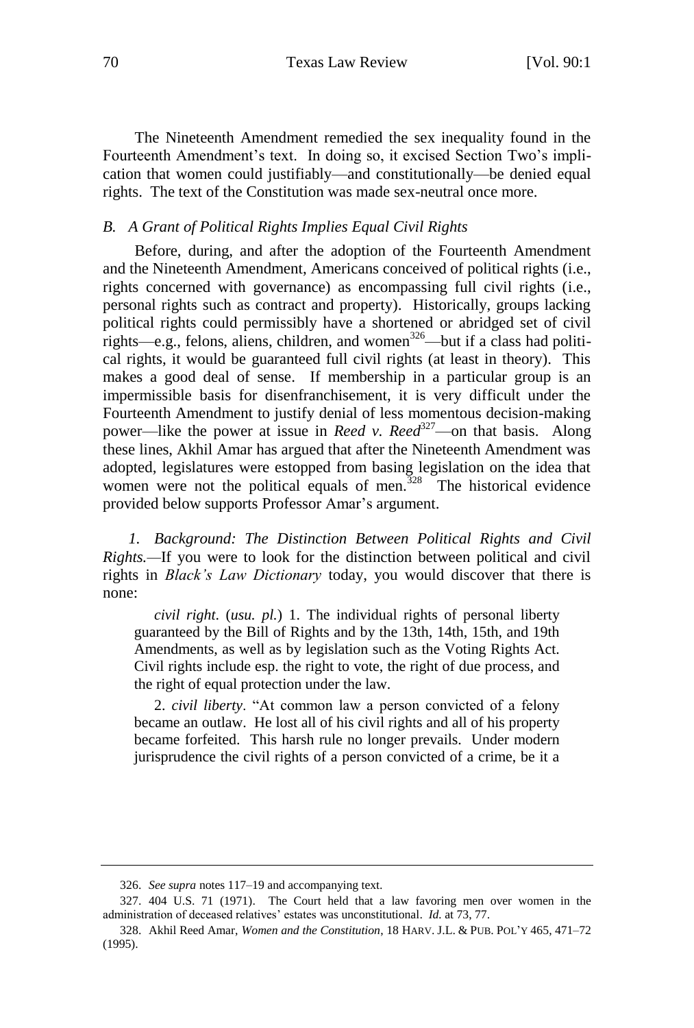The Nineteenth Amendment remedied the sex inequality found in the Fourteenth Amendment's text. In doing so, it excised Section Two's implication that women could justifiably—and constitutionally—be denied equal rights. The text of the Constitution was made sex-neutral once more.

### *B. A Grant of Political Rights Implies Equal Civil Rights*

Before, during, and after the adoption of the Fourteenth Amendment and the Nineteenth Amendment, Americans conceived of political rights (i.e., rights concerned with governance) as encompassing full civil rights (i.e., personal rights such as contract and property). Historically, groups lacking political rights could permissibly have a shortened or abridged set of civil rights—e.g., felons, aliens, children, and women[326]—but if a class had political rights, it would be guaranteed full civil rights (at least in theory). This makes a good deal of sense. If membership in a particular group is an impermissible basis for disenfranchisement, it is very difficult under the Fourteenth Amendment to justify denial of less momentous decision-making power—like the power at issue in *Reed v. Reed*[327]—on that basis. Along these lines, Akhil Amar has argued that after the Nineteenth Amendment was adopted, legislatures were estopped from basing legislation on the idea that women were not the political equals of men.[328] The historical evidence provided below supports Professor Amar's argument.

*1. Background: The Distinction Between Political Rights and Civil Rights.*—If you were to look for the distinction between political and civil rights in *Black's Law Dictionary* today, you would discover that there is none:

> *civil right*. (*usu. pl.*) 1. The individual rights of personal liberty guaranteed by the Bill of Rights and by the 13th, 14th, 15th, and 19th Amendments, as well as by legislation such as the Voting Rights Act. Civil rights include esp. the right to vote, the right of due process, and the right of equal protection under the law.
>
> 2. *civil liberty*. "At common law a person convicted of a felony became an outlaw. He lost all of his civil rights and all of his property became forfeited. This harsh rule no longer prevails. Under modern jurisprudence the civil rights of a person convicted of a crime, be it a

---

326. *See supra* notes 117–19 and accompanying text.

327. 404 U.S. 71 (1971). The Court held that a law favoring men over women in the administration of deceased relatives' estates was unconstitutional. *Id.* at 73, 77.

328. Akhil Reed Amar, *Women and the Constitution*, 18 HARV. J.L. & PUB. POL'Y 465, 471–72 (1995).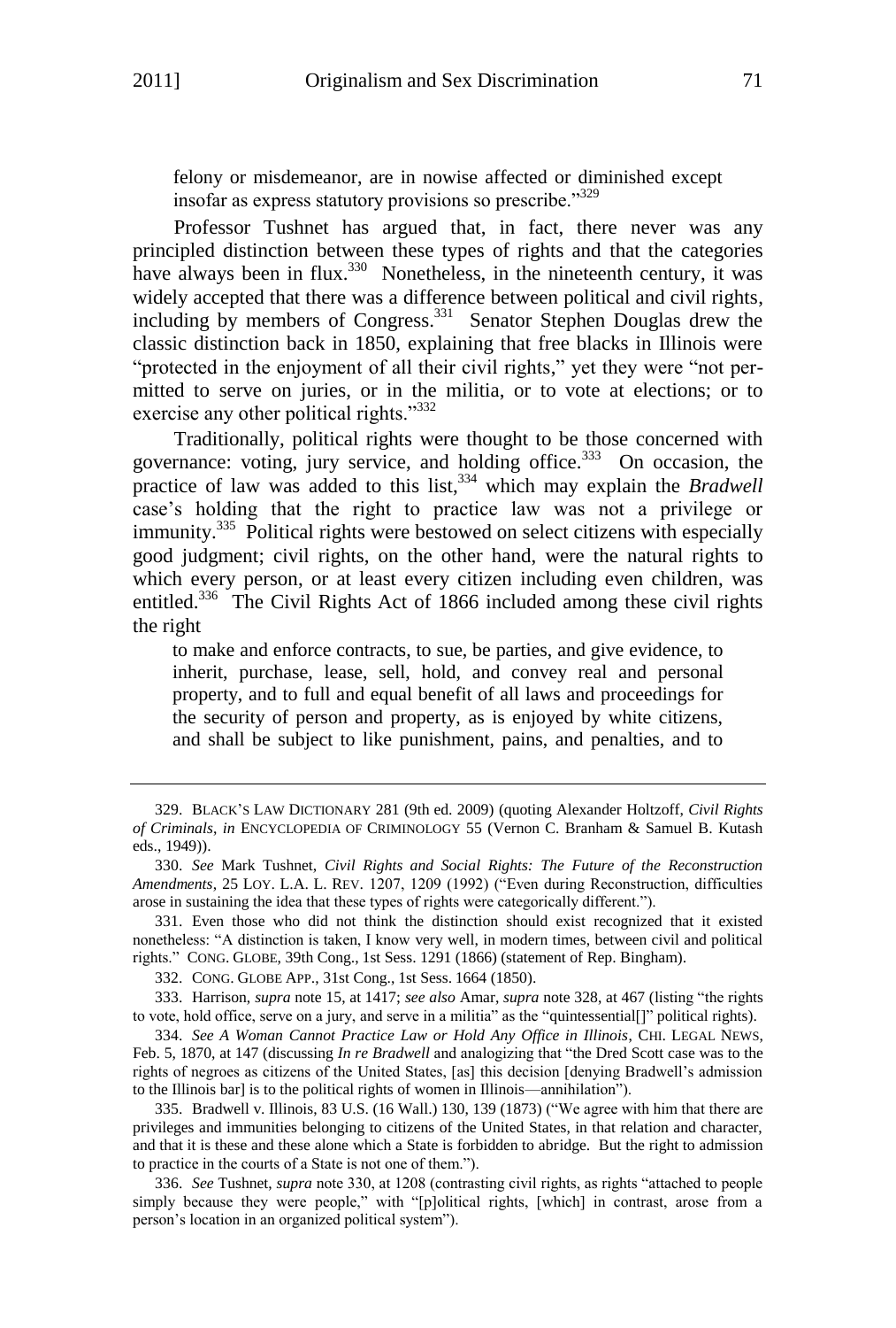felony or misdemeanor, are in nowise affected or diminished except insofar as express statutory provisions so prescribe."[329]

Professor Tushnet has argued that, in fact, there never was any principled distinction between these types of rights and that the categories have always been in flux.[330] Nonetheless, in the nineteenth century, it was widely accepted that there was a difference between political and civil rights, including by members of Congress.[331] Senator Stephen Douglas drew the classic distinction back in 1850, explaining that free blacks in Illinois were "protected in the enjoyment of all their civil rights," yet they were "not permitted to serve on juries, or in the militia, or to vote at elections; or to exercise any other political rights."[332]

Traditionally, political rights were thought to be those concerned with governance: voting, jury service, and holding office.[333] On occasion, the practice of law was added to this list,[334] which may explain the *Bradwell* case's holding that the right to practice law was not a privilege or immunity.[335] Political rights were bestowed on select citizens with especially good judgment; civil rights, on the other hand, were the natural rights to which every person, or at least every citizen including even children, was entitled.[336] The Civil Rights Act of 1866 included among these civil rights the right

> to make and enforce contracts, to sue, be parties, and give evidence, to inherit, purchase, lease, sell, hold, and convey real and personal property, and to full and equal benefit of all laws and proceedings for the security of person and property, as is enjoyed by white citizens, and shall be subject to like punishment, pains, and penalties, and to

---

329. BLACK'S LAW DICTIONARY 281 (9th ed. 2009) (quoting Alexander Holtzoff, *Civil Rights of Criminals*, *in* ENCYCLOPEDIA OF CRIMINOLOGY 55 (Vernon C. Branham & Samuel B. Kutash eds., 1949)).

330. *See* Mark Tushnet, *Civil Rights and Social Rights: The Future of the Reconstruction Amendments*, 25 LOY. L.A. L. REV. 1207, 1209 (1992) ("Even during Reconstruction, difficulties arose in sustaining the idea that these types of rights were categorically different.").

331. Even those who did not think the distinction should exist recognized that it existed nonetheless: "A distinction is taken, I know very well, in modern times, between civil and political rights." CONG. GLOBE, 39th Cong., 1st Sess. 1291 (1866) (statement of Rep. Bingham).

332. CONG. GLOBE APP., 31st Cong., 1st Sess. 1664 (1850).

333. Harrison, *supra* note 15, at 1417; *see also* Amar, *supra* note 328, at 467 (listing "the rights to vote, hold office, serve on a jury, and serve in a militia" as the "quintessential[]" political rights).

334. *See A Woman Cannot Practice Law or Hold Any Office in Illinois*, CHI. LEGAL NEWS, Feb. 5, 1870, at 147 (discussing *In re Bradwell* and analogizing that "the Dred Scott case was to the rights of negroes as citizens of the United States, [as] this decision [denying Bradwell's admission to the Illinois bar] is to the political rights of women in Illinois—annihilation").

335. Bradwell v. Illinois, 83 U.S. (16 Wall.) 130, 139 (1873) ("We agree with him that there are privileges and immunities belonging to citizens of the United States, in that relation and character, and that it is these and these alone which a State is forbidden to abridge. But the right to admission to practice in the courts of a State is not one of them.").

336. *See* Tushnet, *supra* note 330, at 1208 (contrasting civil rights, as rights "attached to people simply because they were people," with "[p]olitical rights, [which] in contrast, arose from a person's location in an organized political system").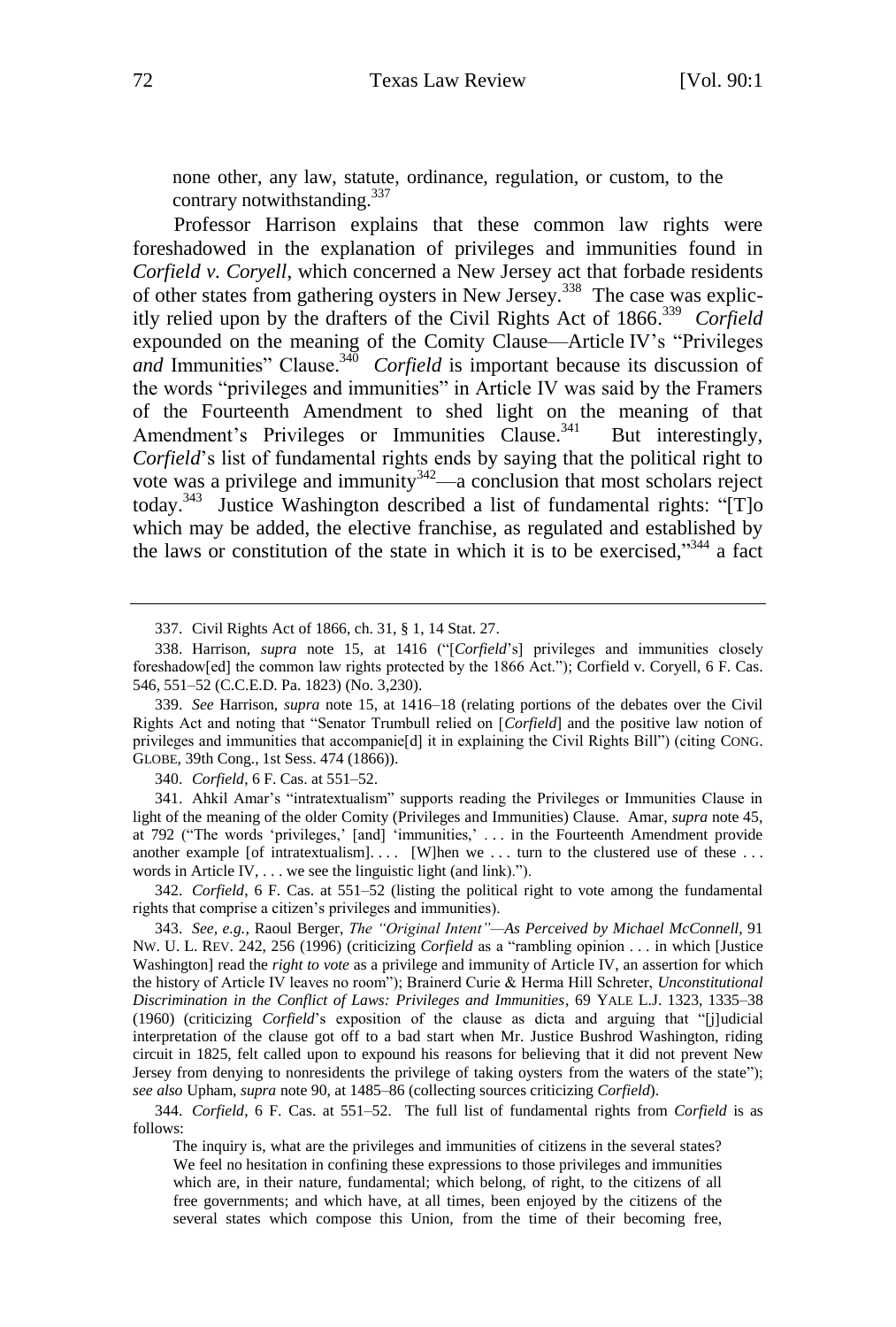> none other, any law, statute, ordinance, regulation, or custom, to the contrary notwithstanding.[337]

Professor Harrison explains that these common law rights were foreshadowed in the explanation of privileges and immunities found in *Corfield v. Coryell*, which concerned a New Jersey act that forbade residents of other states from gathering oysters in New Jersey.[338] The case was explicitly relied upon by the drafters of the Civil Rights Act of 1866.[339] *Corfield* expounded on the meaning of the Comity Clause—Article IV's "Privileges *and* Immunities" Clause.[340] *Corfield* is important because its discussion of the words "privileges and immunities" in Article IV was said by the Framers of the Fourteenth Amendment to shed light on the meaning of that Amendment's Privileges or Immunities Clause.[341] But interestingly, *Corfield*'s list of fundamental rights ends by saying that the political right to vote was a privilege and immunity[342]—a conclusion that most scholars reject today.[343] Justice Washington described a list of fundamental rights: "[T]o which may be added, the elective franchise, as regulated and established by the laws or constitution of the state in which it is to be exercised,"[344] a fact

---

337. Civil Rights Act of 1866, ch. 31, § 1, 14 Stat. 27.

338. Harrison, *supra* note 15, at 1416 ("[*Corfield*'s] privileges and immunities closely foreshadow[ed] the common law rights protected by the 1866 Act."); Corfield v. Coryell, 6 F. Cas. 546, 551–52 (C.C.E.D. Pa. 1823) (No. 3,230).

339. *See* Harrison, *supra* note 15, at 1416–18 (relating portions of the debates over the Civil Rights Act and noting that "Senator Trumbull relied on [*Corfield*] and the positive law notion of privileges and immunities that accompanie[d] it in explaining the Civil Rights Bill") (citing CONG. GLOBE, 39th Cong., 1st Sess. 474 (1866)).

340. *Corfield*, 6 F. Cas. at 551–52.

341. Ahkil Amar's "intratextualism" supports reading the Privileges or Immunities Clause in light of the meaning of the older Comity (Privileges and Immunities) Clause. Amar, *supra* note 45, at 792 ("The words 'privileges,' [and] 'immunities,' . . . in the Fourteenth Amendment provide another example [of intratextualism]. . . . [W]hen we . . . turn to the clustered use of these . . . words in Article IV, . . . we see the linguistic light (and link).").

342. *Corfield*, 6 F. Cas. at 551–52 (listing the political right to vote among the fundamental rights that comprise a citizen's privileges and immunities).

343. *See, e.g.*, Raoul Berger, *The "Original Intent"—As Perceived by Michael McConnell*, 91 NW. U. L. REV. 242, 256 (1996) (criticizing *Corfield* as a "rambling opinion . . . in which [Justice Washington] read the *right to vote* as a privilege and immunity of Article IV, an assertion for which the history of Article IV leaves no room"); Brainerd Curie & Herma Hill Schreter, *Unconstitutional Discrimination in the Conflict of Laws: Privileges and Immunities*, 69 YALE L.J. 1323, 1335–38 (1960) (criticizing *Corfield*'s exposition of the clause as dicta and arguing that "[j]udicial interpretation of the clause got off to a bad start when Mr. Justice Bushrod Washington, riding circuit in 1825, felt called upon to expound his reasons for believing that it did not prevent New Jersey from denying to nonresidents the privilege of taking oysters from the waters of the state"); *see also* Upham, *supra* note 90, at 1485–86 (collecting sources criticizing *Corfield*).

344. *Corfield*, 6 F. Cas. at 551–52. The full list of fundamental rights from *Corfield* is as follows:

> The inquiry is, what are the privileges and immunities of citizens in the several states? We feel no hesitation in confining these expressions to those privileges and immunities which are, in their nature, fundamental; which belong, of right, to the citizens of all free governments; and which have, at all times, been enjoyed by the citizens of the several states which compose this Union, from the time of their becoming free,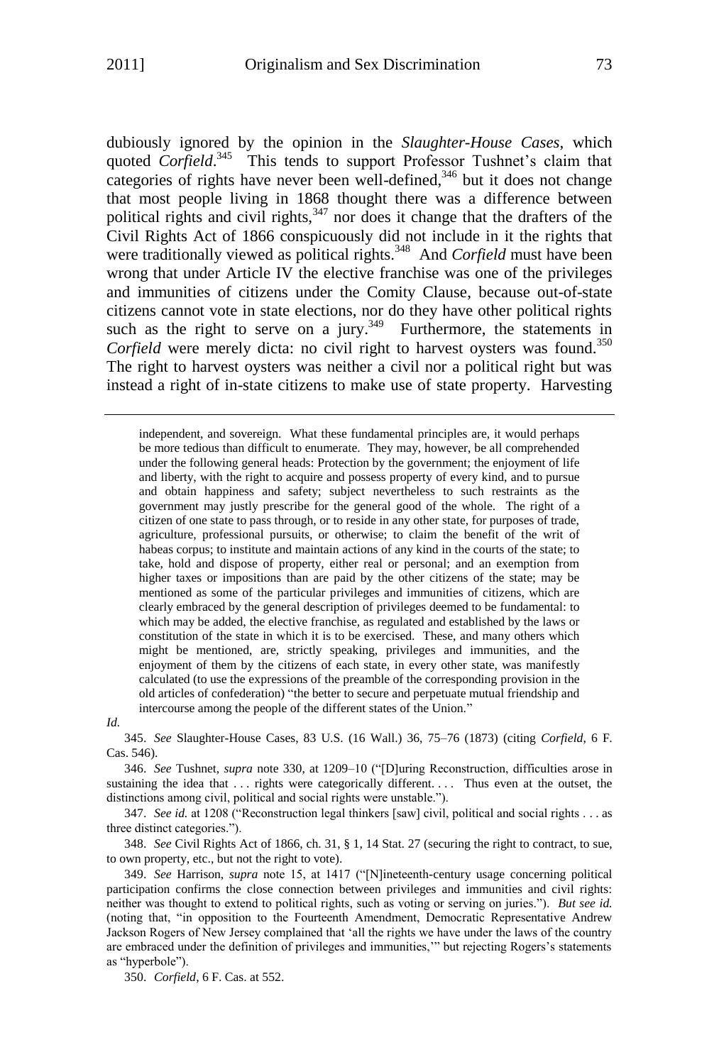dubiously ignored by the opinion in the *Slaughter-House Cases*, which quoted *Corfield*.[345] This tends to support Professor Tushnet's claim that categories of rights have never been well-defined,[346] but it does not change that most people living in 1868 thought there was a difference between political rights and civil rights,[347] nor does it change that the drafters of the Civil Rights Act of 1866 conspicuously did not include in it the rights that were traditionally viewed as political rights.[348] And *Corfield* must have been wrong that under Article IV the elective franchise was one of the privileges and immunities of citizens under the Comity Clause, because out-of-state citizens cannot vote in state elections, nor do they have other political rights such as the right to serve on a jury.[349] Furthermore, the statements in *Corfield* were merely dicta: no civil right to harvest oysters was found.[350] The right to harvest oysters was neither a civil nor a political right but was instead a right of in-state citizens to make use of state property. Harvesting

---

independent, and sovereign. What these fundamental principles are, it would perhaps be more tedious than difficult to enumerate. They may, however, be all comprehended under the following general heads: Protection by the government; the enjoyment of life and liberty, with the right to acquire and possess property of every kind, and to pursue and obtain happiness and safety; subject nevertheless to such restraints as the government may justly prescribe for the general good of the whole. The right of a citizen of one state to pass through, or to reside in any other state, for purposes of trade, agriculture, professional pursuits, or otherwise; to claim the benefit of the writ of habeas corpus; to institute and maintain actions of any kind in the courts of the state; to take, hold and dispose of property, either real or personal; and an exemption from higher taxes or impositions than are paid by the other citizens of the state; may be mentioned as some of the particular privileges and immunities of citizens, which are clearly embraced by the general description of privileges deemed to be fundamental: to which may be added, the elective franchise, as regulated and established by the laws or constitution of the state in which it is to be exercised. These, and many others which might be mentioned, are, strictly speaking, privileges and immunities, and the enjoyment of them by the citizens of each state, in every other state, was manifestly calculated (to use the expressions of the preamble of the corresponding provision in the old articles of confederation) "the better to secure and perpetuate mutual friendship and intercourse among the people of the different states of the Union."

*Id.*

345. *See* Slaughter-House Cases, 83 U.S. (16 Wall.) 36, 75–76 (1873) (citing *Corfield*, 6 F. Cas. 546).

346. *See* Tushnet, *supra* note 330, at 1209–10 ("[D]uring Reconstruction, difficulties arose in sustaining the idea that . . . rights were categorically different. . . . Thus even at the outset, the distinctions among civil, political and social rights were unstable.").

347. *See id.* at 1208 ("Reconstruction legal thinkers [saw] civil, political and social rights . . . as three distinct categories.").

348. *See* Civil Rights Act of 1866, ch. 31, § 1, 14 Stat. 27 (securing the right to contract, to sue, to own property, etc., but not the right to vote).

349. *See* Harrison, *supra* note 15, at 1417 ("[N]ineteenth-century usage concerning political participation confirms the close connection between privileges and immunities and civil rights: neither was thought to extend to political rights, such as voting or serving on juries."). *But see id.* (noting that, "in opposition to the Fourteenth Amendment, Democratic Representative Andrew Jackson Rogers of New Jersey complained that 'all the rights we have under the laws of the country are embraced under the definition of privileges and immunities,'" but rejecting Rogers's statements as "hyperbole").

350. *Corfield*, 6 F. Cas. at 552.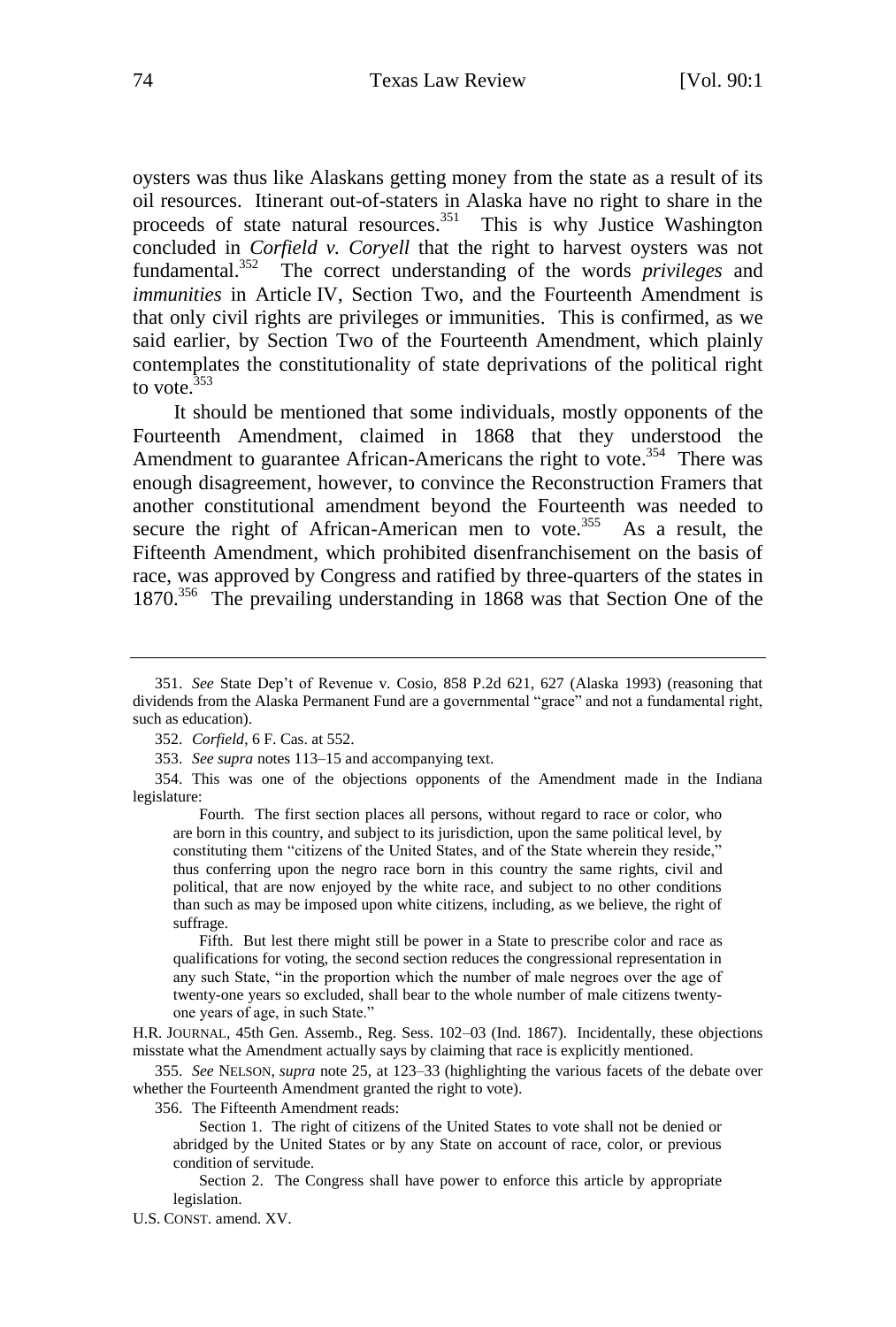oysters was thus like Alaskans getting money from the state as a result of its oil resources. Itinerant out-of-staters in Alaska have no right to share in the proceeds of state natural resources.[351] This is why Justice Washington concluded in *Corfield v. Coryell* that the right to harvest oysters was not fundamental.[352] The correct understanding of the words *privileges* and *immunities* in Article IV, Section Two, and the Fourteenth Amendment is that only civil rights are privileges or immunities. This is confirmed, as we said earlier, by Section Two of the Fourteenth Amendment, which plainly contemplates the constitutionality of state deprivations of the political right to vote.[353]

It should be mentioned that some individuals, mostly opponents of the Fourteenth Amendment, claimed in 1868 that they understood the Amendment to guarantee African-Americans the right to vote.[354] There was enough disagreement, however, to convince the Reconstruction Framers that another constitutional amendment beyond the Fourteenth was needed to secure the right of African-American men to vote.[355] As a result, the Fifteenth Amendment, which prohibited disenfranchisement on the basis of race, was approved by Congress and ratified by three-quarters of the states in 1870.[356] The prevailing understanding in 1868 was that Section One of the

---

351. *See* State Dep't of Revenue v. Cosio, 858 P.2d 621, 627 (Alaska 1993) (reasoning that dividends from the Alaska Permanent Fund are a governmental "grace" and not a fundamental right, such as education).

352. *Corfield*, 6 F. Cas. at 552.

353. *See supra* notes 113–15 and accompanying text.

354. This was one of the objections opponents of the Amendment made in the Indiana legislature:

> Fourth. The first section places all persons, without regard to race or color, who are born in this country, and subject to its jurisdiction, upon the same political level, by constituting them "citizens of the United States, and of the State wherein they reside," thus conferring upon the negro race born in this country the same rights, civil and political, that are now enjoyed by the white race, and subject to no other conditions than such as may be imposed upon white citizens, including, as we believe, the right of suffrage.
>
> Fifth. But lest there might still be power in a State to prescribe color and race as qualifications for voting, the second section reduces the congressional representation in any such State, "in the proportion which the number of male negroes over the age of twenty-one years so excluded, shall bear to the whole number of male citizens twenty-one years of age, in such State."

H.R. JOURNAL, 45th Gen. Assemb., Reg. Sess. 102–03 (Ind. 1867). Incidentally, these objections misstate what the Amendment actually says by claiming that race is explicitly mentioned.

355. *See* NELSON, *supra* note 25, at 123–33 (highlighting the various facets of the debate over whether the Fourteenth Amendment granted the right to vote).

356. The Fifteenth Amendment reads:

> Section 1. The right of citizens of the United States to vote shall not be denied or abridged by the United States or by any State on account of race, color, or previous condition of servitude.
>
> Section 2. The Congress shall have power to enforce this article by appropriate legislation.

U.S. CONST. amend. XV.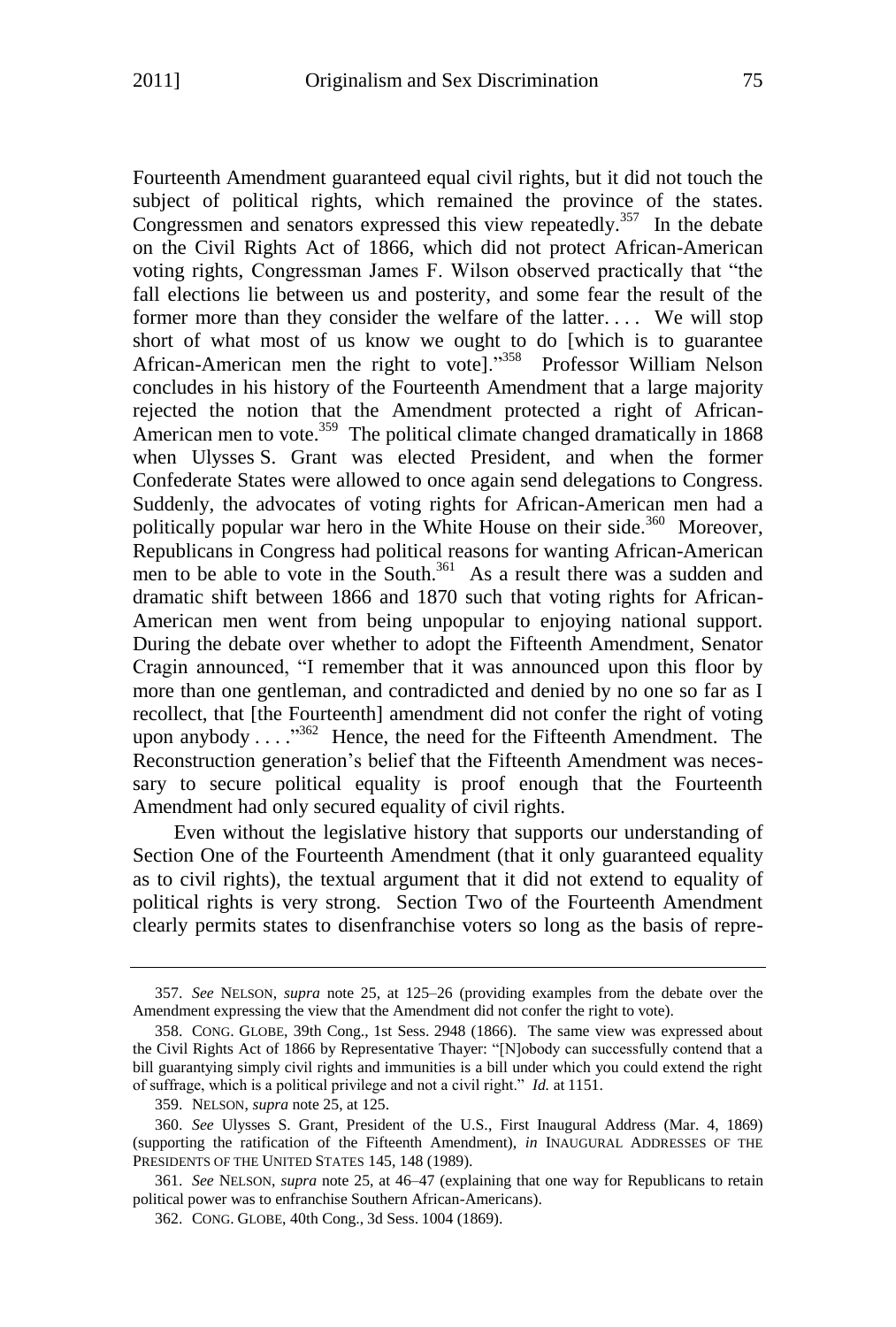Fourteenth Amendment guaranteed equal civil rights, but it did not touch the subject of political rights, which remained the province of the states. Congressmen and senators expressed this view repeatedly.[357] In the debate on the Civil Rights Act of 1866, which did not protect African-American voting rights, Congressman James F. Wilson observed practically that "the fall elections lie between us and posterity, and some fear the result of the former more than they consider the welfare of the latter. . . . We will stop short of what most of us know we ought to do [which is to guarantee African-American men the right to vote]."[358] Professor William Nelson concludes in his history of the Fourteenth Amendment that a large majority rejected the notion that the Amendment protected a right of African-American men to vote.[359] The political climate changed dramatically in 1868 when Ulysses S. Grant was elected President, and when the former Confederate States were allowed to once again send delegations to Congress. Suddenly, the advocates of voting rights for African-American men had a politically popular war hero in the White House on their side.[360] Moreover, Republicans in Congress had political reasons for wanting African-American men to be able to vote in the South.[361] As a result there was a sudden and dramatic shift between 1866 and 1870 such that voting rights for African-American men went from being unpopular to enjoying national support. During the debate over whether to adopt the Fifteenth Amendment, Senator Cragin announced, "I remember that it was announced upon this floor by more than one gentleman, and contradicted and denied by no one so far as I recollect, that [the Fourteenth] amendment did not confer the right of voting upon anybody . . . ."[362] Hence, the need for the Fifteenth Amendment. The Reconstruction generation's belief that the Fifteenth Amendment was necessary to secure political equality is proof enough that the Fourteenth Amendment had only secured equality of civil rights.

Even without the legislative history that supports our understanding of Section One of the Fourteenth Amendment (that it only guaranteed equality as to civil rights), the textual argument that it did not extend to equality of political rights is very strong. Section Two of the Fourteenth Amendment clearly permits states to disenfranchise voters so long as the basis of repre-

---

357. *See* NELSON, *supra* note 25, at 125–26 (providing examples from the debate over the Amendment expressing the view that the Amendment did not confer the right to vote).

358. CONG. GLOBE, 39th Cong., 1st Sess. 2948 (1866). The same view was expressed about the Civil Rights Act of 1866 by Representative Thayer: "[N]obody can successfully contend that a bill guarantying simply civil rights and immunities is a bill under which you could extend the right of suffrage, which is a political privilege and not a civil right." *Id.* at 1151.

359. NELSON, *supra* note 25, at 125.

360. *See* Ulysses S. Grant, President of the U.S., First Inaugural Address (Mar. 4, 1869) (supporting the ratification of the Fifteenth Amendment), *in* INAUGURAL ADDRESSES OF THE PRESIDENTS OF THE UNITED STATES 145, 148 (1989).

361. *See* NELSON, *supra* note 25, at 46–47 (explaining that one way for Republicans to retain political power was to enfranchise Southern African-Americans).

362. CONG. GLOBE, 40th Cong., 3d Sess. 1004 (1869).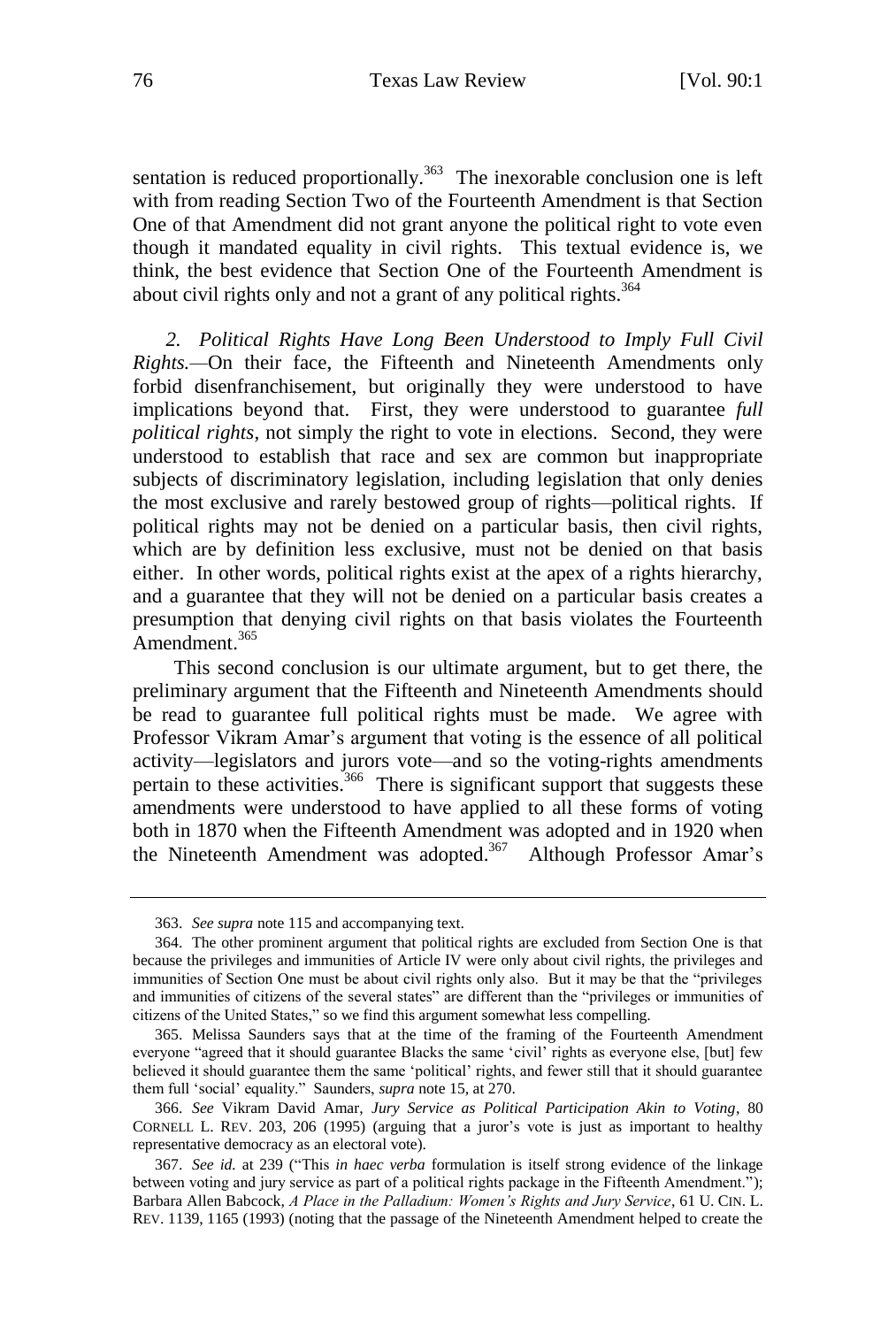sentation is reduced proportionally.[363] The inexorable conclusion one is left with from reading Section Two of the Fourteenth Amendment is that Section One of that Amendment did not grant anyone the political right to vote even though it mandated equality in civil rights. This textual evidence is, we think, the best evidence that Section One of the Fourteenth Amendment is about civil rights only and not a grant of any political rights.[364]

*2. Political Rights Have Long Been Understood to Imply Full Civil Rights.*—On their face, the Fifteenth and Nineteenth Amendments only forbid disenfranchisement, but originally they were understood to have implications beyond that. First, they were understood to guarantee *full political rights*, not simply the right to vote in elections. Second, they were understood to establish that race and sex are common but inappropriate subjects of discriminatory legislation, including legislation that only denies the most exclusive and rarely bestowed group of rights—political rights. If political rights may not be denied on a particular basis, then civil rights, which are by definition less exclusive, must not be denied on that basis either. In other words, political rights exist at the apex of a rights hierarchy, and a guarantee that they will not be denied on a particular basis creates a presumption that denying civil rights on that basis violates the Fourteenth Amendment.[365]

This second conclusion is our ultimate argument, but to get there, the preliminary argument that the Fifteenth and Nineteenth Amendments should be read to guarantee full political rights must be made. We agree with Professor Vikram Amar's argument that voting is the essence of all political activity—legislators and jurors vote—and so the voting-rights amendments pertain to these activities.[366] There is significant support that suggests these amendments were understood to have applied to all these forms of voting both in 1870 when the Fifteenth Amendment was adopted and in 1920 when the Nineteenth Amendment was adopted.[367] Although Professor Amar's

---

363. *See supra* note 115 and accompanying text.

364. The other prominent argument that political rights are excluded from Section One is that because the privileges and immunities of Article IV were only about civil rights, the privileges and immunities of Section One must be about civil rights only also. But it may be that the "privileges and immunities of citizens of the several states" are different than the "privileges or immunities of citizens of the United States," so we find this argument somewhat less compelling.

365. Melissa Saunders says that at the time of the framing of the Fourteenth Amendment everyone "agreed that it should guarantee Blacks the same 'civil' rights as everyone else, [but] few believed it should guarantee them the same 'political' rights, and fewer still that it should guarantee them full 'social' equality." Saunders, *supra* note 15, at 270.

366. *See* Vikram David Amar, *Jury Service as Political Participation Akin to Voting*, 80 CORNELL L. REV. 203, 206 (1995) (arguing that a juror's vote is just as important to healthy representative democracy as an electoral vote).

367. *See id.* at 239 ("This *in haec verba* formulation is itself strong evidence of the linkage between voting and jury service as part of a political rights package in the Fifteenth Amendment."); Barbara Allen Babcock, *A Place in the Palladium: Women's Rights and Jury Service*, 61 U. CIN. L. REV. 1139, 1165 (1993) (noting that the passage of the Nineteenth Amendment helped to create the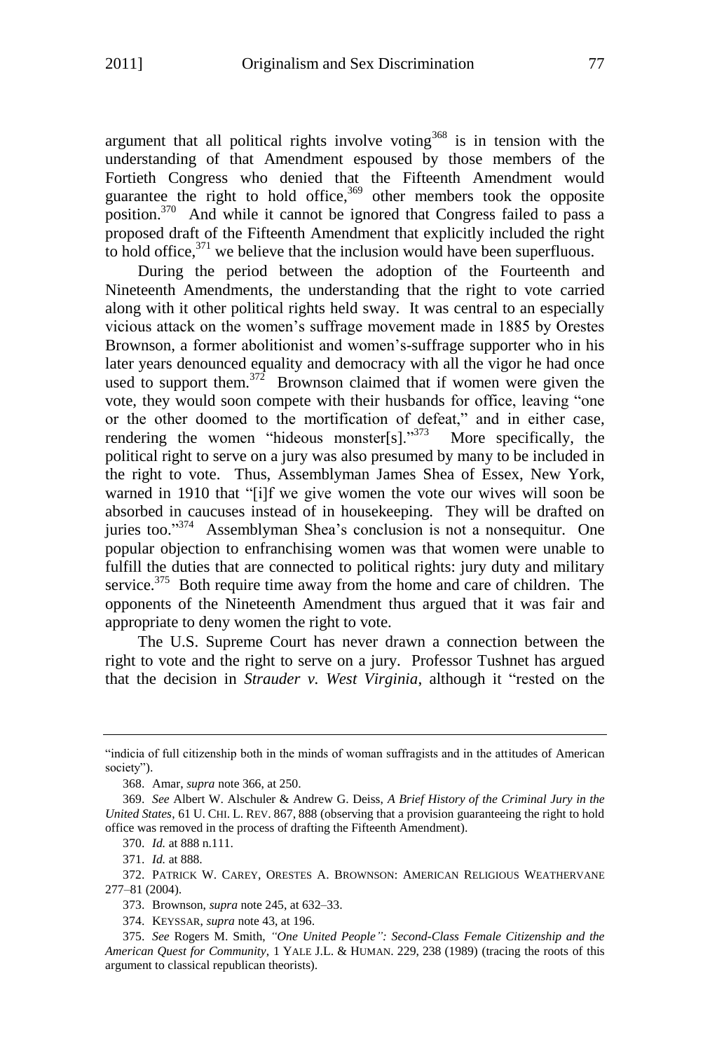argument that all political rights involve voting[368] is in tension with the understanding of that Amendment espoused by those members of the Fortieth Congress who denied that the Fifteenth Amendment would guarantee the right to hold office,[369] other members took the opposite position.[370] And while it cannot be ignored that Congress failed to pass a proposed draft of the Fifteenth Amendment that explicitly included the right to hold office,[371] we believe that the inclusion would have been superfluous.

During the period between the adoption of the Fourteenth and Nineteenth Amendments, the understanding that the right to vote carried along with it other political rights held sway. It was central to an especially vicious attack on the women's suffrage movement made in 1885 by Orestes Brownson, a former abolitionist and women's-suffrage supporter who in his later years denounced equality and democracy with all the vigor he had once used to support them.[372] Brownson claimed that if women were given the vote, they would soon compete with their husbands for office, leaving "one or the other doomed to the mortification of defeat," and in either case, rendering the women "hideous monster[s]."[373] More specifically, the political right to serve on a jury was also presumed by many to be included in the right to vote. Thus, Assemblyman James Shea of Essex, New York, warned in 1910 that "[i]f we give women the vote our wives will soon be absorbed in caucuses instead of in housekeeping. They will be drafted on juries too."[374] Assemblyman Shea's conclusion is not a nonsequitur. One popular objection to enfranchising women was that women were unable to fulfill the duties that are connected to political rights: jury duty and military service.[375] Both require time away from the home and care of children. The opponents of the Nineteenth Amendment thus argued that it was fair and appropriate to deny women the right to vote.

The U.S. Supreme Court has never drawn a connection between the right to vote and the right to serve on a jury. Professor Tushnet has argued that the decision in *Strauder v. West Virginia*, although it "rested on the

---

"indicia of full citizenship both in the minds of woman suffragists and in the attitudes of American society").

368. Amar, *supra* note 366, at 250.

369. *See* Albert W. Alschuler & Andrew G. Deiss, *A Brief History of the Criminal Jury in the United States*, 61 U. CHI. L. REV. 867, 888 (observing that a provision guaranteeing the right to hold office was removed in the process of drafting the Fifteenth Amendment).

370. *Id.* at 888 n.111.

371. *Id.* at 888.

372. PATRICK W. CAREY, ORESTES A. BROWNSON: AMERICAN RELIGIOUS WEATHERVANE 277–81 (2004).

373. Brownson, *supra* note 245, at 632–33.

374. KEYSSAR, *supra* note 43, at 196.

375. *See* Rogers M. Smith, *"One United People": Second-Class Female Citizenship and the American Quest for Community*, 1 YALE J.L. & HUMAN. 229, 238 (1989) (tracing the roots of this argument to classical republican theorists).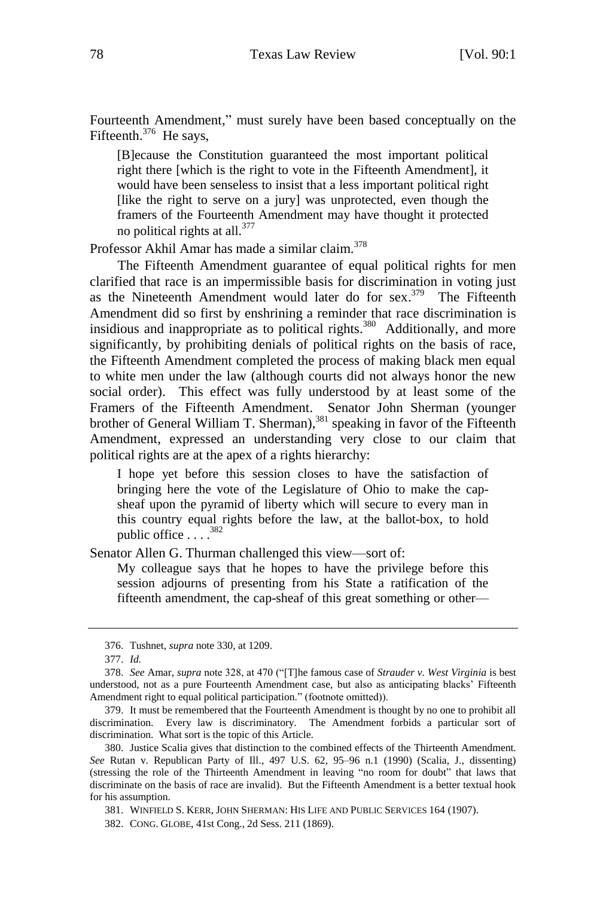Fourteenth Amendment," must surely have been based conceptually on the Fifteenth.[376] He says,

> [B]ecause the Constitution guaranteed the most important political right there [which is the right to vote in the Fifteenth Amendment], it would have been senseless to insist that a less important political right [like the right to serve on a jury] was unprotected, even though the framers of the Fourteenth Amendment may have thought it protected no political rights at all.[377]

Professor Akhil Amar has made a similar claim.[378]

The Fifteenth Amendment guarantee of equal political rights for men clarified that race is an impermissible basis for discrimination in voting just as the Nineteenth Amendment would later do for sex.[379] The Fifteenth Amendment did so first by enshrining a reminder that race discrimination is insidious and inappropriate as to political rights.[380] Additionally, and more significantly, by prohibiting denials of political rights on the basis of race, the Fifteenth Amendment completed the process of making black men equal to white men under the law (although courts did not always honor the new social order). This effect was fully understood by at least some of the Framers of the Fifteenth Amendment. Senator John Sherman (younger brother of General William T. Sherman),[381] speaking in favor of the Fifteenth Amendment, expressed an understanding very close to our claim that political rights are at the apex of a rights hierarchy:

> I hope yet before this session closes to have the satisfaction of bringing here the vote of the Legislature of Ohio to make the cap-sheaf upon the pyramid of liberty which will secure to every man in this country equal rights before the law, at the ballot-box, to hold public office . . . .[382]

Senator Allen G. Thurman challenged this view—sort of:

> My colleague says that he hopes to have the privilege before this session adjourns of presenting from his State a ratification of the fifteenth amendment, the cap-sheaf of this great something or other—

---

376. Tushnet, *supra* note 330, at 1209.

377. *Id.*

378. *See* Amar, *supra* note 328, at 470 ("[T]he famous case of *Strauder v. West Virginia* is best understood, not as a pure Fourteenth Amendment case, but also as anticipating blacks' Fifteenth Amendment right to equal political participation." (footnote omitted)).

379. It must be remembered that the Fourteenth Amendment is thought by no one to prohibit all discrimination. Every law is discriminatory. The Amendment forbids a particular sort of discrimination. What sort is the topic of this Article.

380. Justice Scalia gives that distinction to the combined effects of the Thirteenth Amendment. *See* Rutan v. Republican Party of Ill., 497 U.S. 62, 95–96 n.1 (1990) (Scalia, J., dissenting) (stressing the role of the Thirteenth Amendment in leaving "no room for doubt" that laws that discriminate on the basis of race are invalid). But the Fifteenth Amendment is a better textual hook for his assumption.

381. WINFIELD S. KERR, JOHN SHERMAN: HIS LIFE AND PUBLIC SERVICES 164 (1907).

382. CONG. GLOBE, 41st Cong., 2d Sess. 211 (1869).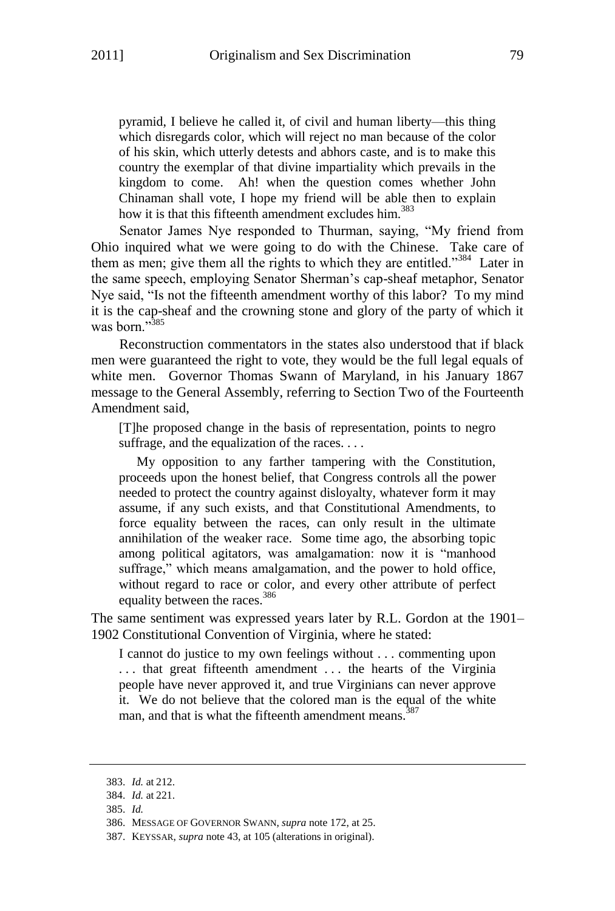> pyramid, I believe he called it, of civil and human liberty—this thing which disregards color, which will reject no man because of the color of his skin, which utterly detests and abhors caste, and is to make this country the exemplar of that divine impartiality which prevails in the kingdom to come. Ah! when the question comes whether John Chinaman shall vote, I hope my friend will be able then to explain how it is that this fifteenth amendment excludes him.[383]

Senator James Nye responded to Thurman, saying, "My friend from Ohio inquired what we were going to do with the Chinese. Take care of them as men; give them all the rights to which they are entitled."[384] Later in the same speech, employing Senator Sherman's cap-sheaf metaphor, Senator Nye said, "Is not the fifteenth amendment worthy of this labor? To my mind it is the cap-sheaf and the crowning stone and glory of the party of which it was born."[385]

Reconstruction commentators in the states also understood that if black men were guaranteed the right to vote, they would be the full legal equals of white men. Governor Thomas Swann of Maryland, in his January 1867 message to the General Assembly, referring to Section Two of the Fourteenth Amendment said,

> [T]he proposed change in the basis of representation, points to negro suffrage, and the equalization of the races. . . .
>
> My opposition to any farther tampering with the Constitution, proceeds upon the honest belief, that Congress controls all the power needed to protect the country against disloyalty, whatever form it may assume, if any such exists, and that Constitutional Amendments, to force equality between the races, can only result in the ultimate annihilation of the weaker race. Some time ago, the absorbing topic among political agitators, was amalgamation: now it is "manhood suffrage," which means amalgamation, and the power to hold office, without regard to race or color, and every other attribute of perfect equality between the races.[386]

The same sentiment was expressed years later by R.L. Gordon at the 1901–1902 Constitutional Convention of Virginia, where he stated:

> I cannot do justice to my own feelings without . . . commenting upon . . . that great fifteenth amendment . . . the hearts of the Virginia people have never approved it, and true Virginians can never approve it. We do not believe that the colored man is the equal of the white man, and that is what the fifteenth amendment means.[387]

---

383. *Id.* at 212.

384. *Id.* at 221.

385. *Id.*

386. MESSAGE OF GOVERNOR SWANN, *supra* note 172, at 25.

387. KEYSSAR, *supra* note 43, at 105 (alterations in original).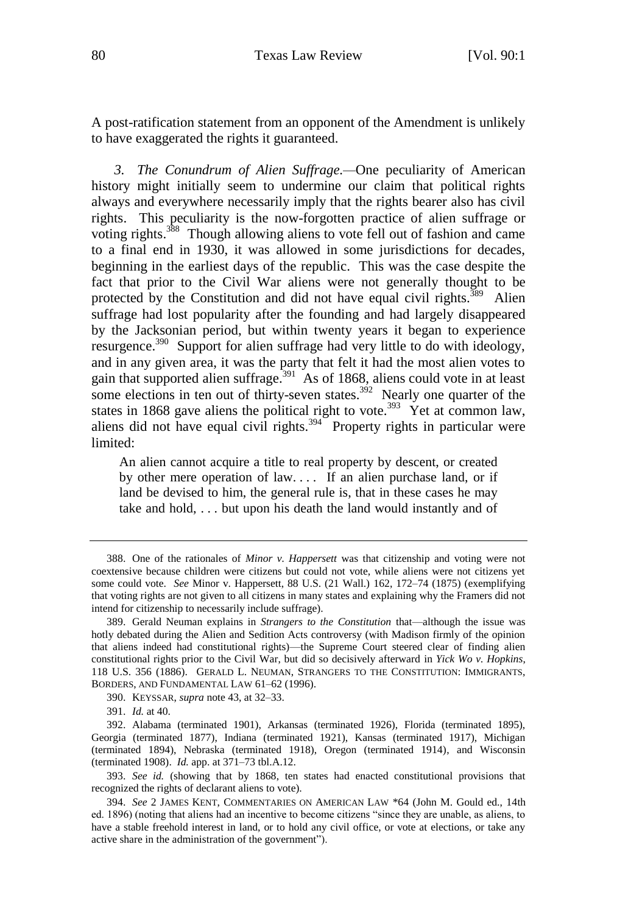A post-ratification statement from an opponent of the Amendment is unlikely to have exaggerated the rights it guaranteed.

*3. The Conundrum of Alien Suffrage.*—One peculiarity of American history might initially seem to undermine our claim that political rights always and everywhere necessarily imply that the rights bearer also has civil rights. This peculiarity is the now-forgotten practice of alien suffrage or voting rights.[388] Though allowing aliens to vote fell out of fashion and came to a final end in 1930, it was allowed in some jurisdictions for decades, beginning in the earliest days of the republic. This was the case despite the fact that prior to the Civil War aliens were not generally thought to be protected by the Constitution and did not have equal civil rights.[389] Alien suffrage had lost popularity after the founding and had largely disappeared by the Jacksonian period, but within twenty years it began to experience resurgence.[390] Support for alien suffrage had very little to do with ideology, and in any given area, it was the party that felt it had the most alien votes to gain that supported alien suffrage.[391] As of 1868, aliens could vote in at least some elections in ten out of thirty-seven states.[392] Nearly one quarter of the states in 1868 gave aliens the political right to vote.[393] Yet at common law, aliens did not have equal civil rights.[394] Property rights in particular were limited:

> An alien cannot acquire a title to real property by descent, or created by other mere operation of law. . . . If an alien purchase land, or if land be devised to him, the general rule is, that in these cases he may take and hold, . . . but upon his death the land would instantly and of

---

388. One of the rationales of *Minor v. Happersett* was that citizenship and voting were not coextensive because children were citizens but could not vote, while aliens were not citizens yet some could vote. *See* Minor v. Happersett, 88 U.S. (21 Wall.) 162, 172–74 (1875) (exemplifying that voting rights are not given to all citizens in many states and explaining why the Framers did not intend for citizenship to necessarily include suffrage).

389. Gerald Neuman explains in *Strangers to the Constitution* that—although the issue was hotly debated during the Alien and Sedition Acts controversy (with Madison firmly of the opinion that aliens indeed had constitutional rights)—the Supreme Court steered clear of finding alien constitutional rights prior to the Civil War, but did so decisively afterward in *Yick Wo v. Hopkins*, 118 U.S. 356 (1886). GERALD L. NEUMAN, STRANGERS TO THE CONSTITUTION: IMMIGRANTS, BORDERS, AND FUNDAMENTAL LAW 61–62 (1996).

390. KEYSSAR, *supra* note 43, at 32–33.

391. *Id.* at 40.

392. Alabama (terminated 1901), Arkansas (terminated 1926), Florida (terminated 1895), Georgia (terminated 1877), Indiana (terminated 1921), Kansas (terminated 1917), Michigan (terminated 1894), Nebraska (terminated 1918), Oregon (terminated 1914), and Wisconsin (terminated 1908). *Id.* app. at 371–73 tbl.A.12.

393. *See id.* (showing that by 1868, ten states had enacted constitutional provisions that recognized the rights of declarant aliens to vote).

394. *See* 2 JAMES KENT, COMMENTARIES ON AMERICAN LAW *64 (John M. Gould ed., 14th ed. 1896) (noting that aliens had an incentive to become citizens "since they are unable, as aliens, to have a stable freehold interest in land, or to hold any civil office, or vote at elections, or take any active share in the administration of the government").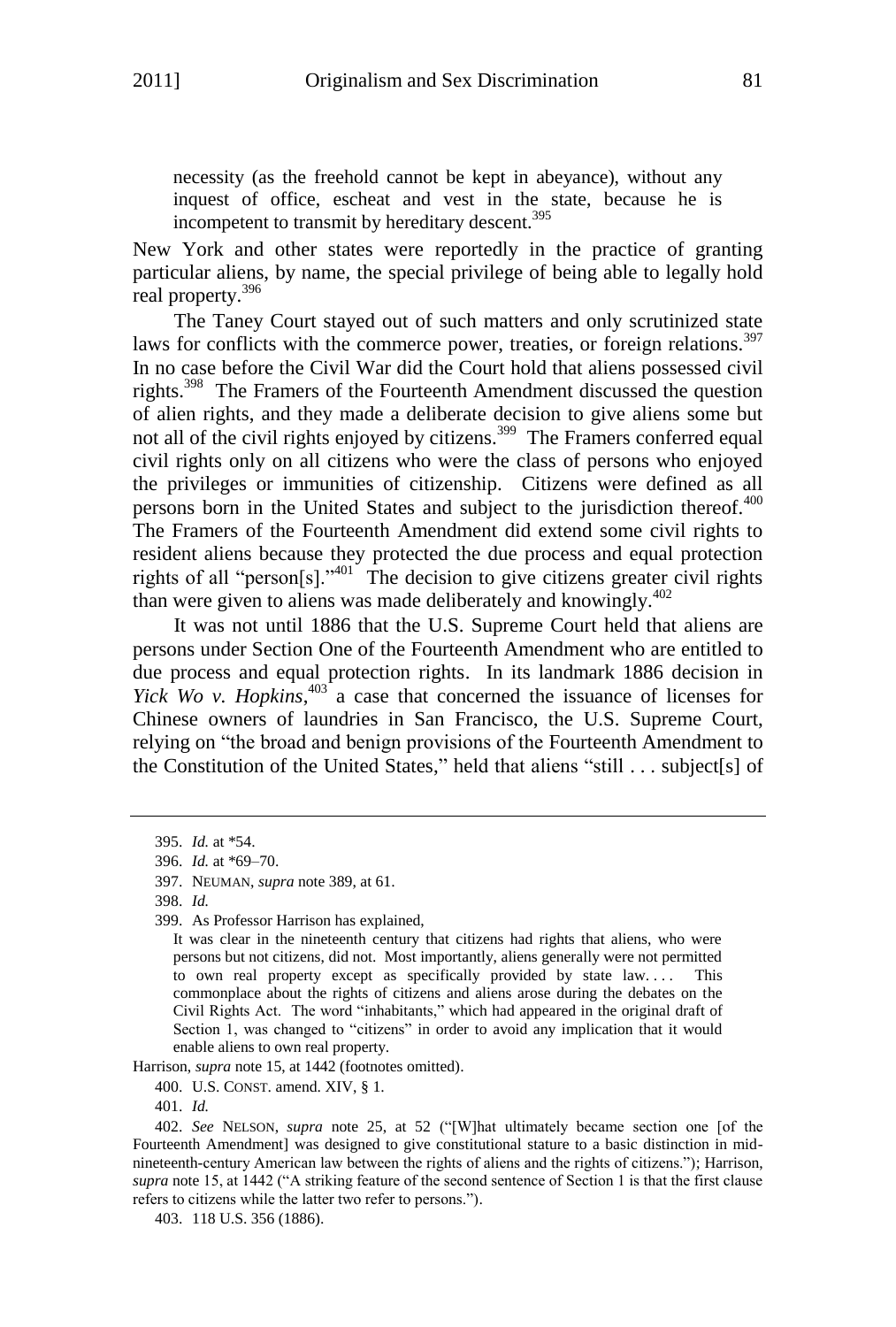> necessity (as the freehold cannot be kept in abeyance), without any inquest of office, escheat and vest in the state, because he is incompetent to transmit by hereditary descent.[395]

New York and other states were reportedly in the practice of granting particular aliens, by name, the special privilege of being able to legally hold real property.[396]

The Taney Court stayed out of such matters and only scrutinized state laws for conflicts with the commerce power, treaties, or foreign relations.[397] In no case before the Civil War did the Court hold that aliens possessed civil rights.[398] The Framers of the Fourteenth Amendment discussed the question of alien rights, and they made a deliberate decision to give aliens some but not all of the civil rights enjoyed by citizens.[399] The Framers conferred equal civil rights only on all citizens who were the class of persons who enjoyed the privileges or immunities of citizenship. Citizens were defined as all persons born in the United States and subject to the jurisdiction thereof.[400] The Framers of the Fourteenth Amendment did extend some civil rights to resident aliens because they protected the due process and equal protection rights of all "person[s]."[401] The decision to give citizens greater civil rights than were given to aliens was made deliberately and knowingly.[402]

It was not until 1886 that the U.S. Supreme Court held that aliens are persons under Section One of the Fourteenth Amendment who are entitled to due process and equal protection rights. In its landmark 1886 decision in *Yick Wo v. Hopkins*,[403] a case that concerned the issuance of licenses for Chinese owners of laundries in San Francisco, the U.S. Supreme Court, relying on "the broad and benign provisions of the Fourteenth Amendment to the Constitution of the United States," held that aliens "still . . . subject[s] of

---

395. *Id.* at *54.

396. *Id.* at *69–70.

397. NEUMAN, *supra* note 389, at 61.

398. *Id.*

399. As Professor Harrison has explained,

> It was clear in the nineteenth century that citizens had rights that aliens, who were persons but not citizens, did not. Most importantly, aliens generally were not permitted to own real property except as specifically provided by state law. . . . This commonplace about the rights of citizens and aliens arose during the debates on the Civil Rights Act. The word "inhabitants," which had appeared in the original draft of Section 1, was changed to "citizens" in order to avoid any implication that it would enable aliens to own real property.

Harrison, *supra* note 15, at 1442 (footnotes omitted).

400. U.S. CONST. amend. XIV, § 1.

401. *Id.*

402. *See* NELSON, *supra* note 25, at 52 ("[W]hat ultimately became section one [of the Fourteenth Amendment] was designed to give constitutional stature to a basic distinction in mid-nineteenth-century American law between the rights of aliens and the rights of citizens."); Harrison, *supra* note 15, at 1442 ("A striking feature of the second sentence of Section 1 is that the first clause refers to citizens while the latter two refer to persons.").

403. 118 U.S. 356 (1886).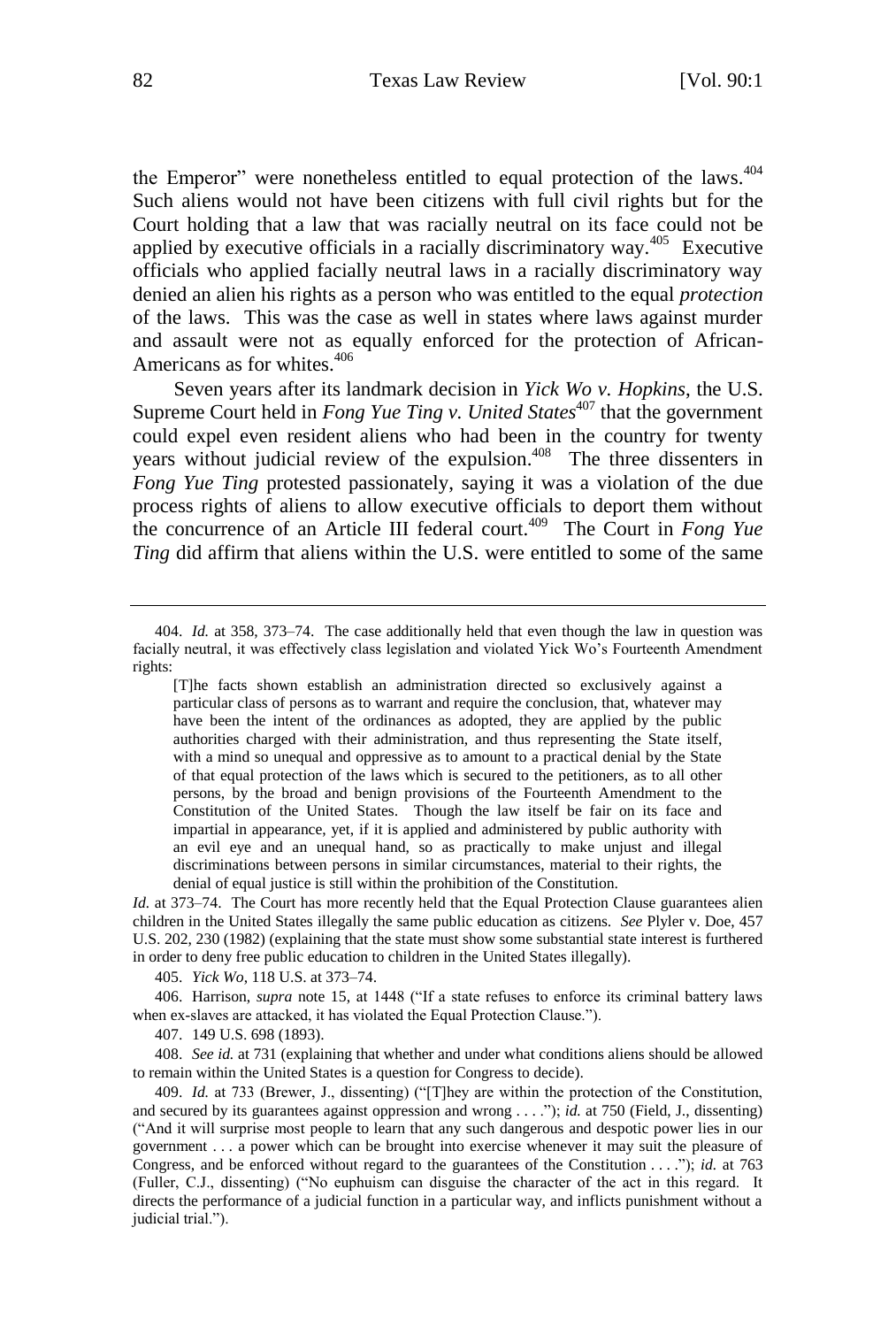the Emperor" were nonetheless entitled to equal protection of the laws.[404] Such aliens would not have been citizens with full civil rights but for the Court holding that a law that was racially neutral on its face could not be applied by executive officials in a racially discriminatory way.[405] Executive officials who applied facially neutral laws in a racially discriminatory way denied an alien his rights as a person who was entitled to the equal *protection* of the laws. This was the case as well in states where laws against murder and assault were not as equally enforced for the protection of African-Americans as for whites.[406]

Seven years after its landmark decision in *Yick Wo v. Hopkins*, the U.S. Supreme Court held in *Fong Yue Ting v. United States*[407] that the government could expel even resident aliens who had been in the country for twenty years without judicial review of the expulsion.[408] The three dissenters in *Fong Yue Ting* protested passionately, saying it was a violation of the due process rights of aliens to allow executive officials to deport them without the concurrence of an Article III federal court.[409] The Court in *Fong Yue Ting* did affirm that aliens within the U.S. were entitled to some of the same

---

404. *Id.* at 358, 373–74. The case additionally held that even though the law in question was facially neutral, it was effectively class legislation and violated Yick Wo's Fourteenth Amendment rights:

> [T]he facts shown establish an administration directed so exclusively against a particular class of persons as to warrant and require the conclusion, that, whatever may have been the intent of the ordinances as adopted, they are applied by the public authorities charged with their administration, and thus representing the State itself, with a mind so unequal and oppressive as to amount to a practical denial by the State of that equal protection of the laws which is secured to the petitioners, as to all other persons, by the broad and benign provisions of the Fourteenth Amendment to the Constitution of the United States. Though the law itself be fair on its face and impartial in appearance, yet, if it is applied and administered by public authority with an evil eye and an unequal hand, so as practically to make unjust and illegal discriminations between persons in similar circumstances, material to their rights, the denial of equal justice is still within the prohibition of the Constitution.

*Id.* at 373–74. The Court has more recently held that the Equal Protection Clause guarantees alien children in the United States illegally the same public education as citizens. *See* Plyler v. Doe, 457 U.S. 202, 230 (1982) (explaining that the state must show some substantial state interest is furthered in order to deny free public education to children in the United States illegally).

405. *Yick Wo*, 118 U.S. at 373–74.

406. Harrison, *supra* note 15, at 1448 ("If a state refuses to enforce its criminal battery laws when ex-slaves are attacked, it has violated the Equal Protection Clause.").

407. 149 U.S. 698 (1893).

408. *See id.* at 731 (explaining that whether and under what conditions aliens should be allowed to remain within the United States is a question for Congress to decide).

409. *Id.* at 733 (Brewer, J., dissenting) ("[T]hey are within the protection of the Constitution, and secured by its guarantees against oppression and wrong . . . ."); *id.* at 750 (Field, J., dissenting) ("And it will surprise most people to learn that any such dangerous and despotic power lies in our government . . . a power which can be brought into exercise whenever it may suit the pleasure of Congress, and be enforced without regard to the guarantees of the Constitution . . . ."); *id.* at 763 (Fuller, C.J., dissenting) ("No euphuism can disguise the character of the act in this regard. It directs the performance of a judicial function in a particular way, and inflicts punishment without a judicial trial.").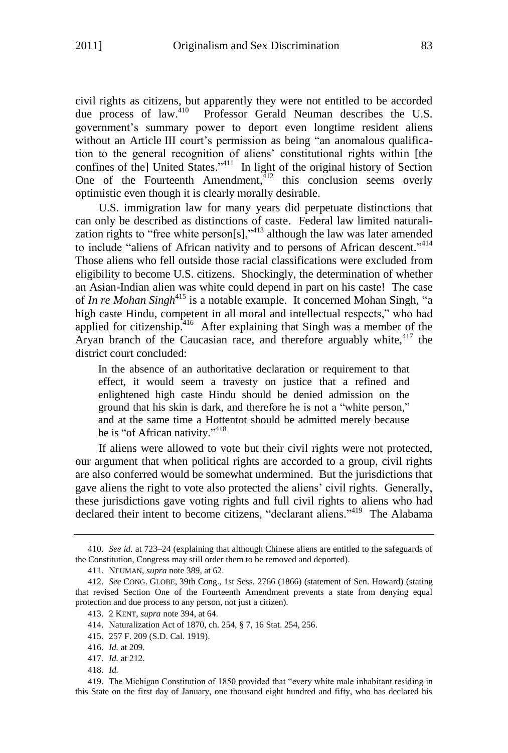civil rights as citizens, but apparently they were not entitled to be accorded due process of law.[410] Professor Gerald Neuman describes the U.S. government's summary power to deport even longtime resident aliens without an Article III court's permission as being "an anomalous qualification to the general recognition of aliens' constitutional rights within [the confines of the] United States."[411] In light of the original history of Section One of the Fourteenth Amendment,[412] this conclusion seems overly optimistic even though it is clearly morally desirable.

U.S. immigration law for many years did perpetuate distinctions that can only be described as distinctions of caste. Federal law limited naturalization rights to "free white person[s],"[413] although the law was later amended to include "aliens of African nativity and to persons of African descent."[414] Those aliens who fell outside those racial classifications were excluded from eligibility to become U.S. citizens. Shockingly, the determination of whether an Asian-Indian alien was white could depend in part on his caste! The case of *In re Mohan Singh*[415] is a notable example. It concerned Mohan Singh, "a high caste Hindu, competent in all moral and intellectual respects," who had applied for citizenship.[416] After explaining that Singh was a member of the Aryan branch of the Caucasian race, and therefore arguably white,[417] the district court concluded:

> In the absence of an authoritative declaration or requirement to that effect, it would seem a travesty on justice that a refined and enlightened high caste Hindu should be denied admission on the ground that his skin is dark, and therefore he is not a "white person," and at the same time a Hottentot should be admitted merely because he is "of African nativity."[418]

If aliens were allowed to vote but their civil rights were not protected, our argument that when political rights are accorded to a group, civil rights are also conferred would be somewhat undermined. But the jurisdictions that gave aliens the right to vote also protected the aliens' civil rights. Generally, these jurisdictions gave voting rights and full civil rights to aliens who had declared their intent to become citizens, "declarant aliens."[419] The Alabama

---

410. *See id.* at 723–24 (explaining that although Chinese aliens are entitled to the safeguards of the Constitution, Congress may still order them to be removed and deported).

411. NEUMAN, *supra* note 389, at 62.

412. *See* CONG. GLOBE, 39th Cong., 1st Sess. 2766 (1866) (statement of Sen. Howard) (stating that revised Section One of the Fourteenth Amendment prevents a state from denying equal protection and due process to any person, not just a citizen).

413. 2 KENT, *supra* note 394, at 64.

414. Naturalization Act of 1870, ch. 254, § 7, 16 Stat. 254, 256.

415. 257 F. 209 (S.D. Cal. 1919).

416. *Id.* at 209.

417. *Id.* at 212.

418. *Id.*

419. The Michigan Constitution of 1850 provided that "every white male inhabitant residing in this State on the first day of January, one thousand eight hundred and fifty, who has declared his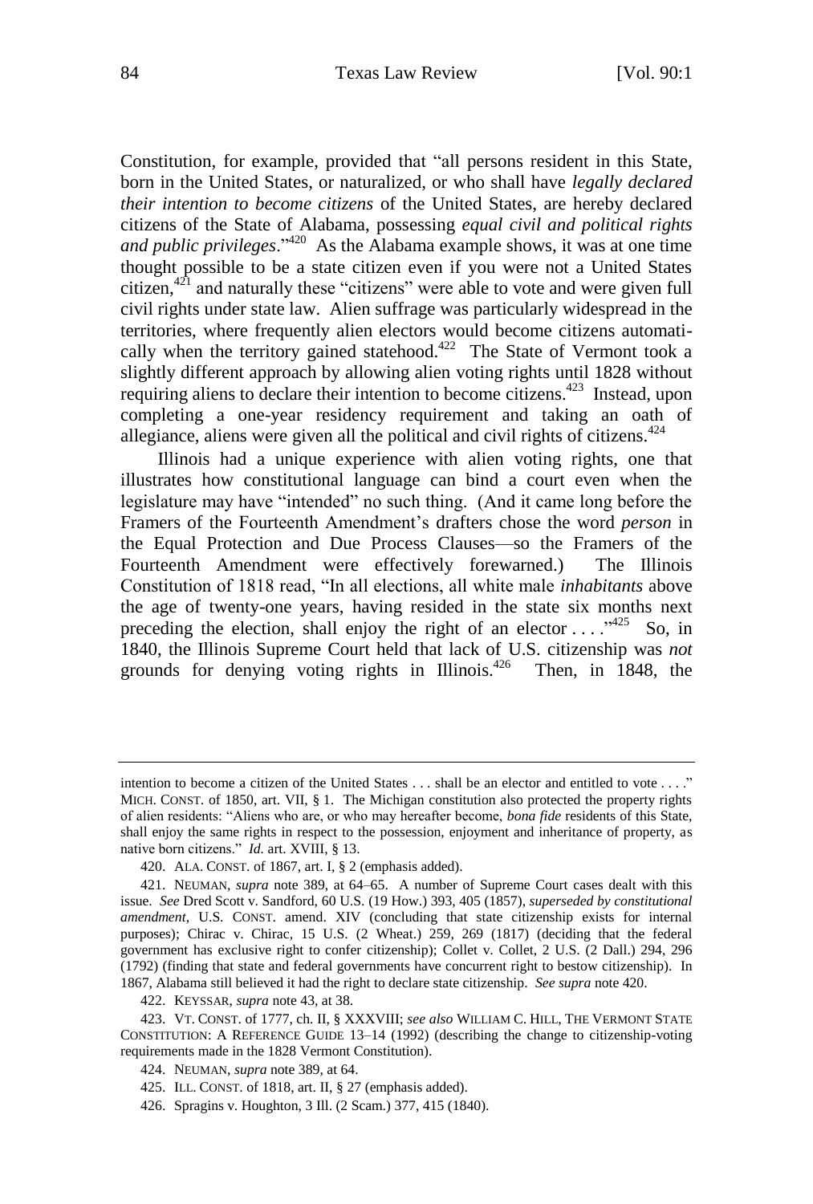Constitution, for example, provided that "all persons resident in this State, born in the United States, or naturalized, or who shall have *legally declared their intention to become citizens* of the United States, are hereby declared citizens of the State of Alabama, possessing *equal civil and political rights and public privileges*."[420] As the Alabama example shows, it was at one time thought possible to be a state citizen even if you were not a United States citizen,[421] and naturally these "citizens" were able to vote and were given full civil rights under state law. Alien suffrage was particularly widespread in the territories, where frequently alien electors would become citizens automatically when the territory gained statehood.[422] The State of Vermont took a slightly different approach by allowing alien voting rights until 1828 without requiring aliens to declare their intention to become citizens.[423] Instead, upon completing a one-year residency requirement and taking an oath of allegiance, aliens were given all the political and civil rights of citizens.[424]

Illinois had a unique experience with alien voting rights, one that illustrates how constitutional language can bind a court even when the legislature may have "intended" no such thing. (And it came long before the Framers of the Fourteenth Amendment's drafters chose the word *person* in the Equal Protection and Due Process Clauses—so the Framers of the Fourteenth Amendment were effectively forewarned.) The Illinois Constitution of 1818 read, "In all elections, all white male *inhabitants* above the age of twenty-one years, having resided in the state six months next preceding the election, shall enjoy the right of an elector . . . ."[425] So, in 1840, the Illinois Supreme Court held that lack of U.S. citizenship was *not* grounds for denying voting rights in Illinois.[426] Then, in 1848, the

---

intention to become a citizen of the United States . . . shall be an elector and entitled to vote . . . ." MICH. CONST. of 1850, art. VII, § 1. The Michigan constitution also protected the property rights of alien residents: "Aliens who are, or who may hereafter become, *bona fide* residents of this State, shall enjoy the same rights in respect to the possession, enjoyment and inheritance of property, as native born citizens." *Id.* art. XVIII, § 13.

420. ALA. CONST. of 1867, art. I, § 2 (emphasis added).

421. NEUMAN, *supra* note 389, at 64–65. A number of Supreme Court cases dealt with this issue. *See* Dred Scott v. Sandford, 60 U.S. (19 How.) 393, 405 (1857), *superseded by constitutional amendment*, U.S. CONST. amend. XIV (concluding that state citizenship exists for internal purposes); Chirac v. Chirac, 15 U.S. (2 Wheat.) 259, 269 (1817) (deciding that the federal government has exclusive right to confer citizenship); Collet v. Collet, 2 U.S. (2 Dall.) 294, 296 (1792) (finding that state and federal governments have concurrent right to bestow citizenship). In 1867, Alabama still believed it had the right to declare state citizenship. *See supra* note 420.

422. KEYSSAR, *supra* note 43, at 38.

423. VT. CONST. of 1777, ch. II, § XXXVIII; *see also* WILLIAM C. HILL, THE VERMONT STATE CONSTITUTION: A REFERENCE GUIDE 13–14 (1992) (describing the change to citizenship-voting requirements made in the 1828 Vermont Constitution).

424. NEUMAN, *supra* note 389, at 64.

425. ILL. CONST. of 1818, art. II, § 27 (emphasis added).

426. Spragins v. Houghton, 3 Ill. (2 Scam.) 377, 415 (1840).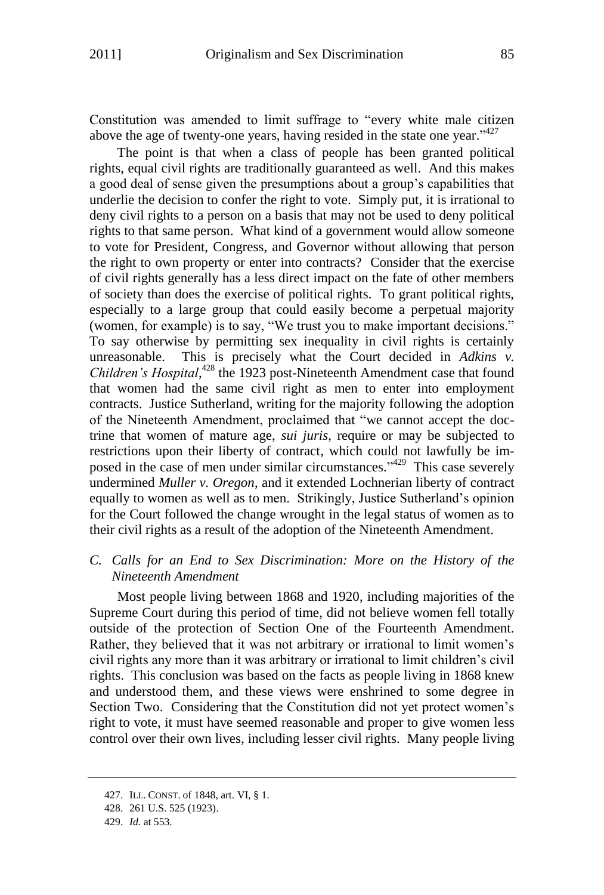Constitution was amended to limit suffrage to "every white male citizen above the age of twenty-one years, having resided in the state one year."[427]

The point is that when a class of people has been granted political rights, equal civil rights are traditionally guaranteed as well. And this makes a good deal of sense given the presumptions about a group's capabilities that underlie the decision to confer the right to vote. Simply put, it is irrational to deny civil rights to a person on a basis that may not be used to deny political rights to that same person. What kind of a government would allow someone to vote for President, Congress, and Governor without allowing that person the right to own property or enter into contracts? Consider that the exercise of civil rights generally has a less direct impact on the fate of other members of society than does the exercise of political rights. To grant political rights, especially to a large group that could easily become a perpetual majority (women, for example) is to say, "We trust you to make important decisions." To say otherwise by permitting sex inequality in civil rights is certainly unreasonable. This is precisely what the Court decided in *Adkins v. Children's Hospital*,[428] the 1923 post-Nineteenth Amendment case that found that women had the same civil right as men to enter into employment contracts. Justice Sutherland, writing for the majority following the adoption of the Nineteenth Amendment, proclaimed that "we cannot accept the doctrine that women of mature age, *sui juris*, require or may be subjected to restrictions upon their liberty of contract, which could not lawfully be imposed in the case of men under similar circumstances."[429] This case severely undermined *Muller v. Oregon*, and it extended Lochnerian liberty of contract equally to women as well as to men. Strikingly, Justice Sutherland's opinion for the Court followed the change wrought in the legal status of women as to their civil rights as a result of the adoption of the Nineteenth Amendment.

### C. *Calls for an End to Sex Discrimination: More on the History of the Nineteenth Amendment*

Most people living between 1868 and 1920, including majorities of the Supreme Court during this period of time, did not believe women fell totally outside of the protection of Section One of the Fourteenth Amendment. Rather, they believed that it was not arbitrary or irrational to limit women's civil rights any more than it was arbitrary or irrational to limit children's civil rights. This conclusion was based on the facts as people living in 1868 knew and understood them, and these views were enshrined to some degree in Section Two. Considering that the Constitution did not yet protect women's right to vote, it must have seemed reasonable and proper to give women less control over their own lives, including lesser civil rights. Many people living

427. ILL. CONST. of 1848, art. VI, § 1.

428. 261 U.S. 525 (1923).

429. *Id.* at 553.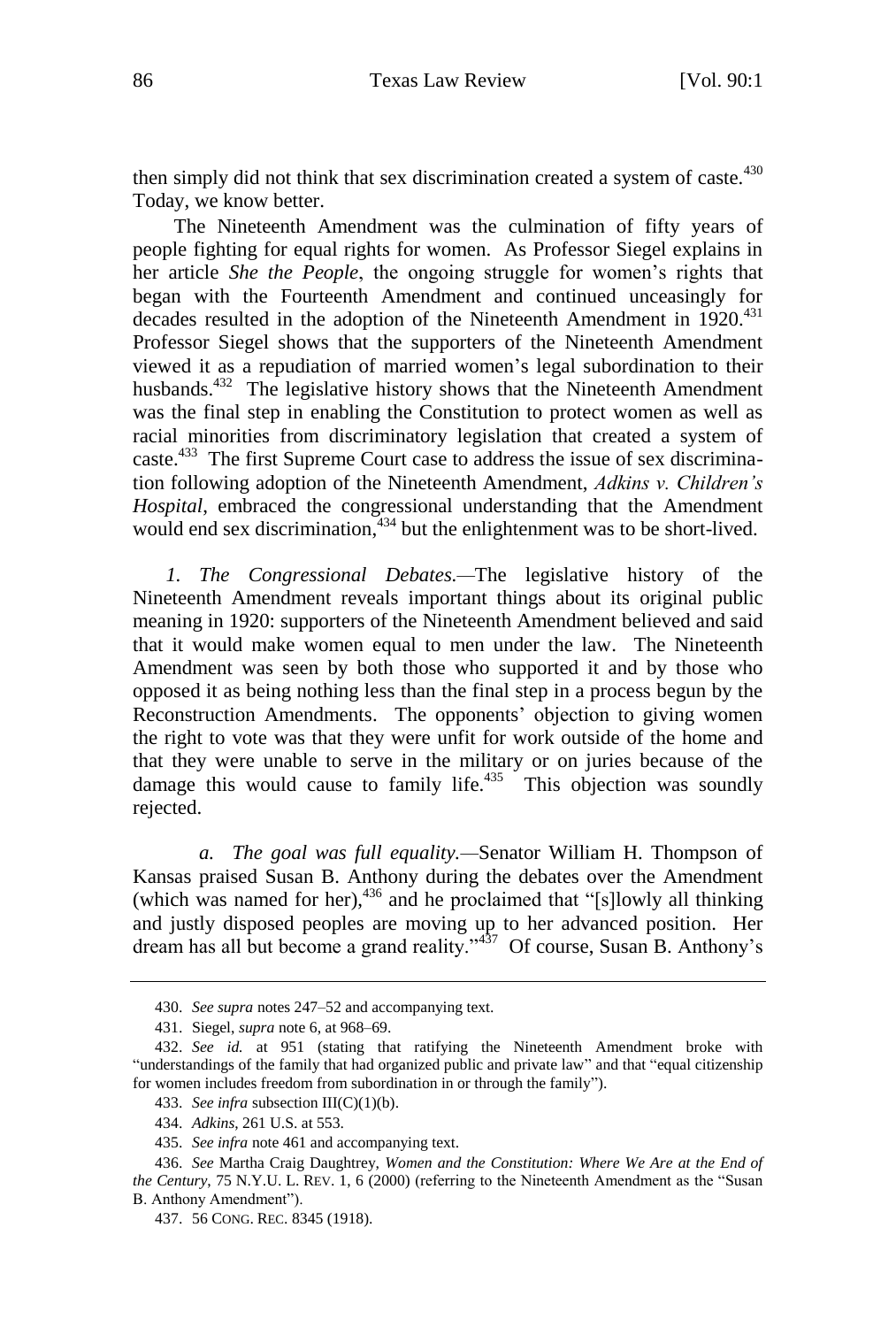then simply did not think that sex discrimination created a system of caste.[430] Today, we know better.

The Nineteenth Amendment was the culmination of fifty years of people fighting for equal rights for women. As Professor Siegel explains in her article *She the People*, the ongoing struggle for women's rights that began with the Fourteenth Amendment and continued unceasingly for decades resulted in the adoption of the Nineteenth Amendment in 1920.[431] Professor Siegel shows that the supporters of the Nineteenth Amendment viewed it as a repudiation of married women's legal subordination to their husbands.[432] The legislative history shows that the Nineteenth Amendment was the final step in enabling the Constitution to protect women as well as racial minorities from discriminatory legislation that created a system of caste.[433] The first Supreme Court case to address the issue of sex discrimination following adoption of the Nineteenth Amendment, *Adkins v. Children's Hospital*, embraced the congressional understanding that the Amendment would end sex discrimination,[434] but the enlightenment was to be short-lived.

*1. The Congressional Debates.*—The legislative history of the Nineteenth Amendment reveals important things about its original public meaning in 1920: supporters of the Nineteenth Amendment believed and said that it would make women equal to men under the law. The Nineteenth Amendment was seen by both those who supported it and by those who opposed it as being nothing less than the final step in a process begun by the Reconstruction Amendments. The opponents' objection to giving women the right to vote was that they were unfit for work outside of the home and that they were unable to serve in the military or on juries because of the damage this would cause to family life.[435] This objection was soundly rejected.

*a. The goal was full equality.*—Senator William H. Thompson of Kansas praised Susan B. Anthony during the debates over the Amendment (which was named for her),[436] and he proclaimed that "[s]lowly all thinking and justly disposed peoples are moving up to her advanced position. Her dream has all but become a grand reality."[437] Of course, Susan B. Anthony's

---

430. *See supra* notes 247–52 and accompanying text.

431. Siegel, *supra* note 6, at 968–69.

432. *See id.* at 951 (stating that ratifying the Nineteenth Amendment broke with "understandings of the family that had organized public and private law" and that "equal citizenship for women includes freedom from subordination in or through the family").

433. *See infra* subsection III(C)(1)(b).

434. *Adkins*, 261 U.S. at 553.

435. *See infra* note 461 and accompanying text.

436. *See* Martha Craig Daughtrey, *Women and the Constitution: Where We Are at the End of the Century*, 75 N.Y.U. L. REV. 1, 6 (2000) (referring to the Nineteenth Amendment as the "Susan B. Anthony Amendment").

437. 56 CONG. REC. 8345 (1918).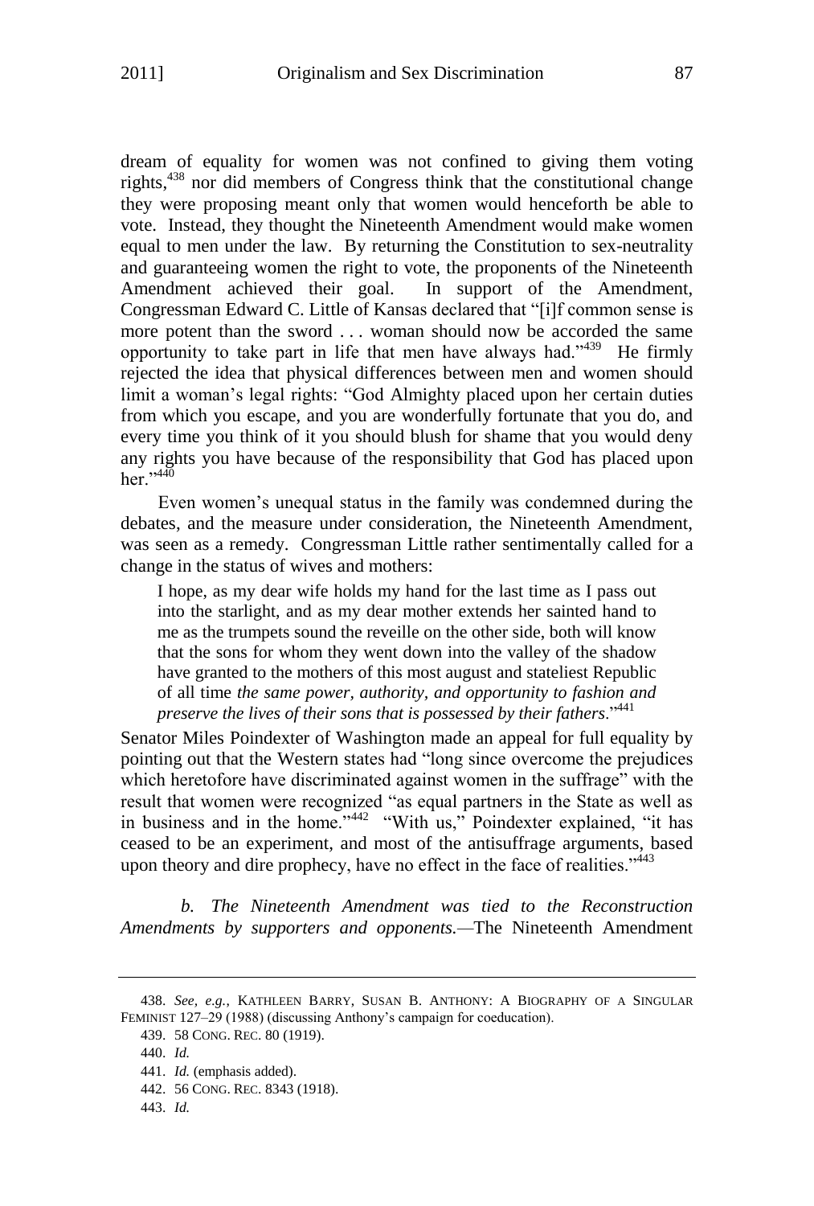dream of equality for women was not confined to giving them voting rights,[438] nor did members of Congress think that the constitutional change they were proposing meant only that women would henceforth be able to vote. Instead, they thought the Nineteenth Amendment would make women equal to men under the law. By returning the Constitution to sex-neutrality and guaranteeing women the right to vote, the proponents of the Nineteenth Amendment achieved their goal. In support of the Amendment, Congressman Edward C. Little of Kansas declared that "[i]f common sense is more potent than the sword . . . woman should now be accorded the same opportunity to take part in life that men have always had."[439] He firmly rejected the idea that physical differences between men and women should limit a woman's legal rights: "God Almighty placed upon her certain duties from which you escape, and you are wonderfully fortunate that you do, and every time you think of it you should blush for shame that you would deny any rights you have because of the responsibility that God has placed upon her."[440]

Even women's unequal status in the family was condemned during the debates, and the measure under consideration, the Nineteenth Amendment, was seen as a remedy. Congressman Little rather sentimentally called for a change in the status of wives and mothers:

> I hope, as my dear wife holds my hand for the last time as I pass out into the starlight, and as my dear mother extends her sainted hand to me as the trumpets sound the reveille on the other side, both will know that the sons for whom they went down into the valley of the shadow have granted to the mothers of this most august and stateliest Republic of all time *the same power, authority, and opportunity to fashion and preserve the lives of their sons that is possessed by their fathers*."[441]

Senator Miles Poindexter of Washington made an appeal for full equality by pointing out that the Western states had "long since overcome the prejudices which heretofore have discriminated against women in the suffrage" with the result that women were recognized "as equal partners in the State as well as in business and in the home."[442] "With us," Poindexter explained, "it has ceased to be an experiment, and most of the antisuffrage arguments, based upon theory and dire prophecy, have no effect in the face of realities."[443]

*b. The Nineteenth Amendment was tied to the Reconstruction Amendments by supporters and opponents.*—The Nineteenth Amendment

---

438. *See, e.g.*, KATHLEEN BARRY, SUSAN B. ANTHONY: A BIOGRAPHY OF A SINGULAR FEMINIST 127–29 (1988) (discussing Anthony's campaign for coeducation).

439. 58 CONG. REC. 80 (1919).

440. *Id.*

441. *Id.* (emphasis added).

442. 56 CONG. REC. 8343 (1918).

443. *Id.*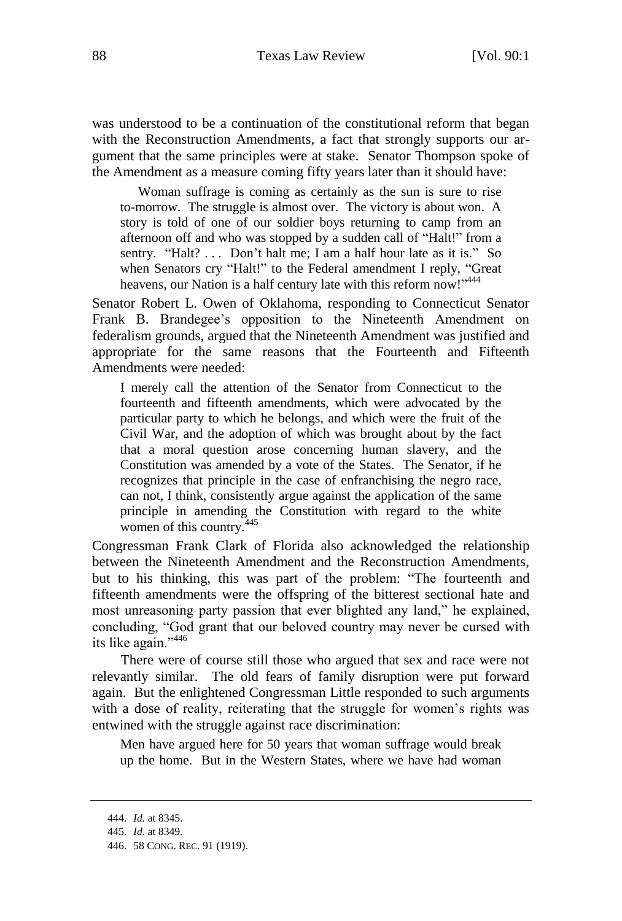was understood to be a continuation of the constitutional reform that began with the Reconstruction Amendments, a fact that strongly supports our argument that the same principles were at stake. Senator Thompson spoke of the Amendment as a measure coming fifty years later than it should have:

> Woman suffrage is coming as certainly as the sun is sure to rise to-morrow. The struggle is almost over. The victory is about won. A story is told of one of our soldier boys returning to camp from an afternoon off and who was stopped by a sudden call of "Halt!" from a sentry. "Halt? . . . Don't halt me; I am a half hour late as it is." So when Senators cry "Halt!" to the Federal amendment I reply, "Great heavens, our Nation is a half century late with this reform now!"[444]

Senator Robert L. Owen of Oklahoma, responding to Connecticut Senator Frank B. Brandegee's opposition to the Nineteenth Amendment on federalism grounds, argued that the Nineteenth Amendment was justified and appropriate for the same reasons that the Fourteenth and Fifteenth Amendments were needed:

> I merely call the attention of the Senator from Connecticut to the fourteenth and fifteenth amendments, which were advocated by the particular party to which he belongs, and which were the fruit of the Civil War, and the adoption of which was brought about by the fact that a moral question arose concerning human slavery, and the Constitution was amended by a vote of the States. The Senator, if he recognizes that principle in the case of enfranchising the negro race, can not, I think, consistently argue against the application of the same principle in amending the Constitution with regard to the white women of this country.[445]

Congressman Frank Clark of Florida also acknowledged the relationship between the Nineteenth Amendment and the Reconstruction Amendments, but to his thinking, this was part of the problem: "The fourteenth and fifteenth amendments were the offspring of the bitterest sectional hate and most unreasoning party passion that ever blighted any land," he explained, concluding, "God grant that our beloved country may never be cursed with its like again."[446]

There were of course still those who argued that sex and race were not relevantly similar. The old fears of family disruption were put forward again. But the enlightened Congressman Little responded to such arguments with a dose of reality, reiterating that the struggle for women's rights was entwined with the struggle against race discrimination:

> Men have argued here for 50 years that woman suffrage would break up the home. But in the Western States, where we have had woman

---

444. *Id.* at 8345.

445. *Id.* at 8349.

446. 58 CONG. REC. 91 (1919).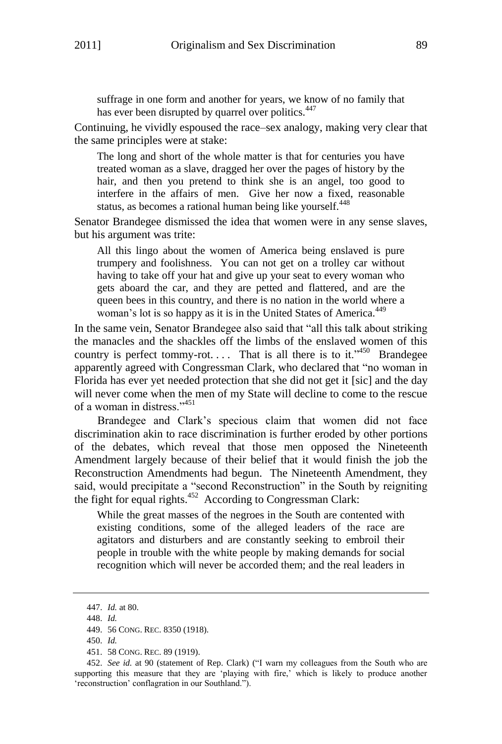> suffrage in one form and another for years, we know of no family that has ever been disrupted by quarrel over politics.[447]

Continuing, he vividly espoused the race–sex analogy, making very clear that the same principles were at stake:

> The long and short of the whole matter is that for centuries you have treated woman as a slave, dragged her over the pages of history by the hair, and then you pretend to think she is an angel, too good to interfere in the affairs of men. Give her now a fixed, reasonable status, as becomes a rational human being like yourself.[448]

Senator Brandegee dismissed the idea that women were in any sense slaves, but his argument was trite:

> All this lingo about the women of America being enslaved is pure trumpery and foolishness. You can not get on a trolley car without having to take off your hat and give up your seat to every woman who gets aboard the car, and they are petted and flattered, and are the queen bees in this country, and there is no nation in the world where a woman's lot is so happy as it is in the United States of America.[449]

In the same vein, Senator Brandegee also said that "all this talk about striking the manacles and the shackles off the limbs of the enslaved women of this country is perfect tommy-rot. . . . That is all there is to it."[450] Brandegee apparently agreed with Congressman Clark, who declared that "no woman in Florida has ever yet needed protection that she did not get it [sic] and the day will never come when the men of my State will decline to come to the rescue of a woman in distress."[451]

Brandegee and Clark's specious claim that women did not face discrimination akin to race discrimination is further eroded by other portions of the debates, which reveal that those men opposed the Nineteenth Amendment largely because of their belief that it would finish the job the Reconstruction Amendments had begun. The Nineteenth Amendment, they said, would precipitate a "second Reconstruction" in the South by reigniting the fight for equal rights.[452] According to Congressman Clark:

> While the great masses of the negroes in the South are contented with existing conditions, some of the alleged leaders of the race are agitators and disturbers and are constantly seeking to embroil their people in trouble with the white people by making demands for social recognition which will never be accorded them; and the real leaders in

---

447. *Id.* at 80.

448. *Id.*

449. 56 CONG. REC. 8350 (1918).

450. *Id.*

451. 58 CONG. REC. 89 (1919).

452. *See id.* at 90 (statement of Rep. Clark) ("I warn my colleagues from the South who are supporting this measure that they are 'playing with fire,' which is likely to produce another 'reconstruction' conflagration in our Southland.").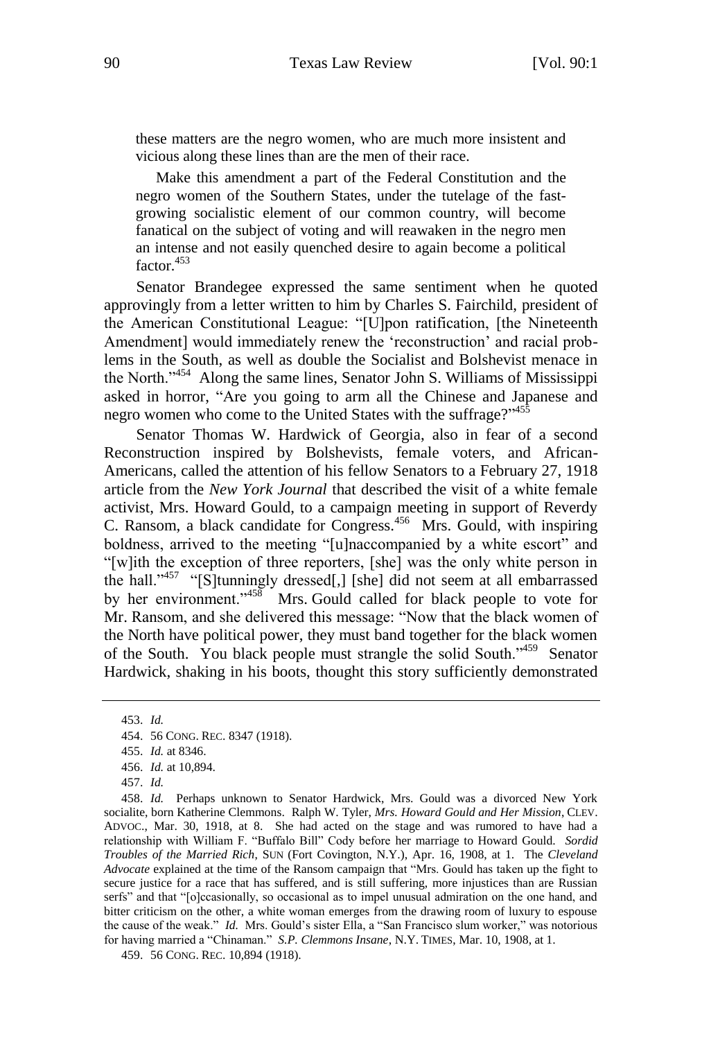these matters are the negro women, who are much more insistent and vicious along these lines than are the men of their race.

> Make this amendment a part of the Federal Constitution and the negro women of the Southern States, under the tutelage of the fast-growing socialistic element of our common country, will become fanatical on the subject of voting and will reawaken in the negro men an intense and not easily quenched desire to again become a political factor.[453]

Senator Brandegee expressed the same sentiment when he quoted approvingly from a letter written to him by Charles S. Fairchild, president of the American Constitutional League: "[U]pon ratification, [the Nineteenth Amendment] would immediately renew the 'reconstruction' and racial problems in the South, as well as double the Socialist and Bolshevist menace in the North."[454] Along the same lines, Senator John S. Williams of Mississippi asked in horror, "Are you going to arm all the Chinese and Japanese and negro women who come to the United States with the suffrage?"[455]

Senator Thomas W. Hardwick of Georgia, also in fear of a second Reconstruction inspired by Bolshevists, female voters, and African-Americans, called the attention of his fellow Senators to a February 27, 1918 article from the *New York Journal* that described the visit of a white female activist, Mrs. Howard Gould, to a campaign meeting in support of Reverdy C. Ransom, a black candidate for Congress.[456] Mrs. Gould, with inspiring boldness, arrived to the meeting "[u]naccompanied by a white escort" and "[w]ith the exception of three reporters, [she] was the only white person in the hall."[457] "[S]tunningly dressed[,] [she] did not seem at all embarrassed by her environment."[458] Mrs. Gould called for black people to vote for Mr. Ransom, and she delivered this message: "Now that the black women of the North have political power, they must band together for the black women of the South. You black people must strangle the solid South."[459] Senator Hardwick, shaking in his boots, thought this story sufficiently demonstrated

---

453. *Id.*

454. 56 CONG. REC. 8347 (1918).

455. *Id.* at 8346.

456. *Id.* at 10,894.

457. *Id.*

458. *Id.* Perhaps unknown to Senator Hardwick, Mrs. Gould was a divorced New York socialite, born Katherine Clemmons. Ralph W. Tyler, *Mrs. Howard Gould and Her Mission*, CLEV. ADVOC., Mar. 30, 1918, at 8. She had acted on the stage and was rumored to have had a relationship with William F. "Buffalo Bill" Cody before her marriage to Howard Gould. *Sordid Troubles of the Married Rich*, SUN (Fort Covington, N.Y.), Apr. 16, 1908, at 1. The *Cleveland Advocate* explained at the time of the Ransom campaign that "Mrs. Gould has taken up the fight to secure justice for a race that has suffered, and is still suffering, more injustices than are Russian serfs" and that "[o]ccasionally, so occasional as to impel unusual admiration on the one hand, and bitter criticism on the other, a white woman emerges from the drawing room of luxury to espouse the cause of the weak." *Id.* Mrs. Gould's sister Ella, a "San Francisco slum worker," was notorious for having married a "Chinaman." *S.P. Clemmons Insane*, N.Y. TIMES, Mar. 10, 1908, at 1.

459. 56 CONG. REC. 10,894 (1918).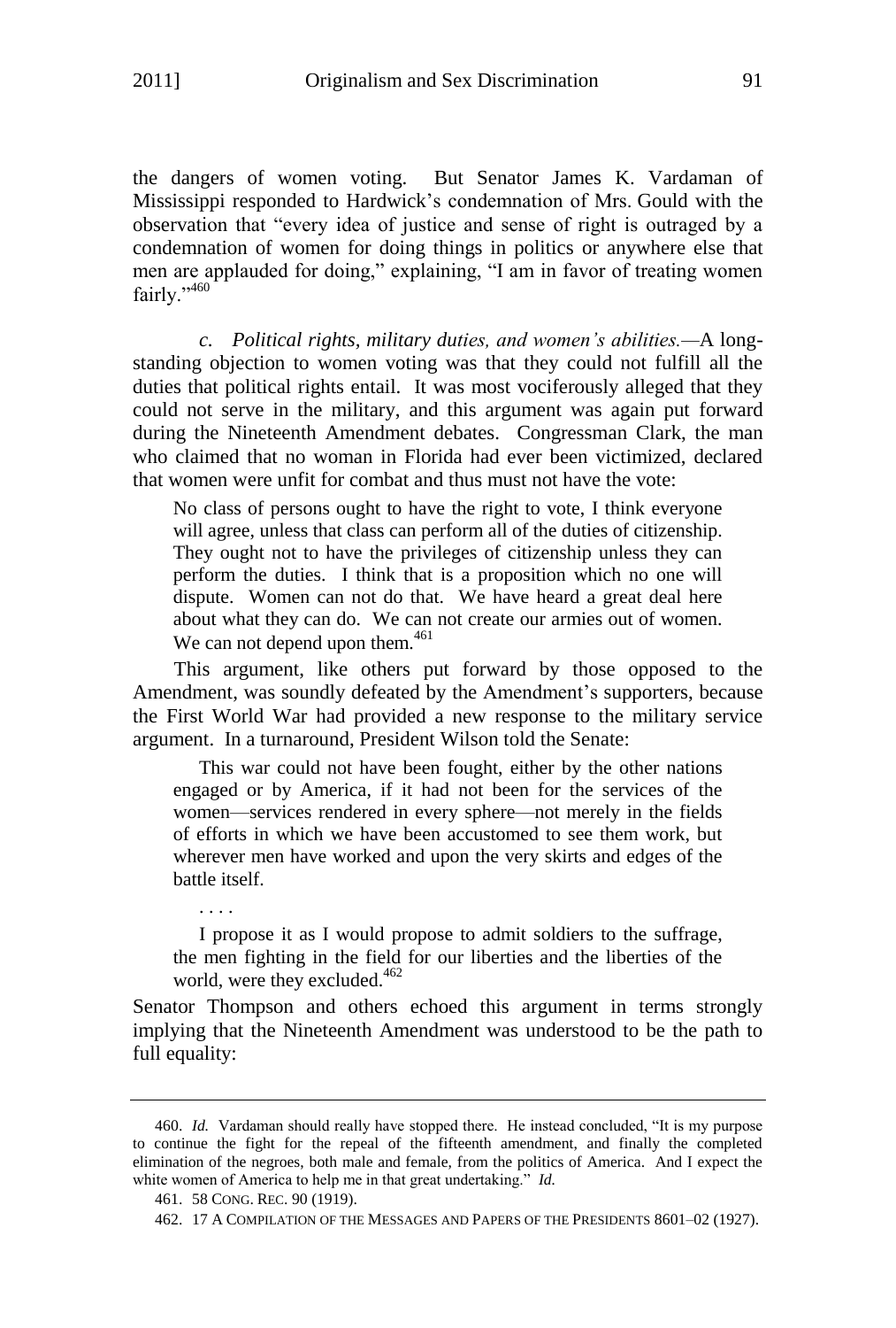the dangers of women voting. But Senator James K. Vardaman of Mississippi responded to Hardwick's condemnation of Mrs. Gould with the observation that "every idea of justice and sense of right is outraged by a condemnation of women for doing things in politics or anywhere else that men are applauded for doing," explaining, "I am in favor of treating women fairly."[460]

*c. Political rights, military duties, and women's abilities.*—A long-standing objection to women voting was that they could not fulfill all the duties that political rights entail. It was most vociferously alleged that they could not serve in the military, and this argument was again put forward during the Nineteenth Amendment debates. Congressman Clark, the man who claimed that no woman in Florida had ever been victimized, declared that women were unfit for combat and thus must not have the vote:

> No class of persons ought to have the right to vote, I think everyone will agree, unless that class can perform all of the duties of citizenship. They ought not to have the privileges of citizenship unless they can perform the duties. I think that is a proposition which no one will dispute. Women can not do that. We have heard a great deal here about what they can do. We can not create our armies out of women. We can not depend upon them.[461]

This argument, like others put forward by those opposed to the Amendment, was soundly defeated by the Amendment's supporters, because the First World War had provided a new response to the military service argument. In a turnaround, President Wilson told the Senate:

> This war could not have been fought, either by the other nations engaged or by America, if it had not been for the services of the women—services rendered in every sphere—not merely in the fields of efforts in which we have been accustomed to see them work, but wherever men have worked and upon the very skirts and edges of the battle itself.
>
> . . . .
>
> I propose it as I would propose to admit soldiers to the suffrage, the men fighting in the field for our liberties and the liberties of the world, were they excluded.[462]

Senator Thompson and others echoed this argument in terms strongly implying that the Nineteenth Amendment was understood to be the path to full equality:

---

460. *Id.* Vardaman should really have stopped there. He instead concluded, "It is my purpose to continue the fight for the repeal of the fifteenth amendment, and finally the completed elimination of the negroes, both male and female, from the politics of America. And I expect the white women of America to help me in that great undertaking." *Id.*

461. 58 CONG. REC. 90 (1919).

462. 17 A COMPILATION OF THE MESSAGES AND PAPERS OF THE PRESIDENTS 8601–02 (1927).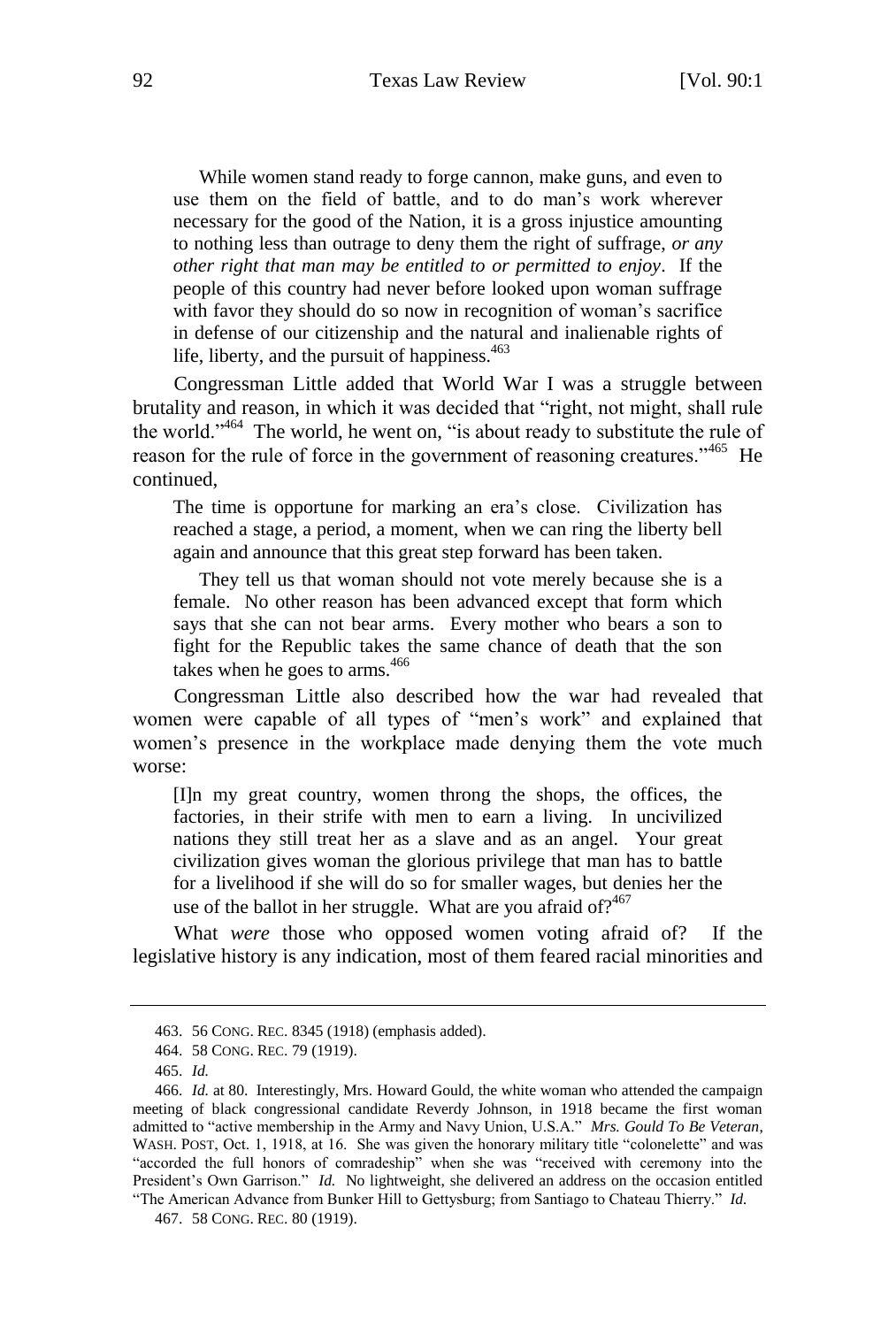> While women stand ready to forge cannon, make guns, and even to use them on the field of battle, and to do man's work wherever necessary for the good of the Nation, it is a gross injustice amounting to nothing less than outrage to deny them the right of suffrage, *or any other right that man may be entitled to or permitted to enjoy*. If the people of this country had never before looked upon woman suffrage with favor they should do so now in recognition of woman's sacrifice in defense of our citizenship and the natural and inalienable rights of life, liberty, and the pursuit of happiness.[463]

Congressman Little added that World War I was a struggle between brutality and reason, in which it was decided that "right, not might, shall rule the world."[464] The world, he went on, "is about ready to substitute the rule of reason for the rule of force in the government of reasoning creatures."[465] He continued,

> The time is opportune for marking an era's close. Civilization has reached a stage, a period, a moment, when we can ring the liberty bell again and announce that this great step forward has been taken.
>
> They tell us that woman should not vote merely because she is a female. No other reason has been advanced except that form which says that she can not bear arms. Every mother who bears a son to fight for the Republic takes the same chance of death that the son takes when he goes to arms.[466]

Congressman Little also described how the war had revealed that women were capable of all types of "men's work" and explained that women's presence in the workplace made denying them the vote much worse:

> [I]n my great country, women throng the shops, the offices, the factories, in their strife with men to earn a living. In uncivilized nations they still treat her as a slave and as an angel. Your great civilization gives woman the glorious privilege that man has to battle for a livelihood if she will do so for smaller wages, but denies her the use of the ballot in her struggle. What are you afraid of?[467]

What *were* those who opposed women voting afraid of? If the legislative history is any indication, most of them feared racial minorities and

---

463. 56 CONG. REC. 8345 (1918) (emphasis added).

464. 58 CONG. REC. 79 (1919).

465. *Id.*

466. *Id.* at 80. Interestingly, Mrs. Howard Gould, the white woman who attended the campaign meeting of black congressional candidate Reverdy Johnson, in 1918 became the first woman admitted to "active membership in the Army and Navy Union, U.S.A." *Mrs. Gould To Be Veteran*, WASH. POST, Oct. 1, 1918, at 16. She was given the honorary military title "colonelette" and was "accorded the full honors of comradeship" when she was "received with ceremony into the President's Own Garrison." *Id.* No lightweight, she delivered an address on the occasion entitled "The American Advance from Bunker Hill to Gettysburg; from Santiago to Chateau Thierry." *Id.*

467. 58 CONG. REC. 80 (1919).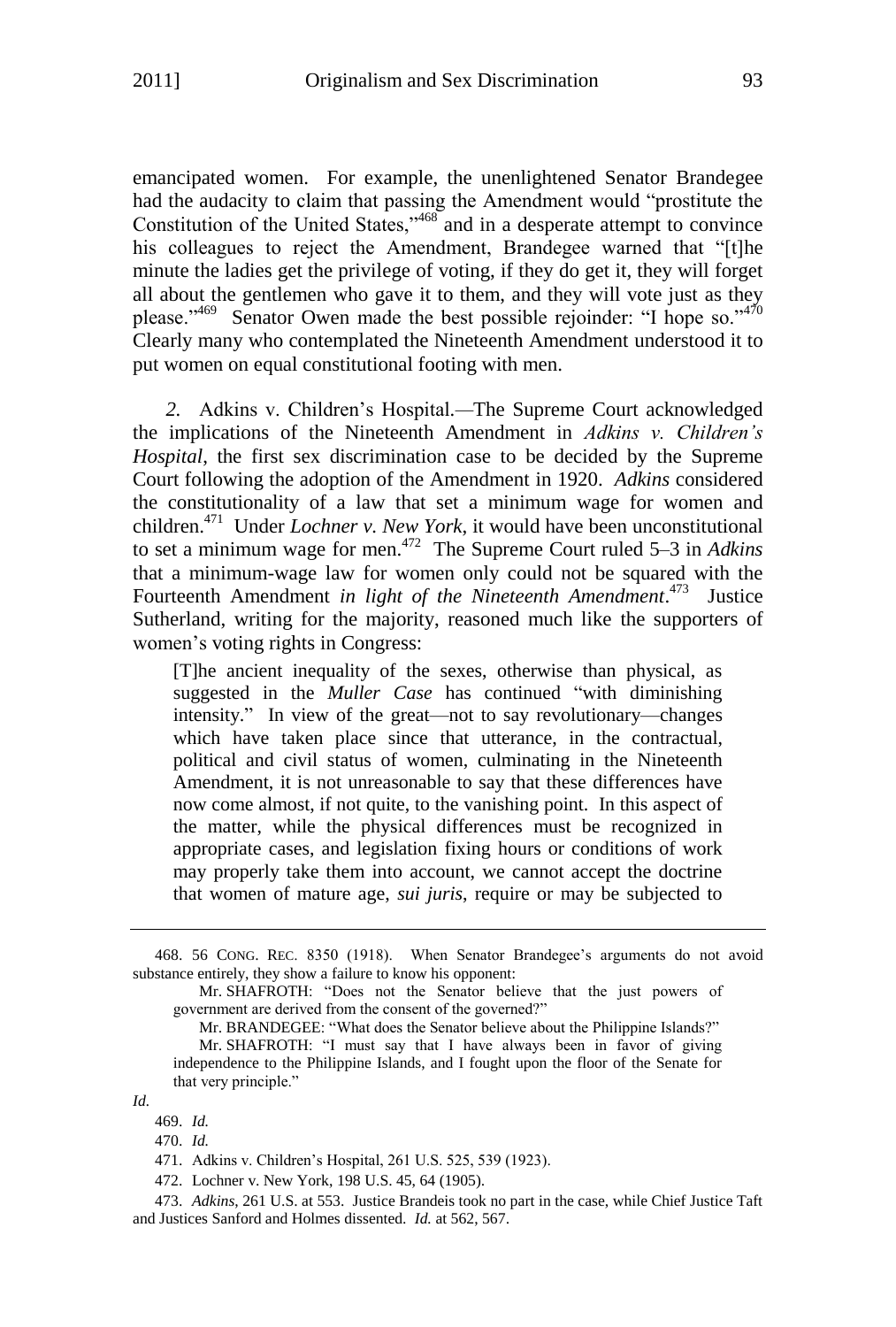emancipated women. For example, the unenlightened Senator Brandegee had the audacity to claim that passing the Amendment would "prostitute the Constitution of the United States,"[468] and in a desperate attempt to convince his colleagues to reject the Amendment, Brandegee warned that "[t]he minute the ladies get the privilege of voting, if they do get it, they will forget all about the gentlemen who gave it to them, and they will vote just as they please."[469] Senator Owen made the best possible rejoinder: "I hope so."[470] Clearly many who contemplated the Nineteenth Amendment understood it to put women on equal constitutional footing with men.

*2.* Adkins v. Children's Hospital.—The Supreme Court acknowledged the implications of the Nineteenth Amendment in *Adkins v. Children's Hospital*, the first sex discrimination case to be decided by the Supreme Court following the adoption of the Amendment in 1920. *Adkins* considered the constitutionality of a law that set a minimum wage for women and children.[471] Under *Lochner v. New York*, it would have been unconstitutional to set a minimum wage for men.[472] The Supreme Court ruled 5–3 in *Adkins* that a minimum-wage law for women only could not be squared with the Fourteenth Amendment *in light of the Nineteenth Amendment*.[473] Justice Sutherland, writing for the majority, reasoned much like the supporters of women's voting rights in Congress:

> [T]he ancient inequality of the sexes, otherwise than physical, as suggested in the *Muller Case* has continued "with diminishing intensity." In view of the great—not to say revolutionary—changes which have taken place since that utterance, in the contractual, political and civil status of women, culminating in the Nineteenth Amendment, it is not unreasonable to say that these differences have now come almost, if not quite, to the vanishing point. In this aspect of the matter, while the physical differences must be recognized in appropriate cases, and legislation fixing hours or conditions of work may properly take them into account, we cannot accept the doctrine that women of mature age, *sui juris*, require or may be subjected to

---

468. 56 CONG. REC. 8350 (1918). When Senator Brandegee's arguments do not avoid substance entirely, they show a failure to know his opponent:

> Mr. SHAFROTH: "Does not the Senator believe that the just powers of government are derived from the consent of the governed?"
>
> Mr. BRANDEGEE: "What does the Senator believe about the Philippine Islands?"
>
> Mr. SHAFROTH: "I must say that I have always been in favor of giving independence to the Philippine Islands, and I fought upon the floor of the Senate for that very principle."

*Id.*

469. *Id.*

470. *Id.*

471. Adkins v. Children's Hospital, 261 U.S. 525, 539 (1923).

472. Lochner v. New York, 198 U.S. 45, 64 (1905).

473. *Adkins*, 261 U.S. at 553. Justice Brandeis took no part in the case, while Chief Justice Taft and Justices Sanford and Holmes dissented. *Id.* at 562, 567.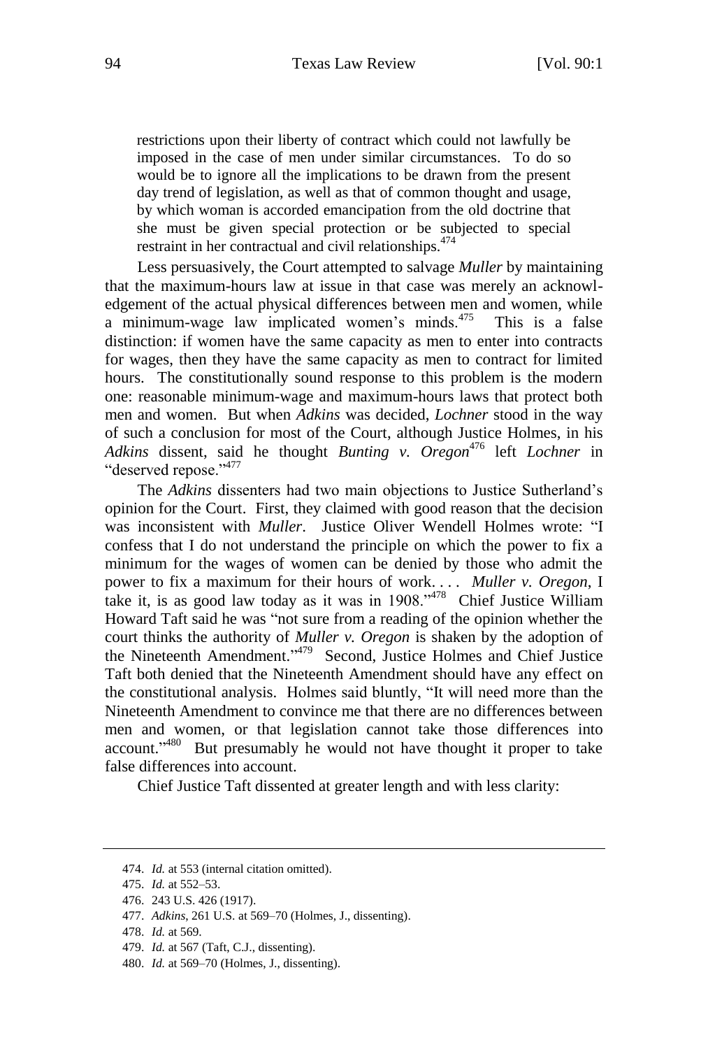> restrictions upon their liberty of contract which could not lawfully be imposed in the case of men under similar circumstances. To do so would be to ignore all the implications to be drawn from the present day trend of legislation, as well as that of common thought and usage, by which woman is accorded emancipation from the old doctrine that she must be given special protection or be subjected to special restraint in her contractual and civil relationships.[474]

Less persuasively, the Court attempted to salvage *Muller* by maintaining that the maximum-hours law at issue in that case was merely an acknowledgement of the actual physical differences between men and women, while a minimum-wage law implicated women's minds.[475] This is a false distinction: if women have the same capacity as men to enter into contracts for wages, then they have the same capacity as men to contract for limited hours. The constitutionally sound response to this problem is the modern one: reasonable minimum-wage and maximum-hours laws that protect both men and women. But when *Adkins* was decided, *Lochner* stood in the way of such a conclusion for most of the Court, although Justice Holmes, in his *Adkins* dissent, said he thought *Bunting v. Oregon*[476] left *Lochner* in "deserved repose."[477]

The *Adkins* dissenters had two main objections to Justice Sutherland's opinion for the Court. First, they claimed with good reason that the decision was inconsistent with *Muller*. Justice Oliver Wendell Holmes wrote: "I confess that I do not understand the principle on which the power to fix a minimum for the wages of women can be denied by those who admit the power to fix a maximum for their hours of work. . . . *Muller v. Oregon*, I take it, is as good law today as it was in 1908."[478] Chief Justice William Howard Taft said he was "not sure from a reading of the opinion whether the court thinks the authority of *Muller v. Oregon* is shaken by the adoption of the Nineteenth Amendment."[479] Second, Justice Holmes and Chief Justice Taft both denied that the Nineteenth Amendment should have any effect on the constitutional analysis. Holmes said bluntly, "It will need more than the Nineteenth Amendment to convince me that there are no differences between men and women, or that legislation cannot take those differences into account."[480] But presumably he would not have thought it proper to take false differences into account.

Chief Justice Taft dissented at greater length and with less clarity:

---

474. *Id.* at 553 (internal citation omitted).

475. *Id.* at 552–53.

476. 243 U.S. 426 (1917).

477. *Adkins*, 261 U.S. at 569–70 (Holmes, J., dissenting).

478. *Id.* at 569.

479. *Id.* at 567 (Taft, C.J., dissenting).

480. *Id.* at 569–70 (Holmes, J., dissenting).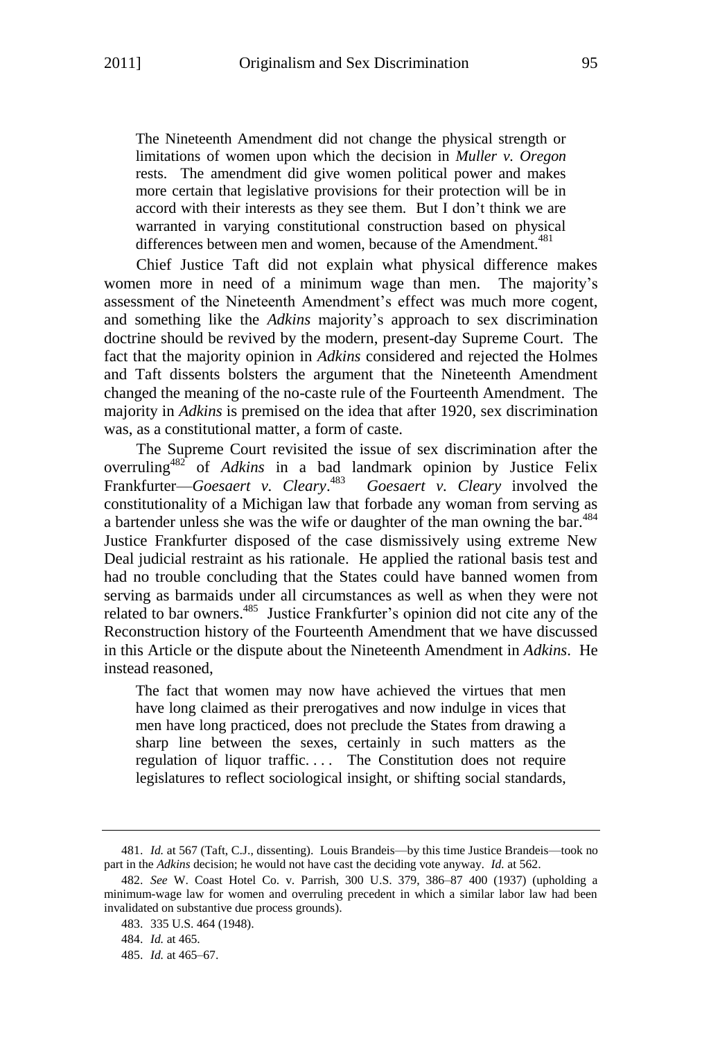> The Nineteenth Amendment did not change the physical strength or limitations of women upon which the decision in *Muller v. Oregon* rests. The amendment did give women political power and makes more certain that legislative provisions for their protection will be in accord with their interests as they see them. But I don't think we are warranted in varying constitutional construction based on physical differences between men and women, because of the Amendment.[481]

Chief Justice Taft did not explain what physical difference makes women more in need of a minimum wage than men. The majority's assessment of the Nineteenth Amendment's effect was much more cogent, and something like the *Adkins* majority's approach to sex discrimination doctrine should be revived by the modern, present-day Supreme Court. The fact that the majority opinion in *Adkins* considered and rejected the Holmes and Taft dissents bolsters the argument that the Nineteenth Amendment changed the meaning of the no-caste rule of the Fourteenth Amendment. The majority in *Adkins* is premised on the idea that after 1920, sex discrimination was, as a constitutional matter, a form of caste.

The Supreme Court revisited the issue of sex discrimination after the overruling[482] of *Adkins* in a bad landmark opinion by Justice Felix Frankfurter—*Goesaert v. Cleary*.[483] *Goesaert v. Cleary* involved the constitutionality of a Michigan law that forbade any woman from serving as a bartender unless she was the wife or daughter of the man owning the bar.[484] Justice Frankfurter disposed of the case dismissively using extreme New Deal judicial restraint as his rationale. He applied the rational basis test and had no trouble concluding that the States could have banned women from serving as barmaids under all circumstances as well as when they were not related to bar owners.[485] Justice Frankfurter's opinion did not cite any of the Reconstruction history of the Fourteenth Amendment that we have discussed in this Article or the dispute about the Nineteenth Amendment in *Adkins*. He instead reasoned,

> The fact that women may now have achieved the virtues that men have long claimed as their prerogatives and now indulge in vices that men have long practiced, does not preclude the States from drawing a sharp line between the sexes, certainly in such matters as the regulation of liquor traffic. . . . The Constitution does not require legislatures to reflect sociological insight, or shifting social standards,

---

481. *Id.* at 567 (Taft, C.J., dissenting). Louis Brandeis—by this time Justice Brandeis—took no part in the *Adkins* decision; he would not have cast the deciding vote anyway. *Id.* at 562.

482. *See* W. Coast Hotel Co. v. Parrish, 300 U.S. 379, 386–87 400 (1937) (upholding a minimum-wage law for women and overruling precedent in which a similar labor law had been invalidated on substantive due process grounds).

483. 335 U.S. 464 (1948).

484. *Id.* at 465.

485. *Id.* at 465–67.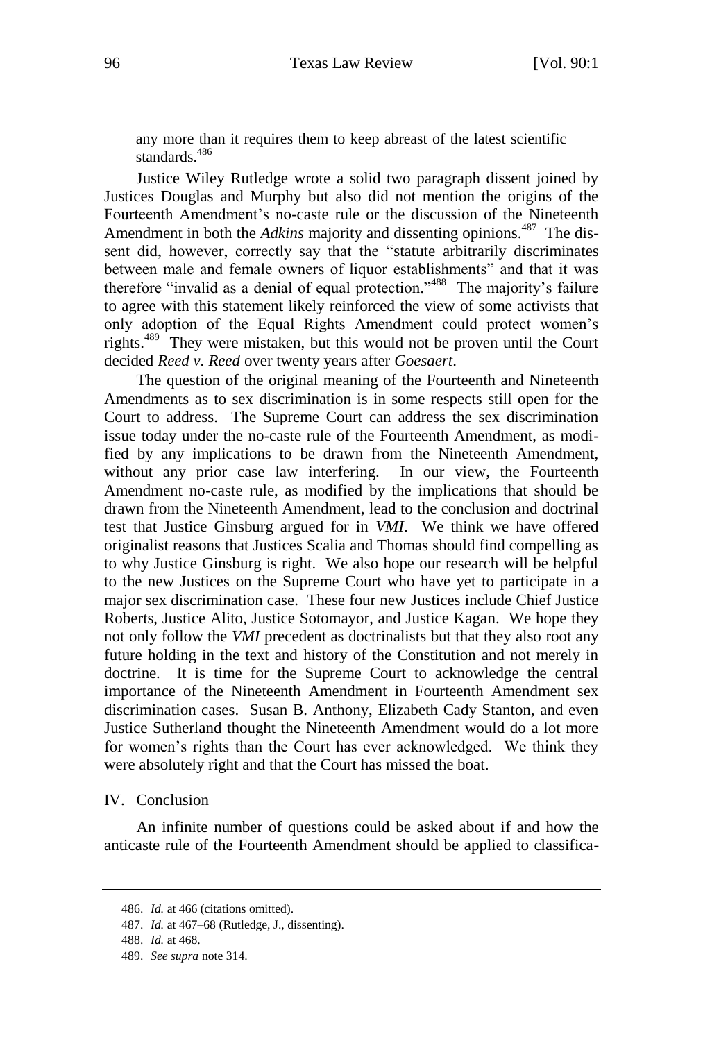any more than it requires them to keep abreast of the latest scientific standards.[486]

Justice Wiley Rutledge wrote a solid two paragraph dissent joined by Justices Douglas and Murphy but also did not mention the origins of the Fourteenth Amendment's no-caste rule or the discussion of the Nineteenth Amendment in both the *Adkins* majority and dissenting opinions.[487] The dissent did, however, correctly say that the "statute arbitrarily discriminates between male and female owners of liquor establishments" and that it was therefore "invalid as a denial of equal protection."[488] The majority's failure to agree with this statement likely reinforced the view of some activists that only adoption of the Equal Rights Amendment could protect women's rights.[489] They were mistaken, but this would not be proven until the Court decided *Reed v. Reed* over twenty years after *Goesaert*.

The question of the original meaning of the Fourteenth and Nineteenth Amendments as to sex discrimination is in some respects still open for the Court to address. The Supreme Court can address the sex discrimination issue today under the no-caste rule of the Fourteenth Amendment, as modified by any implications to be drawn from the Nineteenth Amendment, without any prior case law interfering. In our view, the Fourteenth Amendment no-caste rule, as modified by the implications that should be drawn from the Nineteenth Amendment, lead to the conclusion and doctrinal test that Justice Ginsburg argued for in *VMI*. We think we have offered originalist reasons that Justices Scalia and Thomas should find compelling as to why Justice Ginsburg is right. We also hope our research will be helpful to the new Justices on the Supreme Court who have yet to participate in a major sex discrimination case. These four new Justices include Chief Justice Roberts, Justice Alito, Justice Sotomayor, and Justice Kagan. We hope they not only follow the *VMI* precedent as doctrinalists but that they also root any future holding in the text and history of the Constitution and not merely in doctrine. It is time for the Supreme Court to acknowledge the central importance of the Nineteenth Amendment in Fourteenth Amendment sex discrimination cases. Susan B. Anthony, Elizabeth Cady Stanton, and even Justice Sutherland thought the Nineteenth Amendment would do a lot more for women's rights than the Court has ever acknowledged. We think they were absolutely right and that the Court has missed the boat.

## IV. Conclusion

An infinite number of questions could be asked about if and how the anticaste rule of the Fourteenth Amendment should be applied to classifica-

486. *Id.* at 466 (citations omitted).

487. *Id.* at 467–68 (Rutledge, J., dissenting).

488. *Id.* at 468.

489. *See supra* note 314.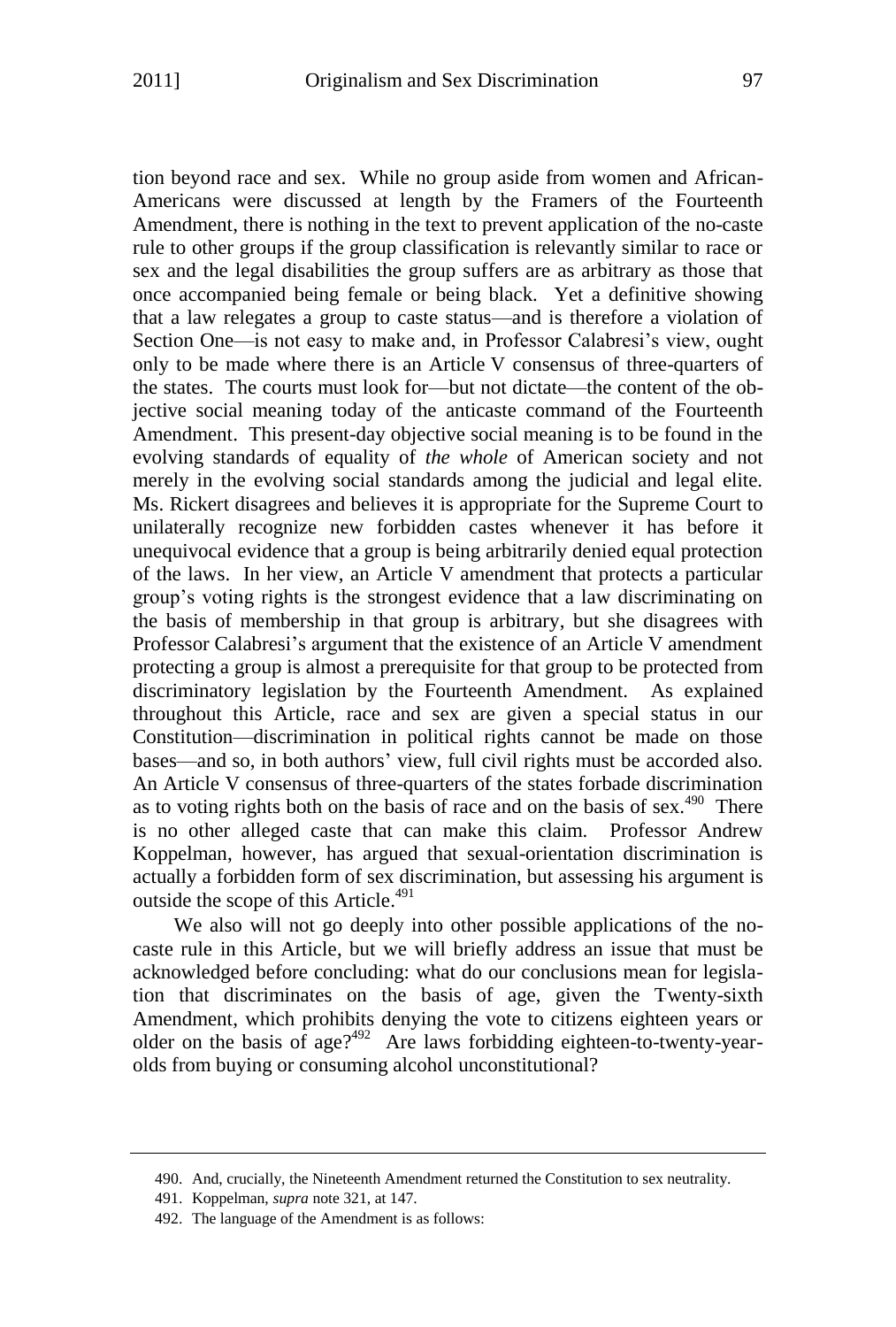tion beyond race and sex. While no group aside from women and African-Americans were discussed at length by the Framers of the Fourteenth Amendment, there is nothing in the text to prevent application of the no-caste rule to other groups if the group classification is relevantly similar to race or sex and the legal disabilities the group suffers are as arbitrary as those that once accompanied being female or being black. Yet a definitive showing that a law relegates a group to caste status—and is therefore a violation of Section One—is not easy to make and, in Professor Calabresi's view, ought only to be made where there is an Article V consensus of three-quarters of the states. The courts must look for—but not dictate—the content of the objective social meaning today of the anticaste command of the Fourteenth Amendment. This present-day objective social meaning is to be found in the evolving standards of equality of *the whole* of American society and not merely in the evolving social standards among the judicial and legal elite. Ms. Rickert disagrees and believes it is appropriate for the Supreme Court to unilaterally recognize new forbidden castes whenever it has before it unequivocal evidence that a group is being arbitrarily denied equal protection of the laws. In her view, an Article V amendment that protects a particular group's voting rights is the strongest evidence that a law discriminating on the basis of membership in that group is arbitrary, but she disagrees with Professor Calabresi's argument that the existence of an Article V amendment protecting a group is almost a prerequisite for that group to be protected from discriminatory legislation by the Fourteenth Amendment. As explained throughout this Article, race and sex are given a special status in our Constitution—discrimination in political rights cannot be made on those bases—and so, in both authors' view, full civil rights must be accorded also. An Article V consensus of three-quarters of the states forbade discrimination as to voting rights both on the basis of race and on the basis of sex.[490] There is no other alleged caste that can make this claim. Professor Andrew Koppelman, however, has argued that sexual-orientation discrimination is actually a forbidden form of sex discrimination, but assessing his argument is outside the scope of this Article.[491]

We also will not go deeply into other possible applications of the no-caste rule in this Article, but we will briefly address an issue that must be acknowledged before concluding: what do our conclusions mean for legislation that discriminates on the basis of age, given the Twenty-sixth Amendment, which prohibits denying the vote to citizens eighteen years or older on the basis of age?[492] Are laws forbidding eighteen-to-twenty-year-olds from buying or consuming alcohol unconstitutional?

---

490. And, crucially, the Nineteenth Amendment returned the Constitution to sex neutrality.

491. Koppelman, *supra* note 321, at 147.

492. The language of the Amendment is as follows: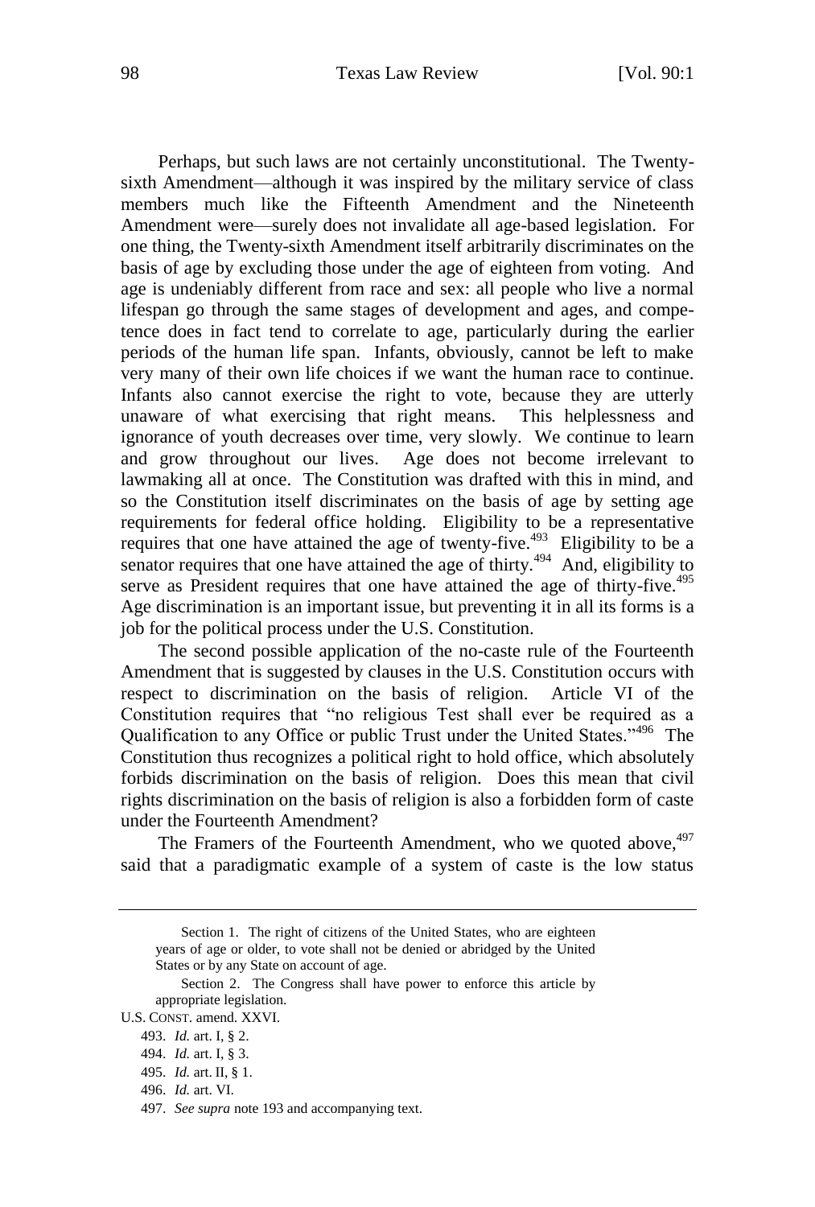Perhaps, but such laws are not certainly unconstitutional. The Twenty-sixth Amendment—although it was inspired by the military service of class members much like the Fifteenth Amendment and the Nineteenth Amendment were—surely does not invalidate all age-based legislation. For one thing, the Twenty-sixth Amendment itself arbitrarily discriminates on the basis of age by excluding those under the age of eighteen from voting. And age is undeniably different from race and sex: all people who live a normal lifespan go through the same stages of development and ages, and competence does in fact tend to correlate to age, particularly during the earlier periods of the human life span. Infants, obviously, cannot be left to make very many of their own life choices if we want the human race to continue. Infants also cannot exercise the right to vote, because they are utterly unaware of what exercising that right means. This helplessness and ignorance of youth decreases over time, very slowly. We continue to learn and grow throughout our lives. Age does not become irrelevant to lawmaking all at once. The Constitution was drafted with this in mind, and so the Constitution itself discriminates on the basis of age by setting age requirements for federal office holding. Eligibility to be a representative requires that one have attained the age of twenty-five.[493] Eligibility to be a senator requires that one have attained the age of thirty.[494] And, eligibility to serve as President requires that one have attained the age of thirty-five.[495] Age discrimination is an important issue, but preventing it in all its forms is a job for the political process under the U.S. Constitution.

The second possible application of the no-caste rule of the Fourteenth Amendment that is suggested by clauses in the U.S. Constitution occurs with respect to discrimination on the basis of religion. Article VI of the Constitution requires that "no religious Test shall ever be required as a Qualification to any Office or public Trust under the United States."[496] The Constitution thus recognizes a political right to hold office, which absolutely forbids discrimination on the basis of religion. Does this mean that civil rights discrimination on the basis of religion is also a forbidden form of caste under the Fourteenth Amendment?

The Framers of the Fourteenth Amendment, who we quoted above,[497] said that a paradigmatic example of a system of caste is the low status

---

> Section 1. The right of citizens of the United States, who are eighteen years of age or older, to vote shall not be denied or abridged by the United States or by any State on account of age.
>
> Section 2. The Congress shall have power to enforce this article by appropriate legislation.

U.S. CONST. amend. XXVI.

493. *Id.* art. I, § 2.

494. *Id.* art. I, § 3.

495. *Id.* art. II, § 1.

496. *Id.* art. VI.

497. *See supra* note 193 and accompanying text.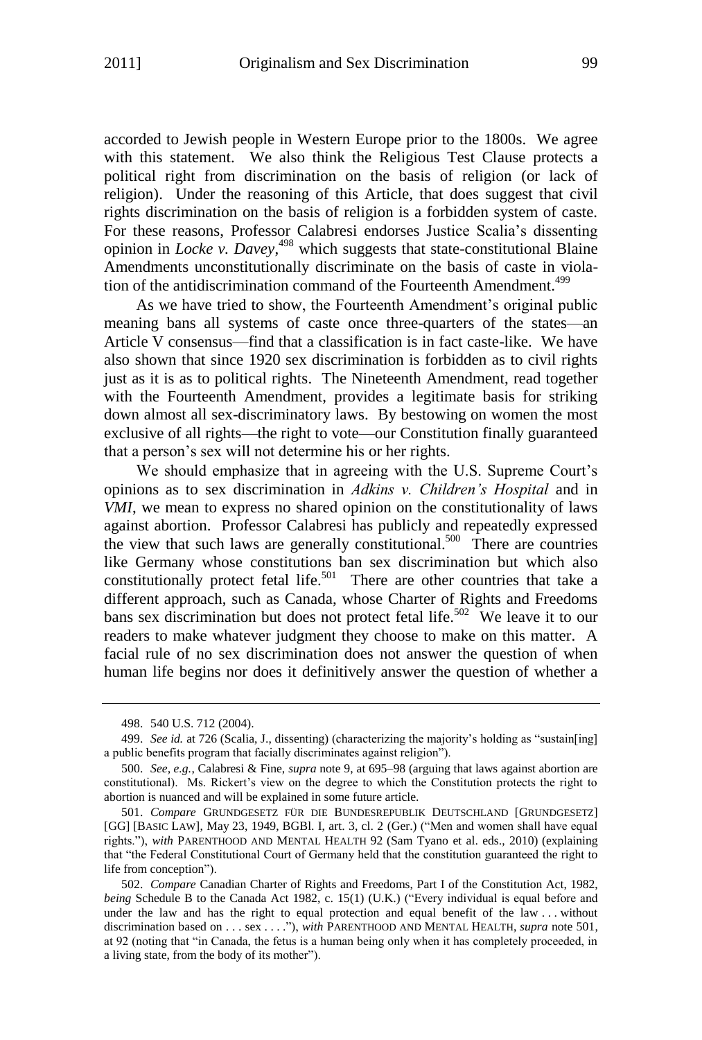accorded to Jewish people in Western Europe prior to the 1800s. We agree with this statement. We also think the Religious Test Clause protects a political right from discrimination on the basis of religion (or lack of religion). Under the reasoning of this Article, that does suggest that civil rights discrimination on the basis of religion is a forbidden system of caste. For these reasons, Professor Calabresi endorses Justice Scalia's dissenting opinion in *Locke v. Davey*,[498] which suggests that state-constitutional Blaine Amendments unconstitutionally discriminate on the basis of caste in violation of the antidiscrimination command of the Fourteenth Amendment.[499]

As we have tried to show, the Fourteenth Amendment's original public meaning bans all systems of caste once three-quarters of the states—an Article V consensus—find that a classification is in fact caste-like. We have also shown that since 1920 sex discrimination is forbidden as to civil rights just as it is as to political rights. The Nineteenth Amendment, read together with the Fourteenth Amendment, provides a legitimate basis for striking down almost all sex-discriminatory laws. By bestowing on women the most exclusive of all rights—the right to vote—our Constitution finally guaranteed that a person's sex will not determine his or her rights.

We should emphasize that in agreeing with the U.S. Supreme Court's opinions as to sex discrimination in *Adkins v. Children's Hospital* and in *VMI*, we mean to express no shared opinion on the constitutionality of laws against abortion. Professor Calabresi has publicly and repeatedly expressed the view that such laws are generally constitutional.[500] There are countries like Germany whose constitutions ban sex discrimination but which also constitutionally protect fetal life.[501] There are other countries that take a different approach, such as Canada, whose Charter of Rights and Freedoms bans sex discrimination but does not protect fetal life.[502] We leave it to our readers to make whatever judgment they choose to make on this matter. A facial rule of no sex discrimination does not answer the question of when human life begins nor does it definitively answer the question of whether a

---

498. 540 U.S. 712 (2004).

499. *See id.* at 726 (Scalia, J., dissenting) (characterizing the majority's holding as "sustain[ing] a public benefits program that facially discriminates against religion").

500. *See, e.g.*, Calabresi & Fine, *supra* note 9, at 695–98 (arguing that laws against abortion are constitutional). Ms. Rickert's view on the degree to which the Constitution protects the right to abortion is nuanced and will be explained in some future article.

501. *Compare* GRUNDGESETZ FÜR DIE BUNDESREPUBLIK DEUTSCHLAND [GRUNDGESETZ] [GG] [BASIC LAW], May 23, 1949, BGBl. I, art. 3, cl. 2 (Ger.) ("Men and women shall have equal rights."), *with* PARENTHOOD AND MENTAL HEALTH 92 (Sam Tyano et al. eds., 2010) (explaining that "the Federal Constitutional Court of Germany held that the constitution guaranteed the right to life from conception").

502. *Compare* Canadian Charter of Rights and Freedoms, Part I of the Constitution Act, 1982, *being* Schedule B to the Canada Act 1982, c. 15(1) (U.K.) ("Every individual is equal before and under the law and has the right to equal protection and equal benefit of the law . . . without discrimination based on . . . sex . . . ."), *with* PARENTHOOD AND MENTAL HEALTH, *supra* note 501, at 92 (noting that "in Canada, the fetus is a human being only when it has completely proceeded, in a living state, from the body of its mother").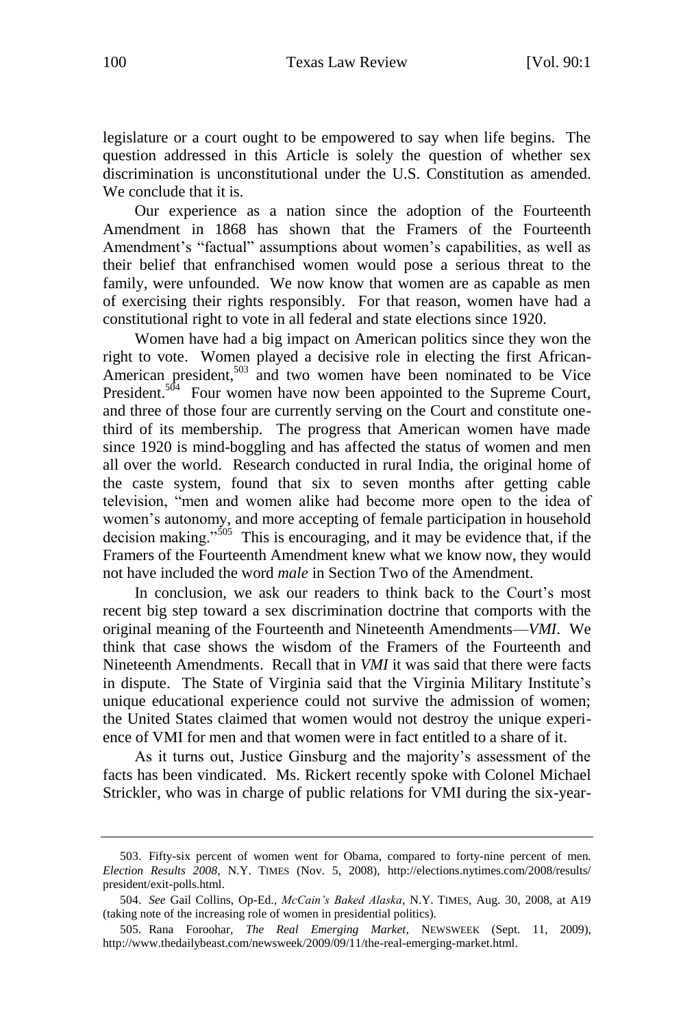legislature or a court ought to be empowered to say when life begins. The question addressed in this Article is solely the question of whether sex discrimination is unconstitutional under the U.S. Constitution as amended. We conclude that it is.

Our experience as a nation since the adoption of the Fourteenth Amendment in 1868 has shown that the Framers of the Fourteenth Amendment's "factual" assumptions about women's capabilities, as well as their belief that enfranchised women would pose a serious threat to the family, were unfounded. We now know that women are as capable as men of exercising their rights responsibly. For that reason, women have had a constitutional right to vote in all federal and state elections since 1920.

Women have had a big impact on American politics since they won the right to vote. Women played a decisive role in electing the first African-American president,[503] and two women have been nominated to be Vice President.[504] Four women have now been appointed to the Supreme Court, and three of those four are currently serving on the Court and constitute one-third of its membership. The progress that American women have made since 1920 is mind-boggling and has affected the status of women and men all over the world. Research conducted in rural India, the original home of the caste system, found that six to seven months after getting cable television, "men and women alike had become more open to the idea of women's autonomy, and more accepting of female participation in household decision making."[505] This is encouraging, and it may be evidence that, if the Framers of the Fourteenth Amendment knew what we know now, they would not have included the word *male* in Section Two of the Amendment.

In conclusion, we ask our readers to think back to the Court's most recent big step toward a sex discrimination doctrine that comports with the original meaning of the Fourteenth and Nineteenth Amendments—*VMI*. We think that case shows the wisdom of the Framers of the Fourteenth and Nineteenth Amendments. Recall that in *VMI* it was said that there were facts in dispute. The State of Virginia said that the Virginia Military Institute's unique educational experience could not survive the admission of women; the United States claimed that women would not destroy the unique experience of VMI for men and that women were in fact entitled to a share of it.

As it turns out, Justice Ginsburg and the majority's assessment of the facts has been vindicated. Ms. Rickert recently spoke with Colonel Michael Strickler, who was in charge of public relations for VMI during the six-year-

---

503. Fifty-six percent of women went for Obama, compared to forty-nine percent of men. *Election Results 2008*, N.Y. TIMES (Nov. 5, 2008), http://elections.nytimes.com/2008/results/president/exit-polls.html.

504. *See* Gail Collins, Op-Ed., *McCain's Baked Alaska*, N.Y. TIMES, Aug. 30, 2008, at A19 (taking note of the increasing role of women in presidential politics).

505. Rana Foroohar, *The Real Emerging Market*, NEWSWEEK (Sept. 11, 2009), http://www.thedailybeast.com/newsweek/2009/09/11/the-real-emerging-market.html.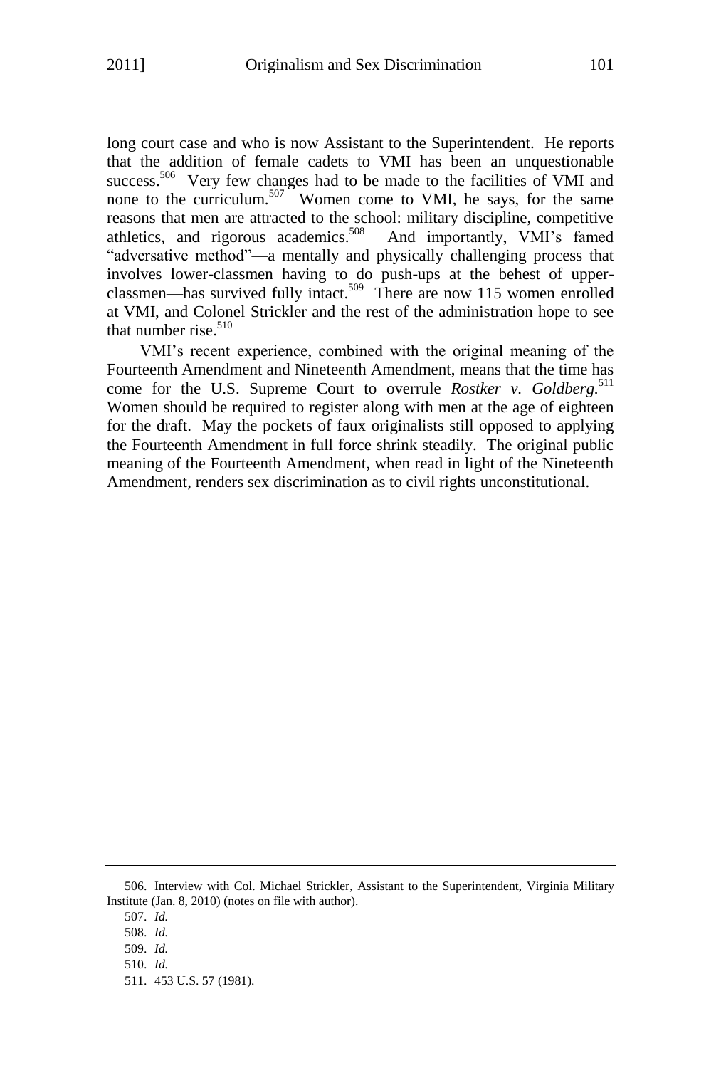long court case and who is now Assistant to the Superintendent. He reports that the addition of female cadets to VMI has been an unquestionable success.[506] Very few changes had to be made to the facilities of VMI and none to the curriculum.[507] Women come to VMI, he says, for the same reasons that men are attracted to the school: military discipline, competitive athletics, and rigorous academics.[508] And importantly, VMI's famed "adversative method"—a mentally and physically challenging process that involves lower-classmen having to do push-ups at the behest of upper-classmen—has survived fully intact.[509] There are now 115 women enrolled at VMI, and Colonel Strickler and the rest of the administration hope to see that number rise.[510]

VMI's recent experience, combined with the original meaning of the Fourteenth Amendment and Nineteenth Amendment, means that the time has come for the U.S. Supreme Court to overrule *Rostker v. Goldberg*.[511] Women should be required to register along with men at the age of eighteen for the draft. May the pockets of faux originalists still opposed to applying the Fourteenth Amendment in full force shrink steadily. The original public meaning of the Fourteenth Amendment, when read in light of the Nineteenth Amendment, renders sex discrimination as to civil rights unconstitutional.

---

506. Interview with Col. Michael Strickler, Assistant to the Superintendent, Virginia Military Institute (Jan. 8, 2010) (notes on file with author).

507. *Id.*

508. *Id.*

509. *Id.*

510. *Id.*

511. 453 U.S. 57 (1981).